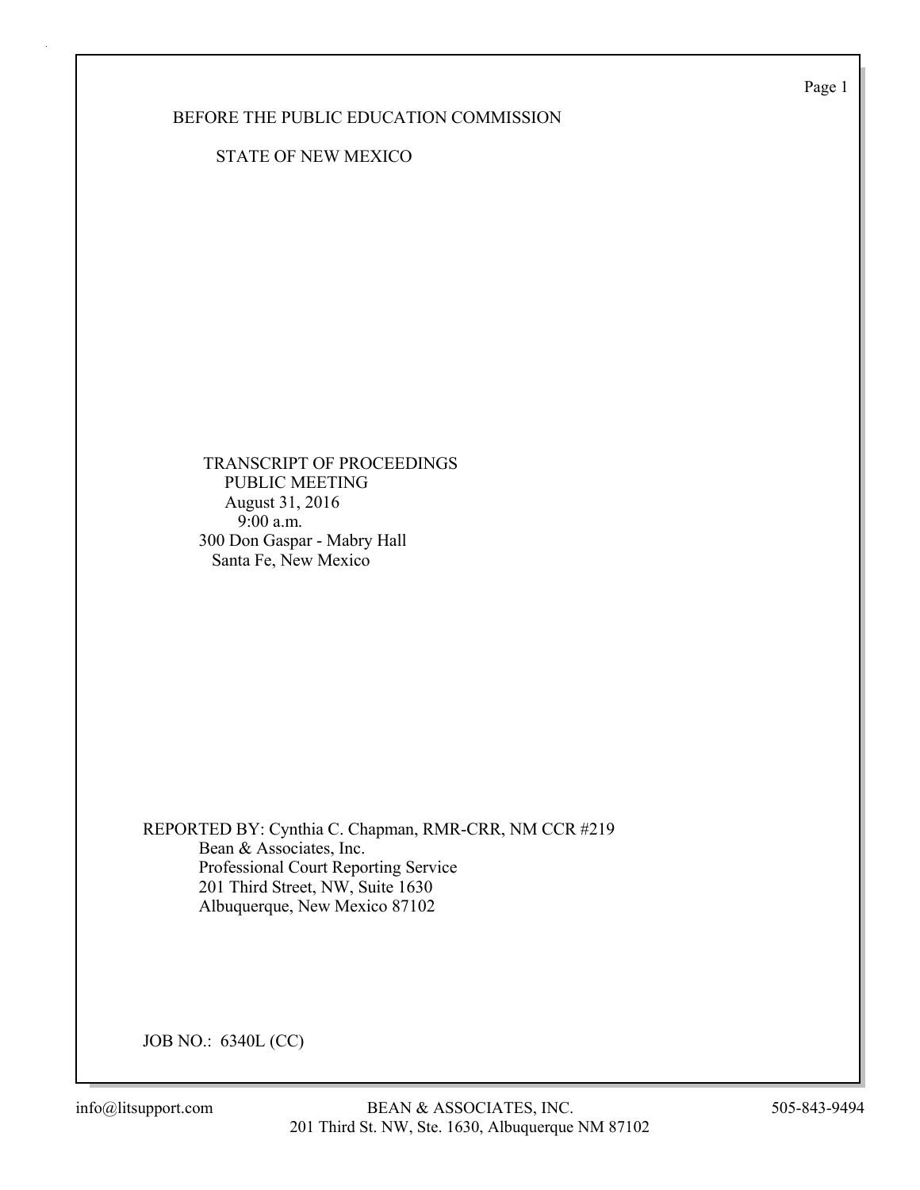BEFORE THE PUBLIC EDUCATION COMMISSION

STATE OF NEW MEXICO

TRANSCRIPT OF PROCEEDINGS
PUBLIC MEETING
August 31, 2016
9:00 a.m.
300 Don Gaspar - Mabry Hall
Santa Fe, New Mexico

REPORTED BY: Cynthia C. Chapman, RMR-CRR, NM CCR #219
Bean & Associates, Inc.
Professional Court Reporting Service
201 Third Street, NW, Suite 1630
Albuquerque, New Mexico 87102

JOB NO.: 6340L (CC)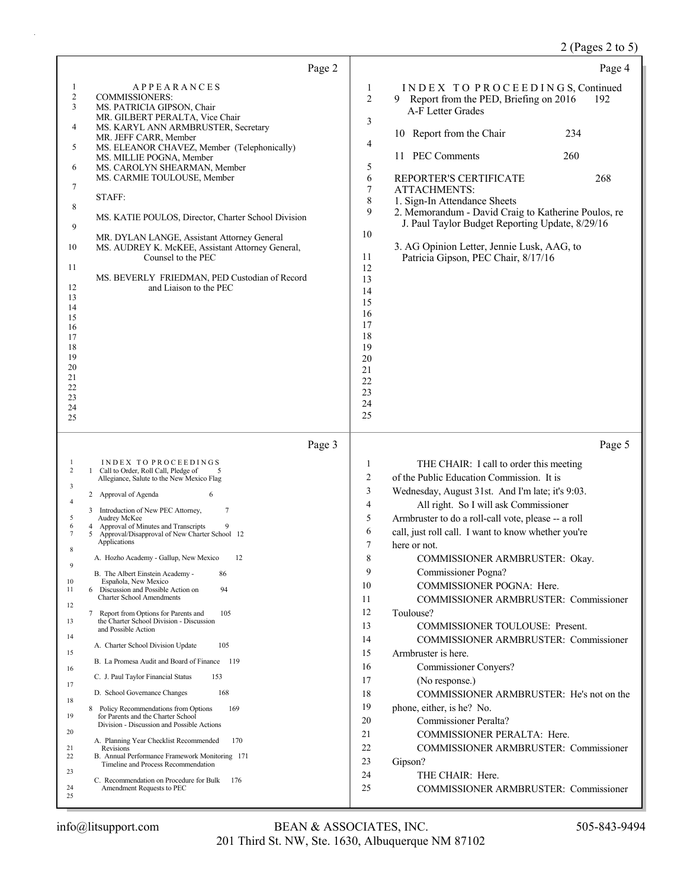## Page 2

APPEARANCES

COMMISSIONERS:

MS. PATRICIA GIPSON, Chair
MR. GILBERT PERALTA, Vice Chair
MS. KARYL ANN ARMBRUSTER, Secretary
MR. JEFF CARR, Member
MS. ELEANOR CHAVEZ, Member (Telephonically)
MS. MILLIE POGNA, Member
MS. CAROLYN SHEARMAN, Member
MS. CARMIE TOULOUSE, Member

STAFF:

MS. KATIE POULOS, Director, Charter School Division

MR. DYLAN LANGE, Assistant Attorney General
MS. AUDREY K. McKEE, Assistant Attorney General, Counsel to the PEC

MS. BEVERLY FRIEDMAN, PED Custodian of Record and Liaison to the PEC

## Page 3

INDEX TO PROCEEDINGS

1 Call to Order, Roll Call, Pledge of Allegiance, Salute to the New Mexico Flag — 5

2 Approval of Agenda — 6

3 Introduction of New PEC Attorney, Audrey McKee — 7

4 Approval of Minutes and Transcripts — 9

5 Approval/Disapproval of New Charter School Applications — 12

A. Hozho Academy - Gallup, New Mexico — 12

B. The Albert Einstein Academy - Española, New Mexico — 86

6 Discussion and Possible Action on Charter School Amendments — 94

7 Report from Options for Parents and the Charter School Division - Discussion and Possible Action — 105

A. Charter School Division Update — 105

B. La Promesa Audit and Board of Finance — 119

C. J. Paul Taylor Financial Status — 153

D. School Governance Changes — 168

8 Policy Recommendations from Options for Parents and the Charter School Division - Discussion and Possible Actions — 169

A. Planning Year Checklist Recommended Revisions — 170

B. Annual Performance Framework Monitoring Timeline and Process Recommendation — 171

C. Recommendation on Procedure for Bulk Amendment Requests to PEC — 176

## Page 4

INDEX TO PROCEEDINGS, Continued

9 Report from the PED, Briefing on 2016 A-F Letter Grades — 192

10 Report from the Chair — 234

11 PEC Comments — 260

REPORTER'S CERTIFICATE — 268

ATTACHMENTS:

1. Sign-In Attendance Sheets
2. Memorandum - David Craig to Katherine Poulos, re J. Paul Taylor Budget Reporting Update, 8/29/16
3. AG Opinion Letter, Jennie Lusk, AAG, to Patricia Gipson, PEC Chair, 8/17/16

## Page 5

THE CHAIR: I call to order this meeting of the Public Education Commission. It is Wednesday, August 31st. And I'm late; it's 9:03.

All right. So I will ask Commissioner Armbruster to do a roll-call vote, please -- a roll call, just roll call. I want to know whether you're here or not.

COMMISSIONER ARMBRUSTER: Okay.

Commissioner Pogna?

COMMISSIONER POGNA: Here.

COMMISSIONER ARMBRUSTER: Commissioner Toulouse?

COMMISSIONER TOULOUSE: Present.

COMMISSIONER ARMBRUSTER: Commissioner Armbruster is here.

Commissioner Conyers?

(No response.)

COMMISSIONER ARMBRUSTER: He's not on the phone, either, is he? No.

Commissioner Peralta?

COMMISSIONER PERALTA: Here.

COMMISSIONER ARMBRUSTER: Commissioner Gipson?

THE CHAIR: Here.

COMMISSIONER ARMBRUSTER: Commissioner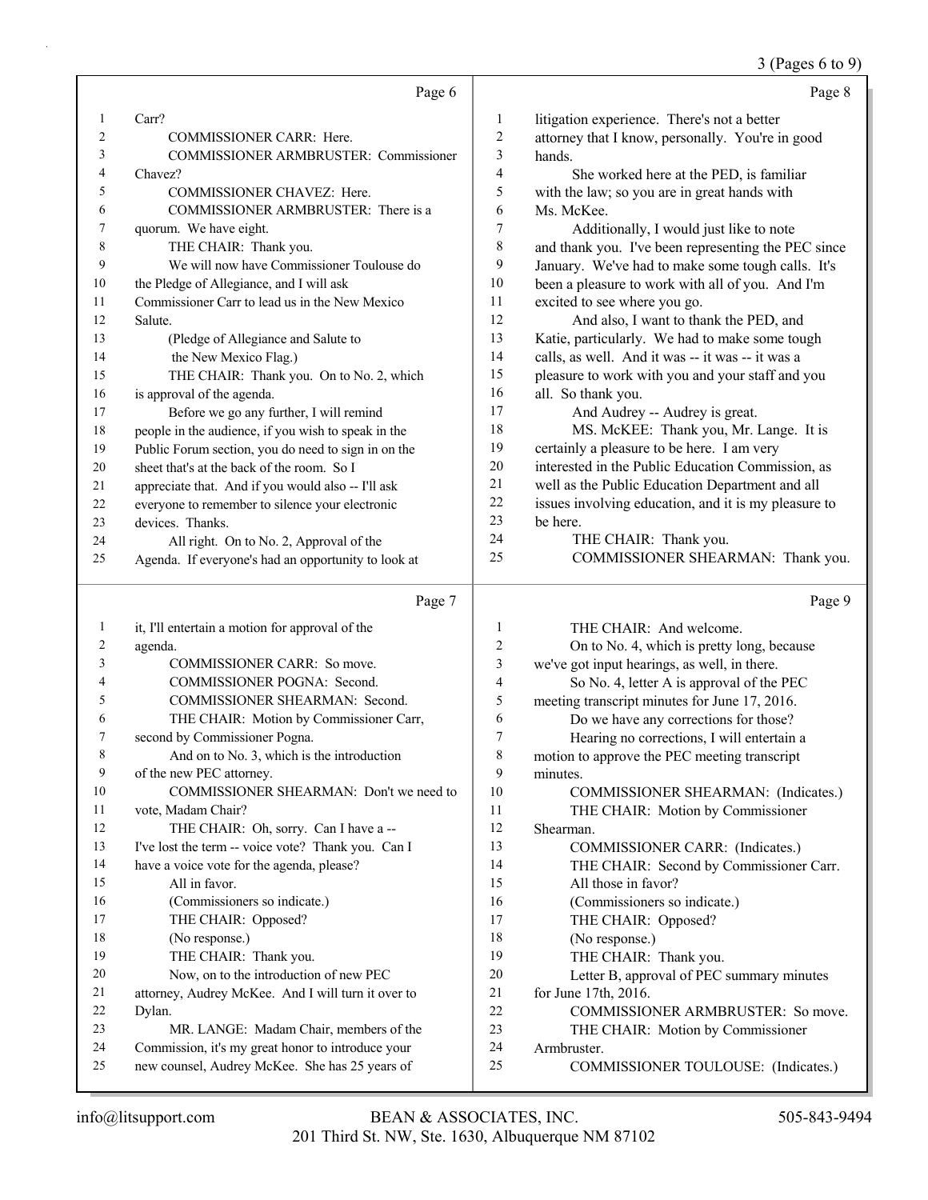Page 6

1 Carr?
2 COMMISSIONER CARR: Here.
3 COMMISSIONER ARMBRUSTER: Commissioner
4 Chavez?
5 COMMISSIONER CHAVEZ: Here.
6 COMMISSIONER ARMBRUSTER: There is a
7 quorum. We have eight.
8 THE CHAIR: Thank you.
9 We will now have Commissioner Toulouse do
10 the Pledge of Allegiance, and I will ask
11 Commissioner Carr to lead us in the New Mexico
12 Salute.
13 (Pledge of Allegiance and Salute to
14 the New Mexico Flag.)
15 THE CHAIR: Thank you. On to No. 2, which
16 is approval of the agenda.
17 Before we go any further, I will remind
18 people in the audience, if you wish to speak in the
19 Public Forum section, you do need to sign in on the
20 sheet that's at the back of the room. So I
21 appreciate that. And if you would also -- I'll ask
22 everyone to remember to silence your electronic
23 devices. Thanks.
24 All right. On to No. 2, Approval of the
25 Agenda. If everyone's had an opportunity to look at

Page 7

1 it, I'll entertain a motion for approval of the
2 agenda.
3 COMMISSIONER CARR: So move.
4 COMMISSIONER POGNA: Second.
5 COMMISSIONER SHEARMAN: Second.
6 THE CHAIR: Motion by Commissioner Carr,
7 second by Commissioner Pogna.
8 And on to No. 3, which is the introduction
9 of the new PEC attorney.
10 COMMISSIONER SHEARMAN: Don't we need to
11 vote, Madam Chair?
12 THE CHAIR: Oh, sorry. Can I have a --
13 I've lost the term -- voice vote? Thank you. Can I
14 have a voice vote for the agenda, please?
15 All in favor.
16 (Commissioners so indicate.)
17 THE CHAIR: Opposed?
18 (No response.)
19 THE CHAIR: Thank you.
20 Now, on to the introduction of new PEC
21 attorney, Audrey McKee. And I will turn it over to
22 Dylan.
23 MR. LANGE: Madam Chair, members of the
24 Commission, it's my great honor to introduce your
25 new counsel, Audrey McKee. She has 25 years of

Page 8

1 litigation experience. There's not a better
2 attorney that I know, personally. You're in good
3 hands.
4 She worked here at the PED, is familiar
5 with the law; so you are in great hands with
6 Ms. McKee.
7 Additionally, I would just like to note
8 and thank you. I've been representing the PEC since
9 January. We've had to make some tough calls. It's
10 been a pleasure to work with all of you. And I'm
11 excited to see where you go.
12 And also, I want to thank the PED, and
13 Katie, particularly. We had to make some tough
14 calls, as well. And it was -- it was -- it was a
15 pleasure to work with you and your staff and you
16 all. So thank you.
17 And Audrey -- Audrey is great.
18 MS. McKEE: Thank you, Mr. Lange. It is
19 certainly a pleasure to be here. I am very
20 interested in the Public Education Commission, as
21 well as the Public Education Department and all
22 issues involving education, and it is my pleasure to
23 be here.
24 THE CHAIR: Thank you.
25 COMMISSIONER SHEARMAN: Thank you.

Page 9

1 THE CHAIR: And welcome.
2 On to No. 4, which is pretty long, because
3 we've got input hearings, as well, in there.
4 So No. 4, letter A is approval of the PEC
5 meeting transcript minutes for June 17, 2016.
6 Do we have any corrections for those?
7 Hearing no corrections, I will entertain a
8 motion to approve the PEC meeting transcript
9 minutes.
10 COMMISSIONER SHEARMAN: (Indicates.)
11 THE CHAIR: Motion by Commissioner
12 Shearman.
13 COMMISSIONER CARR: (Indicates.)
14 THE CHAIR: Second by Commissioner Carr.
15 All those in favor?
16 (Commissioners so indicate.)
17 THE CHAIR: Opposed?
18 (No response.)
19 THE CHAIR: Thank you.
20 Letter B, approval of PEC summary minutes
21 for June 17th, 2016.
22 COMMISSIONER ARMBRUSTER: So move.
23 THE CHAIR: Motion by Commissioner
24 Armbruster.
25 COMMISSIONER TOULOUSE: (Indicates.)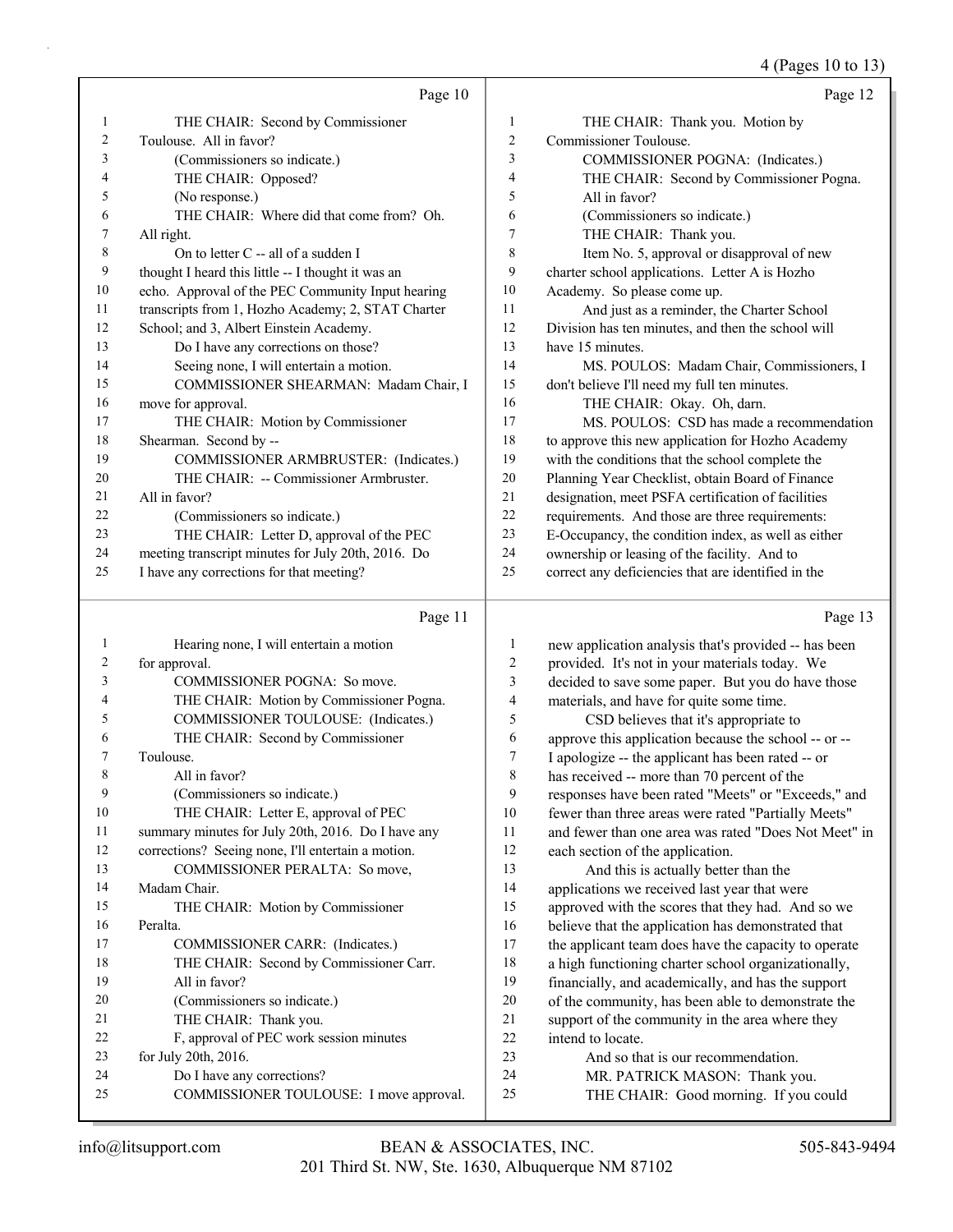Page 10

1 THE CHAIR: Second by Commissioner
2 Toulouse. All in favor?
3 (Commissioners so indicate.)
4 THE CHAIR: Opposed?
5 (No response.)
6 THE CHAIR: Where did that come from? Oh.
7 All right.
8 On to letter C -- all of a sudden I
9 thought I heard this little -- I thought it was an
10 echo. Approval of the PEC Community Input hearing
11 transcripts from 1, Hozho Academy; 2, STAT Charter
12 School; and 3, Albert Einstein Academy.
13 Do I have any corrections on those?
14 Seeing none, I will entertain a motion.
15 COMMISSIONER SHEARMAN: Madam Chair, I
16 move for approval.
17 THE CHAIR: Motion by Commissioner
18 Shearman. Second by --
19 COMMISSIONER ARMBRUSTER: (Indicates.)
20 THE CHAIR: -- Commissioner Armbruster.
21 All in favor?
22 (Commissioners so indicate.)
23 THE CHAIR: Letter D, approval of the PEC
24 meeting transcript minutes for July 20th, 2016. Do
25 I have any corrections for that meeting?

Page 11

1 Hearing none, I will entertain a motion
2 for approval.
3 COMMISSIONER POGNA: So move.
4 THE CHAIR: Motion by Commissioner Pogna.
5 COMMISSIONER TOULOUSE: (Indicates.)
6 THE CHAIR: Second by Commissioner
7 Toulouse.
8 All in favor?
9 (Commissioners so indicate.)
10 THE CHAIR: Letter E, approval of PEC
11 summary minutes for July 20th, 2016. Do I have any
12 corrections? Seeing none, I'll entertain a motion.
13 COMMISSIONER PERALTA: So move,
14 Madam Chair.
15 THE CHAIR: Motion by Commissioner
16 Peralta.
17 COMMISSIONER CARR: (Indicates.)
18 THE CHAIR: Second by Commissioner Carr.
19 All in favor?
20 (Commissioners so indicate.)
21 THE CHAIR: Thank you.
22 F, approval of PEC work session minutes
23 for July 20th, 2016.
24 Do I have any corrections?
25 COMMISSIONER TOULOUSE: I move approval.

Page 12

1 THE CHAIR: Thank you. Motion by
2 Commissioner Toulouse.
3 COMMISSIONER POGNA: (Indicates.)
4 THE CHAIR: Second by Commissioner Pogna.
5 All in favor?
6 (Commissioners so indicate.)
7 THE CHAIR: Thank you.
8 Item No. 5, approval or disapproval of new
9 charter school applications. Letter A is Hozho
10 Academy. So please come up.
11 And just as a reminder, the Charter School
12 Division has ten minutes, and then the school will
13 have 15 minutes.
14 MS. POULOS: Madam Chair, Commissioners, I
15 don't believe I'll need my full ten minutes.
16 THE CHAIR: Okay. Oh, darn.
17 MS. POULOS: CSD has made a recommendation
18 to approve this new application for Hozho Academy
19 with the conditions that the school complete the
20 Planning Year Checklist, obtain Board of Finance
21 designation, meet PSFA certification of facilities
22 requirements. And those are three requirements:
23 E-Occupancy, the condition index, as well as either
24 ownership or leasing of the facility. And to
25 correct any deficiencies that are identified in the

Page 13

1 new application analysis that's provided -- has been
2 provided. It's not in your materials today. We
3 decided to save some paper. But you do have those
4 materials, and have for quite some time.
5 CSD believes that it's appropriate to
6 approve this application because the school -- or --
7 I apologize -- the applicant has been rated -- or
8 has received -- more than 70 percent of the
9 responses have been rated "Meets" or "Exceeds," and
10 fewer than three areas were rated "Partially Meets"
11 and fewer than one area was rated "Does Not Meet" in
12 each section of the application.
13 And this is actually better than the
14 applications we received last year that were
15 approved with the scores that they had. And so we
16 believe that the application has demonstrated that
17 the applicant team does have the capacity to operate
18 a high functioning charter school organizationally,
19 financially, and academically, and has the support
20 of the community, has been able to demonstrate the
21 support of the community in the area where they
22 intend to locate.
23 And so that is our recommendation.
24 MR. PATRICK MASON: Thank you.
25 THE CHAIR: Good morning. If you could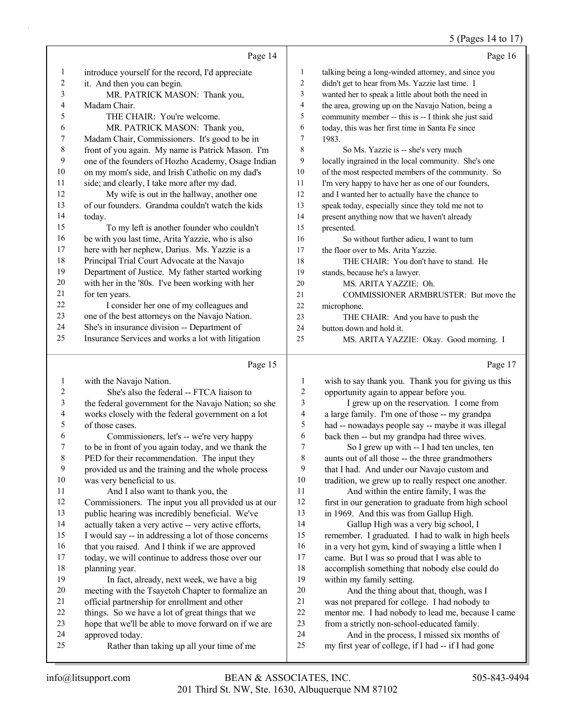Page 14

1 introduce yourself for the record, I'd appreciate
2 it. And then you can begin.
3 MR. PATRICK MASON: Thank you,
4 Madam Chair.
5 THE CHAIR: You're welcome.
6 MR. PATRICK MASON: Thank you,
7 Madam Chair, Commissioners. It's good to be in
8 front of you again. My name is Patrick Mason. I'm
9 one of the founders of Hozho Academy, Osage Indian
10 on my mom's side, and Irish Catholic on my dad's
11 side; and clearly, I take more after my dad.
12 My wife is out in the hallway, another one
13 of our founders. Grandma couldn't watch the kids
14 today.
15 To my left is another founder who couldn't
16 be with you last time, Arita Yazzie, who is also
17 here with her nephew, Darius. Ms. Yazzie is a
18 Principal Trial Court Advocate at the Navajo
19 Department of Justice. My father started working
20 with her in the '80s. I've been working with her
21 for ten years.
22 I consider her one of my colleagues and
23 one of the best attorneys on the Navajo Nation.
24 She's in insurance division -- Department of
25 Insurance Services and works a lot with litigation

Page 15

1 with the Navajo Nation.
2 She's also the federal -- FTCA liaison to
3 the federal government for the Navajo Nation; so she
4 works closely with the federal government on a lot
5 of those cases.
6 Commissioners, let's -- we're very happy
7 to be in front of you again today, and we thank the
8 PED for their recommendation. The input they
9 provided us and the training and the whole process
10 was very beneficial to us.
11 And I also want to thank you, the
12 Commissioners. The input you all provided us at our
13 public hearing was incredibly beneficial. We've
14 actually taken a very active -- very active efforts,
15 I would say -- in addressing a lot of those concerns
16 that you raised. And I think if we are approved
17 today, we will continue to address those over our
18 planning year.
19 In fact, already, next week, we have a big
20 meeting with the Tsayetoh Chapter to formalize an
21 official partnership for enrollment and other
22 things. So we have a lot of great things that we
23 hope that we'll be able to move forward on if we are
24 approved today.
25 Rather than taking up all your time of me

Page 16

1 talking being a long-winded attorney, and since you
2 didn't get to hear from Ms. Yazzie last time. I
3 wanted her to speak a little about both the need in
4 the area, growing up on the Navajo Nation, being a
5 community member -- this is -- I think she just said
6 today, this was her first time in Santa Fe since
7 1983.
8 So Ms. Yazzie is -- she's very much
9 locally ingrained in the local community. She's one
10 of the most respected members of the community. So
11 I'm very happy to have her as one of our founders,
12 and I wanted her to actually have the chance to
13 speak today, especially since they told me not to
14 present anything now that we haven't already
15 presented.
16 So without further adieu, I want to turn
17 the floor over to Ms. Arita Yazzie.
18 THE CHAIR: You don't have to stand. He
19 stands, because he's a lawyer.
20 MS. ARITA YAZZIE: Oh.
21 COMMISSIONER ARMBRUSTER: But move the
22 microphone.
23 THE CHAIR: And you have to push the
24 button down and hold it.
25 MS. ARITA YAZZIE: Okay. Good morning. I

Page 17

1 wish to say thank you. Thank you for giving us this
2 opportunity again to appear before you.
3 I grew up on the reservation. I come from
4 a large family. I'm one of those -- my grandpa
5 had -- nowadays people say -- maybe it was illegal
6 back then -- but my grandpa had three wives.
7 So I grew up with -- I had ten uncles, ten
8 aunts out of all those -- the three grandmothers
9 that I had. And under our Navajo custom and
10 tradition, we grew up to really respect one another.
11 And within the entire family, I was the
12 first in our generation to graduate from high school
13 in 1969. And this was from Gallup High.
14 Gallup High was a very big school, I
15 remember. I graduated. I had to walk in high heels
16 in a very hot gym, kind of swaying a little when I
17 came. But I was so proud that I was able to
18 accomplish something that nobody else could do
19 within my family setting.
20 And the thing about that, though, was I
21 was not prepared for college. I had nobody to
22 mentor me. I had nobody to lead me, because I came
23 from a strictly non-school-educated family.
24 And in the process, I missed six months of
25 my first year of college, if I had -- if I had gone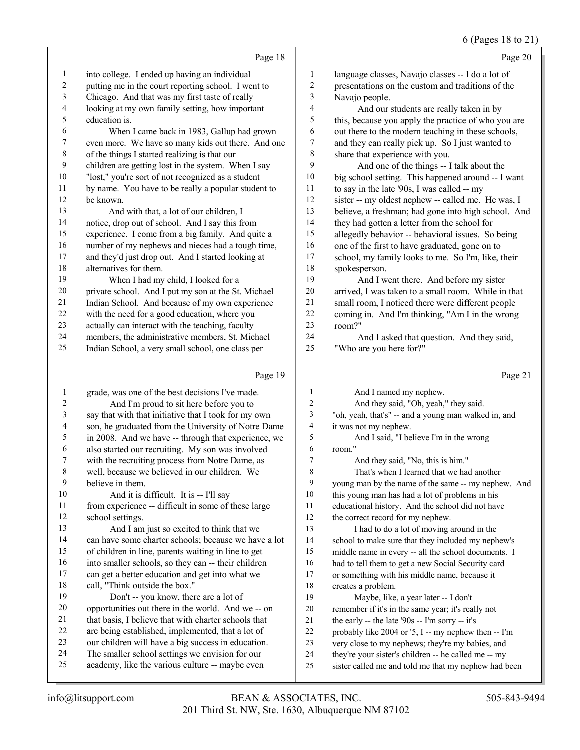Page 18

1 into college. I ended up having an individual
2 putting me in the court reporting school. I went to
3 Chicago. And that was my first taste of really
4 looking at my own family setting, how important
5 education is.
6 When I came back in 1983, Gallup had grown
7 even more. We have so many kids out there. And one
8 of the things I started realizing is that our
9 children are getting lost in the system. When I say
10 "lost," you're sort of not recognized as a student
11 by name. You have to be really a popular student to
12 be known.
13 And with that, a lot of our children, I
14 notice, drop out of school. And I say this from
15 experience. I come from a big family. And quite a
16 number of my nephews and nieces had a tough time,
17 and they'd just drop out. And I started looking at
18 alternatives for them.
19 When I had my child, I looked for a
20 private school. And I put my son at the St. Michael
21 Indian School. And because of my own experience
22 with the need for a good education, where you
23 actually can interact with the teaching, faculty
24 members, the administrative members, St. Michael
25 Indian School, a very small school, one class per

Page 19

1 grade, was one of the best decisions I've made.
2 And I'm proud to sit here before you to
3 say that with that initiative that I took for my own
4 son, he graduated from the University of Notre Dame
5 in 2008. And we have -- through that experience, we
6 also started our recruiting. My son was involved
7 with the recruiting process from Notre Dame, as
8 well, because we believed in our children. We
9 believe in them.
10 And it is difficult. It is -- I'll say
11 from experience -- difficult in some of these large
12 school settings.
13 And I am just so excited to think that we
14 can have some charter schools; because we have a lot
15 of children in line, parents waiting in line to get
16 into smaller schools, so they can -- their children
17 can get a better education and get into what we
18 call, "Think outside the box."
19 Don't -- you know, there are a lot of
20 opportunities out there in the world. And we -- on
21 that basis, I believe that with charter schools that
22 are being established, implemented, that a lot of
23 our children will have a big success in education.
24 The smaller school settings we envision for our
25 academy, like the various culture -- maybe even

Page 20

1 language classes, Navajo classes -- I do a lot of
2 presentations on the custom and traditions of the
3 Navajo people.
4 And our students are really taken in by
5 this, because you apply the practice of who you are
6 out there to the modern teaching in these schools,
7 and they can really pick up. So I just wanted to
8 share that experience with you.
9 And one of the things -- I talk about the
10 big school setting. This happened around -- I want
11 to say in the late '90s, I was called -- my
12 sister -- my oldest nephew -- called me. He was, I
13 believe, a freshman; had gone into high school. And
14 they had gotten a letter from the school for
15 allegedly behavior -- behavioral issues. So being
16 one of the first to have graduated, gone on to
17 school, my family looks to me. So I'm, like, their
18 spokesperson.
19 And I went there. And before my sister
20 arrived, I was taken to a small room. While in that
21 small room, I noticed there were different people
22 coming in. And I'm thinking, "Am I in the wrong
23 room?"
24 And I asked that question. And they said,
25 "Who are you here for?"

Page 21

1 And I named my nephew.
2 And they said, "Oh, yeah," they said.
3 "oh, yeah, that's" -- and a young man walked in, and
4 it was not my nephew.
5 And I said, "I believe I'm in the wrong
6 room."
7 And they said, "No, this is him."
8 That's when I learned that we had another
9 young man by the name of the same -- my nephew. And
10 this young man has had a lot of problems in his
11 educational history. And the school did not have
12 the correct record for my nephew.
13 I had to do a lot of moving around in the
14 school to make sure that they included my nephew's
15 middle name in every -- all the school documents. I
16 had to tell them to get a new Social Security card
17 or something with his middle name, because it
18 creates a problem.
19 Maybe, like, a year later -- I don't
20 remember if it's in the same year; it's really not
21 the early -- the late '90s -- I'm sorry -- it's
22 probably like 2004 or '5, I -- my nephew then -- I'm
23 very close to my nephews; they're my babies, and
24 they're your sister's children -- he called me -- my
25 sister called me and told me that my nephew had been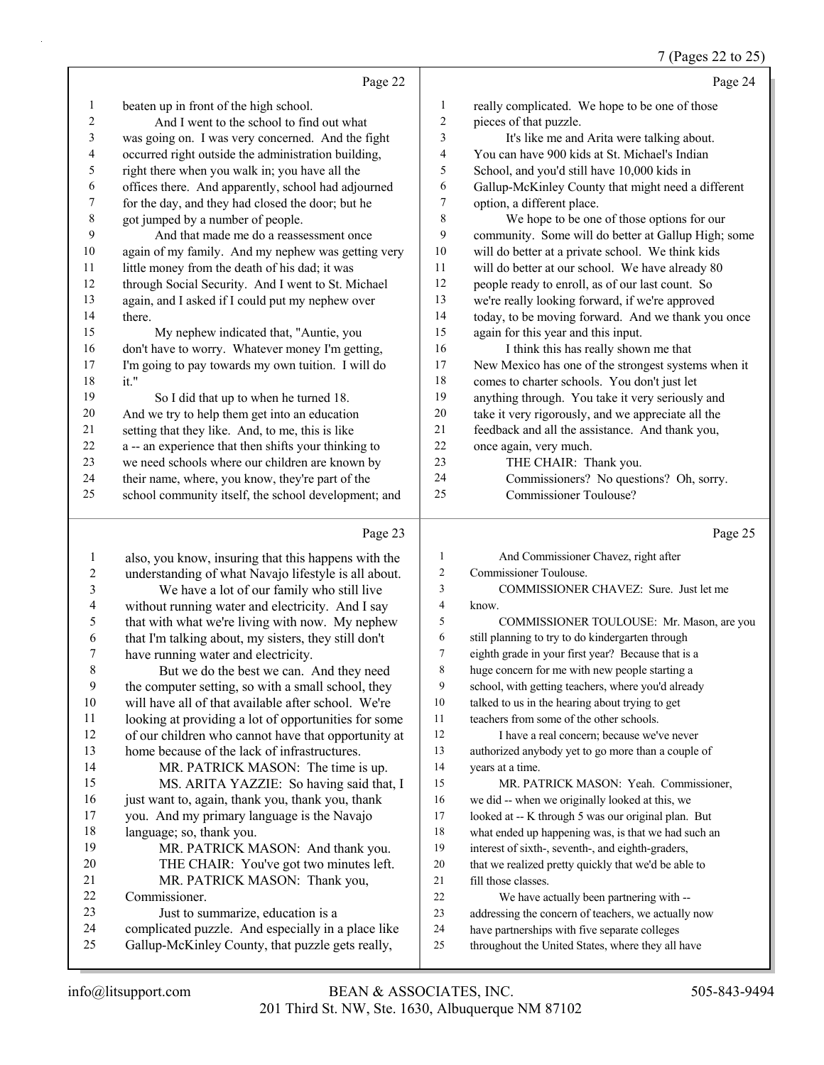Page 22

1 beaten up in front of the high school.
2 And I went to the school to find out what
3 was going on. I was very concerned. And the fight
4 occurred right outside the administration building,
5 right there when you walk in; you have all the
6 offices there. And apparently, school had adjourned
7 for the day, and they had closed the door; but he
8 got jumped by a number of people.
9 And that made me do a reassessment once
10 again of my family. And my nephew was getting very
11 little money from the death of his dad; it was
12 through Social Security. And I went to St. Michael
13 again, and I asked if I could put my nephew over
14 there.
15 My nephew indicated that, "Auntie, you
16 don't have to worry. Whatever money I'm getting,
17 I'm going to pay towards my own tuition. I will do
18 it."
19 So I did that up to when he turned 18.
20 And we try to help them get into an education
21 setting that they like. And, to me, this is like
22 a -- an experience that then shifts your thinking to
23 we need schools where our children are known by
24 their name, where, you know, they're part of the
25 school community itself, the school development; and

Page 23

1 also, you know, insuring that this happens with the
2 understanding of what Navajo lifestyle is all about.
3 We have a lot of our family who still live
4 without running water and electricity. And I say
5 that with what we're living with now. My nephew
6 that I'm talking about, my sisters, they still don't
7 have running water and electricity.
8 But we do the best we can. And they need
9 the computer setting, so with a small school, they
10 will have all of that available after school. We're
11 looking at providing a lot of opportunities for some
12 of our children who cannot have that opportunity at
13 home because of the lack of infrastructures.
14 MR. PATRICK MASON: The time is up.
15 MS. ARITA YAZZIE: So having said that, I
16 just want to, again, thank you, thank you, thank
17 you. And my primary language is the Navajo
18 language; so, thank you.
19 MR. PATRICK MASON: And thank you.
20 THE CHAIR: You've got two minutes left.
21 MR. PATRICK MASON: Thank you,
22 Commissioner.
23 Just to summarize, education is a
24 complicated puzzle. And especially in a place like
25 Gallup-McKinley County, that puzzle gets really,

Page 24

1 really complicated. We hope to be one of those
2 pieces of that puzzle.
3 It's like me and Arita were talking about.
4 You can have 900 kids at St. Michael's Indian
5 School, and you'd still have 10,000 kids in
6 Gallup-McKinley County that might need a different
7 option, a different place.
8 We hope to be one of those options for our
9 community. Some will do better at Gallup High; some
10 will do better at a private school. We think kids
11 will do better at our school. We have already 80
12 people ready to enroll, as of our last count. So
13 we're really looking forward, if we're approved
14 today, to be moving forward. And we thank you once
15 again for this year and this input.
16 I think this has really shown me that
17 New Mexico has one of the strongest systems when it
18 comes to charter schools. You don't just let
19 anything through. You take it very seriously and
20 take it very rigorously, and we appreciate all the
21 feedback and all the assistance. And thank you,
22 once again, very much.
23 THE CHAIR: Thank you.
24 Commissioners? No questions? Oh, sorry.
25 Commissioner Toulouse?

Page 25

1 And Commissioner Chavez, right after
2 Commissioner Toulouse.
3 COMMISSIONER CHAVEZ: Sure. Just let me
4 know.
5 COMMISSIONER TOULOUSE: Mr. Mason, are you
6 still planning to try to do kindergarten through
7 eighth grade in your first year? Because that is a
8 huge concern for me with new people starting a
9 school, with getting teachers, where you'd already
10 talked to us in the hearing about trying to get
11 teachers from some of the other schools.
12 I have a real concern; because we've never
13 authorized anybody yet to go more than a couple of
14 years at a time.
15 MR. PATRICK MASON: Yeah. Commissioner,
16 we did -- when we originally looked at this, we
17 looked at -- K through 5 was our original plan. But
18 what ended up happening was, is that we had such an
19 interest of sixth-, seventh-, and eighth-graders,
20 that we realized pretty quickly that we'd be able to
21 fill those classes.
22 We have actually been partnering with --
23 addressing the concern of teachers, we actually now
24 have partnerships with five separate colleges
25 throughout the United States, where they all have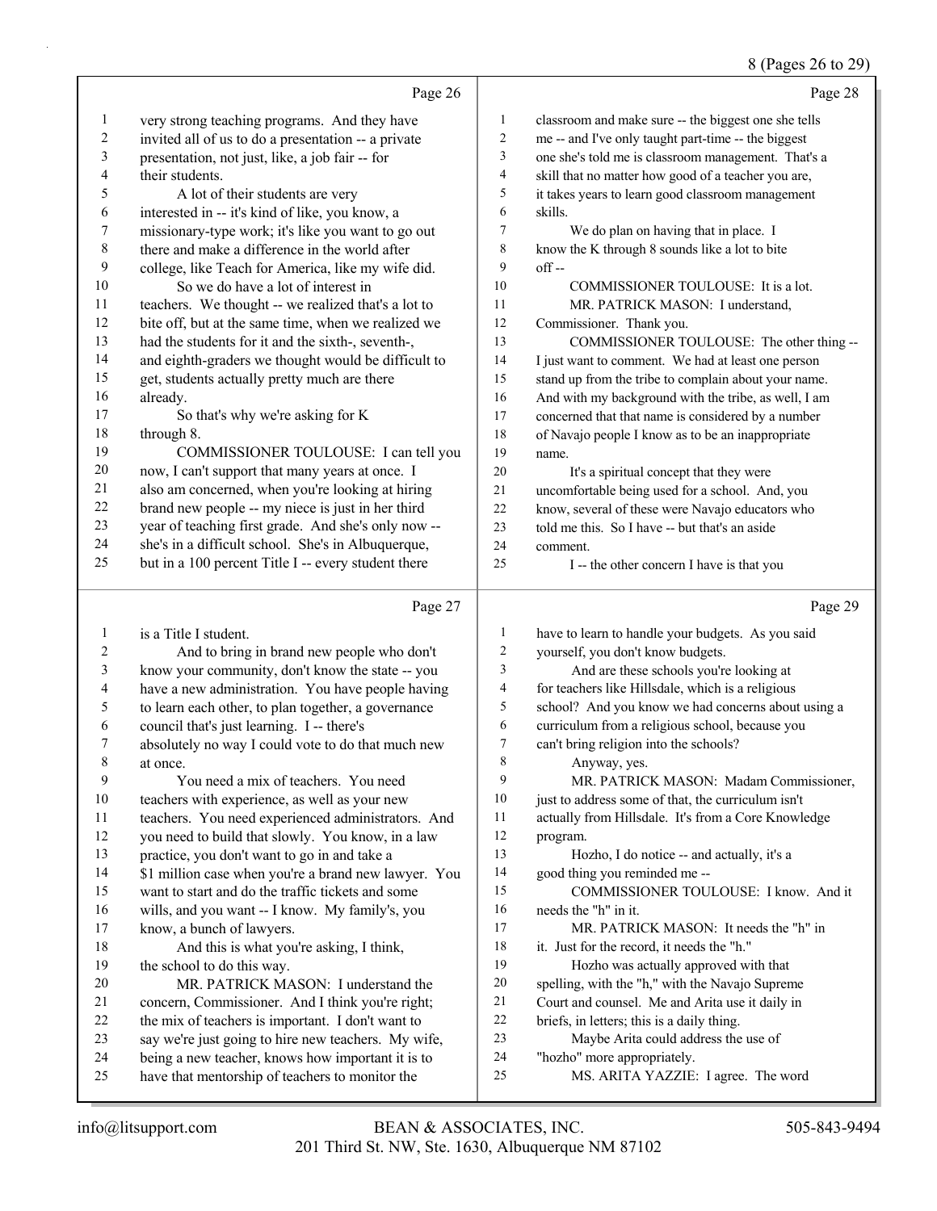Page 26

very strong teaching programs. And they have invited all of us to do a presentation -- a private presentation, not just, like, a job fair -- for their students.

A lot of their students are very interested in -- it's kind of like, you know, a missionary-type work; it's like you want to go out there and make a difference in the world after college, like Teach for America, like my wife did.

So we do have a lot of interest in teachers. We thought -- we realized that's a lot to bite off, but at the same time, when we realized we had the students for it and the sixth-, seventh-, and eighth-graders we thought would be difficult to get, students actually pretty much are there already.

So that's why we're asking for K through 8.

COMMISSIONER TOULOUSE: I can tell you now, I can't support that many years at once. I also am concerned, when you're looking at hiring brand new people -- my niece is just in her third year of teaching first grade. And she's only now -- she's in a difficult school. She's in Albuquerque, but in a 100 percent Title I -- every student there

Page 27

is a Title I student.

And to bring in brand new people who don't know your community, don't know the state -- you have a new administration. You have people having to learn each other, to plan together, a governance council that's just learning. I -- there's absolutely no way I could vote to do that much new at once.

You need a mix of teachers. You need teachers with experience, as well as your new teachers. You need experienced administrators. And you need to build that slowly. You know, in a law practice, you don't want to go in and take a $1 million case when you're a brand new lawyer. You want to start and do the traffic tickets and some wills, and you want -- I know. My family's, you know, a bunch of lawyers.

And this is what you're asking, I think, the school to do this way.

MR. PATRICK MASON: I understand the concern, Commissioner. And I think you're right; the mix of teachers is important. I don't want to say we're just going to hire new teachers. My wife, being a new teacher, knows how important it is to have that mentorship of teachers to monitor the

Page 28

classroom and make sure -- the biggest one she tells me -- and I've only taught part-time -- the biggest one she's told me is classroom management. That's a skill that no matter how good of a teacher you are, it takes years to learn good classroom management skills.

We do plan on having that in place. I know the K through 8 sounds like a lot to bite off --

COMMISSIONER TOULOUSE: It is a lot.

MR. PATRICK MASON: I understand, Commissioner. Thank you.

COMMISSIONER TOULOUSE: The other thing -- I just want to comment. We had at least one person stand up from the tribe to complain about your name. And with my background with the tribe, as well, I am concerned that that name is considered by a number of Navajo people I know as to be an inappropriate name.

It's a spiritual concept that they were uncomfortable being used for a school. And, you know, several of these were Navajo educators who told me this. So I have -- but that's an aside comment.

I -- the other concern I have is that you

Page 29

have to learn to handle your budgets. As you said yourself, you don't know budgets.

And are these schools you're looking at for teachers like Hillsdale, which is a religious school? And you know we had concerns about using a curriculum from a religious school, because you can't bring religion into the schools?

Anyway, yes.

MR. PATRICK MASON: Madam Commissioner, just to address some of that, the curriculum isn't actually from Hillsdale. It's from a Core Knowledge program.

Hozho, I do notice -- and actually, it's a good thing you reminded me --

COMMISSIONER TOULOUSE: I know. And it needs the "h" in it.

MR. PATRICK MASON: It needs the "h" in it. Just for the record, it needs the "h."

Hozho was actually approved with that spelling, with the "h," with the Navajo Supreme Court and counsel. Me and Arita use it daily in briefs, in letters; this is a daily thing.

Maybe Arita could address the use of "hozho" more appropriately.

MS. ARITA YAZZIE: I agree. The word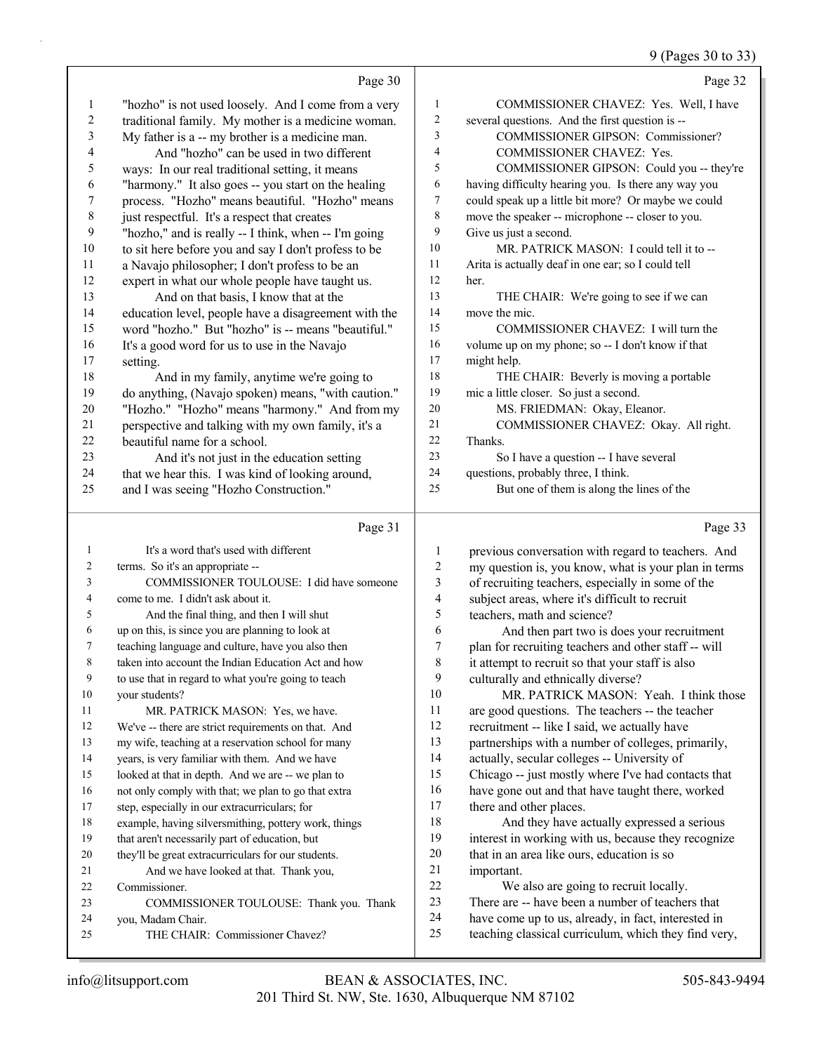Page 30

1 "hozho" is not used loosely. And I come from a very
2 traditional family. My mother is a medicine woman.
3 My father is a -- my brother is a medicine man.
4 And "hozho" can be used in two different
5 ways: In our real traditional setting, it means
6 "harmony." It also goes -- you start on the healing
7 process. "Hozho" means beautiful. "Hozho" means
8 just respectful. It's a respect that creates
9 "hozho," and is really -- I think, when -- I'm going
10 to sit here before you and say I don't profess to be
11 a Navajo philosopher; I don't profess to be an
12 expert in what our whole people have taught us.
13 And on that basis, I know that at the
14 education level, people have a disagreement with the
15 word "hozho." But "hozho" is -- means "beautiful."
16 It's a good word for us to use in the Navajo
17 setting.
18 And in my family, anytime we're going to
19 do anything, (Navajo spoken) means, "with caution."
20 "Hozho." "Hozho" means "harmony." And from my
21 perspective and talking with my own family, it's a
22 beautiful name for a school.
23 And it's not just in the education setting
24 that we hear this. I was kind of looking around,
25 and I was seeing "Hozho Construction."

Page 31

1 It's a word that's used with different
2 terms. So it's an appropriate --
3 COMMISSIONER TOULOUSE: I did have someone
4 come to me. I didn't ask about it.
5 And the final thing, and then I will shut
6 up on this, is since you are planning to look at
7 teaching language and culture, have you also then
8 taken into account the Indian Education Act and how
9 to use that in regard to what you're going to teach
10 your students?
11 MR. PATRICK MASON: Yes, we have.
12 We've -- there are strict requirements on that. And
13 my wife, teaching at a reservation school for many
14 years, is very familiar with them. And we have
15 looked at that in depth. And we are -- we plan to
16 not only comply with that; we plan to go that extra
17 step, especially in our extracurriculars; for
18 example, having silversmithing, pottery work, things
19 that aren't necessarily part of education, but
20 they'll be great extracurriculars for our students.
21 And we have looked at that. Thank you,
22 Commissioner.
23 COMMISSIONER TOULOUSE: Thank you. Thank
24 you, Madam Chair.
25 THE CHAIR: Commissioner Chavez?

Page 32

1 COMMISSIONER CHAVEZ: Yes. Well, I have
2 several questions. And the first question is --
3 COMMISSIONER GIPSON: Commissioner?
4 COMMISSIONER CHAVEZ: Yes.
5 COMMISSIONER GIPSON: Could you -- they're
6 having difficulty hearing you. Is there any way you
7 could speak up a little bit more? Or maybe we could
8 move the speaker -- microphone -- closer to you.
9 Give us just a second.
10 MR. PATRICK MASON: I could tell it to --
11 Arita is actually deaf in one ear; so I could tell
12 her.
13 THE CHAIR: We're going to see if we can
14 move the mic.
15 COMMISSIONER CHAVEZ: I will turn the
16 volume up on my phone; so -- I don't know if that
17 might help.
18 THE CHAIR: Beverly is moving a portable
19 mic a little closer. So just a second.
20 MS. FRIEDMAN: Okay, Eleanor.
21 COMMISSIONER CHAVEZ: Okay. All right.
22 Thanks.
23 So I have a question -- I have several
24 questions, probably three, I think.
25 But one of them is along the lines of the

Page 33

1 previous conversation with regard to teachers. And
2 my question is, you know, what is your plan in terms
3 of recruiting teachers, especially in some of the
4 subject areas, where it's difficult to recruit
5 teachers, math and science?
6 And then part two is does your recruitment
7 plan for recruiting teachers and other staff -- will
8 it attempt to recruit so that your staff is also
9 culturally and ethnically diverse?
10 MR. PATRICK MASON: Yeah. I think those
11 are good questions. The teachers -- the teacher
12 recruitment -- like I said, we actually have
13 partnerships with a number of colleges, primarily,
14 actually, secular colleges -- University of
15 Chicago -- just mostly where I've had contacts that
16 have gone out and that have taught there, worked
17 there and other places.
18 And they have actually expressed a serious
19 interest in working with us, because they recognize
20 that in an area like ours, education is so
21 important.
22 We also are going to recruit locally.
23 There are -- have been a number of teachers that
24 have come up to us, already, in fact, interested in
25 teaching classical curriculum, which they find very,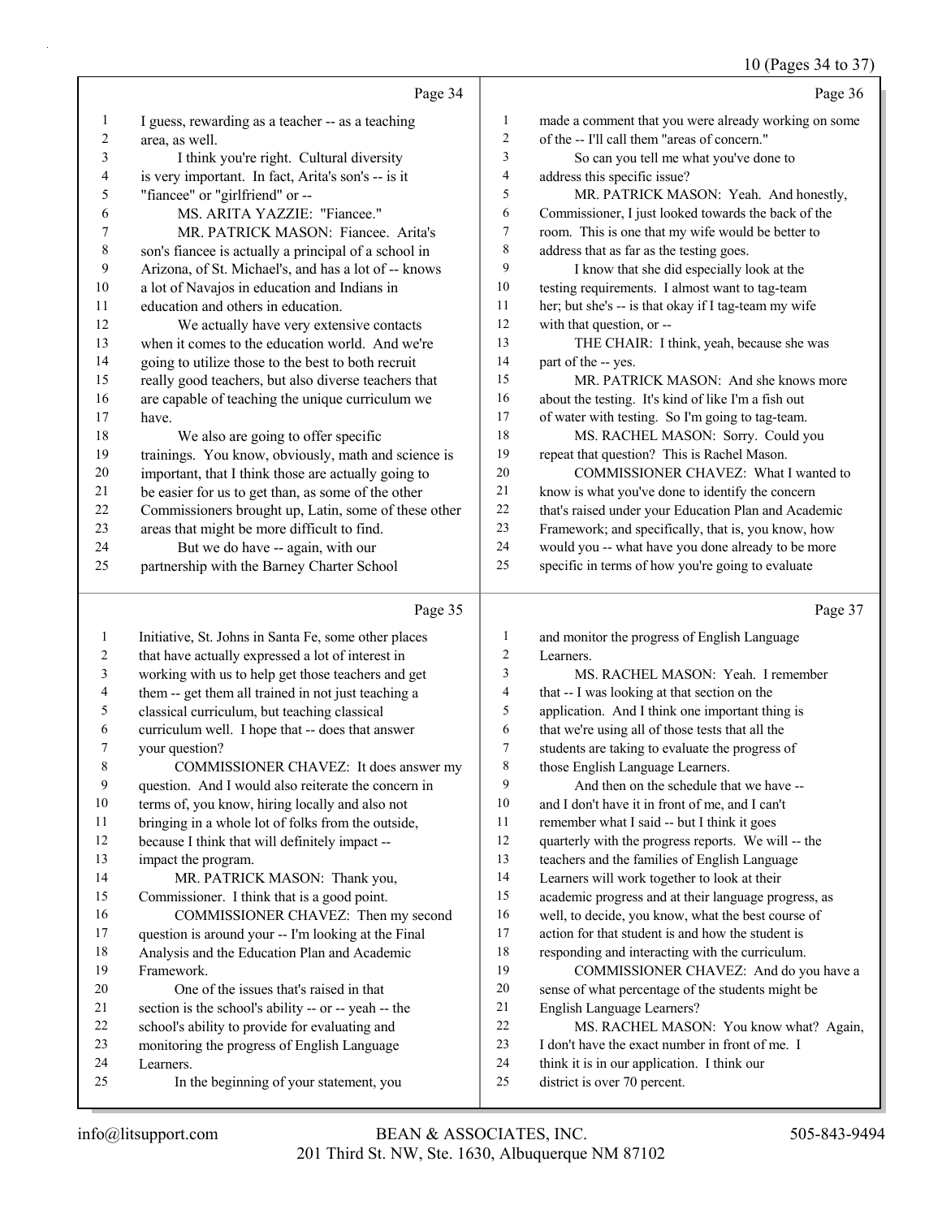Page 34

1 I guess, rewarding as a teacher -- as a teaching
2 area, as well.
3 I think you're right. Cultural diversity
4 is very important. In fact, Arita's son's -- is it
5 "fiancee" or "girlfriend" or --
6 MS. ARITA YAZZIE: "Fiancee."
7 MR. PATRICK MASON: Fiancee. Arita's
8 son's fiancee is actually a principal of a school in
9 Arizona, of St. Michael's, and has a lot of -- knows
10 a lot of Navajos in education and Indians in
11 education and others in education.
12 We actually have very extensive contacts
13 when it comes to the education world. And we're
14 going to utilize those to the best to both recruit
15 really good teachers, but also diverse teachers that
16 are capable of teaching the unique curriculum we
17 have.
18 We also are going to offer specific
19 trainings. You know, obviously, math and science is
20 important, that I think those are actually going to
21 be easier for us to get than, as some of the other
22 Commissioners brought up, Latin, some of these other
23 areas that might be more difficult to find.
24 But we do have -- again, with our
25 partnership with the Barney Charter School

Page 35

1 Initiative, St. Johns in Santa Fe, some other places
2 that have actually expressed a lot of interest in
3 working with us to help get those teachers and get
4 them -- get them all trained in not just teaching a
5 classical curriculum, but teaching classical
6 curriculum well. I hope that -- does that answer
7 your question?
8 COMMISSIONER CHAVEZ: It does answer my
9 question. And I would also reiterate the concern in
10 terms of, you know, hiring locally and also not
11 bringing in a whole lot of folks from the outside,
12 because I think that will definitely impact --
13 impact the program.
14 MR. PATRICK MASON: Thank you,
15 Commissioner. I think that is a good point.
16 COMMISSIONER CHAVEZ: Then my second
17 question is around your -- I'm looking at the Final
18 Analysis and the Education Plan and Academic
19 Framework.
20 One of the issues that's raised in that
21 section is the school's ability -- or -- yeah -- the
22 school's ability to provide for evaluating and
23 monitoring the progress of English Language
24 Learners.
25 In the beginning of your statement, you

Page 36

1 made a comment that you were already working on some
2 of the -- I'll call them "areas of concern."
3 So can you tell me what you've done to
4 address this specific issue?
5 MR. PATRICK MASON: Yeah. And honestly,
6 Commissioner, I just looked towards the back of the
7 room. This is one that my wife would be better to
8 address that as far as the testing goes.
9 I know that she did especially look at the
10 testing requirements. I almost want to tag-team
11 her; but she's -- is that okay if I tag-team my wife
12 with that question, or --
13 THE CHAIR: I think, yeah, because she was
14 part of the -- yes.
15 MR. PATRICK MASON: And she knows more
16 about the testing. It's kind of like I'm a fish out
17 of water with testing. So I'm going to tag-team.
18 MS. RACHEL MASON: Sorry. Could you
19 repeat that question? This is Rachel Mason.
20 COMMISSIONER CHAVEZ: What I wanted to
21 know is what you've done to identify the concern
22 that's raised under your Education Plan and Academic
23 Framework; and specifically, that is, you know, how
24 would you -- what have you done already to be more
25 specific in terms of how you're going to evaluate

Page 37

1 and monitor the progress of English Language
2 Learners.
3 MS. RACHEL MASON: Yeah. I remember
4 that -- I was looking at that section on the
5 application. And I think one important thing is
6 that we're using all of those tests that all the
7 students are taking to evaluate the progress of
8 those English Language Learners.
9 And then on the schedule that we have --
10 and I don't have it in front of me, and I can't
11 remember what I said -- but I think it goes
12 quarterly with the progress reports. We will -- the
13 teachers and the families of English Language
14 Learners will work together to look at their
15 academic progress and at their language progress, as
16 well, to decide, you know, what the best course of
17 action for that student is and how the student is
18 responding and interacting with the curriculum.
19 COMMISSIONER CHAVEZ: And do you have a
20 sense of what percentage of the students might be
21 English Language Learners?
22 MS. RACHEL MASON: You know what? Again,
23 I don't have the exact number in front of me. I
24 think it is in our application. I think our
25 district is over 70 percent.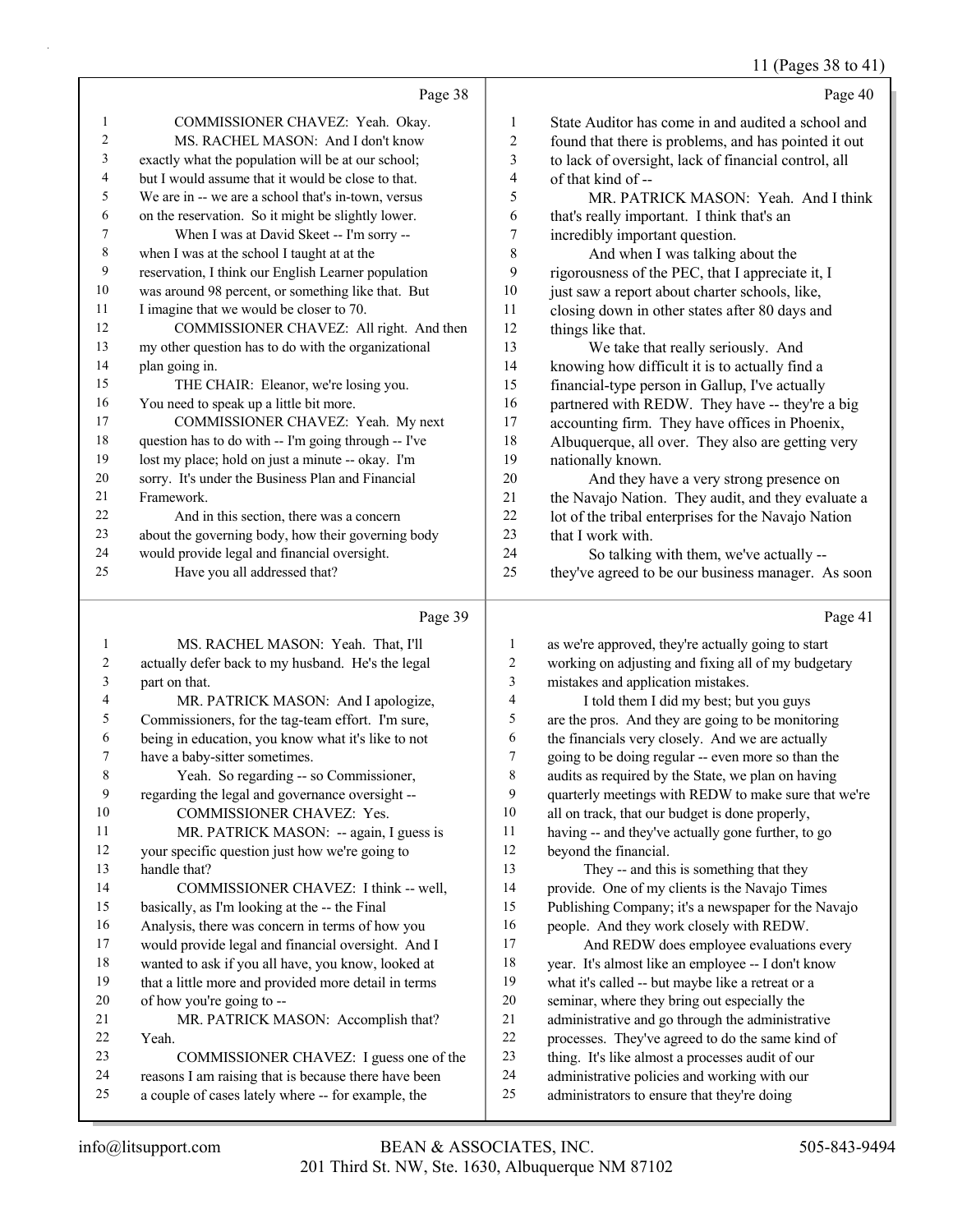Page 38

1 COMMISSIONER CHAVEZ: Yeah. Okay.
2 MS. RACHEL MASON: And I don't know
3 exactly what the population will be at our school;
4 but I would assume that it would be close to that.
5 We are in -- we are a school that's in-town, versus
6 on the reservation. So it might be slightly lower.
7 When I was at David Skeet -- I'm sorry --
8 when I was at the school I taught at at the
9 reservation, I think our English Learner population
10 was around 98 percent, or something like that. But
11 I imagine that we would be closer to 70.
12 COMMISSIONER CHAVEZ: All right. And then
13 my other question has to do with the organizational
14 plan going in.
15 THE CHAIR: Eleanor, we're losing you.
16 You need to speak up a little bit more.
17 COMMISSIONER CHAVEZ: Yeah. My next
18 question has to do with -- I'm going through -- I've
19 lost my place; hold on just a minute -- okay. I'm
20 sorry. It's under the Business Plan and Financial
21 Framework.
22 And in this section, there was a concern
23 about the governing body, how their governing body
24 would provide legal and financial oversight.
25 Have you all addressed that?

Page 39

1 MS. RACHEL MASON: Yeah. That, I'll
2 actually defer back to my husband. He's the legal
3 part on that.
4 MR. PATRICK MASON: And I apologize,
5 Commissioners, for the tag-team effort. I'm sure,
6 being in education, you know what it's like to not
7 have a baby-sitter sometimes.
8 Yeah. So regarding -- so Commissioner,
9 regarding the legal and governance oversight --
10 COMMISSIONER CHAVEZ: Yes.
11 MR. PATRICK MASON: -- again, I guess is
12 your specific question just how we're going to
13 handle that?
14 COMMISSIONER CHAVEZ: I think -- well,
15 basically, as I'm looking at the -- the Final
16 Analysis, there was concern in terms of how you
17 would provide legal and financial oversight. And I
18 wanted to ask if you all have, you know, looked at
19 that a little more and provided more detail in terms
20 of how you're going to --
21 MR. PATRICK MASON: Accomplish that?
22 Yeah.
23 COMMISSIONER CHAVEZ: I guess one of the
24 reasons I am raising that is because there have been
25 a couple of cases lately where -- for example, the

Page 40

1 State Auditor has come in and audited a school and
2 found that there is problems, and has pointed it out
3 to lack of oversight, lack of financial control, all
4 of that kind of --
5 MR. PATRICK MASON: Yeah. And I think
6 that's really important. I think that's an
7 incredibly important question.
8 And when I was talking about the
9 rigorousness of the PEC, that I appreciate it, I
10 just saw a report about charter schools, like,
11 closing down in other states after 80 days and
12 things like that.
13 We take that really seriously. And
14 knowing how difficult it is to actually find a
15 financial-type person in Gallup, I've actually
16 partnered with REDW. They have -- they're a big
17 accounting firm. They have offices in Phoenix,
18 Albuquerque, all over. They also are getting very
19 nationally known.
20 And they have a very strong presence on
21 the Navajo Nation. They audit, and they evaluate a
22 lot of the tribal enterprises for the Navajo Nation
23 that I work with.
24 So talking with them, we've actually --
25 they've agreed to be our business manager. As soon

Page 41

1 as we're approved, they're actually going to start
2 working on adjusting and fixing all of my budgetary
3 mistakes and application mistakes.
4 I told them I did my best; but you guys
5 are the pros. And they are going to be monitoring
6 the financials very closely. And we are actually
7 going to be doing regular -- even more so than the
8 audits as required by the State, we plan on having
9 quarterly meetings with REDW to make sure that we're
10 all on track, that our budget is done properly,
11 having -- and they've actually gone further, to go
12 beyond the financial.
13 They -- and this is something that they
14 provide. One of my clients is the Navajo Times
15 Publishing Company; it's a newspaper for the Navajo
16 people. And they work closely with REDW.
17 And REDW does employee evaluations every
18 year. It's almost like an employee -- I don't know
19 what it's called -- but maybe like a retreat or a
20 seminar, where they bring out especially the
21 administrative and go through the administrative
22 processes. They've agreed to do the same kind of
23 thing. It's like almost a processes audit of our
24 administrative policies and working with our
25 administrators to ensure that they're doing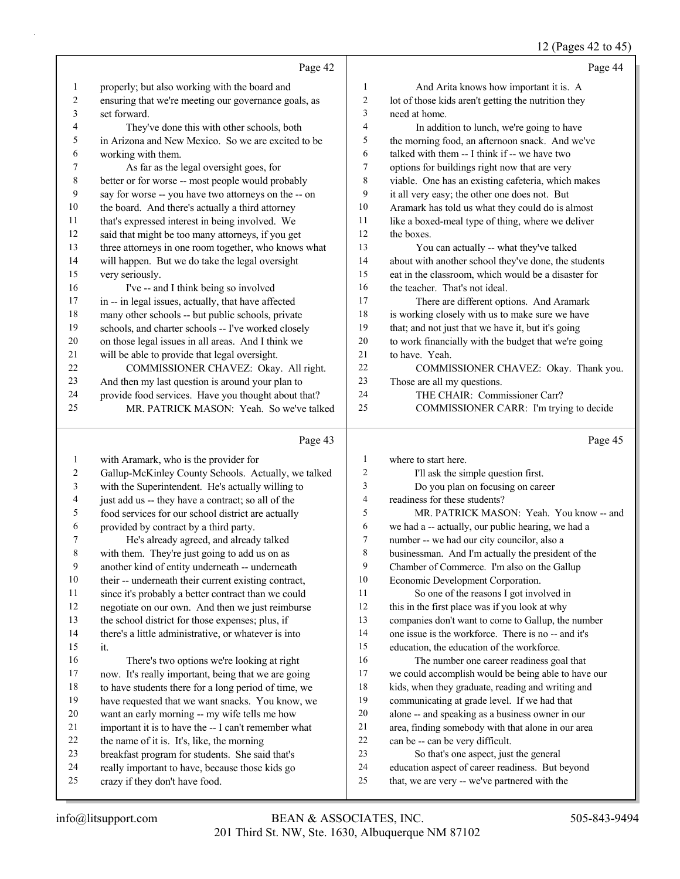Page 42

1 properly; but also working with the board and
2 ensuring that we're meeting our governance goals, as
3 set forward.
4 They've done this with other schools, both
5 in Arizona and New Mexico. So we are excited to be
6 working with them.
7 As far as the legal oversight goes, for
8 better or for worse -- most people would probably
9 say for worse -- you have two attorneys on the -- on
10 the board. And there's actually a third attorney
11 that's expressed interest in being involved. We
12 said that might be too many attorneys, if you get
13 three attorneys in one room together, who knows what
14 will happen. But we do take the legal oversight
15 very seriously.
16 I've -- and I think being so involved
17 in -- in legal issues, actually, that have affected
18 many other schools -- but public schools, private
19 schools, and charter schools -- I've worked closely
20 on those legal issues in all areas. And I think we
21 will be able to provide that legal oversight.
22 COMMISSIONER CHAVEZ: Okay. All right.
23 And then my last question is around your plan to
24 provide food services. Have you thought about that?
25 MR. PATRICK MASON: Yeah. So we've talked

Page 43

1 with Aramark, who is the provider for
2 Gallup-McKinley County Schools. Actually, we talked
3 with the Superintendent. He's actually willing to
4 just add us -- they have a contract; so all of the
5 food services for our school district are actually
6 provided by contract by a third party.
7 He's already agreed, and already talked
8 with them. They're just going to add us on as
9 another kind of entity underneath -- underneath
10 their -- underneath their current existing contract,
11 since it's probably a better contract than we could
12 negotiate on our own. And then we just reimburse
13 the school district for those expenses; plus, if
14 there's a little administrative, or whatever is into
15 it.
16 There's two options we're looking at right
17 now. It's really important, being that we are going
18 to have students there for a long period of time, we
19 have requested that we want snacks. You know, we
20 want an early morning -- my wife tells me how
21 important it is to have the -- I can't remember what
22 the name of it is. It's, like, the morning
23 breakfast program for students. She said that's
24 really important to have, because those kids go
25 crazy if they don't have food.

Page 44

1 And Arita knows how important it is. A
2 lot of those kids aren't getting the nutrition they
3 need at home.
4 In addition to lunch, we're going to have
5 the morning food, an afternoon snack. And we've
6 talked with them -- I think if -- we have two
7 options for buildings right now that are very
8 viable. One has an existing cafeteria, which makes
9 it all very easy; the other one does not. But
10 Aramark has told us what they could do is almost
11 like a boxed-meal type of thing, where we deliver
12 the boxes.
13 You can actually -- what they've talked
14 about with another school they've done, the students
15 eat in the classroom, which would be a disaster for
16 the teacher. That's not ideal.
17 There are different options. And Aramark
18 is working closely with us to make sure we have
19 that; and not just that we have it, but it's going
20 to work financially with the budget that we're going
21 to have. Yeah.
22 COMMISSIONER CHAVEZ: Okay. Thank you.
23 Those are all my questions.
24 THE CHAIR: Commissioner Carr?
25 COMMISSIONER CARR: I'm trying to decide

Page 45

1 where to start here.
2 I'll ask the simple question first.
3 Do you plan on focusing on career
4 readiness for these students?
5 MR. PATRICK MASON: Yeah. You know -- and
6 we had a -- actually, our public hearing, we had a
7 number -- we had our city councilor, also a
8 businessman. And I'm actually the president of the
9 Chamber of Commerce. I'm also on the Gallup
10 Economic Development Corporation.
11 So one of the reasons I got involved in
12 this in the first place was if you look at why
13 companies don't want to come to Gallup, the number
14 one issue is the workforce. There is no -- and it's
15 education, the education of the workforce.
16 The number one career readiness goal that
17 we could accomplish would be being able to have our
18 kids, when they graduate, reading and writing and
19 communicating at grade level. If we had that
20 alone -- and speaking as a business owner in our
21 area, finding somebody with that alone in our area
22 can be -- can be very difficult.
23 So that's one aspect, just the general
24 education aspect of career readiness. But beyond
25 that, we are very -- we've partnered with the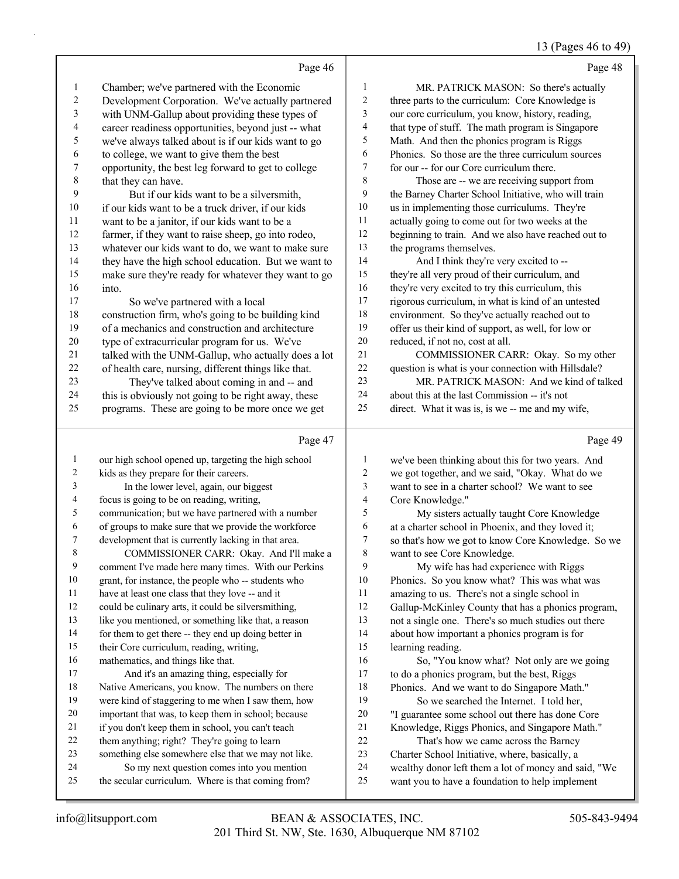Page 46

1 Chamber; we've partnered with the Economic
2 Development Corporation. We've actually partnered
3 with UNM-Gallup about providing these types of
4 career readiness opportunities, beyond just -- what
5 we've always talked about is if our kids want to go
6 to college, we want to give them the best
7 opportunity, the best leg forward to get to college
8 that they can have.
9 But if our kids want to be a silversmith,
10 if our kids want to be a truck driver, if our kids
11 want to be a janitor, if our kids want to be a
12 farmer, if they want to raise sheep, go into rodeo,
13 whatever our kids want to do, we want to make sure
14 they have the high school education. But we want to
15 make sure they're ready for whatever they want to go
16 into.
17 So we've partnered with a local
18 construction firm, who's going to be building kind
19 of a mechanics and construction and architecture
20 type of extracurricular program for us. We've
21 talked with the UNM-Gallup, who actually does a lot
22 of health care, nursing, different things like that.
23 They've talked about coming in and -- and
24 this is obviously not going to be right away, these
25 programs. These are going to be more once we get

Page 47

1 our high school opened up, targeting the high school
2 kids as they prepare for their careers.
3 In the lower level, again, our biggest
4 focus is going to be on reading, writing,
5 communication; but we have partnered with a number
6 of groups to make sure that we provide the workforce
7 development that is currently lacking in that area.
8 COMMISSIONER CARR: Okay. And I'll make a
9 comment I've made here many times. With our Perkins
10 grant, for instance, the people who -- students who
11 have at least one class that they love -- and it
12 could be culinary arts, it could be silversmithing,
13 like you mentioned, or something like that, a reason
14 for them to get there -- they end up doing better in
15 their Core curriculum, reading, writing,
16 mathematics, and things like that.
17 And it's an amazing thing, especially for
18 Native Americans, you know. The numbers on there
19 were kind of staggering to me when I saw them, how
20 important that was, to keep them in school; because
21 if you don't keep them in school, you can't teach
22 them anything; right? They're going to learn
23 something else somewhere else that we may not like.
24 So my next question comes into you mention
25 the secular curriculum. Where is that coming from?

Page 48

1 MR. PATRICK MASON: So there's actually
2 three parts to the curriculum: Core Knowledge is
3 our core curriculum, you know, history, reading,
4 that type of stuff. The math program is Singapore
5 Math. And then the phonics program is Riggs
6 Phonics. So those are the three curriculum sources
7 for our -- for our Core curriculum there.
8 Those are -- we are receiving support from
9 the Barney Charter School Initiative, who will train
10 us in implementing those curriculums. They're
11 actually going to come out for two weeks at the
12 beginning to train. And we also have reached out to
13 the programs themselves.
14 And I think they're very excited to --
15 they're all very proud of their curriculum, and
16 they're very excited to try this curriculum, this
17 rigorous curriculum, in what is kind of an untested
18 environment. So they've actually reached out to
19 offer us their kind of support, as well, for low or
20 reduced, if not no, cost at all.
21 COMMISSIONER CARR: Okay. So my other
22 question is what is your connection with Hillsdale?
23 MR. PATRICK MASON: And we kind of talked
24 about this at the last Commission -- it's not
25 direct. What it was is, is we -- me and my wife,

Page 49

1 we've been thinking about this for two years. And
2 we got together, and we said, "Okay. What do we
3 want to see in a charter school? We want to see
4 Core Knowledge."
5 My sisters actually taught Core Knowledge
6 at a charter school in Phoenix, and they loved it;
7 so that's how we got to know Core Knowledge. So we
8 want to see Core Knowledge.
9 My wife has had experience with Riggs
10 Phonics. So you know what? This was what was
11 amazing to us. There's not a single school in
12 Gallup-McKinley County that has a phonics program,
13 not a single one. There's so much studies out there
14 about how important a phonics program is for
15 learning reading.
16 So, "You know what? Not only are we going
17 to do a phonics program, but the best, Riggs
18 Phonics. And we want to do Singapore Math."
19 So we searched the Internet. I told her,
20 "I guarantee some school out there has done Core
21 Knowledge, Riggs Phonics, and Singapore Math."
22 That's how we came across the Barney
23 Charter School Initiative, where, basically, a
24 wealthy donor left them a lot of money and said, "We
25 want you to have a foundation to help implement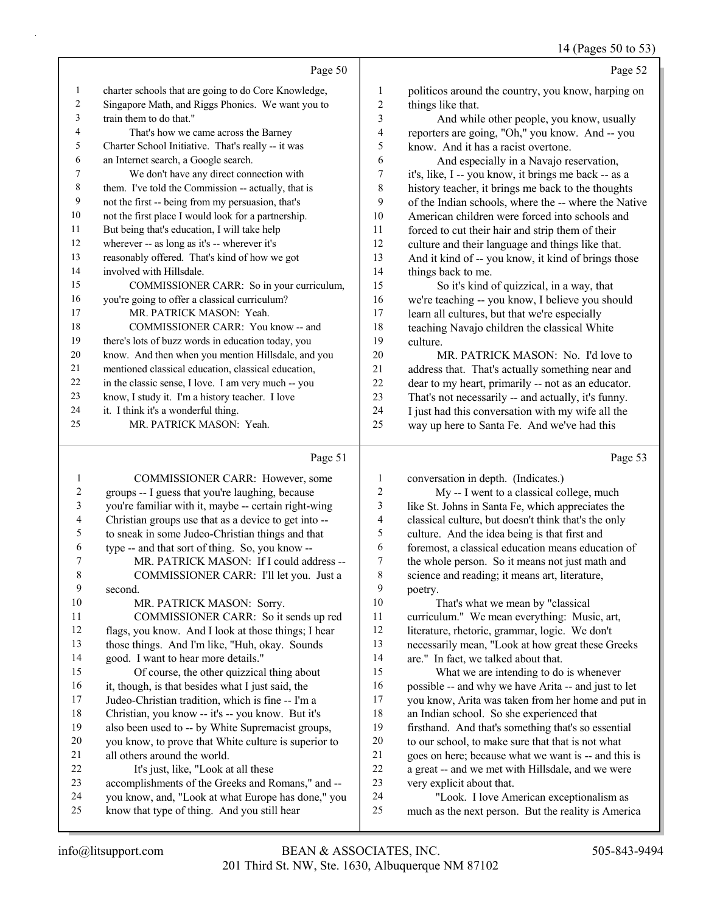Page 50

1 charter schools that are going to do Core Knowledge,
2 Singapore Math, and Riggs Phonics. We want you to
3 train them to do that."
4 That's how we came across the Barney
5 Charter School Initiative. That's really -- it was
6 an Internet search, a Google search.
7 We don't have any direct connection with
8 them. I've told the Commission -- actually, that is
9 not the first -- being from my persuasion, that's
10 not the first place I would look for a partnership.
11 But being that's education, I will take help
12 wherever -- as long as it's -- wherever it's
13 reasonably offered. That's kind of how we got
14 involved with Hillsdale.
15 COMMISSIONER CARR: So in your curriculum,
16 you're going to offer a classical curriculum?
17 MR. PATRICK MASON: Yeah.
18 COMMISSIONER CARR: You know -- and
19 there's lots of buzz words in education today, you
20 know. And then when you mention Hillsdale, and you
21 mentioned classical education, classical education,
22 in the classic sense, I love. I am very much -- you
23 know, I study it. I'm a history teacher. I love
24 it. I think it's a wonderful thing.
25 MR. PATRICK MASON: Yeah.

Page 51

1 COMMISSIONER CARR: However, some
2 groups -- I guess that you're laughing, because
3 you're familiar with it, maybe -- certain right-wing
4 Christian groups use that as a device to get into --
5 to sneak in some Judeo-Christian things and that
6 type -- and that sort of thing. So, you know --
7 MR. PATRICK MASON: If I could address --
8 COMMISSIONER CARR: I'll let you. Just a
9 second.
10 MR. PATRICK MASON: Sorry.
11 COMMISSIONER CARR: So it sends up red
12 flags, you know. And I look at those things; I hear
13 those things. And I'm like, "Huh, okay. Sounds
14 good. I want to hear more details."
15 Of course, the other quizzical thing about
16 it, though, is that besides what I just said, the
17 Judeo-Christian tradition, which is fine -- I'm a
18 Christian, you know -- it's -- you know. But it's
19 also been used to -- by White Supremacist groups,
20 you know, to prove that White culture is superior to
21 all others around the world.
22 It's just, like, "Look at all these
23 accomplishments of the Greeks and Romans," and --
24 you know, and, "Look at what Europe has done," you
25 know that type of thing. And you still hear

Page 52

1 politicos around the country, you know, harping on
2 things like that.
3 And while other people, you know, usually
4 reporters are going, "Oh," you know. And -- you
5 know. And it has a racist overtone.
6 And especially in a Navajo reservation,
7 it's, like, I -- you know, it brings me back -- as a
8 history teacher, it brings me back to the thoughts
9 of the Indian schools, where the -- where the Native
10 American children were forced into schools and
11 forced to cut their hair and strip them of their
12 culture and their language and things like that.
13 And it kind of -- you know, it kind of brings those
14 things back to me.
15 So it's kind of quizzical, in a way, that
16 we're teaching -- you know, I believe you should
17 learn all cultures, but that we're especially
18 teaching Navajo children the classical White
19 culture.
20 MR. PATRICK MASON: No. I'd love to
21 address that. That's actually something near and
22 dear to my heart, primarily -- not as an educator.
23 That's not necessarily -- and actually, it's funny.
24 I just had this conversation with my wife all the
25 way up here to Santa Fe. And we've had this

Page 53

1 conversation in depth. (Indicates.)
2 My -- I went to a classical college, much
3 like St. Johns in Santa Fe, which appreciates the
4 classical culture, but doesn't think that's the only
5 culture. And the idea being is that first and
6 foremost, a classical education means education of
7 the whole person. So it means not just math and
8 science and reading; it means art, literature,
9 poetry.
10 That's what we mean by "classical
11 curriculum." We mean everything: Music, art,
12 literature, rhetoric, grammar, logic. We don't
13 necessarily mean, "Look at how great these Greeks
14 are." In fact, we talked about that.
15 What we are intending to do is whenever
16 possible -- and why we have Arita -- and just to let
17 you know, Arita was taken from her home and put in
18 an Indian school. So she experienced that
19 firsthand. And that's something that's so essential
20 to our school, to make sure that that is not what
21 goes on here; because what we want is -- and this is
22 a great -- and we met with Hillsdale, and we were
23 very explicit about that.
24 "Look. I love American exceptionalism as
25 much as the next person. But the reality is America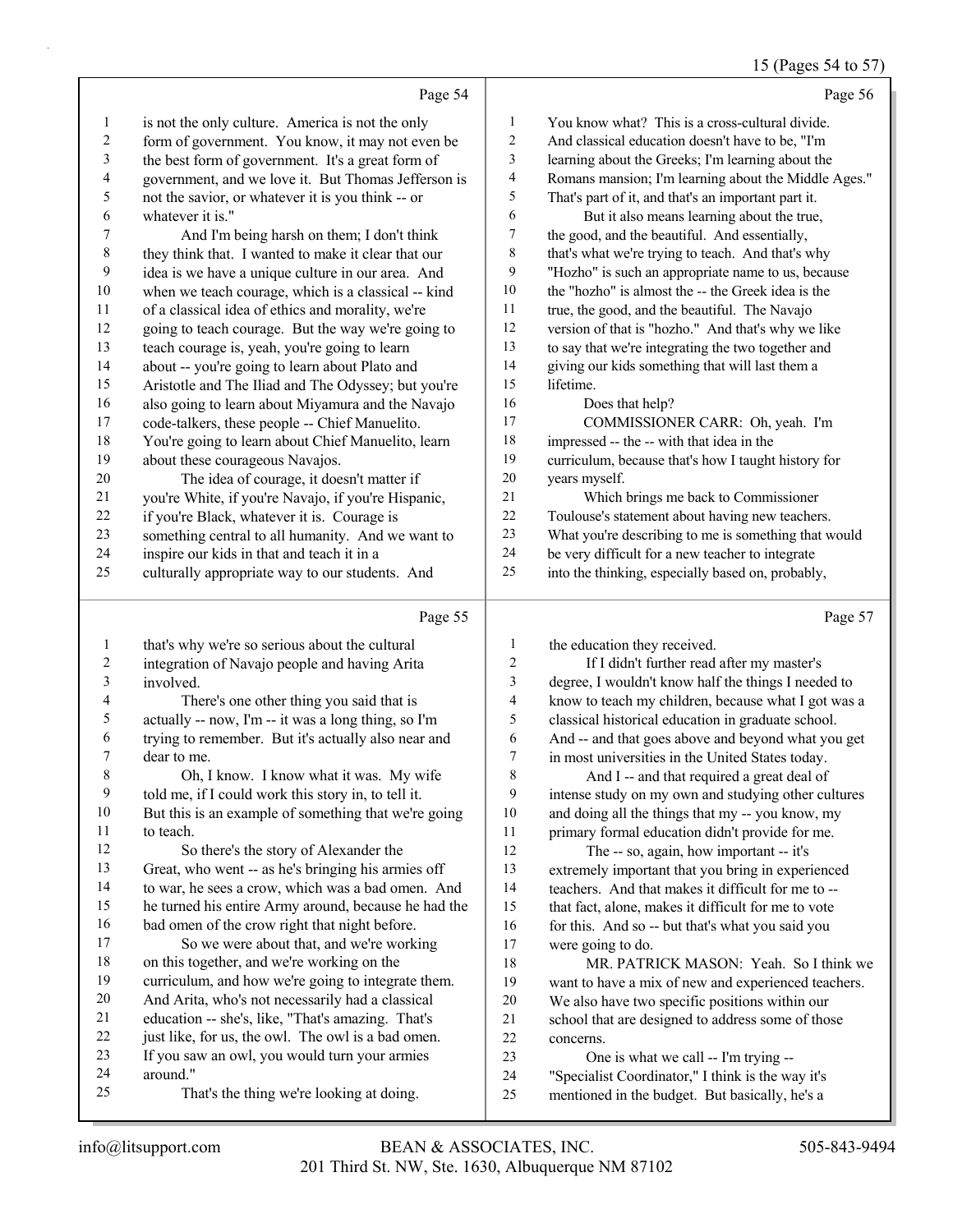Page 54

is not the only culture. America is not the only form of government. You know, it may not even be the best form of government. It's a great form of government, and we love it. But Thomas Jefferson is not the savior, or whatever it is you think -- or whatever it is."

And I'm being harsh on them; I don't think they think that. I wanted to make it clear that our idea is we have a unique culture in our area. And when we teach courage, which is a classical -- kind of a classical idea of ethics and morality, we're going to teach courage. But the way we're going to teach courage is, yeah, you're going to learn about -- you're going to learn about Plato and Aristotle and The Iliad and The Odyssey; but you're also going to learn about Miyamura and the Navajo code-talkers, these people -- Chief Manuelito. You're going to learn about Chief Manuelito, learn about these courageous Navajos.

The idea of courage, it doesn't matter if you're White, if you're Navajo, if you're Hispanic, if you're Black, whatever it is. Courage is something central to all humanity. And we want to inspire our kids in that and teach it in a culturally appropriate way to our students. And

Page 55

that's why we're so serious about the cultural integration of Navajo people and having Arita involved.

There's one other thing you said that is actually -- now, I'm -- it was a long thing, so I'm trying to remember. But it's actually also near and dear to me.

Oh, I know. I know what it was. My wife told me, if I could work this story in, to tell it. But this is an example of something that we're going to teach.

So there's the story of Alexander the Great, who went -- as he's bringing his armies off to war, he sees a crow, which was a bad omen. And he turned his entire Army around, because he had the bad omen of the crow right that night before.

So we were about that, and we're working on this together, and we're working on the curriculum, and how we're going to integrate them. And Arita, who's not necessarily had a classical education -- she's, like, "That's amazing. That's just like, for us, the owl. The owl is a bad omen. If you saw an owl, you would turn your armies around."

That's the thing we're looking at doing.

Page 56

You know what? This is a cross-cultural divide. And classical education doesn't have to be, "I'm learning about the Greeks; I'm learning about the Romans mansion; I'm learning about the Middle Ages." That's part of it, and that's an important part it.

But it also means learning about the true, the good, and the beautiful. And essentially, that's what we're trying to teach. And that's why "Hozho" is such an appropriate name to us, because the "hozho" is almost the -- the Greek idea is the true, the good, and the beautiful. The Navajo version of that is "hozho." And that's why we like to say that we're integrating the two together and giving our kids something that will last them a lifetime.

Does that help?

COMMISSIONER CARR: Oh, yeah. I'm impressed -- the -- with that idea in the curriculum, because that's how I taught history for years myself.

Which brings me back to Commissioner Toulouse's statement about having new teachers. What you're describing to me is something that would be very difficult for a new teacher to integrate into the thinking, especially based on, probably,

Page 57

the education they received.

If I didn't further read after my master's degree, I wouldn't know half the things I needed to know to teach my children, because what I got was a classical historical education in graduate school. And -- and that goes above and beyond what you get in most universities in the United States today.

And I -- and that required a great deal of intense study on my own and studying other cultures and doing all the things that my -- you know, my primary formal education didn't provide for me.

The -- so, again, how important -- it's extremely important that you bring in experienced teachers. And that makes it difficult for me to -- that fact, alone, makes it difficult for me to vote for this. And so -- but that's what you said you were going to do.

MR. PATRICK MASON: Yeah. So I think we want to have a mix of new and experienced teachers. We also have two specific positions within our school that are designed to address some of those concerns.

One is what we call -- I'm trying -- "Specialist Coordinator," I think is the way it's mentioned in the budget. But basically, he's a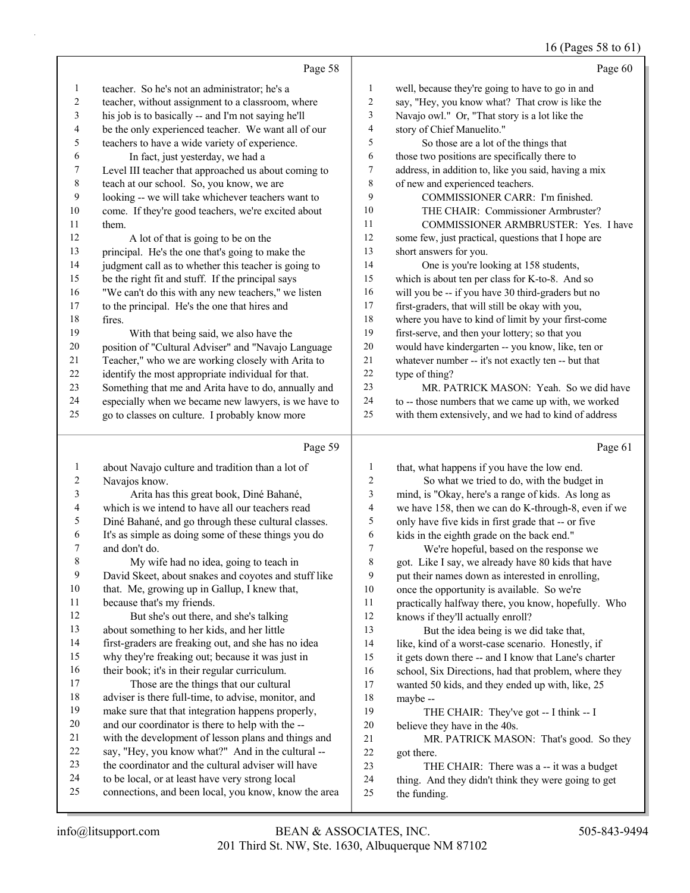Page 58

1 teacher. So he's not an administrator; he's a
2 teacher, without assignment to a classroom, where
3 his job is to basically -- and I'm not saying he'll
4 be the only experienced teacher. We want all of our
5 teachers to have a wide variety of experience.
6 In fact, just yesterday, we had a
7 Level III teacher that approached us about coming to
8 teach at our school. So, you know, we are
9 looking -- we will take whichever teachers want to
10 come. If they're good teachers, we're excited about
11 them.
12 A lot of that is going to be on the
13 principal. He's the one that's going to make the
14 judgment call as to whether this teacher is going to
15 be the right fit and stuff. If the principal says
16 "We can't do this with any new teachers," we listen
17 to the principal. He's the one that hires and
18 fires.
19 With that being said, we also have the
20 position of "Cultural Adviser" and "Navajo Language
21 Teacher," who we are working closely with Arita to
22 identify the most appropriate individual for that.
23 Something that me and Arita have to do, annually and
24 especially when we became new lawyers, is we have to
25 go to classes on culture. I probably know more

Page 59

1 about Navajo culture and tradition than a lot of
2 Navajos know.
3 Arita has this great book, Diné Bahané,
4 which is we intend to have all our teachers read
5 Diné Bahané, and go through these cultural classes.
6 It's as simple as doing some of these things you do
7 and don't do.
8 My wife had no idea, going to teach in
9 David Skeet, about snakes and coyotes and stuff like
10 that. Me, growing up in Gallup, I knew that,
11 because that's my friends.
12 But she's out there, and she's talking
13 about something to her kids, and her little
14 first-graders are freaking out, and she has no idea
15 why they're freaking out; because it was just in
16 their book; it's in their regular curriculum.
17 Those are the things that our cultural
18 adviser is there full-time, to advise, monitor, and
19 make sure that that integration happens properly,
20 and our coordinator is there to help with the --
21 with the development of lesson plans and things and
22 say, "Hey, you know what?" And in the cultural --
23 the coordinator and the cultural adviser will have
24 to be local, or at least have very strong local
25 connections, and been local, you know, know the area

Page 60

1 well, because they're going to have to go in and
2 say, "Hey, you know what? That crow is like the
3 Navajo owl." Or, "That story is a lot like the
4 story of Chief Manuelito."
5 So those are a lot of the things that
6 those two positions are specifically there to
7 address, in addition to, like you said, having a mix
8 of new and experienced teachers.
9 COMMISSIONER CARR: I'm finished.
10 THE CHAIR: Commissioner Armbruster?
11 COMMISSIONER ARMBRUSTER: Yes. I have
12 some few, just practical, questions that I hope are
13 short answers for you.
14 One is you're looking at 158 students,
15 which is about ten per class for K-to-8. And so
16 will you be -- if you have 30 third-graders but no
17 first-graders, that will still be okay with you,
18 where you have to kind of limit by your first-come
19 first-serve, and then your lottery; so that you
20 would have kindergarten -- you know, like, ten or
21 whatever number -- it's not exactly ten -- but that
22 type of thing?
23 MR. PATRICK MASON: Yeah. So we did have
24 to -- those numbers that we came up with, we worked
25 with them extensively, and we had to kind of address

Page 61

1 that, what happens if you have the low end.
2 So what we tried to do, with the budget in
3 mind, is "Okay, here's a range of kids. As long as
4 we have 158, then we can do K-through-8, even if we
5 only have five kids in first grade that -- or five
6 kids in the eighth grade on the back end."
7 We're hopeful, based on the response we
8 got. Like I say, we already have 80 kids that have
9 put their names down as interested in enrolling,
10 once the opportunity is available. So we're
11 practically halfway there, you know, hopefully. Who
12 knows if they'll actually enroll?
13 But the idea being is we did take that,
14 like, kind of a worst-case scenario. Honestly, if
15 it gets down there -- and I know that Lane's charter
16 school, Six Directions, had that problem, where they
17 wanted 50 kids, and they ended up with, like, 25
18 maybe --
19 THE CHAIR: They've got -- I think -- I
20 believe they have in the 40s.
21 MR. PATRICK MASON: That's good. So they
22 got there.
23 THE CHAIR: There was a -- it was a budget
24 thing. And they didn't think they were going to get
25 the funding.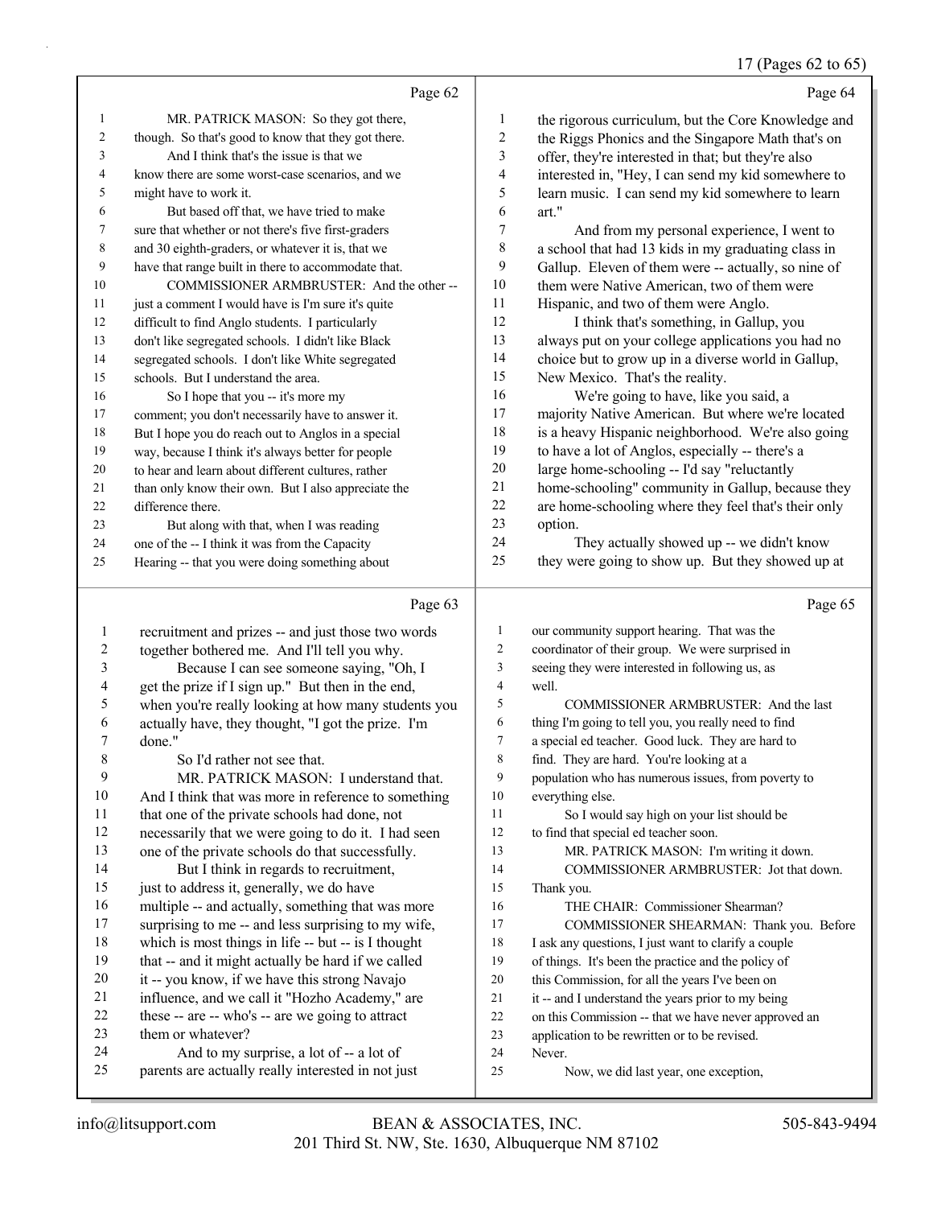Page 62

MR. PATRICK MASON: So they got there, though. So that's good to know that they got there.

And I think that's the issue is that we know there are some worst-case scenarios, and we might have to work it.

But based off that, we have tried to make sure that whether or not there's five first-graders and 30 eighth-graders, or whatever it is, that we have that range built in there to accommodate that.

COMMISSIONER ARMBRUSTER: And the other -- just a comment I would have is I'm sure it's quite difficult to find Anglo students. I particularly don't like segregated schools. I didn't like Black segregated schools. I don't like White segregated schools. But I understand the area.

So I hope that you -- it's more my comment; you don't necessarily have to answer it. But I hope you do reach out to Anglos in a special way, because I think it's always better for people to hear and learn about different cultures, rather than only know their own. But I also appreciate the difference there.

But along with that, when I was reading one of the -- I think it was from the Capacity Hearing -- that you were doing something about

Page 63

recruitment and prizes -- and just those two words together bothered me. And I'll tell you why.

Because I can see someone saying, "Oh, I get the prize if I sign up." But then in the end, when you're really looking at how many students you actually have, they thought, "I got the prize. I'm done."

So I'd rather not see that.

MR. PATRICK MASON: I understand that. And I think that was more in reference to something that one of the private schools had done, not necessarily that we were going to do it. I had seen one of the private schools do that successfully.

But I think in regards to recruitment, just to address it, generally, we do have multiple -- and actually, something that was more surprising to me -- and less surprising to my wife, which is most things in life -- but -- is I thought that -- and it might actually be hard if we called it -- you know, if we have this strong Navajo influence, and we call it "Hozho Academy," are these -- are -- who's -- are we going to attract them or whatever?

And to my surprise, a lot of -- a lot of parents are actually really interested in not just

Page 64

the rigorous curriculum, but the Core Knowledge and the Riggs Phonics and the Singapore Math that's on offer, they're interested in that; but they're also interested in, "Hey, I can send my kid somewhere to learn music. I can send my kid somewhere to learn art."

And from my personal experience, I went to a school that had 13 kids in my graduating class in Gallup. Eleven of them were -- actually, so nine of them were Native American, two of them were Hispanic, and two of them were Anglo.

I think that's something, in Gallup, you always put on your college applications you had no choice but to grow up in a diverse world in Gallup, New Mexico. That's the reality.

We're going to have, like you said, a majority Native American. But where we're located is a heavy Hispanic neighborhood. We're also going to have a lot of Anglos, especially -- there's a large home-schooling -- I'd say "reluctantly home-schooling" community in Gallup, because they are home-schooling where they feel that's their only option.

They actually showed up -- we didn't know they were going to show up. But they showed up at

Page 65

our community support hearing. That was the coordinator of their group. We were surprised in seeing they were interested in following us, as well.

COMMISSIONER ARMBRUSTER: And the last thing I'm going to tell you, you really need to find a special ed teacher. Good luck. They are hard to find. They are hard. You're looking at a population who has numerous issues, from poverty to everything else.

So I would say high on your list should be to find that special ed teacher soon.

MR. PATRICK MASON: I'm writing it down.

COMMISSIONER ARMBRUSTER: Jot that down. Thank you.

THE CHAIR: Commissioner Shearman?

COMMISSIONER SHEARMAN: Thank you. Before I ask any questions, I just want to clarify a couple of things. It's been the practice and the policy of this Commission, for all the years I've been on it -- and I understand the years prior to my being on this Commission -- that we have never approved an application to be rewritten or to be revised. Never.

Now, we did last year, one exception,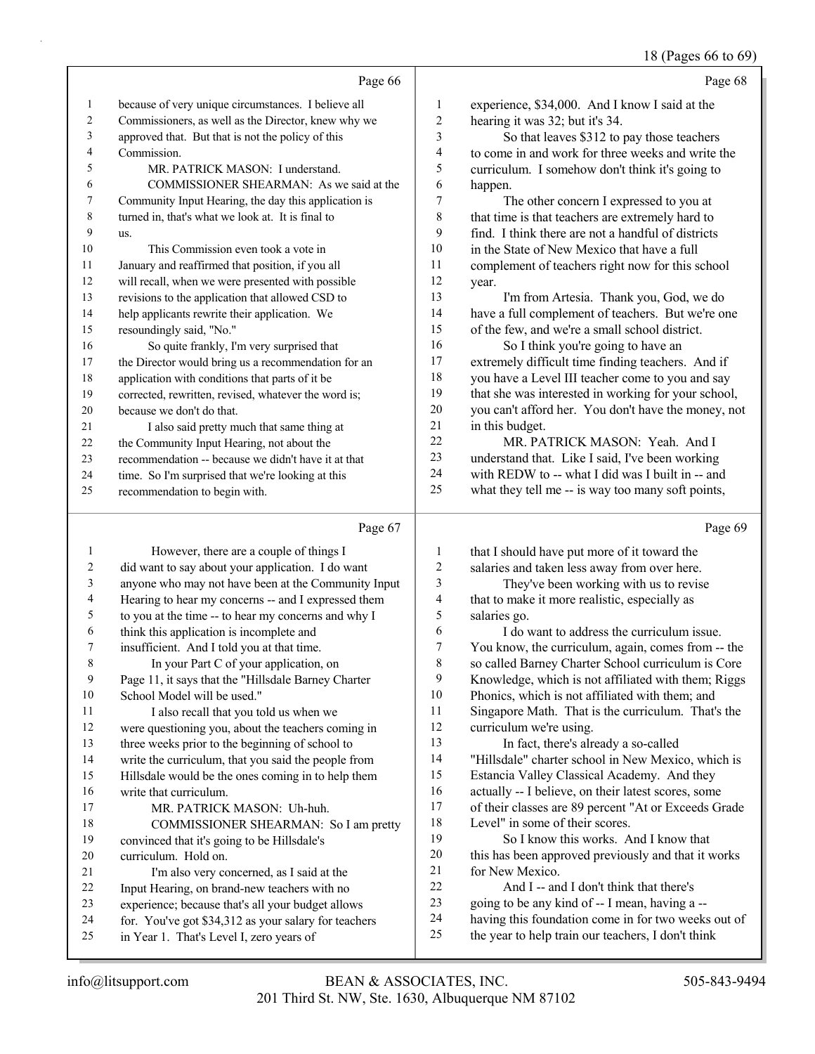Page 66

1 because of very unique circumstances. I believe all
2 Commissioners, as well as the Director, knew why we
3 approved that. But that is not the policy of this
4 Commission.
5 MR. PATRICK MASON: I understand.
6 COMMISSIONER SHEARMAN: As we said at the
7 Community Input Hearing, the day this application is
8 turned in, that's what we look at. It is final to
9 us.
10 This Commission even took a vote in
11 January and reaffirmed that position, if you all
12 will recall, when we were presented with possible
13 revisions to the application that allowed CSD to
14 help applicants rewrite their application. We
15 resoundingly said, "No."
16 So quite frankly, I'm very surprised that
17 the Director would bring us a recommendation for an
18 application with conditions that parts of it be
19 corrected, rewritten, revised, whatever the word is;
20 because we don't do that.
21 I also said pretty much that same thing at
22 the Community Input Hearing, not about the
23 recommendation -- because we didn't have it at that
24 time. So I'm surprised that we're looking at this
25 recommendation to begin with.

Page 67

1 However, there are a couple of things I
2 did want to say about your application. I do want
3 anyone who may not have been at the Community Input
4 Hearing to hear my concerns -- and I expressed them
5 to you at the time -- to hear my concerns and why I
6 think this application is incomplete and
7 insufficient. And I told you at that time.
8 In your Part C of your application, on
9 Page 11, it says that the "Hillsdale Barney Charter
10 School Model will be used."
11 I also recall that you told us when we
12 were questioning you, about the teachers coming in
13 three weeks prior to the beginning of school to
14 write the curriculum, that you said the people from
15 Hillsdale would be the ones coming in to help them
16 write that curriculum.
17 MR. PATRICK MASON: Uh-huh.
18 COMMISSIONER SHEARMAN: So I am pretty
19 convinced that it's going to be Hillsdale's
20 curriculum. Hold on.
21 I'm also very concerned, as I said at the
22 Input Hearing, on brand-new teachers with no
23 experience; because that's all your budget allows
24 for. You've got $34,312 as your salary for teachers
25 in Year 1. That's Level I, zero years of

Page 68

1 experience, $34,000. And I know I said at the
2 hearing it was 32; but it's 34.
3 So that leaves $312 to pay those teachers
4 to come in and work for three weeks and write the
5 curriculum. I somehow don't think it's going to
6 happen.
7 The other concern I expressed to you at
8 that time is that teachers are extremely hard to
9 find. I think there are not a handful of districts
10 in the State of New Mexico that have a full
11 complement of teachers right now for this school
12 year.
13 I'm from Artesia. Thank you, God, we do
14 have a full complement of teachers. But we're one
15 of the few, and we're a small school district.
16 So I think you're going to have an
17 extremely difficult time finding teachers. And if
18 you have a Level III teacher come to you and say
19 that she was interested in working for your school,
20 you can't afford her. You don't have the money, not
21 in this budget.
22 MR. PATRICK MASON: Yeah. And I
23 understand that. Like I said, I've been working
24 with REDW to -- what I did was I built in -- and
25 what they tell me -- is way too many soft points,

Page 69

1 that I should have put more of it toward the
2 salaries and taken less away from over here.
3 They've been working with us to revise
4 that to make it more realistic, especially as
5 salaries go.
6 I do want to address the curriculum issue.
7 You know, the curriculum, again, comes from -- the
8 so called Barney Charter School curriculum is Core
9 Knowledge, which is not affiliated with them; Riggs
10 Phonics, which is not affiliated with them; and
11 Singapore Math. That is the curriculum. That's the
12 curriculum we're using.
13 In fact, there's already a so-called
14 "Hillsdale" charter school in New Mexico, which is
15 Estancia Valley Classical Academy. And they
16 actually -- I believe, on their latest scores, some
17 of their classes are 89 percent "At or Exceeds Grade
18 Level" in some of their scores.
19 So I know this works. And I know that
20 this has been approved previously and that it works
21 for New Mexico.
22 And I -- and I don't think that there's
23 going to be any kind of -- I mean, having a --
24 having this foundation come in for two weeks out of
25 the year to help train our teachers, I don't think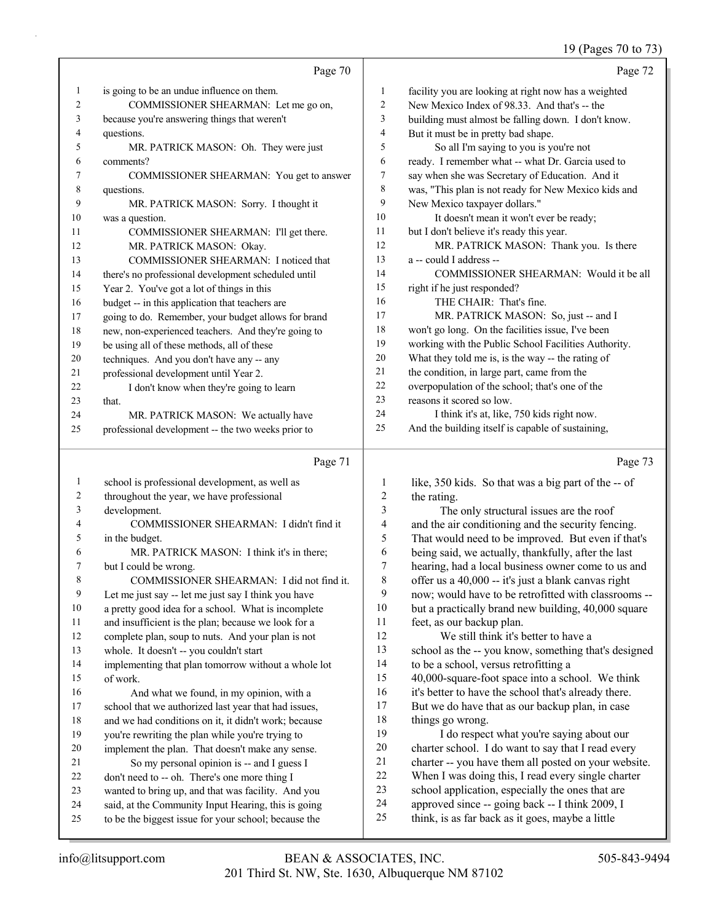Page 70

1 is going to be an undue influence on them.
2 COMMISSIONER SHEARMAN: Let me go on,
3 because you're answering things that weren't
4 questions.
5 MR. PATRICK MASON: Oh. They were just
6 comments?
7 COMMISSIONER SHEARMAN: You get to answer
8 questions.
9 MR. PATRICK MASON: Sorry. I thought it
10 was a question.
11 COMMISSIONER SHEARMAN: I'll get there.
12 MR. PATRICK MASON: Okay.
13 COMMISSIONER SHEARMAN: I noticed that
14 there's no professional development scheduled until
15 Year 2. You've got a lot of things in this
16 budget -- in this application that teachers are
17 going to do. Remember, your budget allows for brand
18 new, non-experienced teachers. And they're going to
19 be using all of these methods, all of these
20 techniques. And you don't have any -- any
21 professional development until Year 2.
22 I don't know when they're going to learn
23 that.
24 MR. PATRICK MASON: We actually have
25 professional development -- the two weeks prior to

Page 71

1 school is professional development, as well as
2 throughout the year, we have professional
3 development.
4 COMMISSIONER SHEARMAN: I didn't find it
5 in the budget.
6 MR. PATRICK MASON: I think it's in there;
7 but I could be wrong.
8 COMMISSIONER SHEARMAN: I did not find it.
9 Let me just say -- let me just say I think you have
10 a pretty good idea for a school. What is incomplete
11 and insufficient is the plan; because we look for a
12 complete plan, soup to nuts. And your plan is not
13 whole. It doesn't -- you couldn't start
14 implementing that plan tomorrow without a whole lot
15 of work.
16 And what we found, in my opinion, with a
17 school that we authorized last year that had issues,
18 and we had conditions on it, it didn't work; because
19 you're rewriting the plan while you're trying to
20 implement the plan. That doesn't make any sense.
21 So my personal opinion is -- and I guess I
22 don't need to -- oh. There's one more thing I
23 wanted to bring up, and that was facility. And you
24 said, at the Community Input Hearing, this is going
25 to be the biggest issue for your school; because the

Page 72

1 facility you are looking at right now has a weighted
2 New Mexico Index of 98.33. And that's -- the
3 building must almost be falling down. I don't know.
4 But it must be in pretty bad shape.
5 So all I'm saying to you is you're not
6 ready. I remember what -- what Dr. Garcia used to
7 say when she was Secretary of Education. And it
8 was, "This plan is not ready for New Mexico kids and
9 New Mexico taxpayer dollars."
10 It doesn't mean it won't ever be ready;
11 but I don't believe it's ready this year.
12 MR. PATRICK MASON: Thank you. Is there
13 a -- could I address --
14 COMMISSIONER SHEARMAN: Would it be all
15 right if he just responded?
16 THE CHAIR: That's fine.
17 MR. PATRICK MASON: So, just -- and I
18 won't go long. On the facilities issue, I've been
19 working with the Public School Facilities Authority.
20 What they told me is, is the way -- the rating of
21 the condition, in large part, came from the
22 overpopulation of the school; that's one of the
23 reasons it scored so low.
24 I think it's at, like, 750 kids right now.
25 And the building itself is capable of sustaining,

Page 73

1 like, 350 kids. So that was a big part of the -- of
2 the rating.
3 The only structural issues are the roof
4 and the air conditioning and the security fencing.
5 That would need to be improved. But even if that's
6 being said, we actually, thankfully, after the last
7 hearing, had a local business owner come to us and
8 offer us a 40,000 -- it's just a blank canvas right
9 now; would have to be retrofitted with classrooms --
10 but a practically brand new building, 40,000 square
11 feet, as our backup plan.
12 We still think it's better to have a
13 school as the -- you know, something that's designed
14 to be a school, versus retrofitting a
15 40,000-square-foot space into a school. We think
16 it's better to have the school that's already there.
17 But we do have that as our backup plan, in case
18 things go wrong.
19 I do respect what you're saying about our
20 charter school. I do want to say that I read every
21 charter -- you have them all posted on your website.
22 When I was doing this, I read every single charter
23 school application, especially the ones that are
24 approved since -- going back -- I think 2009, I
25 think, is as far back as it goes, maybe a little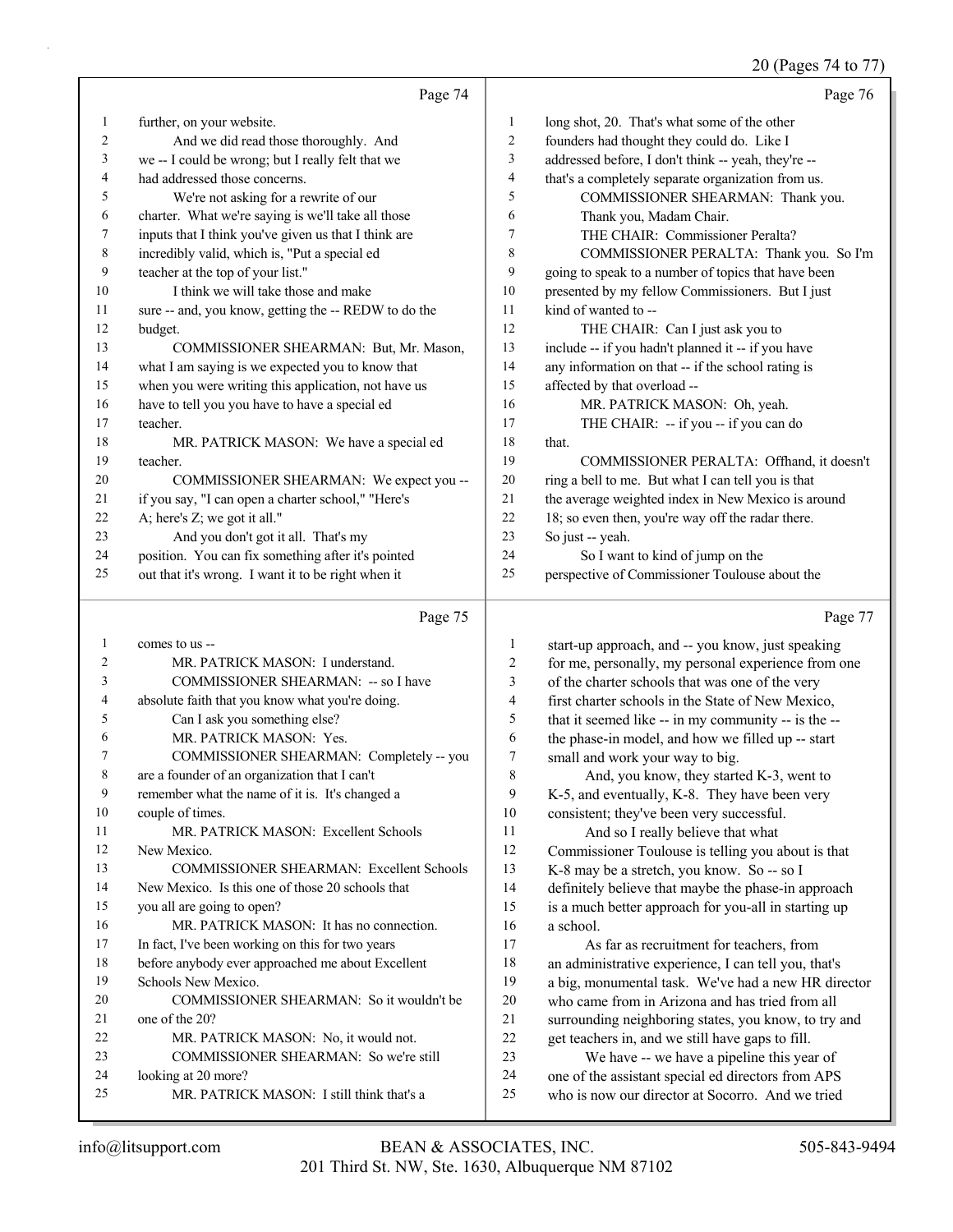Page 74

1 further, on your website.
2 And we did read those thoroughly. And
3 we -- I could be wrong; but I really felt that we
4 had addressed those concerns.
5 We're not asking for a rewrite of our
6 charter. What we're saying is we'll take all those
7 inputs that I think you've given us that I think are
8 incredibly valid, which is, "Put a special ed
9 teacher at the top of your list."
10 I think we will take those and make
11 sure -- and, you know, getting the -- REDW to do the
12 budget.
13 COMMISSIONER SHEARMAN: But, Mr. Mason,
14 what I am saying is we expected you to know that
15 when you were writing this application, not have us
16 have to tell you you have to have a special ed
17 teacher.
18 MR. PATRICK MASON: We have a special ed
19 teacher.
20 COMMISSIONER SHEARMAN: We expect you --
21 if you say, "I can open a charter school," "Here's
22 A; here's Z; we got it all."
23 And you don't got it all. That's my
24 position. You can fix something after it's pointed
25 out that it's wrong. I want it to be right when it

Page 75

1 comes to us --
2 MR. PATRICK MASON: I understand.
3 COMMISSIONER SHEARMAN: -- so I have
4 absolute faith that you know what you're doing.
5 Can I ask you something else?
6 MR. PATRICK MASON: Yes.
7 COMMISSIONER SHEARMAN: Completely -- you
8 are a founder of an organization that I can't
9 remember what the name of it is. It's changed a
10 couple of times.
11 MR. PATRICK MASON: Excellent Schools
12 New Mexico.
13 COMMISSIONER SHEARMAN: Excellent Schools
14 New Mexico. Is this one of those 20 schools that
15 you all are going to open?
16 MR. PATRICK MASON: It has no connection.
17 In fact, I've been working on this for two years
18 before anybody ever approached me about Excellent
19 Schools New Mexico.
20 COMMISSIONER SHEARMAN: So it wouldn't be
21 one of the 20?
22 MR. PATRICK MASON: No, it would not.
23 COMMISSIONER SHEARMAN: So we're still
24 looking at 20 more?
25 MR. PATRICK MASON: I still think that's a

Page 76

1 long shot, 20. That's what some of the other
2 founders had thought they could do. Like I
3 addressed before, I don't think -- yeah, they're --
4 that's a completely separate organization from us.
5 COMMISSIONER SHEARMAN: Thank you.
6 Thank you, Madam Chair.
7 THE CHAIR: Commissioner Peralta?
8 COMMISSIONER PERALTA: Thank you. So I'm
9 going to speak to a number of topics that have been
10 presented by my fellow Commissioners. But I just
11 kind of wanted to --
12 THE CHAIR: Can I just ask you to
13 include -- if you hadn't planned it -- if you have
14 any information on that -- if the school rating is
15 affected by that overload --
16 MR. PATRICK MASON: Oh, yeah.
17 THE CHAIR: -- if you -- if you can do
18 that.
19 COMMISSIONER PERALTA: Offhand, it doesn't
20 ring a bell to me. But what I can tell you is that
21 the average weighted index in New Mexico is around
22 18; so even then, you're way off the radar there.
23 So just -- yeah.
24 So I want to kind of jump on the
25 perspective of Commissioner Toulouse about the

Page 77

1 start-up approach, and -- you know, just speaking
2 for me, personally, my personal experience from one
3 of the charter schools that was one of the very
4 first charter schools in the State of New Mexico,
5 that it seemed like -- in my community -- is the --
6 the phase-in model, and how we filled up -- start
7 small and work your way to big.
8 And, you know, they started K-3, went to
9 K-5, and eventually, K-8. They have been very
10 consistent; they've been very successful.
11 And so I really believe that what
12 Commissioner Toulouse is telling you about is that
13 K-8 may be a stretch, you know. So -- so I
14 definitely believe that maybe the phase-in approach
15 is a much better approach for you-all in starting up
16 a school.
17 As far as recruitment for teachers, from
18 an administrative experience, I can tell you, that's
19 a big, monumental task. We've had a new HR director
20 who came from in Arizona and has tried from all
21 surrounding neighboring states, you know, to try and
22 get teachers in, and we still have gaps to fill.
23 We have -- we have a pipeline this year of
24 one of the assistant special ed directors from APS
25 who is now our director at Socorro. And we tried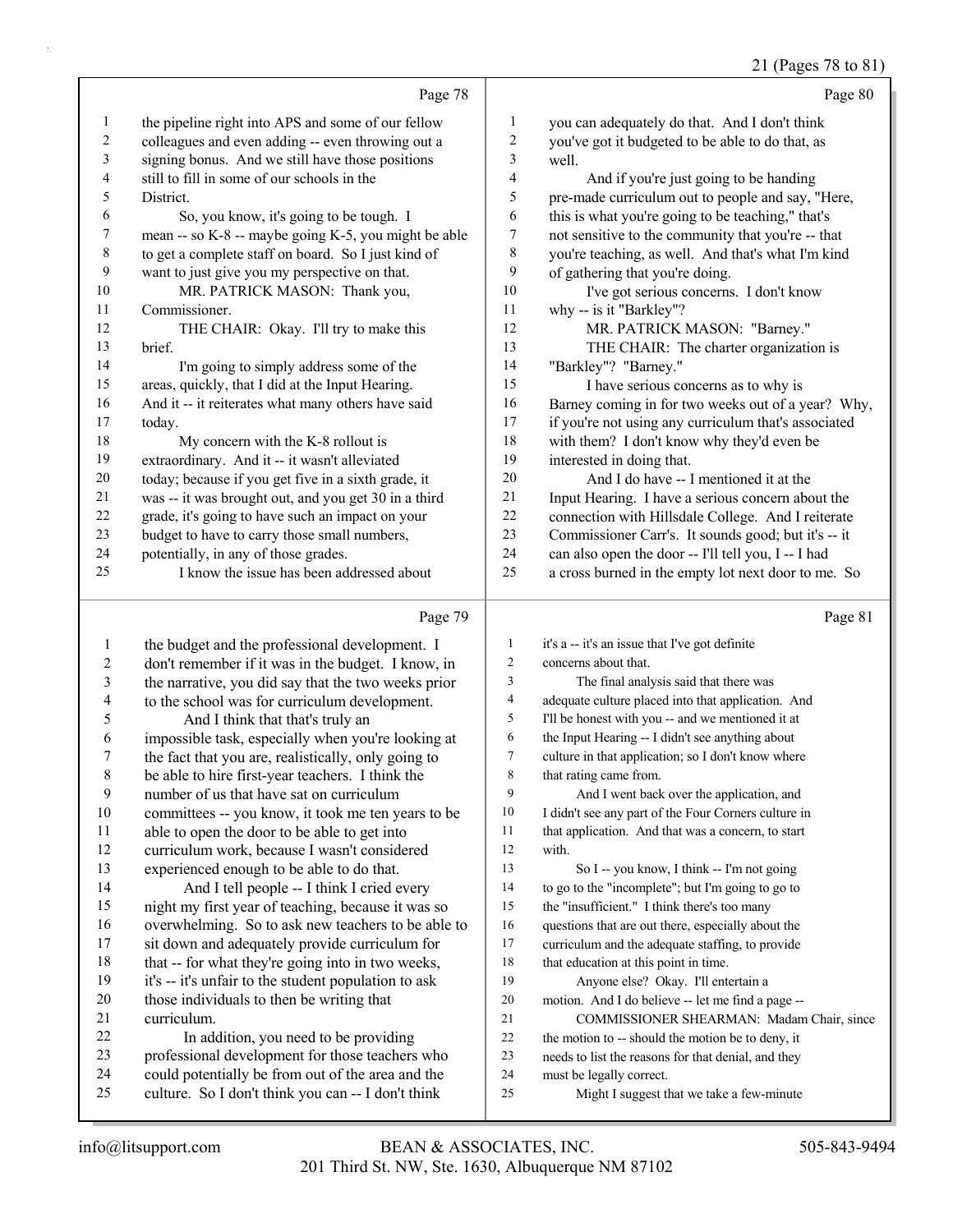Page 78

1 the pipeline right into APS and some of our fellow
2 colleagues and even adding -- even throwing out a
3 signing bonus. And we still have those positions
4 still to fill in some of our schools in the
5 District.
6 So, you know, it's going to be tough. I
7 mean -- so K-8 -- maybe going K-5, you might be able
8 to get a complete staff on board. So I just kind of
9 want to just give you my perspective on that.
10 MR. PATRICK MASON: Thank you,
11 Commissioner.
12 THE CHAIR: Okay. I'll try to make this
13 brief.
14 I'm going to simply address some of the
15 areas, quickly, that I did at the Input Hearing.
16 And it -- it reiterates what many others have said
17 today.
18 My concern with the K-8 rollout is
19 extraordinary. And it -- it wasn't alleviated
20 today; because if you get five in a sixth grade, it
21 was -- it was brought out, and you get 30 in a third
22 grade, it's going to have such an impact on your
23 budget to have to carry those small numbers,
24 potentially, in any of those grades.
25 I know the issue has been addressed about

Page 79

1 the budget and the professional development. I
2 don't remember if it was in the budget. I know, in
3 the narrative, you did say that the two weeks prior
4 to the school was for curriculum development.
5 And I think that that's truly an
6 impossible task, especially when you're looking at
7 the fact that you are, realistically, only going to
8 be able to hire first-year teachers. I think the
9 number of us that have sat on curriculum
10 committees -- you know, it took me ten years to be
11 able to open the door to be able to get into
12 curriculum work, because I wasn't considered
13 experienced enough to be able to do that.
14 And I tell people -- I think I cried every
15 night my first year of teaching, because it was so
16 overwhelming. So to ask new teachers to be able to
17 sit down and adequately provide curriculum for
18 that -- for what they're going into in two weeks,
19 it's -- it's unfair to the student population to ask
20 those individuals to then be writing that
21 curriculum.
22 In addition, you need to be providing
23 professional development for those teachers who
24 could potentially be from out of the area and the
25 culture. So I don't think you can -- I don't think

Page 80

1 you can adequately do that. And I don't think
2 you've got it budgeted to be able to do that, as
3 well.
4 And if you're just going to be handing
5 pre-made curriculum out to people and say, "Here,
6 this is what you're going to be teaching," that's
7 not sensitive to the community that you're -- that
8 you're teaching, as well. And that's what I'm kind
9 of gathering that you're doing.
10 I've got serious concerns. I don't know
11 why -- is it "Barkley"?
12 MR. PATRICK MASON: "Barney."
13 THE CHAIR: The charter organization is
14 "Barkley"? "Barney."
15 I have serious concerns as to why is
16 Barney coming in for two weeks out of a year? Why,
17 if you're not using any curriculum that's associated
18 with them? I don't know why they'd even be
19 interested in doing that.
20 And I do have -- I mentioned it at the
21 Input Hearing. I have a serious concern about the
22 connection with Hillsdale College. And I reiterate
23 Commissioner Carr's. It sounds good; but it's -- it
24 can also open the door -- I'll tell you, I -- I had
25 a cross burned in the empty lot next door to me. So

Page 81

1 it's a -- it's an issue that I've got definite
2 concerns about that.
3 The final analysis said that there was
4 adequate culture placed into that application. And
5 I'll be honest with you -- and we mentioned it at
6 the Input Hearing -- I didn't see anything about
7 culture in that application; so I don't know where
8 that rating came from.
9 And I went back over the application, and
10 I didn't see any part of the Four Corners culture in
11 that application. And that was a concern, to start
12 with.
13 So I -- you know, I think -- I'm not going
14 to go to the "incomplete"; but I'm going to go to
15 the "insufficient." I think there's too many
16 questions that are out there, especially about the
17 curriculum and the adequate staffing, to provide
18 that education at this point in time.
19 Anyone else? Okay. I'll entertain a
20 motion. And I do believe -- let me find a page --
21 COMMISSIONER SHEARMAN: Madam Chair, since
22 the motion to -- should the motion be to deny, it
23 needs to list the reasons for that denial, and they
24 must be legally correct.
25 Might I suggest that we take a few-minute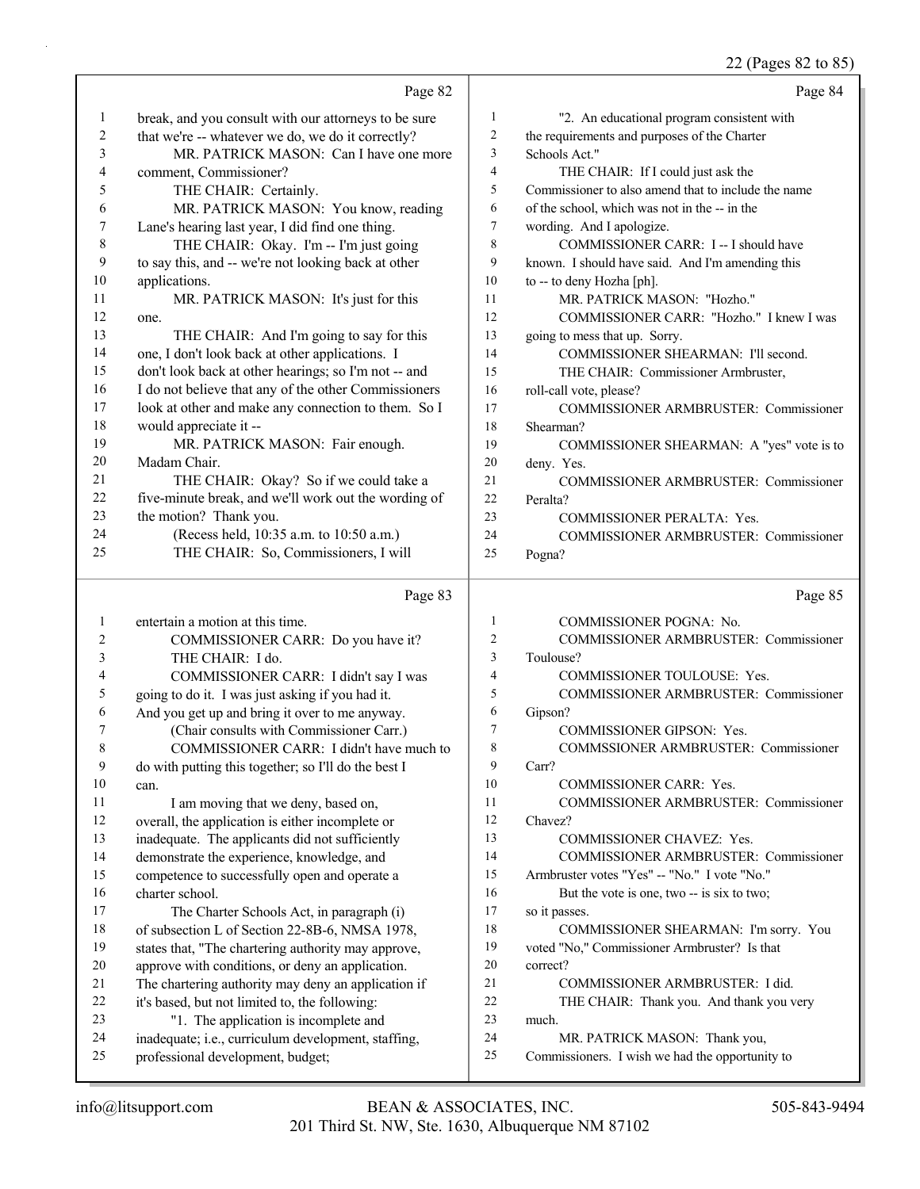Page 82

1 break, and you consult with our attorneys to be sure
2 that we're -- whatever we do, we do it correctly?
3 MR. PATRICK MASON: Can I have one more
4 comment, Commissioner?
5 THE CHAIR: Certainly.
6 MR. PATRICK MASON: You know, reading
7 Lane's hearing last year, I did find one thing.
8 THE CHAIR: Okay. I'm -- I'm just going
9 to say this, and -- we're not looking back at other
10 applications.
11 MR. PATRICK MASON: It's just for this
12 one.
13 THE CHAIR: And I'm going to say for this
14 one, I don't look back at other applications. I
15 don't look back at other hearings; so I'm not -- and
16 I do not believe that any of the other Commissioners
17 look at other and make any connection to them. So I
18 would appreciate it --
19 MR. PATRICK MASON: Fair enough.
20 Madam Chair.
21 THE CHAIR: Okay? So if we could take a
22 five-minute break, and we'll work out the wording of
23 the motion? Thank you.
24 (Recess held, 10:35 a.m. to 10:50 a.m.)
25 THE CHAIR: So, Commissioners, I will

Page 83

1 entertain a motion at this time.
2 COMMISSIONER CARR: Do you have it?
3 THE CHAIR: I do.
4 COMMISSIONER CARR: I didn't say I was
5 going to do it. I was just asking if you had it.
6 And you get up and bring it over to me anyway.
7 (Chair consults with Commissioner Carr.)
8 COMMISSIONER CARR: I didn't have much to
9 do with putting this together; so I'll do the best I
10 can.
11 I am moving that we deny, based on,
12 overall, the application is either incomplete or
13 inadequate. The applicants did not sufficiently
14 demonstrate the experience, knowledge, and
15 competence to successfully open and operate a
16 charter school.
17 The Charter Schools Act, in paragraph (i)
18 of subsection L of Section 22-8B-6, NMSA 1978,
19 states that, "The chartering authority may approve,
20 approve with conditions, or deny an application.
21 The chartering authority may deny an application if
22 it's based, but not limited to, the following:
23 "1. The application is incomplete and
24 inadequate; i.e., curriculum development, staffing,
25 professional development, budget;

Page 84

1 "2. An educational program consistent with
2 the requirements and purposes of the Charter
3 Schools Act."
4 THE CHAIR: If I could just ask the
5 Commissioner to also amend that to include the name
6 of the school, which was not in the -- in the
7 wording. And I apologize.
8 COMMISSIONER CARR: I -- I should have
9 known. I should have said. And I'm amending this
10 to -- to deny Hozha [ph].
11 MR. PATRICK MASON: "Hozho."
12 COMMISSIONER CARR: "Hozho." I knew I was
13 going to mess that up. Sorry.
14 COMMISSIONER SHEARMAN: I'll second.
15 THE CHAIR: Commissioner Armbruster,
16 roll-call vote, please?
17 COMMISSIONER ARMBRUSTER: Commissioner
18 Shearman?
19 COMMISSIONER SHEARMAN: A "yes" vote is to
20 deny. Yes.
21 COMMISSIONER ARMBRUSTER: Commissioner
22 Peralta?
23 COMMISSIONER PERALTA: Yes.
24 COMMISSIONER ARMBRUSTER: Commissioner
25 Pogna?

Page 85

1 COMMISSIONER POGNA: No.
2 COMMISSIONER ARMBRUSTER: Commissioner
3 Toulouse?
4 COMMISSIONER TOULOUSE: Yes.
5 COMMISSIONER ARMBRUSTER: Commissioner
6 Gipson?
7 COMMISSIONER GIPSON: Yes.
8 COMMSSIONER ARMBRUSTER: Commissioner
9 Carr?
10 COMMISSIONER CARR: Yes.
11 COMMISSIONER ARMBRUSTER: Commissioner
12 Chavez?
13 COMMISSIONER CHAVEZ: Yes.
14 COMMISSIONER ARMBRUSTER: Commissioner
15 Armbruster votes "Yes" -- "No." I vote "No."
16 But the vote is one, two -- is six to two;
17 so it passes.
18 COMMISSIONER SHEARMAN: I'm sorry. You
19 voted "No," Commissioner Armbruster? Is that
20 correct?
21 COMMISSIONER ARMBRUSTER: I did.
22 THE CHAIR: Thank you. And thank you very
23 much.
24 MR. PATRICK MASON: Thank you,
25 Commissioners. I wish we had the opportunity to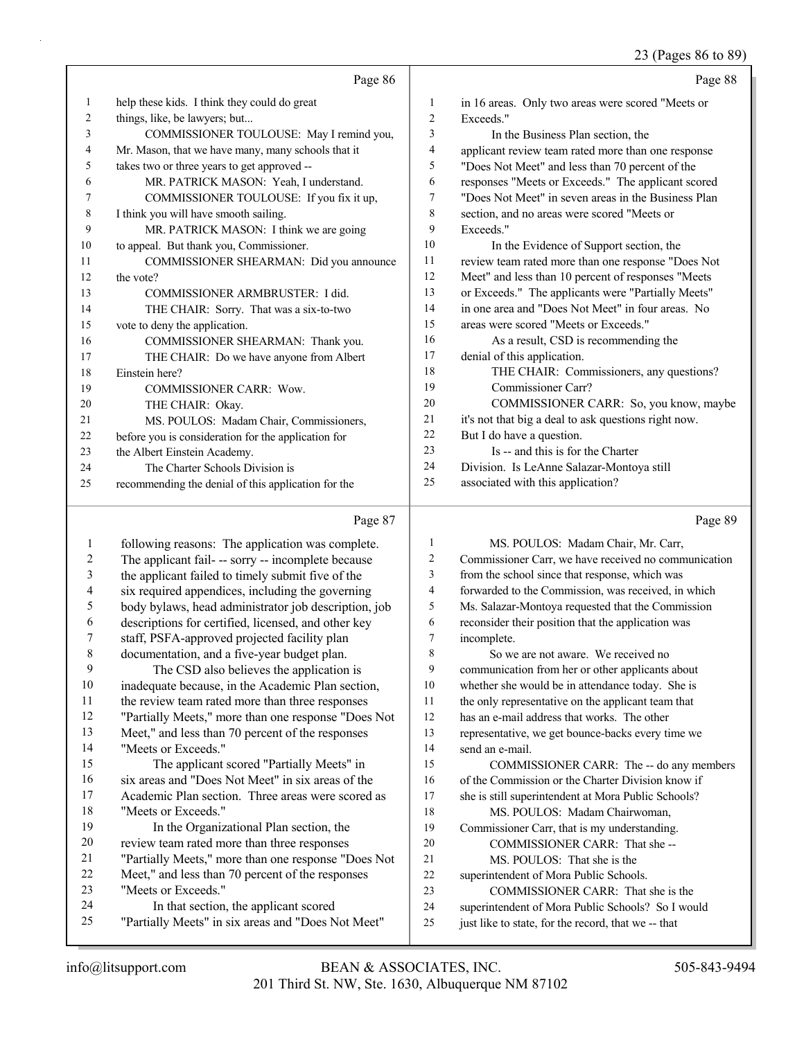Page 86

1 help these kids. I think they could do great
2 things, like, be lawyers; but...
3 COMMISSIONER TOULOUSE: May I remind you,
4 Mr. Mason, that we have many, many schools that it
5 takes two or three years to get approved --
6 MR. PATRICK MASON: Yeah, I understand.
7 COMMISSIONER TOULOUSE: If you fix it up,
8 I think you will have smooth sailing.
9 MR. PATRICK MASON: I think we are going
10 to appeal. But thank you, Commissioner.
11 COMMISSIONER SHEARMAN: Did you announce
12 the vote?
13 COMMISSIONER ARMBRUSTER: I did.
14 THE CHAIR: Sorry. That was a six-to-two
15 vote to deny the application.
16 COMMISSIONER SHEARMAN: Thank you.
17 THE CHAIR: Do we have anyone from Albert
18 Einstein here?
19 COMMISSIONER CARR: Wow.
20 THE CHAIR: Okay.
21 MS. POULOS: Madam Chair, Commissioners,
22 before you is consideration for the application for
23 the Albert Einstein Academy.
24 The Charter Schools Division is
25 recommending the denial of this application for the

Page 87

1 following reasons: The application was complete.
2 The applicant fail- -- sorry -- incomplete because
3 the applicant failed to timely submit five of the
4 six required appendices, including the governing
5 body bylaws, head administrator job description, job
6 descriptions for certified, licensed, and other key
7 staff, PSFA-approved projected facility plan
8 documentation, and a five-year budget plan.
9 The CSD also believes the application is
10 inadequate because, in the Academic Plan section,
11 the review team rated more than three responses
12 "Partially Meets," more than one response "Does Not
13 Meet," and less than 70 percent of the responses
14 "Meets or Exceeds."
15 The applicant scored "Partially Meets" in
16 six areas and "Does Not Meet" in six areas of the
17 Academic Plan section. Three areas were scored as
18 "Meets or Exceeds."
19 In the Organizational Plan section, the
20 review team rated more than three responses
21 "Partially Meets," more than one response "Does Not
22 Meet," and less than 70 percent of the responses
23 "Meets or Exceeds."
24 In that section, the applicant scored
25 "Partially Meets" in six areas and "Does Not Meet"

Page 88

1 in 16 areas. Only two areas were scored "Meets or
2 Exceeds."
3 In the Business Plan section, the
4 applicant review team rated more than one response
5 "Does Not Meet" and less than 70 percent of the
6 responses "Meets or Exceeds." The applicant scored
7 "Does Not Meet" in seven areas in the Business Plan
8 section, and no areas were scored "Meets or
9 Exceeds."
10 In the Evidence of Support section, the
11 review team rated more than one response "Does Not
12 Meet" and less than 10 percent of responses "Meets
13 or Exceeds." The applicants were "Partially Meets"
14 in one area and "Does Not Meet" in four areas. No
15 areas were scored "Meets or Exceeds."
16 As a result, CSD is recommending the
17 denial of this application.
18 THE CHAIR: Commissioners, any questions?
19 Commissioner Carr?
20 COMMISSIONER CARR: So, you know, maybe
21 it's not that big a deal to ask questions right now.
22 But I do have a question.
23 Is -- and this is for the Charter
24 Division. Is LeAnne Salazar-Montoya still
25 associated with this application?

Page 89

1 MS. POULOS: Madam Chair, Mr. Carr,
2 Commissioner Carr, we have received no communication
3 from the school since that response, which was
4 forwarded to the Commission, was received, in which
5 Ms. Salazar-Montoya requested that the Commission
6 reconsider their position that the application was
7 incomplete.
8 So we are not aware. We received no
9 communication from her or other applicants about
10 whether she would be in attendance today. She is
11 the only representative on the applicant team that
12 has an e-mail address that works. The other
13 representative, we get bounce-backs every time we
14 send an e-mail.
15 COMMISSIONER CARR: The -- do any members
16 of the Commission or the Charter Division know if
17 she is still superintendent at Mora Public Schools?
18 MS. POULOS: Madam Chairwoman,
19 Commissioner Carr, that is my understanding.
20 COMMISSIONER CARR: That she --
21 MS. POULOS: That she is the
22 superintendent of Mora Public Schools.
23 COMMISSIONER CARR: That she is the
24 superintendent of Mora Public Schools? So I would
25 just like to state, for the record, that we -- that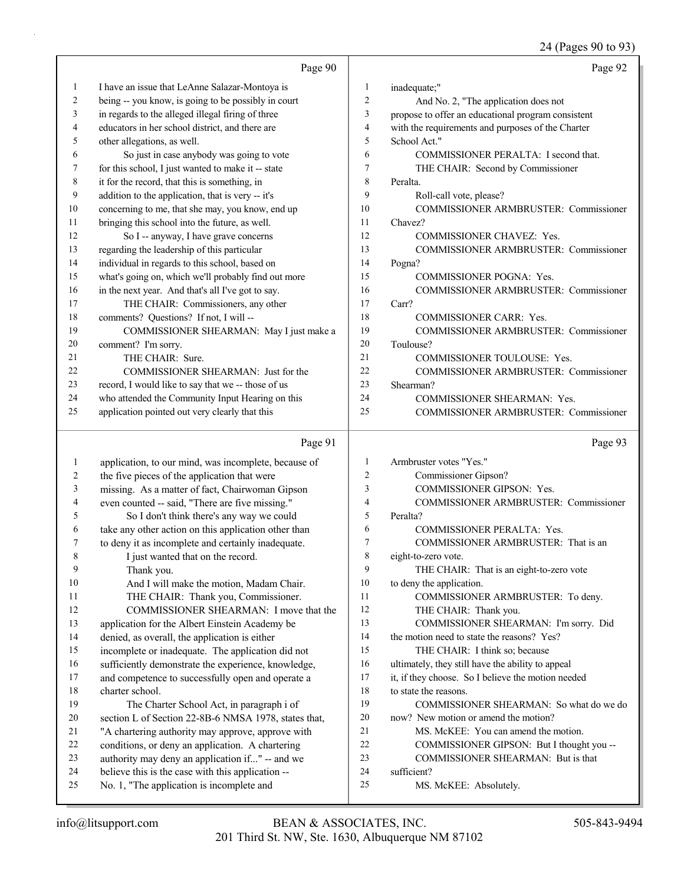Page 90

1 I have an issue that LeAnne Salazar-Montoya is
2 being -- you know, is going to be possibly in court
3 in regards to the alleged illegal firing of three
4 educators in her school district, and there are
5 other allegations, as well.
6 So just in case anybody was going to vote
7 for this school, I just wanted to make it -- state
8 it for the record, that this is something, in
9 addition to the application, that is very -- it's
10 concerning to me, that she may, you know, end up
11 bringing this school into the future, as well.
12 So I -- anyway, I have grave concerns
13 regarding the leadership of this particular
14 individual in regards to this school, based on
15 what's going on, which we'll probably find out more
16 in the next year. And that's all I've got to say.
17 THE CHAIR: Commissioners, any other
18 comments? Questions? If not, I will --
19 COMMISSIONER SHEARMAN: May I just make a
20 comment? I'm sorry.
21 THE CHAIR: Sure.
22 COMMISSIONER SHEARMAN: Just for the
23 record, I would like to say that we -- those of us
24 who attended the Community Input Hearing on this
25 application pointed out very clearly that this

Page 91

1 application, to our mind, was incomplete, because of
2 the five pieces of the application that were
3 missing. As a matter of fact, Chairwoman Gipson
4 even counted -- said, "There are five missing."
5 So I don't think there's any way we could
6 take any other action on this application other than
7 to deny it as incomplete and certainly inadequate.
8 I just wanted that on the record.
9 Thank you.
10 And I will make the motion, Madam Chair.
11 THE CHAIR: Thank you, Commissioner.
12 COMMISSIONER SHEARMAN: I move that the
13 application for the Albert Einstein Academy be
14 denied, as overall, the application is either
15 incomplete or inadequate. The application did not
16 sufficiently demonstrate the experience, knowledge,
17 and competence to successfully open and operate a
18 charter school.
19 The Charter School Act, in paragraph i of
20 section L of Section 22-8B-6 NMSA 1978, states that,
21 "A chartering authority may approve, approve with
22 conditions, or deny an application. A chartering
23 authority may deny an application if..." -- and we
24 believe this is the case with this application --
25 No. 1, "The application is incomplete and

Page 92

1 inadequate;"
2 And No. 2, "The application does not
3 propose to offer an educational program consistent
4 with the requirements and purposes of the Charter
5 School Act."
6 COMMISSIONER PERALTA: I second that.
7 THE CHAIR: Second by Commissioner
8 Peralta.
9 Roll-call vote, please?
10 COMMISSIONER ARMBRUSTER: Commissioner
11 Chavez?
12 COMMISSIONER CHAVEZ: Yes.
13 COMMISSIONER ARMBRUSTER: Commissioner
14 Pogna?
15 COMMISSIONER POGNA: Yes.
16 COMMISSIONER ARMBRUSTER: Commissioner
17 Carr?
18 COMMISSIONER CARR: Yes.
19 COMMISSIONER ARMBRUSTER: Commissioner
20 Toulouse?
21 COMMISSIONER TOULOUSE: Yes.
22 COMMISSIONER ARMBRUSTER: Commissioner
23 Shearman?
24 COMMISSIONER SHEARMAN: Yes.
25 COMMISSIONER ARMBRUSTER: Commissioner

Page 93

1 Armbruster votes "Yes."
2 Commissioner Gipson?
3 COMMISSIONER GIPSON: Yes.
4 COMMISSIONER ARMBRUSTER: Commissioner
5 Peralta?
6 COMMISSIONER PERALTA: Yes.
7 COMMISSIONER ARMBRUSTER: That is an
8 eight-to-zero vote.
9 THE CHAIR: That is an eight-to-zero vote
10 to deny the application.
11 COMMISSIONER ARMBRUSTER: To deny.
12 THE CHAIR: Thank you.
13 COMMISSIONER SHEARMAN: I'm sorry. Did
14 the motion need to state the reasons? Yes?
15 THE CHAIR: I think so; because
16 ultimately, they still have the ability to appeal
17 it, if they choose. So I believe the motion needed
18 to state the reasons.
19 COMMISSIONER SHEARMAN: So what do we do
20 now? New motion or amend the motion?
21 MS. McKEE: You can amend the motion.
22 COMMISSIONER GIPSON: But I thought you --
23 COMMISSIONER SHEARMAN: But is that
24 sufficient?
25 MS. McKEE: Absolutely.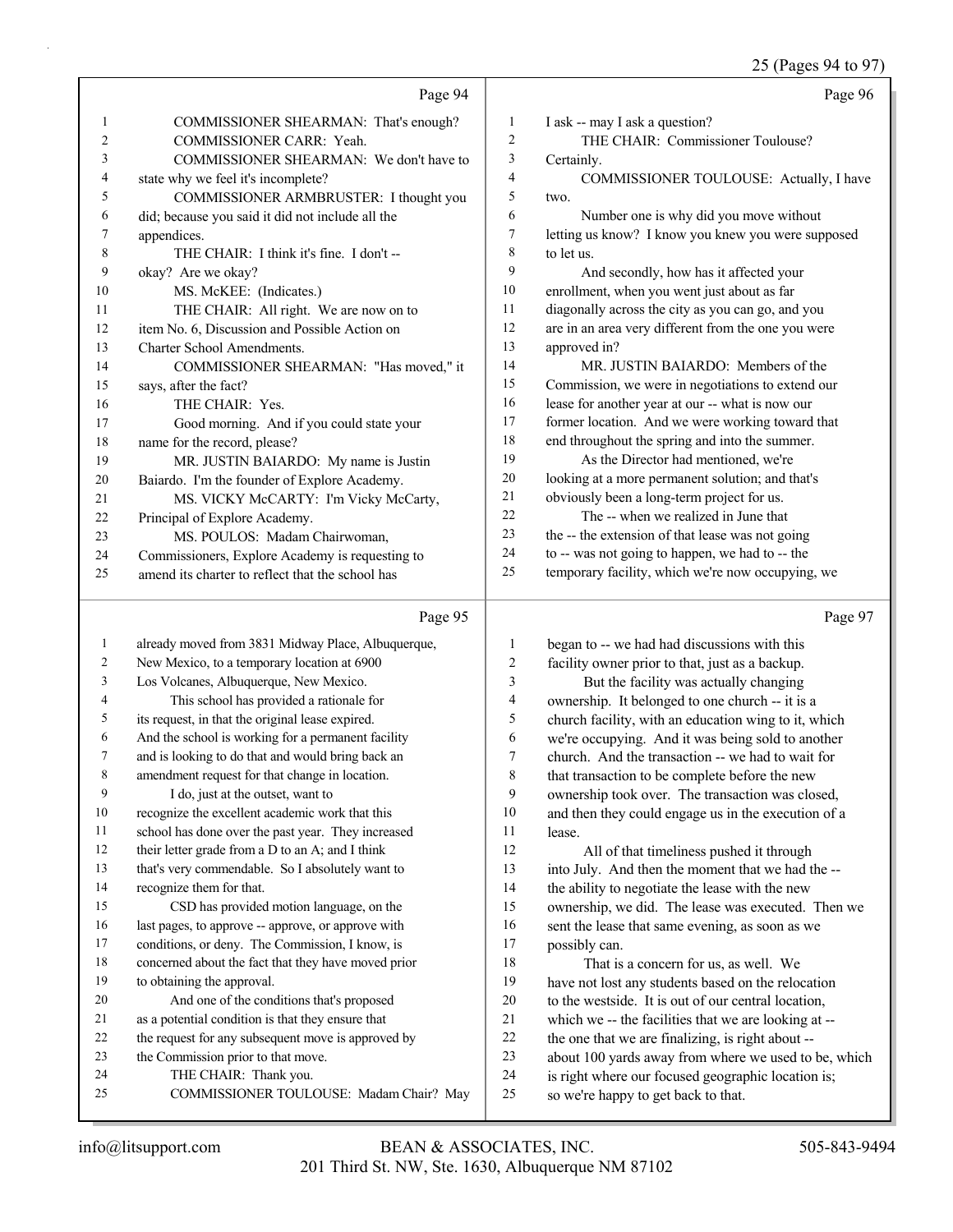Page 94

1 COMMISSIONER SHEARMAN: That's enough?
2 COMMISSIONER CARR: Yeah.
3 COMMISSIONER SHEARMAN: We don't have to
4 state why we feel it's incomplete?
5 COMMISSIONER ARMBRUSTER: I thought you
6 did; because you said it did not include all the
7 appendices.
8 THE CHAIR: I think it's fine. I don't --
9 okay? Are we okay?
10 MS. McKEE: (Indicates.)
11 THE CHAIR: All right. We are now on to
12 item No. 6, Discussion and Possible Action on
13 Charter School Amendments.
14 COMMISSIONER SHEARMAN: "Has moved," it
15 says, after the fact?
16 THE CHAIR: Yes.
17 Good morning. And if you could state your
18 name for the record, please?
19 MR. JUSTIN BAIARDO: My name is Justin
20 Baiardo. I'm the founder of Explore Academy.
21 MS. VICKY McCARTY: I'm Vicky McCarty,
22 Principal of Explore Academy.
23 MS. POULOS: Madam Chairwoman,
24 Commissioners, Explore Academy is requesting to
25 amend its charter to reflect that the school has

Page 95

1 already moved from 3831 Midway Place, Albuquerque,
2 New Mexico, to a temporary location at 6900
3 Los Volcanes, Albuquerque, New Mexico.
4 This school has provided a rationale for
5 its request, in that the original lease expired.
6 And the school is working for a permanent facility
7 and is looking to do that and would bring back an
8 amendment request for that change in location.
9 I do, just at the outset, want to
10 recognize the excellent academic work that this
11 school has done over the past year. They increased
12 their letter grade from a D to an A; and I think
13 that's very commendable. So I absolutely want to
14 recognize them for that.
15 CSD has provided motion language, on the
16 last pages, to approve -- approve, or approve with
17 conditions, or deny. The Commission, I know, is
18 concerned about the fact that they have moved prior
19 to obtaining the approval.
20 And one of the conditions that's proposed
21 as a potential condition is that they ensure that
22 the request for any subsequent move is approved by
23 the Commission prior to that move.
24 THE CHAIR: Thank you.
25 COMMISSIONER TOULOUSE: Madam Chair? May

Page 96

1 I ask -- may I ask a question?
2 THE CHAIR: Commissioner Toulouse?
3 Certainly.
4 COMMISSIONER TOULOUSE: Actually, I have
5 two.
6 Number one is why did you move without
7 letting us know? I know you knew you were supposed
8 to let us.
9 And secondly, how has it affected your
10 enrollment, when you went just about as far
11 diagonally across the city as you can go, and you
12 are in an area very different from the one you were
13 approved in?
14 MR. JUSTIN BAIARDO: Members of the
15 Commission, we were in negotiations to extend our
16 lease for another year at our -- what is now our
17 former location. And we were working toward that
18 end throughout the spring and into the summer.
19 As the Director had mentioned, we're
20 looking at a more permanent solution; and that's
21 obviously been a long-term project for us.
22 The -- when we realized in June that
23 the -- the extension of that lease was not going
24 to -- was not going to happen, we had to -- the
25 temporary facility, which we're now occupying, we

Page 97

1 began to -- we had had discussions with this
2 facility owner prior to that, just as a backup.
3 But the facility was actually changing
4 ownership. It belonged to one church -- it is a
5 church facility, with an education wing to it, which
6 we're occupying. And it was being sold to another
7 church. And the transaction -- we had to wait for
8 that transaction to be complete before the new
9 ownership took over. The transaction was closed,
10 and then they could engage us in the execution of a
11 lease.
12 All of that timeliness pushed it through
13 into July. And then the moment that we had the --
14 the ability to negotiate the lease with the new
15 ownership, we did. The lease was executed. Then we
16 sent the lease that same evening, as soon as we
17 possibly can.
18 That is a concern for us, as well. We
19 have not lost any students based on the relocation
20 to the westside. It is out of our central location,
21 which we -- the facilities that we are looking at --
22 the one that we are finalizing, is right about --
23 about 100 yards away from where we used to be, which
24 is right where our focused geographic location is;
25 so we're happy to get back to that.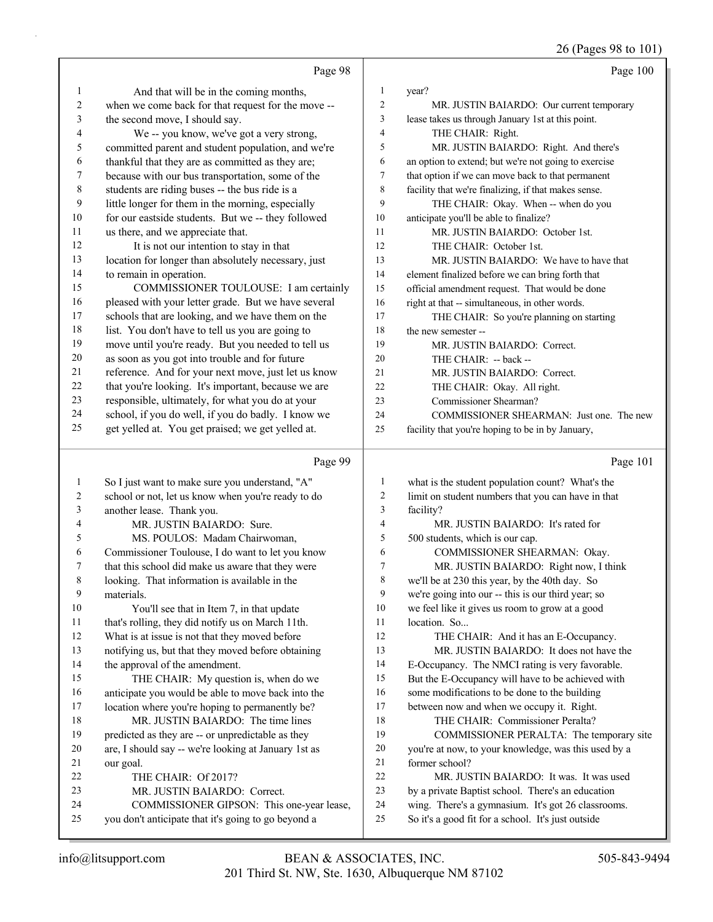Page 98

1 And that will be in the coming months,
2 when we come back for that request for the move --
3 the second move, I should say.
4 We -- you know, we've got a very strong,
5 committed parent and student population, and we're
6 thankful that they are as committed as they are;
7 because with our bus transportation, some of the
8 students are riding buses -- the bus ride is a
9 little longer for them in the morning, especially
10 for our eastside students. But we -- they followed
11 us there, and we appreciate that.
12 It is not our intention to stay in that
13 location for longer than absolutely necessary, just
14 to remain in operation.
15 COMMISSIONER TOULOUSE: I am certainly
16 pleased with your letter grade. But we have several
17 schools that are looking, and we have them on the
18 list. You don't have to tell us you are going to
19 move until you're ready. But you needed to tell us
20 as soon as you got into trouble and for future
21 reference. And for your next move, just let us know
22 that you're looking. It's important, because we are
23 responsible, ultimately, for what you do at your
24 school, if you do well, if you do badly. I know we
25 get yelled at. You get praised; we get yelled at.

Page 99

1 So I just want to make sure you understand, "A"
2 school or not, let us know when you're ready to do
3 another lease. Thank you.
4 MR. JUSTIN BAIARDO: Sure.
5 MS. POULOS: Madam Chairwoman,
6 Commissioner Toulouse, I do want to let you know
7 that this school did make us aware that they were
8 looking. That information is available in the
9 materials.
10 You'll see that in Item 7, in that update
11 that's rolling, they did notify us on March 11th.
12 What is at issue is not that they moved before
13 notifying us, but that they moved before obtaining
14 the approval of the amendment.
15 THE CHAIR: My question is, when do we
16 anticipate you would be able to move back into the
17 location where you're hoping to permanently be?
18 MR. JUSTIN BAIARDO: The time lines
19 predicted as they are -- or unpredictable as they
20 are, I should say -- we're looking at January 1st as
21 our goal.
22 THE CHAIR: Of 2017?
23 MR. JUSTIN BAIARDO: Correct.
24 COMMISSIONER GIPSON: This one-year lease,
25 you don't anticipate that it's going to go beyond a

Page 100

1 year?
2 MR. JUSTIN BAIARDO: Our current temporary
3 lease takes us through January 1st at this point.
4 THE CHAIR: Right.
5 MR. JUSTIN BAIARDO: Right. And there's
6 an option to extend; but we're not going to exercise
7 that option if we can move back to that permanent
8 facility that we're finalizing, if that makes sense.
9 THE CHAIR: Okay. When -- when do you
10 anticipate you'll be able to finalize?
11 MR. JUSTIN BAIARDO: October 1st.
12 THE CHAIR: October 1st.
13 MR. JUSTIN BAIARDO: We have to have that
14 element finalized before we can bring forth that
15 official amendment request. That would be done
16 right at that -- simultaneous, in other words.
17 THE CHAIR: So you're planning on starting
18 the new semester --
19 MR. JUSTIN BAIARDO: Correct.
20 THE CHAIR: -- back --
21 MR. JUSTIN BAIARDO: Correct.
22 THE CHAIR: Okay. All right.
23 Commissioner Shearman?
24 COMMISSIONER SHEARMAN: Just one. The new
25 facility that you're hoping to be in by January,

Page 101

1 what is the student population count? What's the
2 limit on student numbers that you can have in that
3 facility?
4 MR. JUSTIN BAIARDO: It's rated for
5 500 students, which is our cap.
6 COMMISSIONER SHEARMAN: Okay.
7 MR. JUSTIN BAIARDO: Right now, I think
8 we'll be at 230 this year, by the 40th day. So
9 we're going into our -- this is our third year; so
10 we feel like it gives us room to grow at a good
11 location. So...
12 THE CHAIR: And it has an E-Occupancy.
13 MR. JUSTIN BAIARDO: It does not have the
14 E-Occupancy. The NMCI rating is very favorable.
15 But the E-Occupancy will have to be achieved with
16 some modifications to be done to the building
17 between now and when we occupy it. Right.
18 THE CHAIR: Commissioner Peralta?
19 COMMISSIONER PERALTA: The temporary site
20 you're at now, to your knowledge, was this used by a
21 former school?
22 MR. JUSTIN BAIARDO: It was. It was used
23 by a private Baptist school. There's an education
24 wing. There's a gymnasium. It's got 26 classrooms.
25 So it's a good fit for a school. It's just outside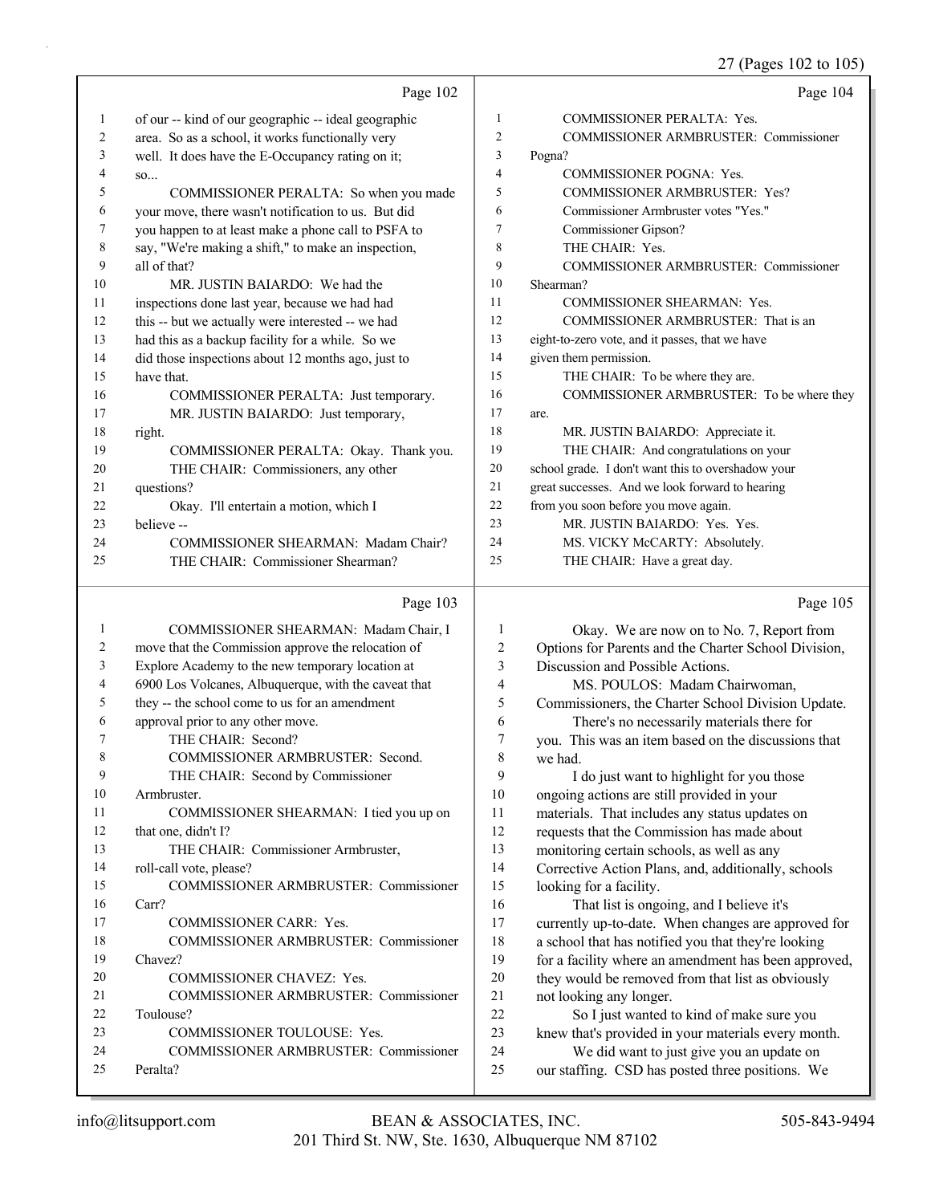**Page 102**

1 of our -- kind of our geographic -- ideal geographic
2 area. So as a school, it works functionally very
3 well. It does have the E-Occupancy rating on it;
4 so...
5 COMMISSIONER PERALTA: So when you made
6 your move, there wasn't notification to us. But did
7 you happen to at least make a phone call to PSFA to
8 say, "We're making a shift," to make an inspection,
9 all of that?
10 MR. JUSTIN BAIARDO: We had the
11 inspections done last year, because we had had
12 this -- but we actually were interested -- we had
13 had this as a backup facility for a while. So we
14 did those inspections about 12 months ago, just to
15 have that.
16 COMMISSIONER PERALTA: Just temporary.
17 MR. JUSTIN BAIARDO: Just temporary,
18 right.
19 COMMISSIONER PERALTA: Okay. Thank you.
20 THE CHAIR: Commissioners, any other
21 questions?
22 Okay. I'll entertain a motion, which I
23 believe --
24 COMMISSIONER SHEARMAN: Madam Chair?
25 THE CHAIR: Commissioner Shearman?

**Page 103**

1 COMMISSIONER SHEARMAN: Madam Chair, I
2 move that the Commission approve the relocation of
3 Explore Academy to the new temporary location at
4 6900 Los Volcanes, Albuquerque, with the caveat that
5 they -- the school come to us for an amendment
6 approval prior to any other move.
7 THE CHAIR: Second?
8 COMMISSIONER ARMBRUSTER: Second.
9 THE CHAIR: Second by Commissioner
10 Armbruster.
11 COMMISSIONER SHEARMAN: I tied you up on
12 that one, didn't I?
13 THE CHAIR: Commissioner Armbruster,
14 roll-call vote, please?
15 COMMISSIONER ARMBRUSTER: Commissioner
16 Carr?
17 COMMISSIONER CARR: Yes.
18 COMMISSIONER ARMBRUSTER: Commissioner
19 Chavez?
20 COMMISSIONER CHAVEZ: Yes.
21 COMMISSIONER ARMBRUSTER: Commissioner
22 Toulouse?
23 COMMISSIONER TOULOUSE: Yes.
24 COMMISSIONER ARMBRUSTER: Commissioner
25 Peralta?

**Page 104**

1 COMMISSIONER PERALTA: Yes.
2 COMMISSIONER ARMBRUSTER: Commissioner
3 Pogna?
4 COMMISSIONER POGNA: Yes.
5 COMMISSIONER ARMBRUSTER: Yes?
6 Commissioner Armbruster votes "Yes."
7 Commissioner Gipson?
8 THE CHAIR: Yes.
9 COMMISSIONER ARMBRUSTER: Commissioner
10 Shearman?
11 COMMISSIONER SHEARMAN: Yes.
12 COMMISSIONER ARMBRUSTER: That is an
13 eight-to-zero vote, and it passes, that we have
14 given them permission.
15 THE CHAIR: To be where they are.
16 COMMISSIONER ARMBRUSTER: To be where they
17 are.
18 MR. JUSTIN BAIARDO: Appreciate it.
19 THE CHAIR: And congratulations on your
20 school grade. I don't want this to overshadow your
21 great successes. And we look forward to hearing
22 from you soon before you move again.
23 MR. JUSTIN BAIARDO: Yes. Yes.
24 MS. VICKY McCARTY: Absolutely.
25 THE CHAIR: Have a great day.

**Page 105**

1 Okay. We are now on to No. 7, Report from
2 Options for Parents and the Charter School Division,
3 Discussion and Possible Actions.
4 MS. POULOS: Madam Chairwoman,
5 Commissioners, the Charter School Division Update.
6 There's no necessarily materials there for
7 you. This was an item based on the discussions that
8 we had.
9 I do just want to highlight for you those
10 ongoing actions are still provided in your
11 materials. That includes any status updates on
12 requests that the Commission has made about
13 monitoring certain schools, as well as any
14 Corrective Action Plans, and, additionally, schools
15 looking for a facility.
16 That list is ongoing, and I believe it's
17 currently up-to-date. When changes are approved for
18 a school that has notified you that they're looking
19 for a facility where an amendment has been approved,
20 they would be removed from that list as obviously
21 not looking any longer.
22 So I just wanted to kind of make sure you
23 knew that's provided in your materials every month.
24 We did want to just give you an update on
25 our staffing. CSD has posted three positions. We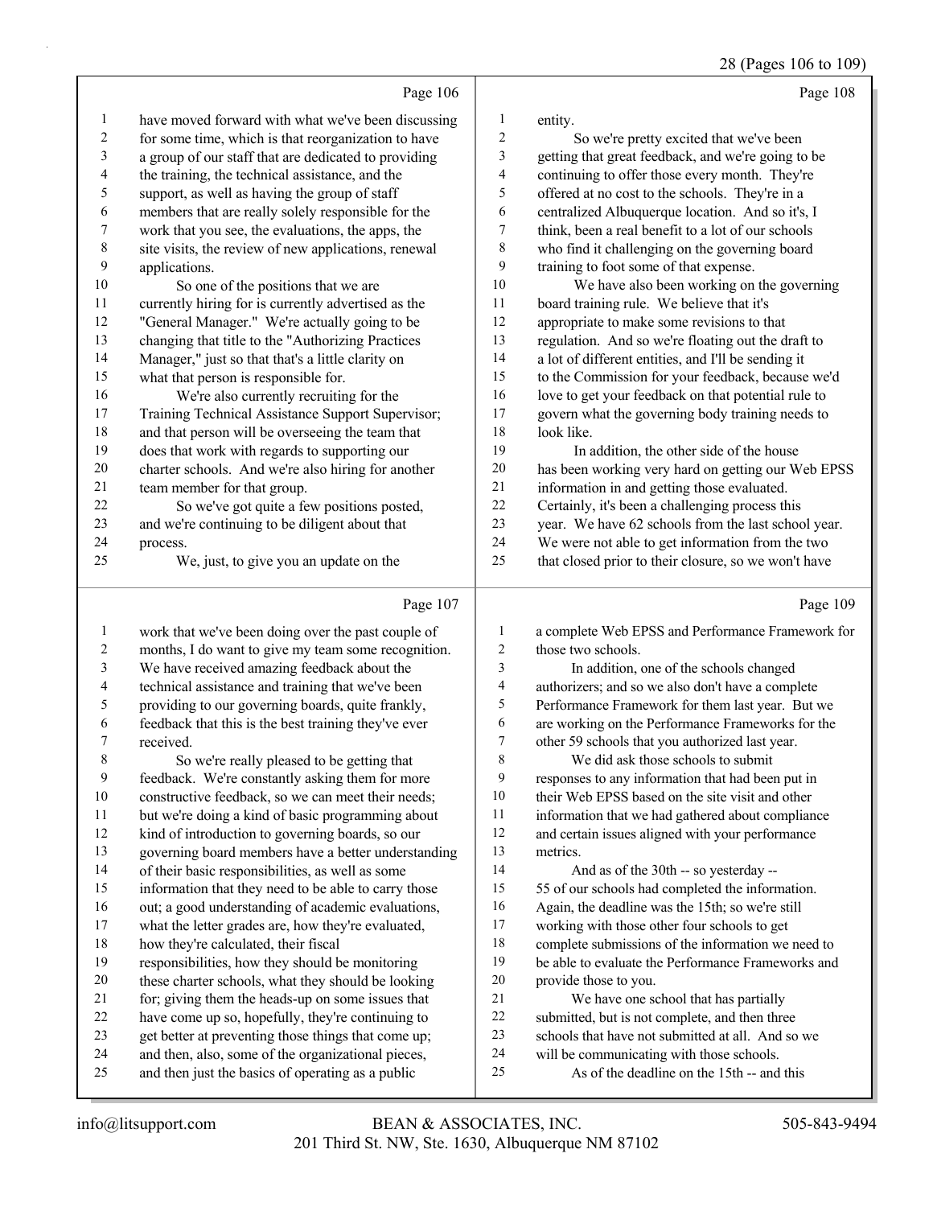Page 106

1 have moved forward with what we've been discussing
2 for some time, which is that reorganization to have
3 a group of our staff that are dedicated to providing
4 the training, the technical assistance, and the
5 support, as well as having the group of staff
6 members that are really solely responsible for the
7 work that you see, the evaluations, the apps, the
8 site visits, the review of new applications, renewal
9 applications.
10 So one of the positions that we are
11 currently hiring for is currently advertised as the
12 "General Manager." We're actually going to be
13 changing that title to the "Authorizing Practices
14 Manager," just so that that's a little clarity on
15 what that person is responsible for.
16 We're also currently recruiting for the
17 Training Technical Assistance Support Supervisor;
18 and that person will be overseeing the team that
19 does that work with regards to supporting our
20 charter schools. And we're also hiring for another
21 team member for that group.
22 So we've got quite a few positions posted,
23 and we're continuing to be diligent about that
24 process.
25 We, just, to give you an update on the

Page 107

1 work that we've been doing over the past couple of
2 months, I do want to give my team some recognition.
3 We have received amazing feedback about the
4 technical assistance and training that we've been
5 providing to our governing boards, quite frankly,
6 feedback that this is the best training they've ever
7 received.
8 So we're really pleased to be getting that
9 feedback. We're constantly asking them for more
10 constructive feedback, so we can meet their needs;
11 but we're doing a kind of basic programming about
12 kind of introduction to governing boards, so our
13 governing board members have a better understanding
14 of their basic responsibilities, as well as some
15 information that they need to be able to carry those
16 out; a good understanding of academic evaluations,
17 what the letter grades are, how they're evaluated,
18 how they're calculated, their fiscal
19 responsibilities, how they should be monitoring
20 these charter schools, what they should be looking
21 for; giving them the heads-up on some issues that
22 have come up so, hopefully, they're continuing to
23 get better at preventing those things that come up;
24 and then, also, some of the organizational pieces,
25 and then just the basics of operating as a public

Page 108

1 entity.
2 So we're pretty excited that we've been
3 getting that great feedback, and we're going to be
4 continuing to offer those every month. They're
5 offered at no cost to the schools. They're in a
6 centralized Albuquerque location. And so it's, I
7 think, been a real benefit to a lot of our schools
8 who find it challenging on the governing board
9 training to foot some of that expense.
10 We have also been working on the governing
11 board training rule. We believe that it's
12 appropriate to make some revisions to that
13 regulation. And so we're floating out the draft to
14 a lot of different entities, and I'll be sending it
15 to the Commission for your feedback, because we'd
16 love to get your feedback on that potential rule to
17 govern what the governing body training needs to
18 look like.
19 In addition, the other side of the house
20 has been working very hard on getting our Web EPSS
21 information in and getting those evaluated.
22 Certainly, it's been a challenging process this
23 year. We have 62 schools from the last school year.
24 We were not able to get information from the two
25 that closed prior to their closure, so we won't have

Page 109

1 a complete Web EPSS and Performance Framework for
2 those two schools.
3 In addition, one of the schools changed
4 authorizers; and so we also don't have a complete
5 Performance Framework for them last year. But we
6 are working on the Performance Frameworks for the
7 other 59 schools that you authorized last year.
8 We did ask those schools to submit
9 responses to any information that had been put in
10 their Web EPSS based on the site visit and other
11 information that we had gathered about compliance
12 and certain issues aligned with your performance
13 metrics.
14 And as of the 30th -- so yesterday --
15 55 of our schools had completed the information.
16 Again, the deadline was the 15th; so we're still
17 working with those other four schools to get
18 complete submissions of the information we need to
19 be able to evaluate the Performance Frameworks and
20 provide those to you.
21 We have one school that has partially
22 submitted, but is not complete, and then three
23 schools that have not submitted at all. And so we
24 will be communicating with those schools.
25 As of the deadline on the 15th -- and this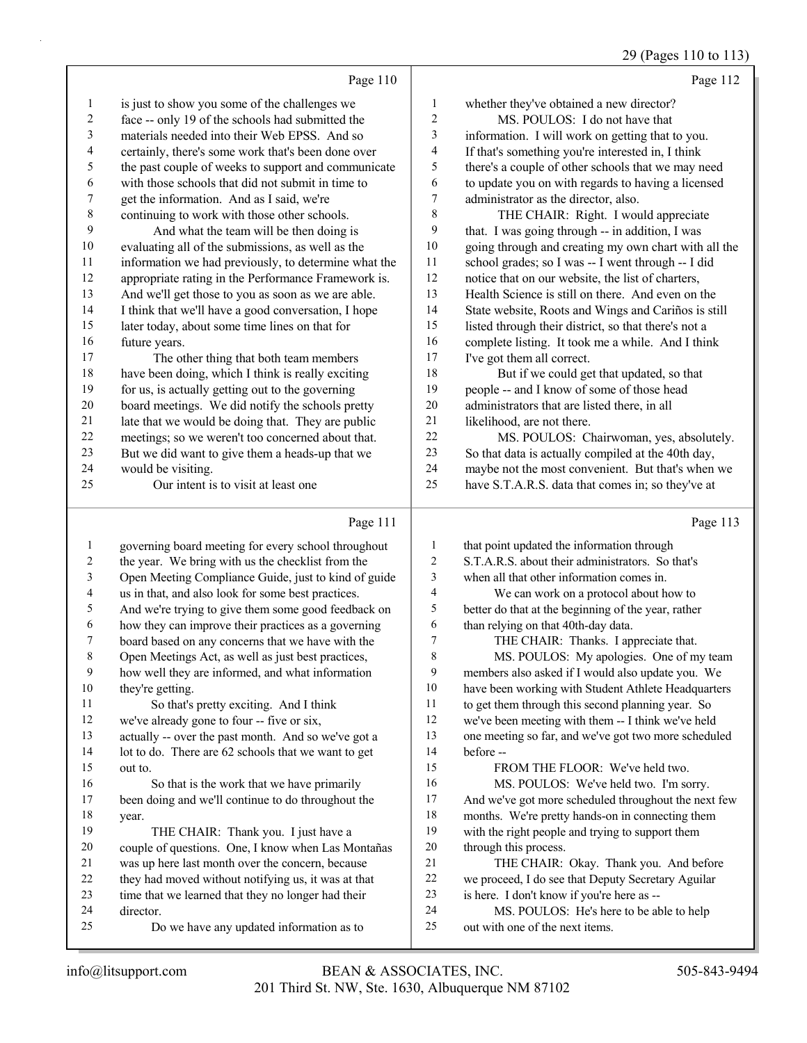Page 110

1 is just to show you some of the challenges we
2 face -- only 19 of the schools had submitted the
3 materials needed into their Web EPSS. And so
4 certainly, there's some work that's been done over
5 the past couple of weeks to support and communicate
6 with those schools that did not submit in time to
7 get the information. And as I said, we're
8 continuing to work with those other schools.
9 And what the team will be then doing is
10 evaluating all of the submissions, as well as the
11 information we had previously, to determine what the
12 appropriate rating in the Performance Framework is.
13 And we'll get those to you as soon as we are able.
14 I think that we'll have a good conversation, I hope
15 later today, about some time lines on that for
16 future years.
17 The other thing that both team members
18 have been doing, which I think is really exciting
19 for us, is actually getting out to the governing
20 board meetings. We did notify the schools pretty
21 late that we would be doing that. They are public
22 meetings; so we weren't too concerned about that.
23 But we did want to give them a heads-up that we
24 would be visiting.
25 Our intent is to visit at least one

Page 111

1 governing board meeting for every school throughout
2 the year. We bring with us the checklist from the
3 Open Meeting Compliance Guide, just to kind of guide
4 us in that, and also look for some best practices.
5 And we're trying to give them some good feedback on
6 how they can improve their practices as a governing
7 board based on any concerns that we have with the
8 Open Meetings Act, as well as just best practices,
9 how well they are informed, and what information
10 they're getting.
11 So that's pretty exciting. And I think
12 we've already gone to four -- five or six,
13 actually -- over the past month. And so we've got a
14 lot to do. There are 62 schools that we want to get
15 out to.
16 So that is the work that we have primarily
17 been doing and we'll continue to do throughout the
18 year.
19 THE CHAIR: Thank you. I just have a
20 couple of questions. One, I know when Las Montañas
21 was up here last month over the concern, because
22 they had moved without notifying us, it was at that
23 time that we learned that they no longer had their
24 director.
25 Do we have any updated information as to

Page 112

1 whether they've obtained a new director?
2 MS. POULOS: I do not have that
3 information. I will work on getting that to you.
4 If that's something you're interested in, I think
5 there's a couple of other schools that we may need
6 to update you on with regards to having a licensed
7 administrator as the director, also.
8 THE CHAIR: Right. I would appreciate
9 that. I was going through -- in addition, I was
10 going through and creating my own chart with all the
11 school grades; so I was -- I went through -- I did
12 notice that on our website, the list of charters,
13 Health Science is still on there. And even on the
14 State website, Roots and Wings and Cariños is still
15 listed through their district, so that there's not a
16 complete listing. It took me a while. And I think
17 I've got them all correct.
18 But if we could get that updated, so that
19 people -- and I know of some of those head
20 administrators that are listed there, in all
21 likelihood, are not there.
22 MS. POULOS: Chairwoman, yes, absolutely.
23 So that data is actually compiled at the 40th day,
24 maybe not the most convenient. But that's when we
25 have S.T.A.R.S. data that comes in; so they've at

Page 113

1 that point updated the information through
2 S.T.A.R.S. about their administrators. So that's
3 when all that other information comes in.
4 We can work on a protocol about how to
5 better do that at the beginning of the year, rather
6 than relying on that 40th-day data.
7 THE CHAIR: Thanks. I appreciate that.
8 MS. POULOS: My apologies. One of my team
9 members also asked if I would also update you. We
10 have been working with Student Athlete Headquarters
11 to get them through this second planning year. So
12 we've been meeting with them -- I think we've held
13 one meeting so far, and we've got two more scheduled
14 before --
15 FROM THE FLOOR: We've held two.
16 MS. POULOS: We've held two. I'm sorry.
17 And we've got more scheduled throughout the next few
18 months. We're pretty hands-on in connecting them
19 with the right people and trying to support them
20 through this process.
21 THE CHAIR: Okay. Thank you. And before
22 we proceed, I do see that Deputy Secretary Aguilar
23 is here. I don't know if you're here as --
24 MS. POULOS: He's here to be able to help
25 out with one of the next items.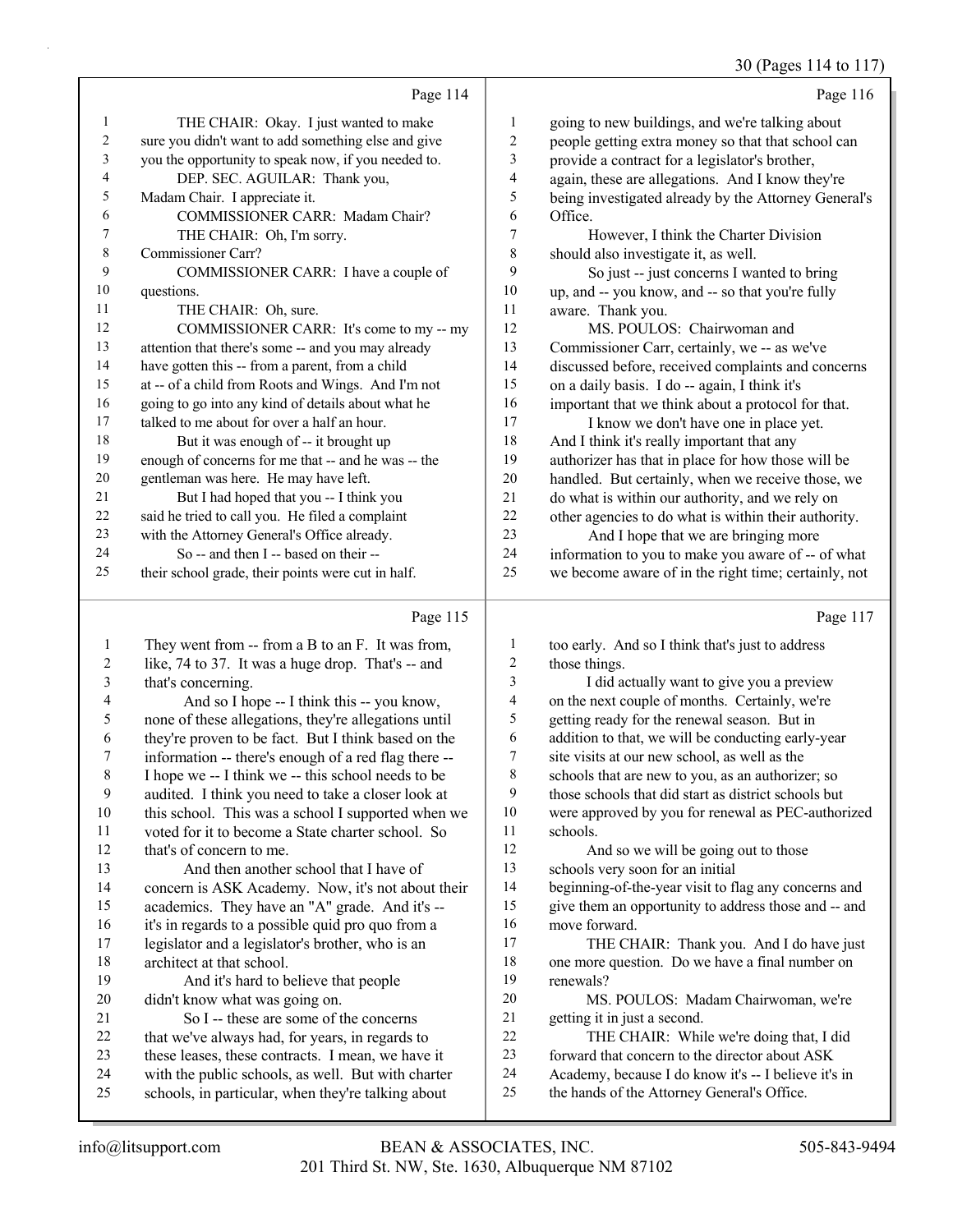Page 114

1 THE CHAIR: Okay. I just wanted to make
2 sure you didn't want to add something else and give
3 you the opportunity to speak now, if you needed to.
4 DEP. SEC. AGUILAR: Thank you,
5 Madam Chair. I appreciate it.
6 COMMISSIONER CARR: Madam Chair?
7 THE CHAIR: Oh, I'm sorry.
8 Commissioner Carr?
9 COMMISSIONER CARR: I have a couple of
10 questions.
11 THE CHAIR: Oh, sure.
12 COMMISSIONER CARR: It's come to my -- my
13 attention that there's some -- and you may already
14 have gotten this -- from a parent, from a child
15 at -- of a child from Roots and Wings. And I'm not
16 going to go into any kind of details about what he
17 talked to me about for over a half an hour.
18 But it was enough of -- it brought up
19 enough of concerns for me that -- and he was -- the
20 gentleman was here. He may have left.
21 But I had hoped that you -- I think you
22 said he tried to call you. He filed a complaint
23 with the Attorney General's Office already.
24 So -- and then I -- based on their --
25 their school grade, their points were cut in half.

Page 115

1 They went from -- from a B to an F. It was from,
2 like, 74 to 37. It was a huge drop. That's -- and
3 that's concerning.
4 And so I hope -- I think this -- you know,
5 none of these allegations, they're allegations until
6 they're proven to be fact. But I think based on the
7 information -- there's enough of a red flag there --
8 I hope we -- I think we -- this school needs to be
9 audited. I think you need to take a closer look at
10 this school. This was a school I supported when we
11 voted for it to become a State charter school. So
12 that's of concern to me.
13 And then another school that I have of
14 concern is ASK Academy. Now, it's not about their
15 academics. They have an "A" grade. And it's --
16 it's in regards to a possible quid pro quo from a
17 legislator and a legislator's brother, who is an
18 architect at that school.
19 And it's hard to believe that people
20 didn't know what was going on.
21 So I -- these are some of the concerns
22 that we've always had, for years, in regards to
23 these leases, these contracts. I mean, we have it
24 with the public schools, as well. But with charter
25 schools, in particular, when they're talking about

Page 116

1 going to new buildings, and we're talking about
2 people getting extra money so that that school can
3 provide a contract for a legislator's brother,
4 again, these are allegations. And I know they're
5 being investigated already by the Attorney General's
6 Office.
7 However, I think the Charter Division
8 should also investigate it, as well.
9 So just -- just concerns I wanted to bring
10 up, and -- you know, and -- so that you're fully
11 aware. Thank you.
12 MS. POULOS: Chairwoman and
13 Commissioner Carr, certainly, we -- as we've
14 discussed before, received complaints and concerns
15 on a daily basis. I do -- again, I think it's
16 important that we think about a protocol for that.
17 I know we don't have one in place yet.
18 And I think it's really important that any
19 authorizer has that in place for how those will be
20 handled. But certainly, when we receive those, we
21 do what is within our authority, and we rely on
22 other agencies to do what is within their authority.
23 And I hope that we are bringing more
24 information to you to make you aware of -- of what
25 we become aware of in the right time; certainly, not

Page 117

1 too early. And so I think that's just to address
2 those things.
3 I did actually want to give you a preview
4 on the next couple of months. Certainly, we're
5 getting ready for the renewal season. But in
6 addition to that, we will be conducting early-year
7 site visits at our new school, as well as the
8 schools that are new to you, as an authorizer; so
9 those schools that did start as district schools but
10 were approved by you for renewal as PEC-authorized
11 schools.
12 And so we will be going out to those
13 schools very soon for an initial
14 beginning-of-the-year visit to flag any concerns and
15 give them an opportunity to address those and -- and
16 move forward.
17 THE CHAIR: Thank you. And I do have just
18 one more question. Do we have a final number on
19 renewals?
20 MS. POULOS: Madam Chairwoman, we're
21 getting it in just a second.
22 THE CHAIR: While we're doing that, I did
23 forward that concern to the director about ASK
24 Academy, because I do know it's -- I believe it's in
25 the hands of the Attorney General's Office.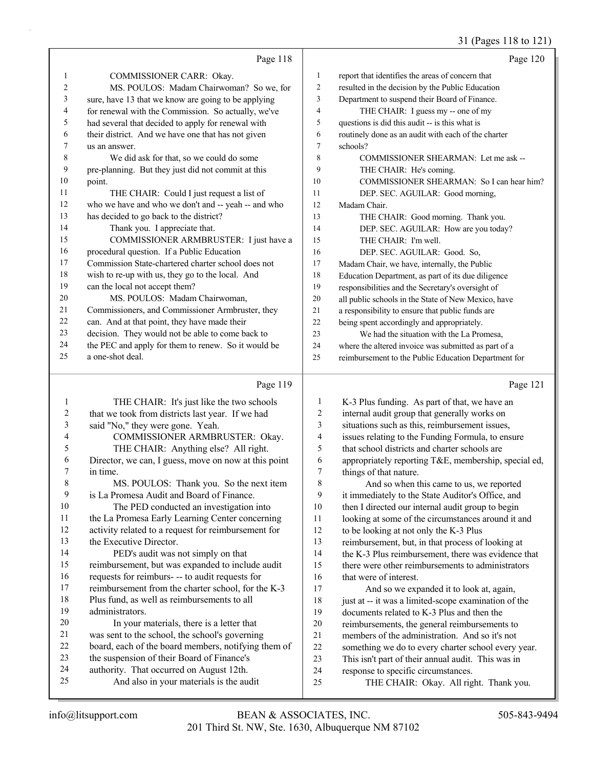Page 118

1 COMMISSIONER CARR: Okay.
2 MS. POULOS: Madam Chairwoman? So we, for
3 sure, have 13 that we know are going to be applying
4 for renewal with the Commission. So actually, we've
5 had several that decided to apply for renewal with
6 their district. And we have one that has not given
7 us an answer.
8 We did ask for that, so we could do some
9 pre-planning. But they just did not commit at this
10 point.
11 THE CHAIR: Could I just request a list of
12 who we have and who we don't and -- yeah -- and who
13 has decided to go back to the district?
14 Thank you. I appreciate that.
15 COMMISSIONER ARMBRUSTER: I just have a
16 procedural question. If a Public Education
17 Commission State-chartered charter school does not
18 wish to re-up with us, they go to the local. And
19 can the local not accept them?
20 MS. POULOS: Madam Chairwoman,
21 Commissioners, and Commissioner Armbruster, they
22 can. And at that point, they have made their
23 decision. They would not be able to come back to
24 the PEC and apply for them to renew. So it would be
25 a one-shot deal.

Page 119

1 THE CHAIR: It's just like the two schools
2 that we took from districts last year. If we had
3 said "No," they were gone. Yeah.
4 COMMISSIONER ARMBRUSTER: Okay.
5 THE CHAIR: Anything else? All right.
6 Director, we can, I guess, move on now at this point
7 in time.
8 MS. POULOS: Thank you. So the next item
9 is La Promesa Audit and Board of Finance.
10 The PED conducted an investigation into
11 the La Promesa Early Learning Center concerning
12 activity related to a request for reimbursement for
13 the Executive Director.
14 PED's audit was not simply on that
15 reimbursement, but was expanded to include audit
16 requests for reimburs- -- to audit requests for
17 reimbursement from the charter school, for the K-3
18 Plus fund, as well as reimbursements to all
19 administrators.
20 In your materials, there is a letter that
21 was sent to the school, the school's governing
22 board, each of the board members, notifying them of
23 the suspension of their Board of Finance's
24 authority. That occurred on August 12th.
25 And also in your materials is the audit

Page 120

1 report that identifies the areas of concern that
2 resulted in the decision by the Public Education
3 Department to suspend their Board of Finance.
4 THE CHAIR: I guess my -- one of my
5 questions is did this audit -- is this what is
6 routinely done as an audit with each of the charter
7 schools?
8 COMMISSIONER SHEARMAN: Let me ask --
9 THE CHAIR: He's coming.
10 COMMISSIONER SHEARMAN: So I can hear him?
11 DEP. SEC. AGUILAR: Good morning,
12 Madam Chair.
13 THE CHAIR: Good morning. Thank you.
14 DEP. SEC. AGUILAR: How are you today?
15 THE CHAIR: I'm well.
16 DEP. SEC. AGUILAR: Good. So,
17 Madam Chair, we have, internally, the Public
18 Education Department, as part of its due diligence
19 responsibilities and the Secretary's oversight of
20 all public schools in the State of New Mexico, have
21 a responsibility to ensure that public funds are
22 being spent accordingly and appropriately.
23 We had the situation with the La Promesa,
24 where the altered invoice was submitted as part of a
25 reimbursement to the Public Education Department for

Page 121

1 K-3 Plus funding. As part of that, we have an
2 internal audit group that generally works on
3 situations such as this, reimbursement issues,
4 issues relating to the Funding Formula, to ensure
5 that school districts and charter schools are
6 appropriately reporting T&E, membership, special ed,
7 things of that nature.
8 And so when this came to us, we reported
9 it immediately to the State Auditor's Office, and
10 then I directed our internal audit group to begin
11 looking at some of the circumstances around it and
12 to be looking at not only the K-3 Plus
13 reimbursement, but, in that process of looking at
14 the K-3 Plus reimbursement, there was evidence that
15 there were other reimbursements to administrators
16 that were of interest.
17 And so we expanded it to look at, again,
18 just at -- it was a limited-scope examination of the
19 documents related to K-3 Plus and then the
20 reimbursements, the general reimbursements to
21 members of the administration. And so it's not
22 something we do to every charter school every year.
23 This isn't part of their annual audit. This was in
24 response to specific circumstances.
25 THE CHAIR: Okay. All right. Thank you.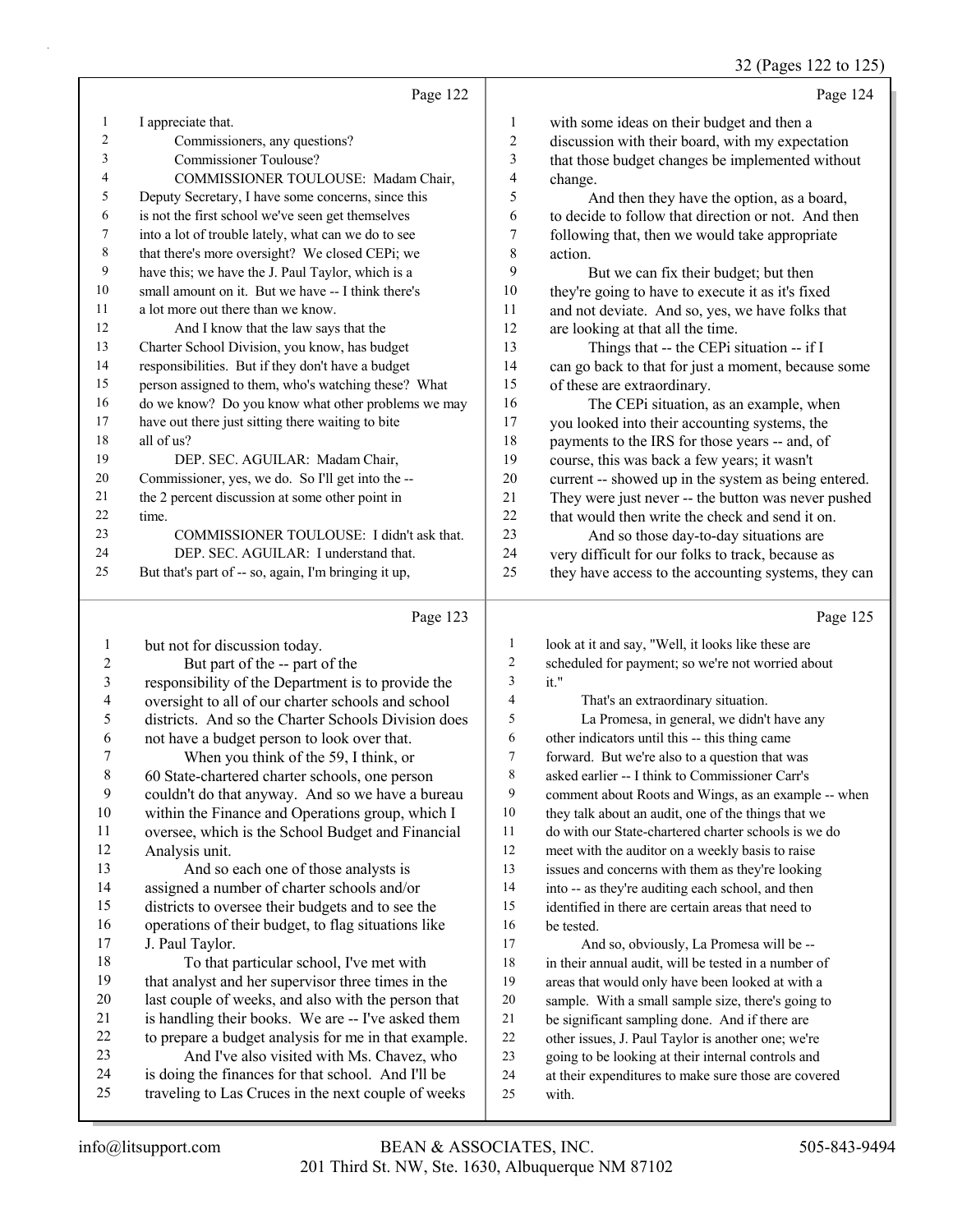Page 122

1 I appreciate that.
2 Commissioners, any questions?
3 Commissioner Toulouse?
4 COMMISSIONER TOULOUSE: Madam Chair,
5 Deputy Secretary, I have some concerns, since this
6 is not the first school we've seen get themselves
7 into a lot of trouble lately, what can we do to see
8 that there's more oversight? We closed CEPi; we
9 have this; we have the J. Paul Taylor, which is a
10 small amount on it. But we have -- I think there's
11 a lot more out there than we know.
12 And I know that the law says that the
13 Charter School Division, you know, has budget
14 responsibilities. But if they don't have a budget
15 person assigned to them, who's watching these? What
16 do we know? Do you know what other problems we may
17 have out there just sitting there waiting to bite
18 all of us?
19 DEP. SEC. AGUILAR: Madam Chair,
20 Commissioner, yes, we do. So I'll get into the --
21 the 2 percent discussion at some other point in
22 time.
23 COMMISSIONER TOULOUSE: I didn't ask that.
24 DEP. SEC. AGUILAR: I understand that.
25 But that's part of -- so, again, I'm bringing it up,

Page 123

1 but not for discussion today.
2 But part of the -- part of the
3 responsibility of the Department is to provide the
4 oversight to all of our charter schools and school
5 districts. And so the Charter Schools Division does
6 not have a budget person to look over that.
7 When you think of the 59, I think, or
8 60 State-chartered charter schools, one person
9 couldn't do that anyway. And so we have a bureau
10 within the Finance and Operations group, which I
11 oversee, which is the School Budget and Financial
12 Analysis unit.
13 And so each one of those analysts is
14 assigned a number of charter schools and/or
15 districts to oversee their budgets and to see the
16 operations of their budget, to flag situations like
17 J. Paul Taylor.
18 To that particular school, I've met with
19 that analyst and her supervisor three times in the
20 last couple of weeks, and also with the person that
21 is handling their books. We are -- I've asked them
22 to prepare a budget analysis for me in that example.
23 And I've also visited with Ms. Chavez, who
24 is doing the finances for that school. And I'll be
25 traveling to Las Cruces in the next couple of weeks

Page 124

1 with some ideas on their budget and then a
2 discussion with their board, with my expectation
3 that those budget changes be implemented without
4 change.
5 And then they have the option, as a board,
6 to decide to follow that direction or not. And then
7 following that, then we would take appropriate
8 action.
9 But we can fix their budget; but then
10 they're going to have to execute it as it's fixed
11 and not deviate. And so, yes, we have folks that
12 are looking at that all the time.
13 Things that -- the CEPi situation -- if I
14 can go back to that for just a moment, because some
15 of these are extraordinary.
16 The CEPi situation, as an example, when
17 you looked into their accounting systems, the
18 payments to the IRS for those years -- and, of
19 course, this was back a few years; it wasn't
20 current -- showed up in the system as being entered.
21 They were just never -- the button was never pushed
22 that would then write the check and send it on.
23 And so those day-to-day situations are
24 very difficult for our folks to track, because as
25 they have access to the accounting systems, they can

Page 125

1 look at it and say, "Well, it looks like these are
2 scheduled for payment; so we're not worried about
3 it."
4 That's an extraordinary situation.
5 La Promesa, in general, we didn't have any
6 other indicators until this -- this thing came
7 forward. But we're also to a question that was
8 asked earlier -- I think to Commissioner Carr's
9 comment about Roots and Wings, as an example -- when
10 they talk about an audit, one of the things that we
11 do with our State-chartered charter schools is we do
12 meet with the auditor on a weekly basis to raise
13 issues and concerns with them as they're looking
14 into -- as they're auditing each school, and then
15 identified in there are certain areas that need to
16 be tested.
17 And so, obviously, La Promesa will be --
18 in their annual audit, will be tested in a number of
19 areas that would only have been looked at with a
20 sample. With a small sample size, there's going to
21 be significant sampling done. And if there are
22 other issues, J. Paul Taylor is another one; we're
23 going to be looking at their internal controls and
24 at their expenditures to make sure those are covered
25 with.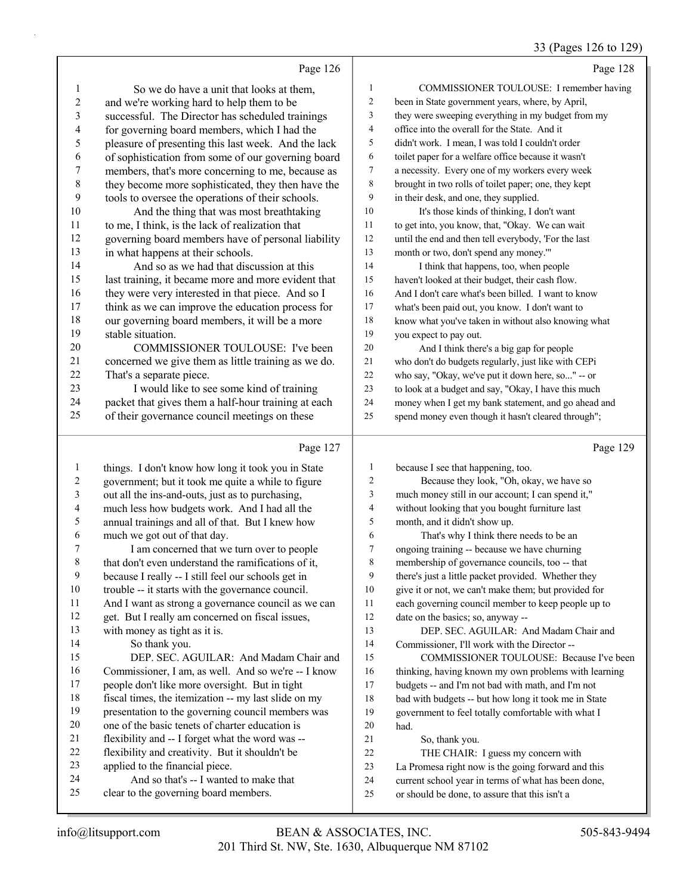Page 126

1 So we do have a unit that looks at them,
2 and we're working hard to help them to be
3 successful. The Director has scheduled trainings
4 for governing board members, which I had the
5 pleasure of presenting this last week. And the lack
6 of sophistication from some of our governing board
7 members, that's more concerning to me, because as
8 they become more sophisticated, they then have the
9 tools to oversee the operations of their schools.
10 And the thing that was most breathtaking
11 to me, I think, is the lack of realization that
12 governing board members have of personal liability
13 in what happens at their schools.
14 And so as we had that discussion at this
15 last training, it became more and more evident that
16 they were very interested in that piece. And so I
17 think as we can improve the education process for
18 our governing board members, it will be a more
19 stable situation.
20 COMMISSIONER TOULOUSE: I've been
21 concerned we give them as little training as we do.
22 That's a separate piece.
23 I would like to see some kind of training
24 packet that gives them a half-hour training at each
25 of their governance council meetings on these

Page 127

1 things. I don't know how long it took you in State
2 government; but it took me quite a while to figure
3 out all the ins-and-outs, just as to purchasing,
4 much less how budgets work. And I had all the
5 annual trainings and all of that. But I knew how
6 much we got out of that day.
7 I am concerned that we turn over to people
8 that don't even understand the ramifications of it,
9 because I really -- I still feel our schools get in
10 trouble -- it starts with the governance council.
11 And I want as strong a governance council as we can
12 get. But I really am concerned on fiscal issues,
13 with money as tight as it is.
14 So thank you.
15 DEP. SEC. AGUILAR: And Madam Chair and
16 Commissioner, I am, as well. And so we're -- I know
17 people don't like more oversight. But in tight
18 fiscal times, the itemization -- my last slide on my
19 presentation to the governing council members was
20 one of the basic tenets of charter education is
21 flexibility and -- I forget what the word was --
22 flexibility and creativity. But it shouldn't be
23 applied to the financial piece.
24 And so that's -- I wanted to make that
25 clear to the governing board members.

Page 128

1 COMMISSIONER TOULOUSE: I remember having
2 been in State government years, where, by April,
3 they were sweeping everything in my budget from my
4 office into the overall for the State. And it
5 didn't work. I mean, I was told I couldn't order
6 toilet paper for a welfare office because it wasn't
7 a necessity. Every one of my workers every week
8 brought in two rolls of toilet paper; one, they kept
9 in their desk, and one, they supplied.
10 It's those kinds of thinking, I don't want
11 to get into, you know, that, "Okay. We can wait
12 until the end and then tell everybody, 'For the last
13 month or two, don't spend any money.'"
14 I think that happens, too, when people
15 haven't looked at their budget, their cash flow.
16 And I don't care what's been billed. I want to know
17 what's been paid out, you know. I don't want to
18 know what you've taken in without also knowing what
19 you expect to pay out.
20 And I think there's a big gap for people
21 who don't do budgets regularly, just like with CEPi
22 who say, "Okay, we've put it down here, so..." -- or
23 to look at a budget and say, "Okay, I have this much
24 money when I get my bank statement, and go ahead and
25 spend money even though it hasn't cleared through";

Page 129

1 because I see that happening, too.
2 Because they look, "Oh, okay, we have so
3 much money still in our account; I can spend it,"
4 without looking that you bought furniture last
5 month, and it didn't show up.
6 That's why I think there needs to be an
7 ongoing training -- because we have churning
8 membership of governance councils, too -- that
9 there's just a little packet provided. Whether they
10 give it or not, we can't make them; but provided for
11 each governing council member to keep people up to
12 date on the basics; so, anyway --
13 DEP. SEC. AGUILAR: And Madam Chair and
14 Commissioner, I'll work with the Director --
15 COMMISSIONER TOULOUSE: Because I've been
16 thinking, having known my own problems with learning
17 budgets -- and I'm not bad with math, and I'm not
18 bad with budgets -- but how long it took me in State
19 government to feel totally comfortable with what I
20 had.
21 So, thank you.
22 THE CHAIR: I guess my concern with
23 La Promesa right now is the going forward and this
24 current school year in terms of what has been done,
25 or should be done, to assure that this isn't a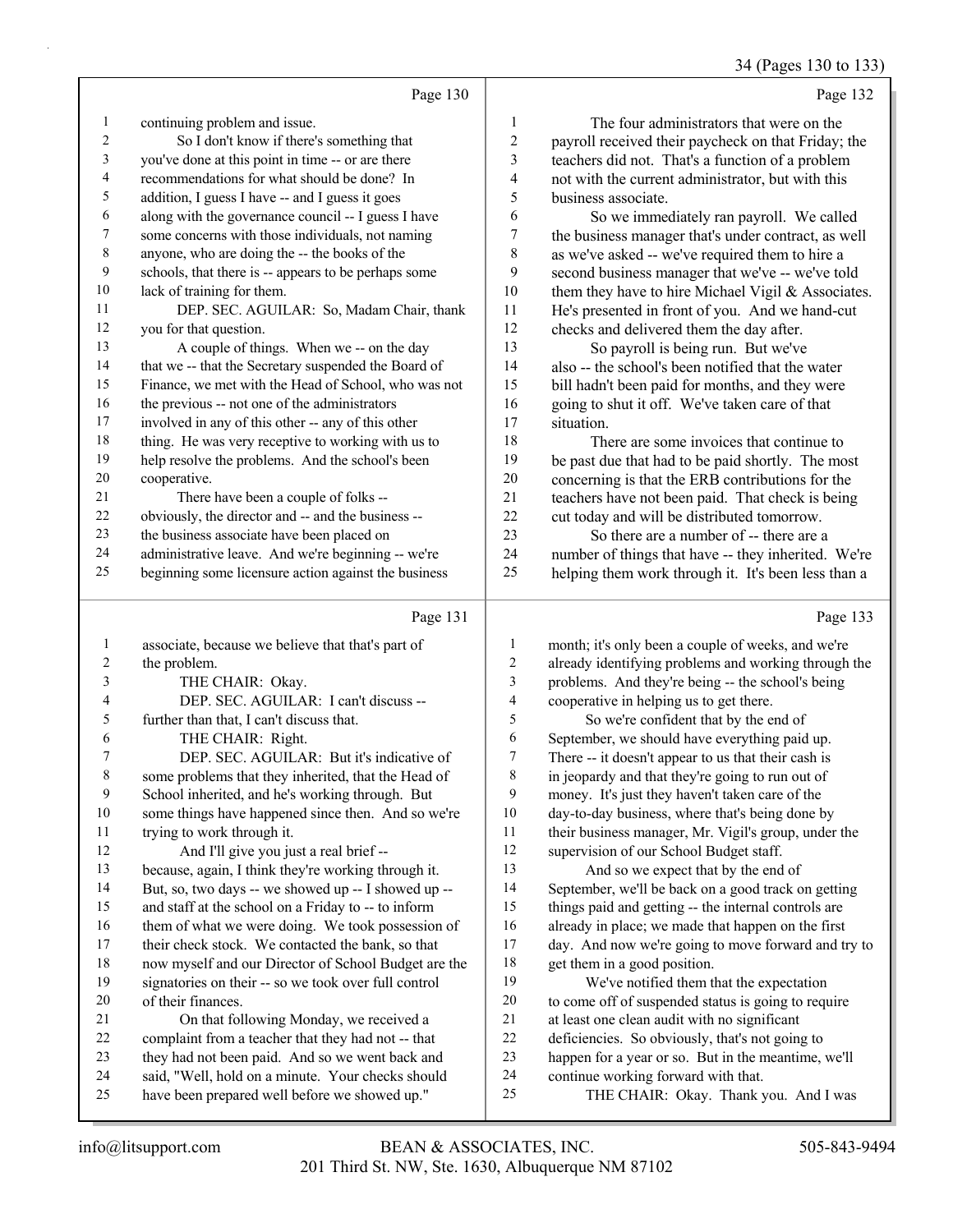Page 130

continuing problem and issue.

So I don't know if there's something that you've done at this point in time -- or are there recommendations for what should be done? In addition, I guess I have -- and I guess it goes along with the governance council -- I guess I have some concerns with those individuals, not naming anyone, who are doing the -- the books of the schools, that there is -- appears to be perhaps some lack of training for them.

DEP. SEC. AGUILAR: So, Madam Chair, thank you for that question.

A couple of things. When we -- on the day that we -- that the Secretary suspended the Board of Finance, we met with the Head of School, who was not the previous -- not one of the administrators involved in any of this other -- any of this other thing. He was very receptive to working with us to help resolve the problems. And the school's been cooperative.

There have been a couple of folks -- obviously, the director and -- and the business -- the business associate have been placed on administrative leave. And we're beginning -- we're beginning some licensure action against the business

Page 131

associate, because we believe that that's part of the problem.

THE CHAIR: Okay.

DEP. SEC. AGUILAR: I can't discuss -- further than that, I can't discuss that.

THE CHAIR: Right.

DEP. SEC. AGUILAR: But it's indicative of some problems that they inherited, that the Head of School inherited, and he's working through. But some things have happened since then. And so we're trying to work through it.

And I'll give you just a real brief -- because, again, I think they're working through it. But, so, two days -- we showed up -- I showed up -- and staff at the school on a Friday to -- to inform them of what we were doing. We took possession of their check stock. We contacted the bank, so that now myself and our Director of School Budget are the signatories on their -- so we took over full control of their finances.

On that following Monday, we received a complaint from a teacher that they had not -- that they had not been paid. And so we went back and said, "Well, hold on a minute. Your checks should have been prepared well before we showed up."

Page 132

The four administrators that were on the payroll received their paycheck on that Friday; the teachers did not. That's a function of a problem not with the current administrator, but with this business associate.

So we immediately ran payroll. We called the business manager that's under contract, as well as we've asked -- we've required them to hire a second business manager that we've -- we've told them they have to hire Michael Vigil & Associates. He's presented in front of you. And we hand-cut checks and delivered them the day after.

So payroll is being run. But we've also -- the school's been notified that the water bill hadn't been paid for months, and they were going to shut it off. We've taken care of that situation.

There are some invoices that continue to be past due that had to be paid shortly. The most concerning is that the ERB contributions for the teachers have not been paid. That check is being cut today and will be distributed tomorrow.

So there are a number of -- there are a number of things that have -- they inherited. We're helping them work through it. It's been less than a

Page 133

month; it's only been a couple of weeks, and we're already identifying problems and working through the problems. And they're being -- the school's being cooperative in helping us to get there.

So we're confident that by the end of September, we should have everything paid up. There -- it doesn't appear to us that their cash is in jeopardy and that they're going to run out of money. It's just they haven't taken care of the day-to-day business, where that's being done by their business manager, Mr. Vigil's group, under the supervision of our School Budget staff.

And so we expect that by the end of September, we'll be back on a good track on getting things paid and getting -- the internal controls are already in place; we made that happen on the first day. And now we're going to move forward and try to get them in a good position.

We've notified them that the expectation to come off of suspended status is going to require at least one clean audit with no significant deficiencies. So obviously, that's not going to happen for a year or so. But in the meantime, we'll continue working forward with that.

THE CHAIR: Okay. Thank you. And I was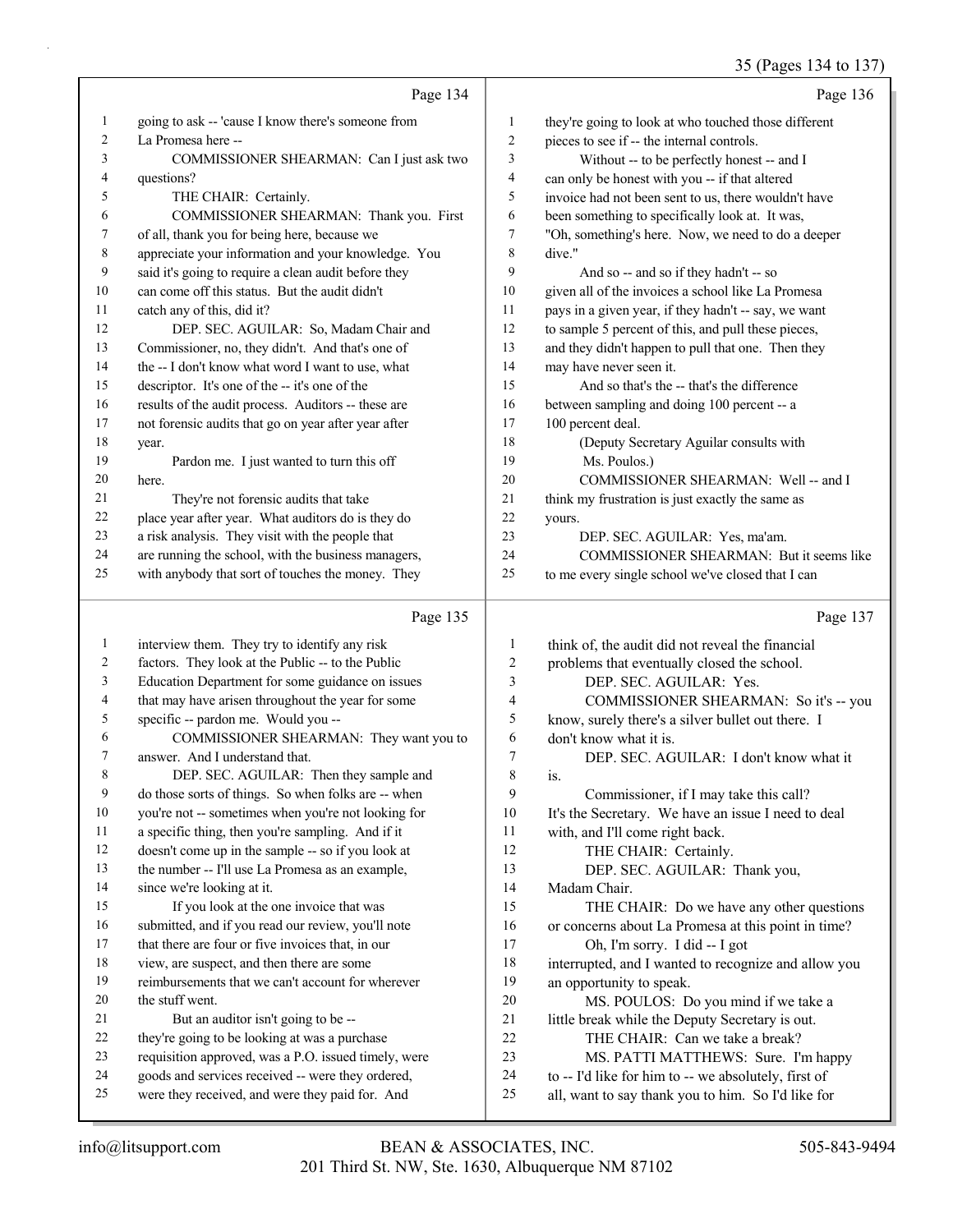Page 134

1 going to ask -- 'cause I know there's someone from
2 La Promesa here --
3 COMMISSIONER SHEARMAN: Can I just ask two
4 questions?
5 THE CHAIR: Certainly.
6 COMMISSIONER SHEARMAN: Thank you. First
7 of all, thank you for being here, because we
8 appreciate your information and your knowledge. You
9 said it's going to require a clean audit before they
10 can come off this status. But the audit didn't
11 catch any of this, did it?
12 DEP. SEC. AGUILAR: So, Madam Chair and
13 Commissioner, no, they didn't. And that's one of
14 the -- I don't know what word I want to use, what
15 descriptor. It's one of the -- it's one of the
16 results of the audit process. Auditors -- these are
17 not forensic audits that go on year after year after
18 year.
19 Pardon me. I just wanted to turn this off
20 here.
21 They're not forensic audits that take
22 place year after year. What auditors do is they do
23 a risk analysis. They visit with the people that
24 are running the school, with the business managers,
25 with anybody that sort of touches the money. They

Page 135

1 interview them. They try to identify any risk
2 factors. They look at the Public -- to the Public
3 Education Department for some guidance on issues
4 that may have arisen throughout the year for some
5 specific -- pardon me. Would you --
6 COMMISSIONER SHEARMAN: They want you to
7 answer. And I understand that.
8 DEP. SEC. AGUILAR: Then they sample and
9 do those sorts of things. So when folks are -- when
10 you're not -- sometimes when you're not looking for
11 a specific thing, then you're sampling. And if it
12 doesn't come up in the sample -- so if you look at
13 the number -- I'll use La Promesa as an example,
14 since we're looking at it.
15 If you look at the one invoice that was
16 submitted, and if you read our review, you'll note
17 that there are four or five invoices that, in our
18 view, are suspect, and then there are some
19 reimbursements that we can't account for wherever
20 the stuff went.
21 But an auditor isn't going to be --
22 they're going to be looking at was a purchase
23 requisition approved, was a P.O. issued timely, were
24 goods and services received -- were they ordered,
25 were they received, and were they paid for. And

Page 136

1 they're going to look at who touched those different
2 pieces to see if -- the internal controls.
3 Without -- to be perfectly honest -- and I
4 can only be honest with you -- if that altered
5 invoice had not been sent to us, there wouldn't have
6 been something to specifically look at. It was,
7 "Oh, something's here. Now, we need to do a deeper
8 dive."
9 And so -- and so if they hadn't -- so
10 given all of the invoices a school like La Promesa
11 pays in a given year, if they hadn't -- say, we want
12 to sample 5 percent of this, and pull these pieces,
13 and they didn't happen to pull that one. Then they
14 may have never seen it.
15 And so that's the -- that's the difference
16 between sampling and doing 100 percent -- a
17 100 percent deal.
18 (Deputy Secretary Aguilar consults with
19 Ms. Poulos.)
20 COMMISSIONER SHEARMAN: Well -- and I
21 think my frustration is just exactly the same as
22 yours.
23 DEP. SEC. AGUILAR: Yes, ma'am.
24 COMMISSIONER SHEARMAN: But it seems like
25 to me every single school we've closed that I can

Page 137

1 think of, the audit did not reveal the financial
2 problems that eventually closed the school.
3 DEP. SEC. AGUILAR: Yes.
4 COMMISSIONER SHEARMAN: So it's -- you
5 know, surely there's a silver bullet out there. I
6 don't know what it is.
7 DEP. SEC. AGUILAR: I don't know what it
8 is.
9 Commissioner, if I may take this call?
10 It's the Secretary. We have an issue I need to deal
11 with, and I'll come right back.
12 THE CHAIR: Certainly.
13 DEP. SEC. AGUILAR: Thank you,
14 Madam Chair.
15 THE CHAIR: Do we have any other questions
16 or concerns about La Promesa at this point in time?
17 Oh, I'm sorry. I did -- I got
18 interrupted, and I wanted to recognize and allow you
19 an opportunity to speak.
20 MS. POULOS: Do you mind if we take a
21 little break while the Deputy Secretary is out.
22 THE CHAIR: Can we take a break?
23 MS. PATTI MATTHEWS: Sure. I'm happy
24 to -- I'd like for him to -- we absolutely, first of
25 all, want to say thank you to him. So I'd like for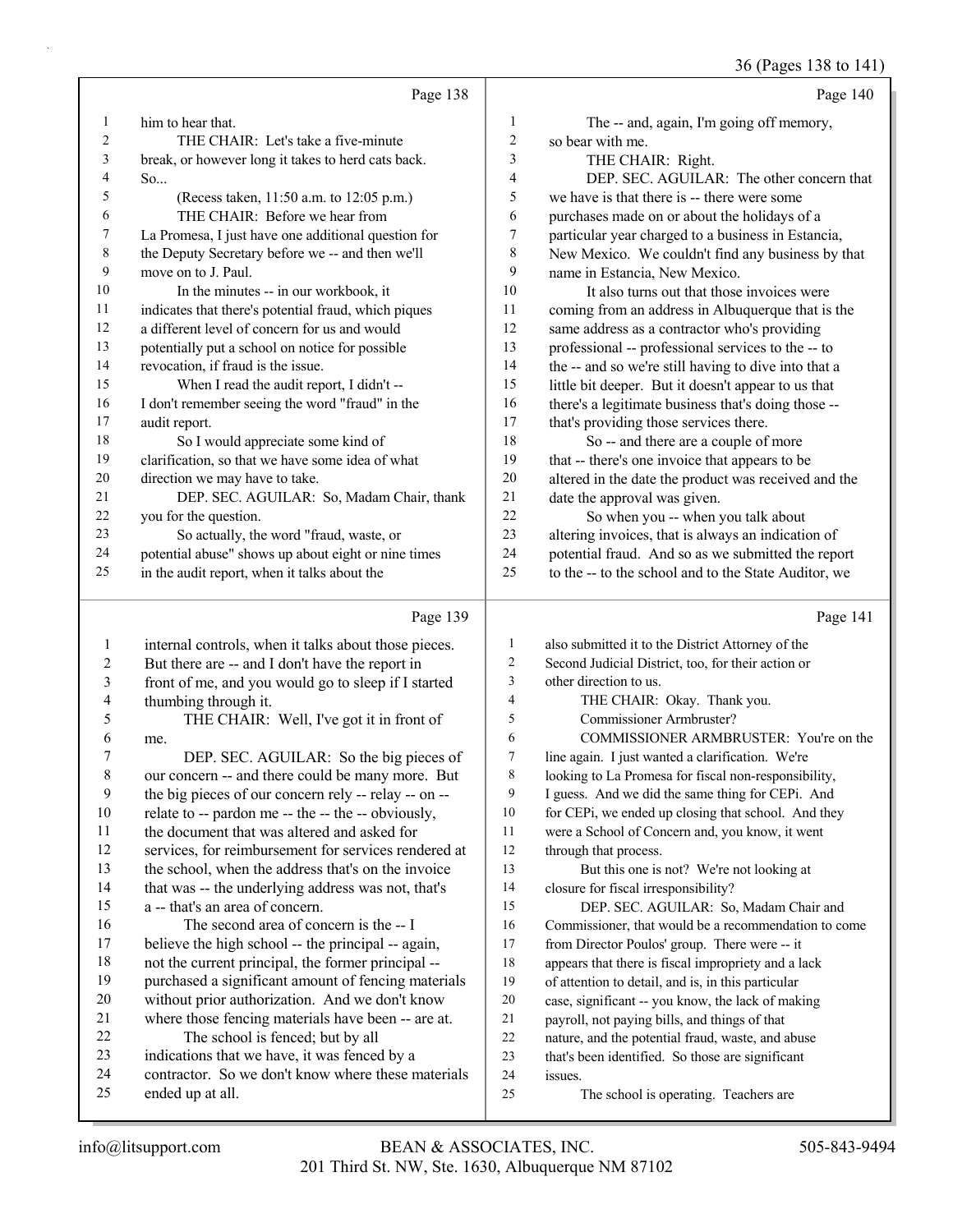Page 138

1 him to hear that.
2 THE CHAIR: Let's take a five-minute
3 break, or however long it takes to herd cats back.
4 So...
5 (Recess taken, 11:50 a.m. to 12:05 p.m.)
6 THE CHAIR: Before we hear from
7 La Promesa, I just have one additional question for
8 the Deputy Secretary before we -- and then we'll
9 move on to J. Paul.
10 In the minutes -- in our workbook, it
11 indicates that there's potential fraud, which piques
12 a different level of concern for us and would
13 potentially put a school on notice for possible
14 revocation, if fraud is the issue.
15 When I read the audit report, I didn't --
16 I don't remember seeing the word "fraud" in the
17 audit report.
18 So I would appreciate some kind of
19 clarification, so that we have some idea of what
20 direction we may have to take.
21 DEP. SEC. AGUILAR: So, Madam Chair, thank
22 you for the question.
23 So actually, the word "fraud, waste, or
24 potential abuse" shows up about eight or nine times
25 in the audit report, when it talks about the

Page 139

1 internal controls, when it talks about those pieces.
2 But there are -- and I don't have the report in
3 front of me, and you would go to sleep if I started
4 thumbing through it.
5 THE CHAIR: Well, I've got it in front of
6 me.
7 DEP. SEC. AGUILAR: So the big pieces of
8 our concern -- and there could be many more. But
9 the big pieces of our concern rely -- relay -- on --
10 relate to -- pardon me -- the -- the -- obviously,
11 the document that was altered and asked for
12 services, for reimbursement for services rendered at
13 the school, when the address that's on the invoice
14 that was -- the underlying address was not, that's
15 a -- that's an area of concern.
16 The second area of concern is the -- I
17 believe the high school -- the principal -- again,
18 not the current principal, the former principal --
19 purchased a significant amount of fencing materials
20 without prior authorization. And we don't know
21 where those fencing materials have been -- are at.
22 The school is fenced; but by all
23 indications that we have, it was fenced by a
24 contractor. So we don't know where these materials
25 ended up at all.

Page 140

1 The -- and, again, I'm going off memory,
2 so bear with me.
3 THE CHAIR: Right.
4 DEP. SEC. AGUILAR: The other concern that
5 we have is that there is -- there were some
6 purchases made on or about the holidays of a
7 particular year charged to a business in Estancia,
8 New Mexico. We couldn't find any business by that
9 name in Estancia, New Mexico.
10 It also turns out that those invoices were
11 coming from an address in Albuquerque that is the
12 same address as a contractor who's providing
13 professional -- professional services to the -- to
14 the -- and so we're still having to dive into that a
15 little bit deeper. But it doesn't appear to us that
16 there's a legitimate business that's doing those --
17 that's providing those services there.
18 So -- and there are a couple of more
19 that -- there's one invoice that appears to be
20 altered in the date the product was received and the
21 date the approval was given.
22 So when you -- when you talk about
23 altering invoices, that is always an indication of
24 potential fraud. And so as we submitted the report
25 to the -- to the school and to the State Auditor, we

Page 141

1 also submitted it to the District Attorney of the
2 Second Judicial District, too, for their action or
3 other direction to us.
4 THE CHAIR: Okay. Thank you.
5 Commissioner Armbruster?
6 COMMISSIONER ARMBRUSTER: You're on the
7 line again. I just wanted a clarification. We're
8 looking to La Promesa for fiscal non-responsibility,
9 I guess. And we did the same thing for CEPi. And
10 for CEPi, we ended up closing that school. And they
11 were a School of Concern and, you know, it went
12 through that process.
13 But this one is not? We're not looking at
14 closure for fiscal irresponsibility?
15 DEP. SEC. AGUILAR: So, Madam Chair and
16 Commissioner, that would be a recommendation to come
17 from Director Poulos' group. There were -- it
18 appears that there is fiscal impropriety and a lack
19 of attention to detail, and is, in this particular
20 case, significant -- you know, the lack of making
21 payroll, not paying bills, and things of that
22 nature, and the potential fraud, waste, and abuse
23 that's been identified. So those are significant
24 issues.
25 The school is operating. Teachers are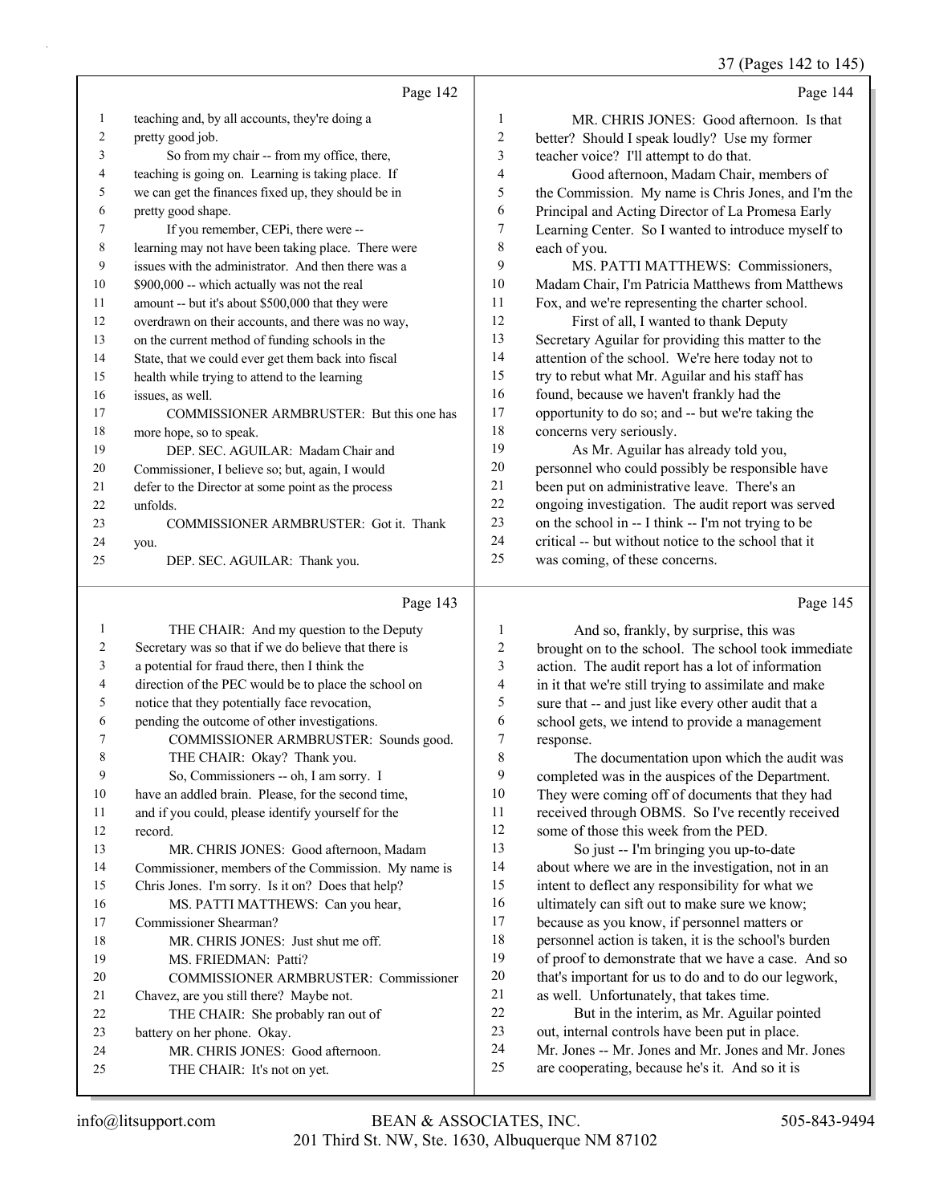Page 142

1 teaching and, by all accounts, they're doing a
2 pretty good job.
3 So from my chair -- from my office, there,
4 teaching is going on. Learning is taking place. If
5 we can get the finances fixed up, they should be in
6 pretty good shape.
7 If you remember, CEPi, there were --
8 learning may not have been taking place. There were
9 issues with the administrator. And then there was a
10 $900,000 -- which actually was not the real
11 amount -- but it's about $500,000 that they were
12 overdrawn on their accounts, and there was no way,
13 on the current method of funding schools in the
14 State, that we could ever get them back into fiscal
15 health while trying to attend to the learning
16 issues, as well.
17 COMMISSIONER ARMBRUSTER: But this one has
18 more hope, so to speak.
19 DEP. SEC. AGUILAR: Madam Chair and
20 Commissioner, I believe so; but, again, I would
21 defer to the Director at some point as the process
22 unfolds.
23 COMMISSIONER ARMBRUSTER: Got it. Thank
24 you.
25 DEP. SEC. AGUILAR: Thank you.

Page 143

1 THE CHAIR: And my question to the Deputy
2 Secretary was so that if we do believe that there is
3 a potential for fraud there, then I think the
4 direction of the PEC would be to place the school on
5 notice that they potentially face revocation,
6 pending the outcome of other investigations.
7 COMMISSIONER ARMBRUSTER: Sounds good.
8 THE CHAIR: Okay? Thank you.
9 So, Commissioners -- oh, I am sorry. I
10 have an addled brain. Please, for the second time,
11 and if you could, please identify yourself for the
12 record.
13 MR. CHRIS JONES: Good afternoon, Madam
14 Commissioner, members of the Commission. My name is
15 Chris Jones. I'm sorry. Is it on? Does that help?
16 MS. PATTI MATTHEWS: Can you hear,
17 Commissioner Shearman?
18 MR. CHRIS JONES: Just shut me off.
19 MS. FRIEDMAN: Patti?
20 COMMISSIONER ARMBRUSTER: Commissioner
21 Chavez, are you still there? Maybe not.
22 THE CHAIR: She probably ran out of
23 battery on her phone. Okay.
24 MR. CHRIS JONES: Good afternoon.
25 THE CHAIR: It's not on yet.

Page 144

1 MR. CHRIS JONES: Good afternoon. Is that
2 better? Should I speak loudly? Use my former
3 teacher voice? I'll attempt to do that.
4 Good afternoon, Madam Chair, members of
5 the Commission. My name is Chris Jones, and I'm the
6 Principal and Acting Director of La Promesa Early
7 Learning Center. So I wanted to introduce myself to
8 each of you.
9 MS. PATTI MATTHEWS: Commissioners,
10 Madam Chair, I'm Patricia Matthews from Matthews
11 Fox, and we're representing the charter school.
12 First of all, I wanted to thank Deputy
13 Secretary Aguilar for providing this matter to the
14 attention of the school. We're here today not to
15 try to rebut what Mr. Aguilar and his staff has
16 found, because we haven't frankly had the
17 opportunity to do so; and -- but we're taking the
18 concerns very seriously.
19 As Mr. Aguilar has already told you,
20 personnel who could possibly be responsible have
21 been put on administrative leave. There's an
22 ongoing investigation. The audit report was served
23 on the school in -- I think -- I'm not trying to be
24 critical -- but without notice to the school that it
25 was coming, of these concerns.

Page 145

1 And so, frankly, by surprise, this was
2 brought on to the school. The school took immediate
3 action. The audit report has a lot of information
4 in it that we're still trying to assimilate and make
5 sure that -- and just like every other audit that a
6 school gets, we intend to provide a management
7 response.
8 The documentation upon which the audit was
9 completed was in the auspices of the Department.
10 They were coming off of documents that they had
11 received through OBMS. So I've recently received
12 some of those this week from the PED.
13 So just -- I'm bringing you up-to-date
14 about where we are in the investigation, not in an
15 intent to deflect any responsibility for what we
16 ultimately can sift out to make sure we know;
17 because as you know, if personnel matters or
18 personnel action is taken, it is the school's burden
19 of proof to demonstrate that we have a case. And so
20 that's important for us to do and to do our legwork,
21 as well. Unfortunately, that takes time.
22 But in the interim, as Mr. Aguilar pointed
23 out, internal controls have been put in place.
24 Mr. Jones -- Mr. Jones and Mr. Jones and Mr. Jones
25 are cooperating, because he's it. And so it is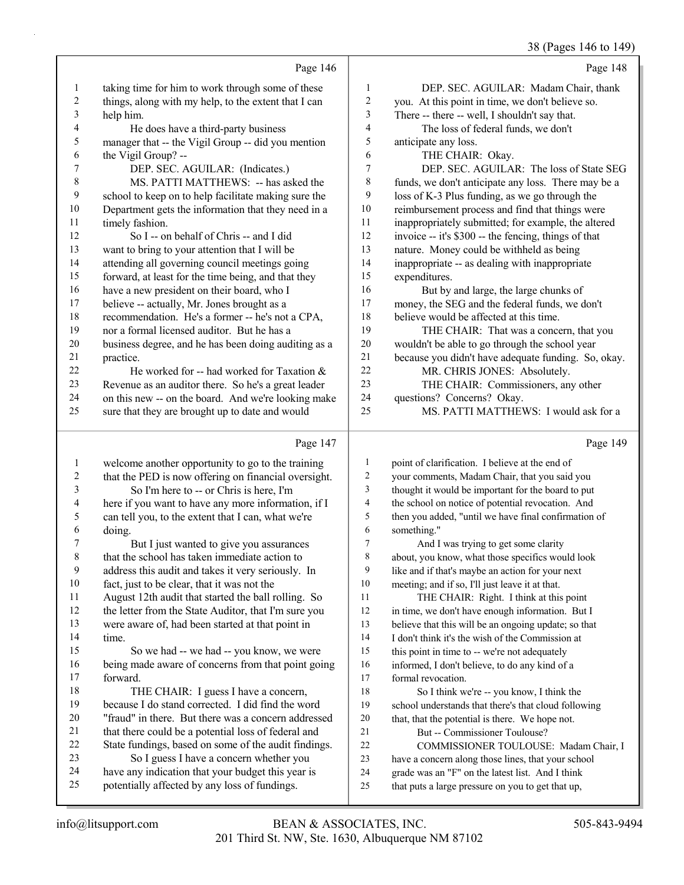Page 146

taking time for him to work through some of these things, along with my help, to the extent that I can help him.

He does have a third-party business manager that -- the Vigil Group -- did you mention the Vigil Group? --

DEP. SEC. AGUILAR: (Indicates.)

MS. PATTI MATTHEWS: -- has asked the school to keep on to help facilitate making sure the Department gets the information that they need in a timely fashion.

So I -- on behalf of Chris -- and I did want to bring to your attention that I will be attending all governing council meetings going forward, at least for the time being, and that they have a new president on their board, who I believe -- actually, Mr. Jones brought as a recommendation. He's a former -- he's not a CPA, nor a formal licensed auditor. But he has a business degree, and he has been doing auditing as a practice.

He worked for -- had worked for Taxation & Revenue as an auditor there. So he's a great leader on this new -- on the board. And we're looking make sure that they are brought up to date and would

Page 147

welcome another opportunity to go to the training that the PED is now offering on financial oversight.

So I'm here to -- or Chris is here, I'm here if you want to have any more information, if I can tell you, to the extent that I can, what we're doing.

But I just wanted to give you assurances that the school has taken immediate action to address this audit and takes it very seriously. In fact, just to be clear, that it was not the August 12th audit that started the ball rolling. So the letter from the State Auditor, that I'm sure you were aware of, had been started at that point in time.

So we had -- we had -- you know, we were being made aware of concerns from that point going forward.

THE CHAIR: I guess I have a concern, because I do stand corrected. I did find the word "fraud" in there. But there was a concern addressed that there could be a potential loss of federal and State fundings, based on some of the audit findings.

So I guess I have a concern whether you have any indication that your budget this year is potentially affected by any loss of fundings.

Page 148

DEP. SEC. AGUILAR: Madam Chair, thank you. At this point in time, we don't believe so. There -- there -- well, I shouldn't say that.

The loss of federal funds, we don't anticipate any loss.

THE CHAIR: Okay.

DEP. SEC. AGUILAR: The loss of State SEG funds, we don't anticipate any loss. There may be a loss of K-3 Plus funding, as we go through the reimbursement process and find that things were inappropriately submitted; for example, the altered invoice -- it's $300 -- the fencing, things of that nature. Money could be withheld as being inappropriate -- as dealing with inappropriate expenditures.

But by and large, the large chunks of money, the SEG and the federal funds, we don't believe would be affected at this time.

THE CHAIR: That was a concern, that you wouldn't be able to go through the school year because you didn't have adequate funding. So, okay.

MR. CHRIS JONES: Absolutely.

THE CHAIR: Commissioners, any other questions? Concerns? Okay.

MS. PATTI MATTHEWS: I would ask for a

Page 149

point of clarification. I believe at the end of your comments, Madam Chair, that you said you thought it would be important for the board to put the school on notice of potential revocation. And then you added, "until we have final confirmation of something."

And I was trying to get some clarity about, you know, what those specifics would look like and if that's maybe an action for your next meeting; and if so, I'll just leave it at that.

THE CHAIR: Right. I think at this point in time, we don't have enough information. But I believe that this will be an ongoing update; so that I don't think it's the wish of the Commission at this point in time to -- we're not adequately informed, I don't believe, to do any kind of a formal revocation.

So I think we're -- you know, I think the school understands that there's that cloud following that, that the potential is there. We hope not.

But -- Commissioner Toulouse?

COMMISSIONER TOULOUSE: Madam Chair, I have a concern along those lines, that your school grade was an "F" on the latest list. And I think that puts a large pressure on you to get that up,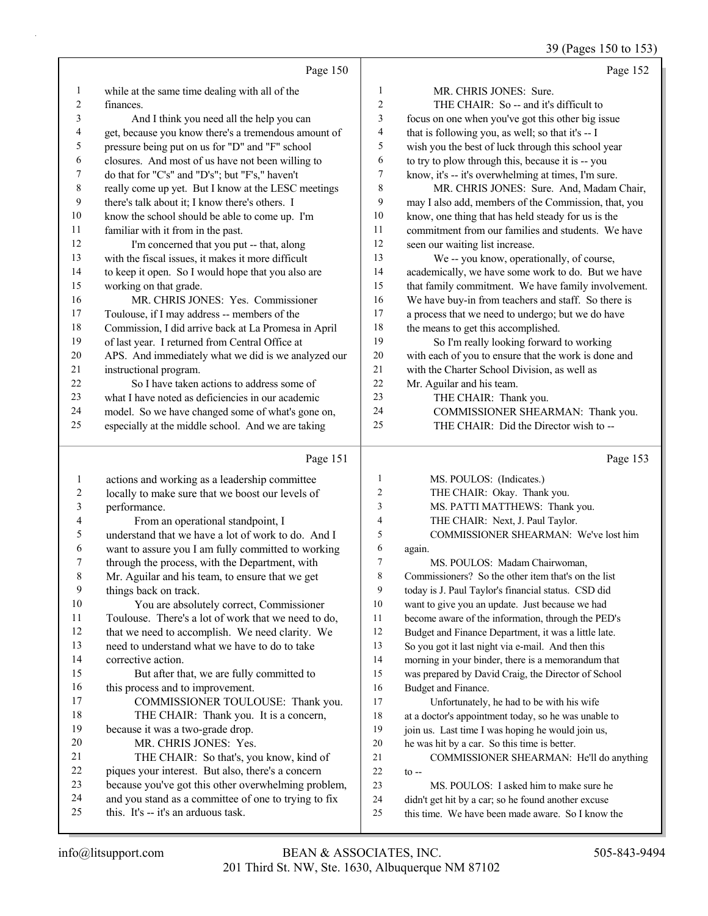Page 150

1 while at the same time dealing with all of the
2 finances.
3 And I think you need all the help you can
4 get, because you know there's a tremendous amount of
5 pressure being put on us for "D" and "F" school
6 closures. And most of us have not been willing to
7 do that for "C's" and "D's"; but "F's," haven't
8 really come up yet. But I know at the LESC meetings
9 there's talk about it; I know there's others. I
10 know the school should be able to come up. I'm
11 familiar with it from in the past.
12 I'm concerned that you put -- that, along
13 with the fiscal issues, it makes it more difficult
14 to keep it open. So I would hope that you also are
15 working on that grade.
16 MR. CHRIS JONES: Yes. Commissioner
17 Toulouse, if I may address -- members of the
18 Commission, I did arrive back at La Promesa in April
19 of last year. I returned from Central Office at
20 APS. And immediately what we did is we analyzed our
21 instructional program.
22 So I have taken actions to address some of
23 what I have noted as deficiencies in our academic
24 model. So we have changed some of what's gone on,
25 especially at the middle school. And we are taking

Page 151

1 actions and working as a leadership committee
2 locally to make sure that we boost our levels of
3 performance.
4 From an operational standpoint, I
5 understand that we have a lot of work to do. And I
6 want to assure you I am fully committed to working
7 through the process, with the Department, with
8 Mr. Aguilar and his team, to ensure that we get
9 things back on track.
10 You are absolutely correct, Commissioner
11 Toulouse. There's a lot of work that we need to do,
12 that we need to accomplish. We need clarity. We
13 need to understand what we have to do to take
14 corrective action.
15 But after that, we are fully committed to
16 this process and to improvement.
17 COMMISSIONER TOULOUSE: Thank you.
18 THE CHAIR: Thank you. It is a concern,
19 because it was a two-grade drop.
20 MR. CHRIS JONES: Yes.
21 THE CHAIR: So that's, you know, kind of
22 piques your interest. But also, there's a concern
23 because you've got this other overwhelming problem,
24 and you stand as a committee of one to trying to fix
25 this. It's -- it's an arduous task.

Page 152

1 MR. CHRIS JONES: Sure.
2 THE CHAIR: So -- and it's difficult to
3 focus on one when you've got this other big issue
4 that is following you, as well; so that it's -- I
5 wish you the best of luck through this school year
6 to try to plow through this, because it is -- you
7 know, it's -- it's overwhelming at times, I'm sure.
8 MR. CHRIS JONES: Sure. And, Madam Chair,
9 may I also add, members of the Commission, that, you
10 know, one thing that has held steady for us is the
11 commitment from our families and students. We have
12 seen our waiting list increase.
13 We -- you know, operationally, of course,
14 academically, we have some work to do. But we have
15 that family commitment. We have family involvement.
16 We have buy-in from teachers and staff. So there is
17 a process that we need to undergo; but we do have
18 the means to get this accomplished.
19 So I'm really looking forward to working
20 with each of you to ensure that the work is done and
21 with the Charter School Division, as well as
22 Mr. Aguilar and his team.
23 THE CHAIR: Thank you.
24 COMMISSIONER SHEARMAN: Thank you.
25 THE CHAIR: Did the Director wish to --

Page 153

1 MS. POULOS: (Indicates.)
2 THE CHAIR: Okay. Thank you.
3 MS. PATTI MATTHEWS: Thank you.
4 THE CHAIR: Next, J. Paul Taylor.
5 COMMISSIONER SHEARMAN: We've lost him
6 again.
7 MS. POULOS: Madam Chairwoman,
8 Commissioners? So the other item that's on the list
9 today is J. Paul Taylor's financial status. CSD did
10 want to give you an update. Just because we had
11 become aware of the information, through the PED's
12 Budget and Finance Department, it was a little late.
13 So you got it last night via e-mail. And then this
14 morning in your binder, there is a memorandum that
15 was prepared by David Craig, the Director of School
16 Budget and Finance.
17 Unfortunately, he had to be with his wife
18 at a doctor's appointment today, so he was unable to
19 join us. Last time I was hoping he would join us,
20 he was hit by a car. So this time is better.
21 COMMISSIONER SHEARMAN: He'll do anything
22 to --
23 MS. POULOS: I asked him to make sure he
24 didn't get hit by a car; so he found another excuse
25 this time. We have been made aware. So I know the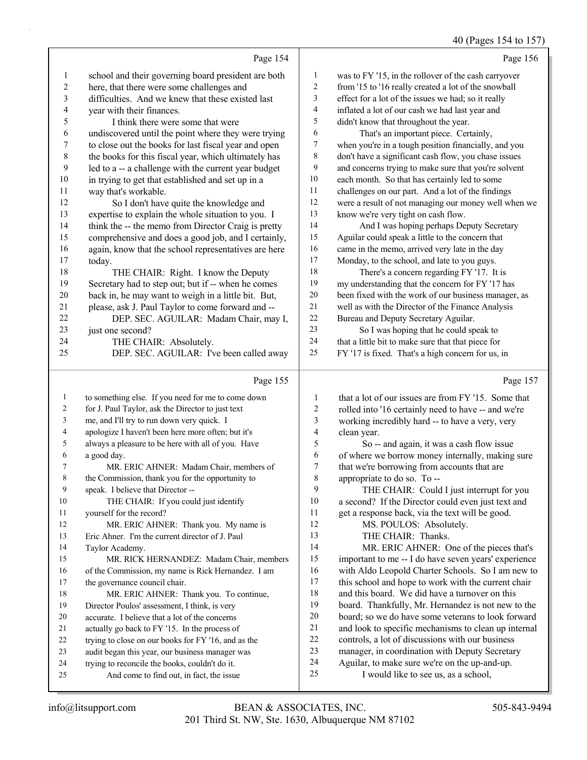Page 154

1 school and their governing board president are both
2 here, that there were some challenges and
3 difficulties. And we knew that these existed last
4 year with their finances.
5 I think there were some that were
6 undiscovered until the point where they were trying
7 to close out the books for last fiscal year and open
8 the books for this fiscal year, which ultimately has
9 led to a -- a challenge with the current year budget
10 in trying to get that established and set up in a
11 way that's workable.
12 So I don't have quite the knowledge and
13 expertise to explain the whole situation to you. I
14 think the -- the memo from Director Craig is pretty
15 comprehensive and does a good job, and I certainly,
16 again, know that the school representatives are here
17 today.
18 THE CHAIR: Right. I know the Deputy
19 Secretary had to step out; but if -- when he comes
20 back in, he may want to weigh in a little bit. But,
21 please, ask J. Paul Taylor to come forward and --
22 DEP. SEC. AGUILAR: Madam Chair, may I,
23 just one second?
24 THE CHAIR: Absolutely.
25 DEP. SEC. AGUILAR: I've been called away

Page 155

1 to something else. If you need for me to come down
2 for J. Paul Taylor, ask the Director to just text
3 me, and I'll try to run down very quick. I
4 apologize I haven't been here more often; but it's
5 always a pleasure to be here with all of you. Have
6 a good day.
7 MR. ERIC AHNER: Madam Chair, members of
8 the Commission, thank you for the opportunity to
9 speak. I believe that Director --
10 THE CHAIR: If you could just identify
11 yourself for the record?
12 MR. ERIC AHNER: Thank you. My name is
13 Eric Ahner. I'm the current director of J. Paul
14 Taylor Academy.
15 MR. RICK HERNANDEZ: Madam Chair, members
16 of the Commission, my name is Rick Hernandez. I am
17 the governance council chair.
18 MR. ERIC AHNER: Thank you. To continue,
19 Director Poulos' assessment, I think, is very
20 accurate. I believe that a lot of the concerns
21 actually go back to FY '15. In the process of
22 trying to close on our books for FY '16, and as the
23 audit began this year, our business manager was
24 trying to reconcile the books, couldn't do it.
25 And come to find out, in fact, the issue

Page 156

1 was to FY '15, in the rollover of the cash carryover
2 from '15 to '16 really created a lot of the snowball
3 effect for a lot of the issues we had; so it really
4 inflated a lot of our cash we had last year and
5 didn't know that throughout the year.
6 That's an important piece. Certainly,
7 when you're in a tough position financially, and you
8 don't have a significant cash flow, you chase issues
9 and concerns trying to make sure that you're solvent
10 each month. So that has certainly led to some
11 challenges on our part. And a lot of the findings
12 were a result of not managing our money well when we
13 know we're very tight on cash flow.
14 And I was hoping perhaps Deputy Secretary
15 Aguilar could speak a little to the concern that
16 came in the memo, arrived very late in the day
17 Monday, to the school, and late to you guys.
18 There's a concern regarding FY '17. It is
19 my understanding that the concern for FY '17 has
20 been fixed with the work of our business manager, as
21 well as with the Director of the Finance Analysis
22 Bureau and Deputy Secretary Aguilar.
23 So I was hoping that he could speak to
24 that a little bit to make sure that that piece for
25 FY '17 is fixed. That's a high concern for us, in

Page 157

1 that a lot of our issues are from FY '15. Some that
2 rolled into '16 certainly need to have -- and we're
3 working incredibly hard -- to have a very, very
4 clean year.
5 So -- and again, it was a cash flow issue
6 of where we borrow money internally, making sure
7 that we're borrowing from accounts that are
8 appropriate to do so. To --
9 THE CHAIR: Could I just interrupt for you
10 a second? If the Director could even just text and
11 get a response back, via the text will be good.
12 MS. POULOS: Absolutely.
13 THE CHAIR: Thanks.
14 MR. ERIC AHNER: One of the pieces that's
15 important to me -- I do have seven years' experience
16 with Aldo Leopold Charter Schools. So I am new to
17 this school and hope to work with the current chair
18 and this board. We did have a turnover on this
19 board. Thankfully, Mr. Hernandez is not new to the
20 board; so we do have some veterans to look forward
21 and look to specific mechanisms to clean up internal
22 controls, a lot of discussions with our business
23 manager, in coordination with Deputy Secretary
24 Aguilar, to make sure we're on the up-and-up.
25 I would like to see us, as a school,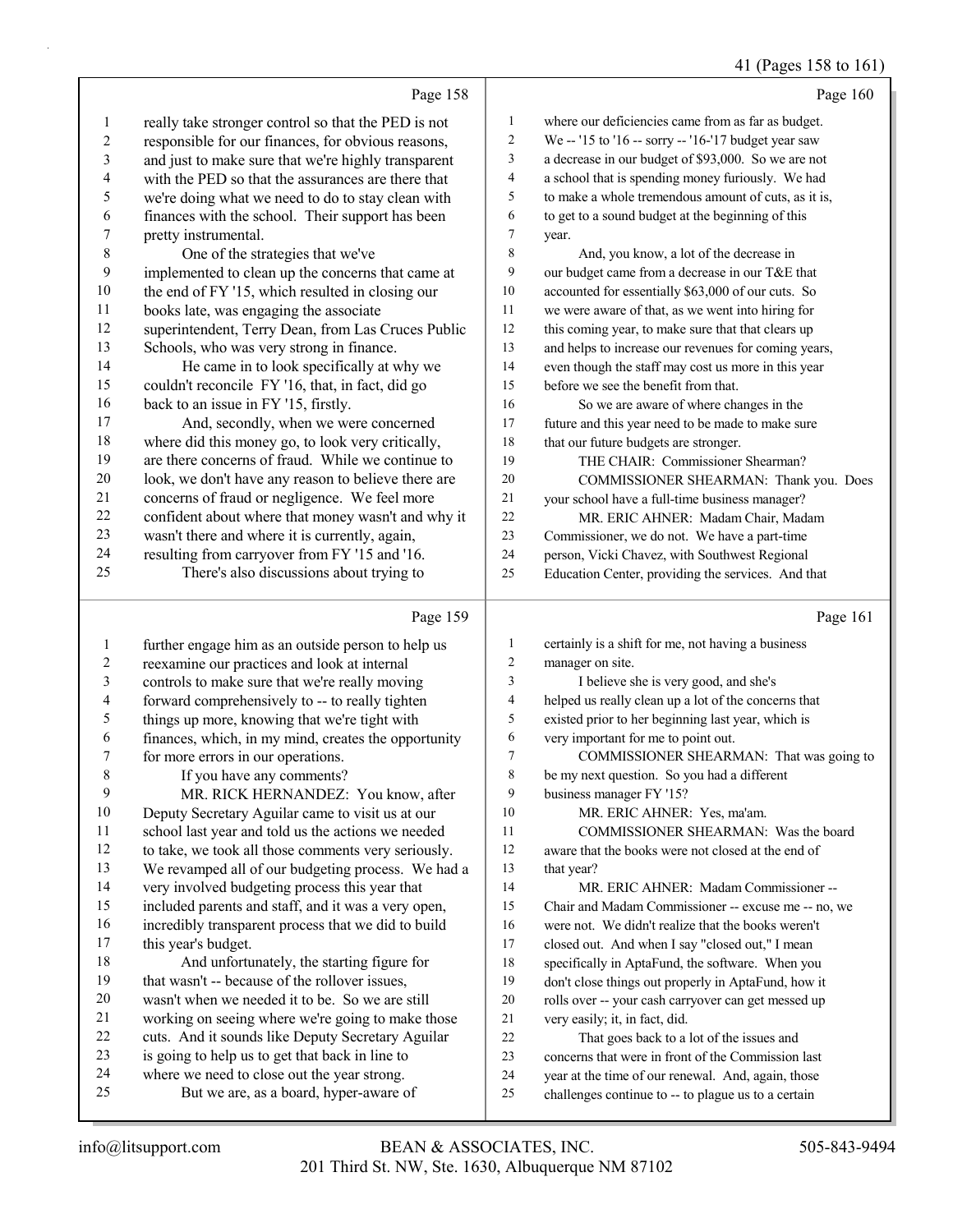Page 158

really take stronger control so that the PED is not responsible for our finances, for obvious reasons, and just to make sure that we're highly transparent with the PED so that the assurances are there that we're doing what we need to do to stay clean with finances with the school. Their support has been pretty instrumental.

One of the strategies that we've implemented to clean up the concerns that came at the end of FY '15, which resulted in closing our books late, was engaging the associate superintendent, Terry Dean, from Las Cruces Public Schools, who was very strong in finance.

He came in to look specifically at why we couldn't reconcile FY '16, that, in fact, did go back to an issue in FY '15, firstly.

And, secondly, when we were concerned where did this money go, to look very critically, are there concerns of fraud. While we continue to look, we don't have any reason to believe there are concerns of fraud or negligence. We feel more confident about where that money wasn't and why it wasn't there and where it is currently, again, resulting from carryover from FY '15 and '16.

There's also discussions about trying to

Page 159

further engage him as an outside person to help us reexamine our practices and look at internal controls to make sure that we're really moving forward comprehensively to -- to really tighten things up more, knowing that we're tight with finances, which, in my mind, creates the opportunity for more errors in our operations.

If you have any comments?

MR. RICK HERNANDEZ: You know, after Deputy Secretary Aguilar came to visit us at our school last year and told us the actions we needed to take, we took all those comments very seriously. We revamped all of our budgeting process. We had a very involved budgeting process this year that included parents and staff, and it was a very open, incredibly transparent process that we did to build this year's budget.

And unfortunately, the starting figure for that wasn't -- because of the rollover issues, wasn't when we needed it to be. So we are still working on seeing where we're going to make those cuts. And it sounds like Deputy Secretary Aguilar is going to help us to get that back in line to where we need to close out the year strong.

But we are, as a board, hyper-aware of

Page 160

where our deficiencies came from as far as budget. We -- '15 to '16 -- sorry -- '16-'17 budget year saw a decrease in our budget of $93,000. So we are not a school that is spending money furiously. We had to make a whole tremendous amount of cuts, as it is, to get to a sound budget at the beginning of this year.

And, you know, a lot of the decrease in our budget came from a decrease in our T&E that accounted for essentially $63,000 of our cuts. So we were aware of that, as we went into hiring for this coming year, to make sure that that clears up and helps to increase our revenues for coming years, even though the staff may cost us more in this year before we see the benefit from that.

So we are aware of where changes in the future and this year need to be made to make sure that our future budgets are stronger.

THE CHAIR: Commissioner Shearman?

COMMISSIONER SHEARMAN: Thank you. Does your school have a full-time business manager?

MR. ERIC AHNER: Madam Chair, Madam Commissioner, we do not. We have a part-time person, Vicki Chavez, with Southwest Regional Education Center, providing the services. And that

Page 161

certainly is a shift for me, not having a business manager on site.

I believe she is very good, and she's helped us really clean up a lot of the concerns that existed prior to her beginning last year, which is very important for me to point out.

COMMISSIONER SHEARMAN: That was going to be my next question. So you had a different business manager FY '15?

MR. ERIC AHNER: Yes, ma'am.

COMMISSIONER SHEARMAN: Was the board aware that the books were not closed at the end of that year?

MR. ERIC AHNER: Madam Commissioner -- Chair and Madam Commissioner -- excuse me -- no, we were not. We didn't realize that the books weren't closed out. And when I say "closed out," I mean specifically in AptaFund, the software. When you don't close things out properly in AptaFund, how it rolls over -- your cash carryover can get messed up very easily; it, in fact, did.

That goes back to a lot of the issues and concerns that were in front of the Commission last year at the time of our renewal. And, again, those challenges continue to -- to plague us to a certain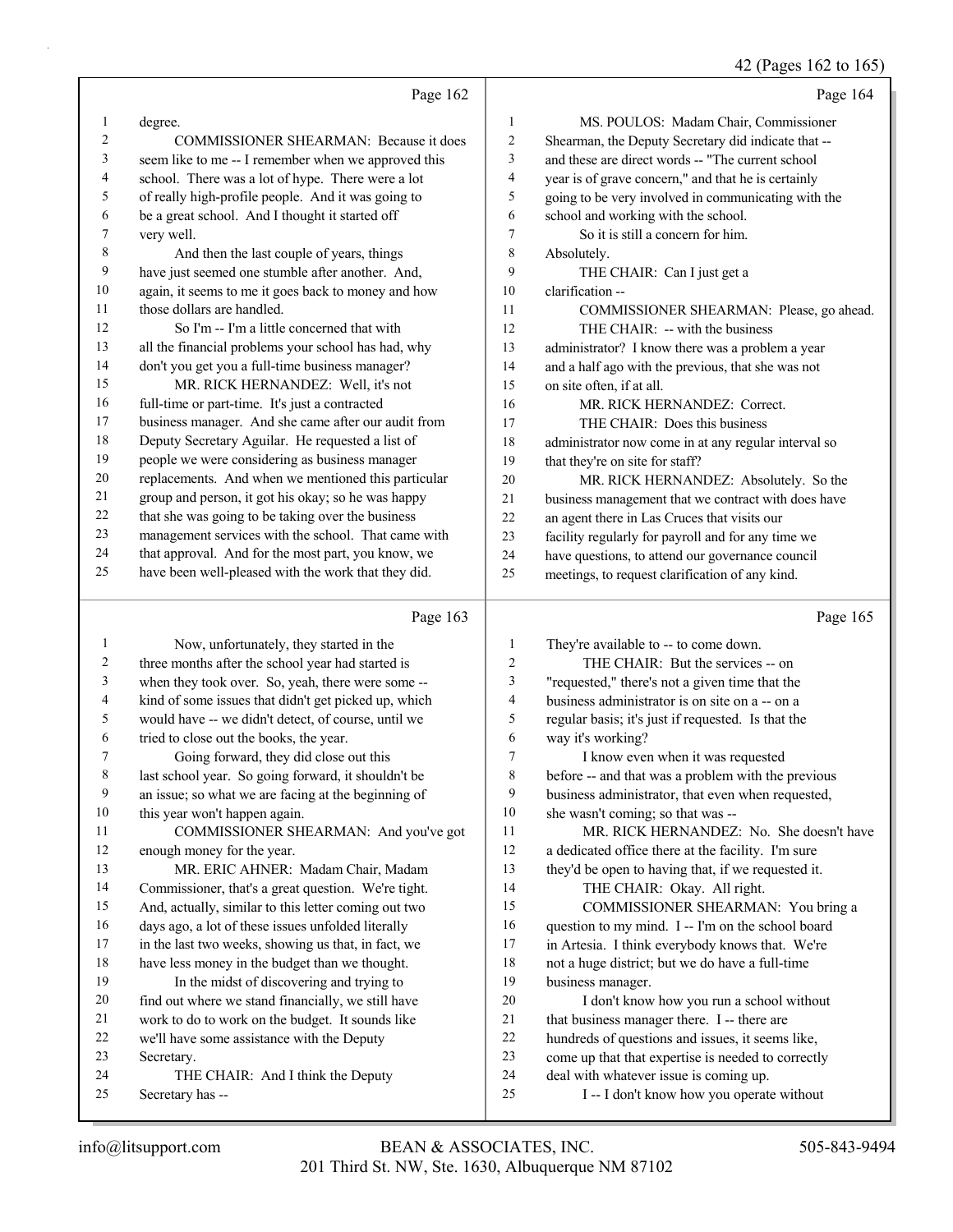Page 162

degree.

COMMISSIONER SHEARMAN: Because it does seem like to me -- I remember when we approved this school. There was a lot of hype. There were a lot of really high-profile people. And it was going to be a great school. And I thought it started off very well.

And then the last couple of years, things have just seemed one stumble after another. And, again, it seems to me it goes back to money and how those dollars are handled.

So I'm -- I'm a little concerned that with all the financial problems your school has had, why don't you get you a full-time business manager?

MR. RICK HERNANDEZ: Well, it's not full-time or part-time. It's just a contracted business manager. And she came after our audit from Deputy Secretary Aguilar. He requested a list of people we were considering as business manager replacements. And when we mentioned this particular group and person, it got his okay; so he was happy that she was going to be taking over the business management services with the school. That came with that approval. And for the most part, you know, we have been well-pleased with the work that they did.

Page 163

Now, unfortunately, they started in the three months after the school year had started is when they took over. So, yeah, there were some -- kind of some issues that didn't get picked up, which would have -- we didn't detect, of course, until we tried to close out the books, the year.

Going forward, they did close out this last school year. So going forward, it shouldn't be an issue; so what we are facing at the beginning of this year won't happen again.

COMMISSIONER SHEARMAN: And you've got enough money for the year.

MR. ERIC AHNER: Madam Chair, Madam Commissioner, that's a great question. We're tight. And, actually, similar to this letter coming out two days ago, a lot of these issues unfolded literally in the last two weeks, showing us that, in fact, we have less money in the budget than we thought.

In the midst of discovering and trying to find out where we stand financially, we still have work to do to work on the budget. It sounds like we'll have some assistance with the Deputy Secretary.

THE CHAIR: And I think the Deputy Secretary has --

Page 164

MS. POULOS: Madam Chair, Commissioner Shearman, the Deputy Secretary did indicate that -- and these are direct words -- "The current school year is of grave concern," and that he is certainly going to be very involved in communicating with the school and working with the school.

So it is still a concern for him. Absolutely.

THE CHAIR: Can I just get a clarification --

COMMISSIONER SHEARMAN: Please, go ahead.

THE CHAIR: -- with the business administrator? I know there was a problem a year and a half ago with the previous, that she was not on site often, if at all.

MR. RICK HERNANDEZ: Correct.

THE CHAIR: Does this business administrator now come in at any regular interval so that they're on site for staff?

MR. RICK HERNANDEZ: Absolutely. So the business management that we contract with does have an agent there in Las Cruces that visits our facility regularly for payroll and for any time we have questions, to attend our governance council meetings, to request clarification of any kind.

Page 165

They're available to -- to come down.

THE CHAIR: But the services -- on "requested," there's not a given time that the business administrator is on site on a -- on a regular basis; it's just if requested. Is that the way it's working?

I know even when it was requested before -- and that was a problem with the previous business administrator, that even when requested, she wasn't coming; so that was --

MR. RICK HERNANDEZ: No. She doesn't have a dedicated office there at the facility. I'm sure they'd be open to having that, if we requested it.

THE CHAIR: Okay. All right.

COMMISSIONER SHEARMAN: You bring a question to my mind. I -- I'm on the school board in Artesia. I think everybody knows that. We're not a huge district; but we do have a full-time business manager.

I don't know how you run a school without that business manager there. I -- there are hundreds of questions and issues, it seems like, come up that that expertise is needed to correctly deal with whatever issue is coming up.

I -- I don't know how you operate without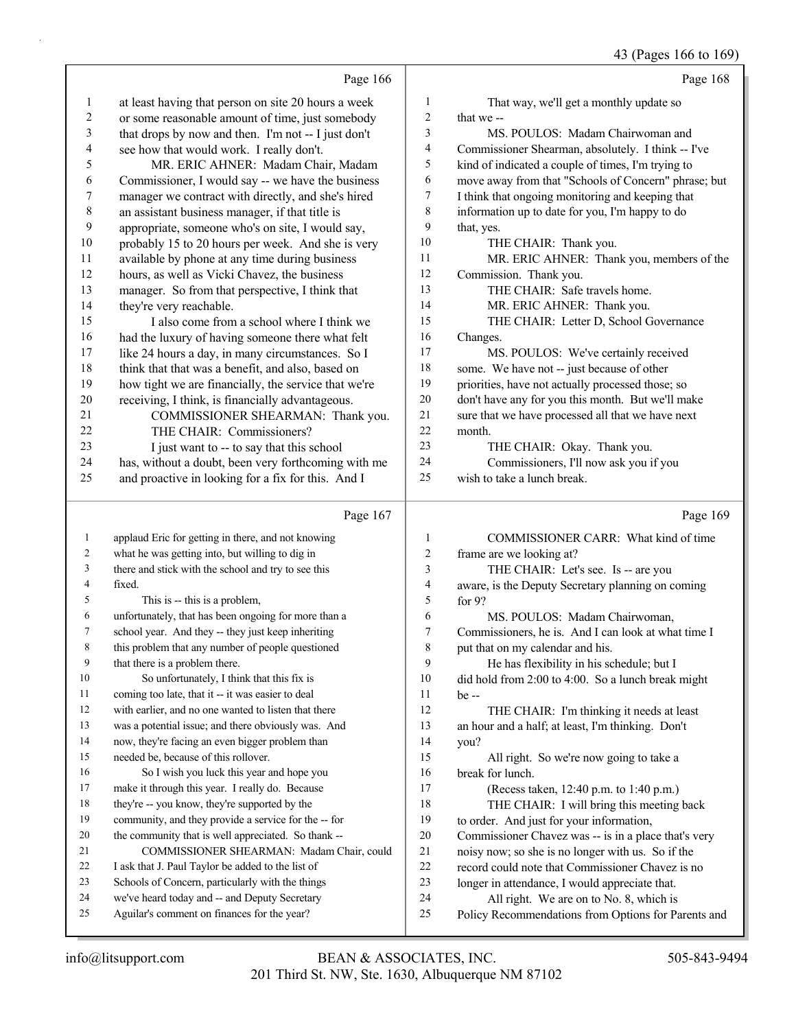Page 166

1 at least having that person on site 20 hours a week
2 or some reasonable amount of time, just somebody
3 that drops by now and then. I'm not -- I just don't
4 see how that would work. I really don't.
5 MR. ERIC AHNER: Madam Chair, Madam
6 Commissioner, I would say -- we have the business
7 manager we contract with directly, and she's hired
8 an assistant business manager, if that title is
9 appropriate, someone who's on site, I would say,
10 probably 15 to 20 hours per week. And she is very
11 available by phone at any time during business
12 hours, as well as Vicki Chavez, the business
13 manager. So from that perspective, I think that
14 they're very reachable.
15 I also come from a school where I think we
16 had the luxury of having someone there what felt
17 like 24 hours a day, in many circumstances. So I
18 think that that was a benefit, and also, based on
19 how tight we are financially, the service that we're
20 receiving, I think, is financially advantageous.
21 COMMISSIONER SHEARMAN: Thank you.
22 THE CHAIR: Commissioners?
23 I just want to -- to say that this school
24 has, without a doubt, been very forthcoming with me
25 and proactive in looking for a fix for this. And I

Page 167

1 applaud Eric for getting in there, and not knowing
2 what he was getting into, but willing to dig in
3 there and stick with the school and try to see this
4 fixed.
5 This is -- this is a problem,
6 unfortunately, that has been ongoing for more than a
7 school year. And they -- they just keep inheriting
8 this problem that any number of people questioned
9 that there is a problem there.
10 So unfortunately, I think that this fix is
11 coming too late, that it -- it was easier to deal
12 with earlier, and no one wanted to listen that there
13 was a potential issue; and there obviously was. And
14 now, they're facing an even bigger problem than
15 needed be, because of this rollover.
16 So I wish you luck this year and hope you
17 make it through this year. I really do. Because
18 they're -- you know, they're supported by the
19 community, and they provide a service for the -- for
20 the community that is well appreciated. So thank --
21 COMMISSIONER SHEARMAN: Madam Chair, could
22 I ask that J. Paul Taylor be added to the list of
23 Schools of Concern, particularly with the things
24 we've heard today and -- and Deputy Secretary
25 Aguilar's comment on finances for the year?

Page 168

1 That way, we'll get a monthly update so
2 that we --
3 MS. POULOS: Madam Chairwoman and
4 Commissioner Shearman, absolutely. I think -- I've
5 kind of indicated a couple of times, I'm trying to
6 move away from that "Schools of Concern" phrase; but
7 I think that ongoing monitoring and keeping that
8 information up to date for you, I'm happy to do
9 that, yes.
10 THE CHAIR: Thank you.
11 MR. ERIC AHNER: Thank you, members of the
12 Commission. Thank you.
13 THE CHAIR: Safe travels home.
14 MR. ERIC AHNER: Thank you.
15 THE CHAIR: Letter D, School Governance
16 Changes.
17 MS. POULOS: We've certainly received
18 some. We have not -- just because of other
19 priorities, have not actually processed those; so
20 don't have any for you this month. But we'll make
21 sure that we have processed all that we have next
22 month.
23 THE CHAIR: Okay. Thank you.
24 Commissioners, I'll now ask you if you
25 wish to take a lunch break.

Page 169

1 COMMISSIONER CARR: What kind of time
2 frame are we looking at?
3 THE CHAIR: Let's see. Is -- are you
4 aware, is the Deputy Secretary planning on coming
5 for 9?
6 MS. POULOS: Madam Chairwoman,
7 Commissioners, he is. And I can look at what time I
8 put that on my calendar and his.
9 He has flexibility in his schedule; but I
10 did hold from 2:00 to 4:00. So a lunch break might
11 be --
12 THE CHAIR: I'm thinking it needs at least
13 an hour and a half; at least, I'm thinking. Don't
14 you?
15 All right. So we're now going to take a
16 break for lunch.
17 (Recess taken, 12:40 p.m. to 1:40 p.m.)
18 THE CHAIR: I will bring this meeting back
19 to order. And just for your information,
20 Commissioner Chavez was -- is in a place that's very
21 noisy now; so she is no longer with us. So if the
22 record could note that Commissioner Chavez is no
23 longer in attendance, I would appreciate that.
24 All right. We are on to No. 8, which is
25 Policy Recommendations from Options for Parents and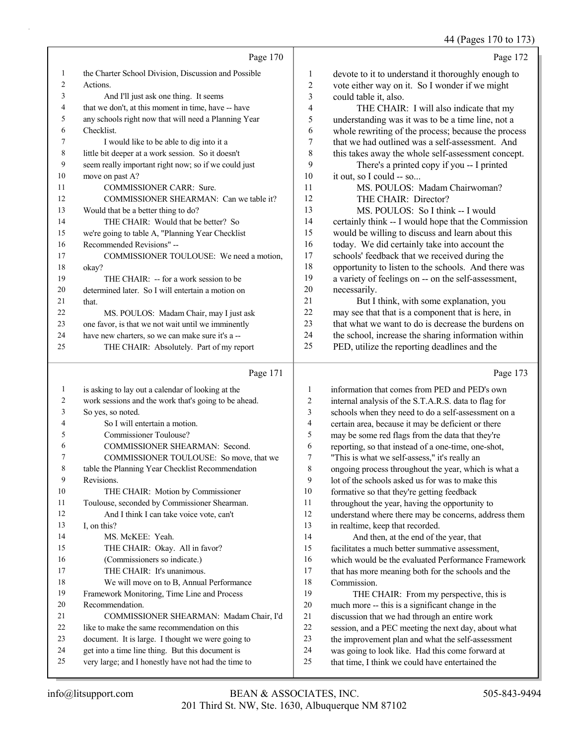Page 170

1 the Charter School Division, Discussion and Possible
2 Actions.
3 And I'll just ask one thing. It seems
4 that we don't, at this moment in time, have -- have
5 any schools right now that will need a Planning Year
6 Checklist.
7 I would like to be able to dig into it a
8 little bit deeper at a work session. So it doesn't
9 seem really important right now; so if we could just
10 move on past A?
11 COMMISSIONER CARR: Sure.
12 COMMISSIONER SHEARMAN: Can we table it?
13 Would that be a better thing to do?
14 THE CHAIR: Would that be better? So
15 we're going to table A, "Planning Year Checklist
16 Recommended Revisions" --
17 COMMISSIONER TOULOUSE: We need a motion,
18 okay?
19 THE CHAIR: -- for a work session to be
20 determined later. So I will entertain a motion on
21 that.
22 MS. POULOS: Madam Chair, may I just ask
23 one favor, is that we not wait until we imminently
24 have new charters, so we can make sure it's a --
25 THE CHAIR: Absolutely. Part of my report

Page 171

1 is asking to lay out a calendar of looking at the
2 work sessions and the work that's going to be ahead.
3 So yes, so noted.
4 So I will entertain a motion.
5 Commissioner Toulouse?
6 COMMISSIONER SHEARMAN: Second.
7 COMMISSIONER TOULOUSE: So move, that we
8 table the Planning Year Checklist Recommendation
9 Revisions.
10 THE CHAIR: Motion by Commissioner
11 Toulouse, seconded by Commissioner Shearman.
12 And I think I can take voice vote, can't
13 I, on this?
14 MS. McKEE: Yeah.
15 THE CHAIR: Okay. All in favor?
16 (Commissioners so indicate.)
17 THE CHAIR: It's unanimous.
18 We will move on to B, Annual Performance
19 Framework Monitoring, Time Line and Process
20 Recommendation.
21 COMMISSIONER SHEARMAN: Madam Chair, I'd
22 like to make the same recommendation on this
23 document. It is large. I thought we were going to
24 get into a time line thing. But this document is
25 very large; and I honestly have not had the time to

Page 172

1 devote to it to understand it thoroughly enough to
2 vote either way on it. So I wonder if we might
3 could table it, also.
4 THE CHAIR: I will also indicate that my
5 understanding was it was to be a time line, not a
6 whole rewriting of the process; because the process
7 that we had outlined was a self-assessment. And
8 this takes away the whole self-assessment concept.
9 There's a printed copy if you -- I printed
10 it out, so I could -- so...
11 MS. POULOS: Madam Chairwoman?
12 THE CHAIR: Director?
13 MS. POULOS: So I think -- I would
14 certainly think -- I would hope that the Commission
15 would be willing to discuss and learn about this
16 today. We did certainly take into account the
17 schools' feedback that we received during the
18 opportunity to listen to the schools. And there was
19 a variety of feelings on -- on the self-assessment,
20 necessarily.
21 But I think, with some explanation, you
22 may see that that is a component that is here, in
23 that what we want to do is decrease the burdens on
24 the school, increase the sharing information within
25 PED, utilize the reporting deadlines and the

Page 173

1 information that comes from PED and PED's own
2 internal analysis of the S.T.A.R.S. data to flag for
3 schools when they need to do a self-assessment on a
4 certain area, because it may be deficient or there
5 may be some red flags from the data that they're
6 reporting, so that instead of a one-time, one-shot,
7 "This is what we self-assess," it's really an
8 ongoing process throughout the year, which is what a
9 lot of the schools asked us for was to make this
10 formative so that they're getting feedback
11 throughout the year, having the opportunity to
12 understand where there may be concerns, address them
13 in realtime, keep that recorded.
14 And then, at the end of the year, that
15 facilitates a much better summative assessment,
16 which would be the evaluated Performance Framework
17 that has more meaning both for the schools and the
18 Commission.
19 THE CHAIR: From my perspective, this is
20 much more -- this is a significant change in the
21 discussion that we had through an entire work
22 session, and a PEC meeting the next day, about what
23 the improvement plan and what the self-assessment
24 was going to look like. Had this come forward at
25 that time, I think we could have entertained the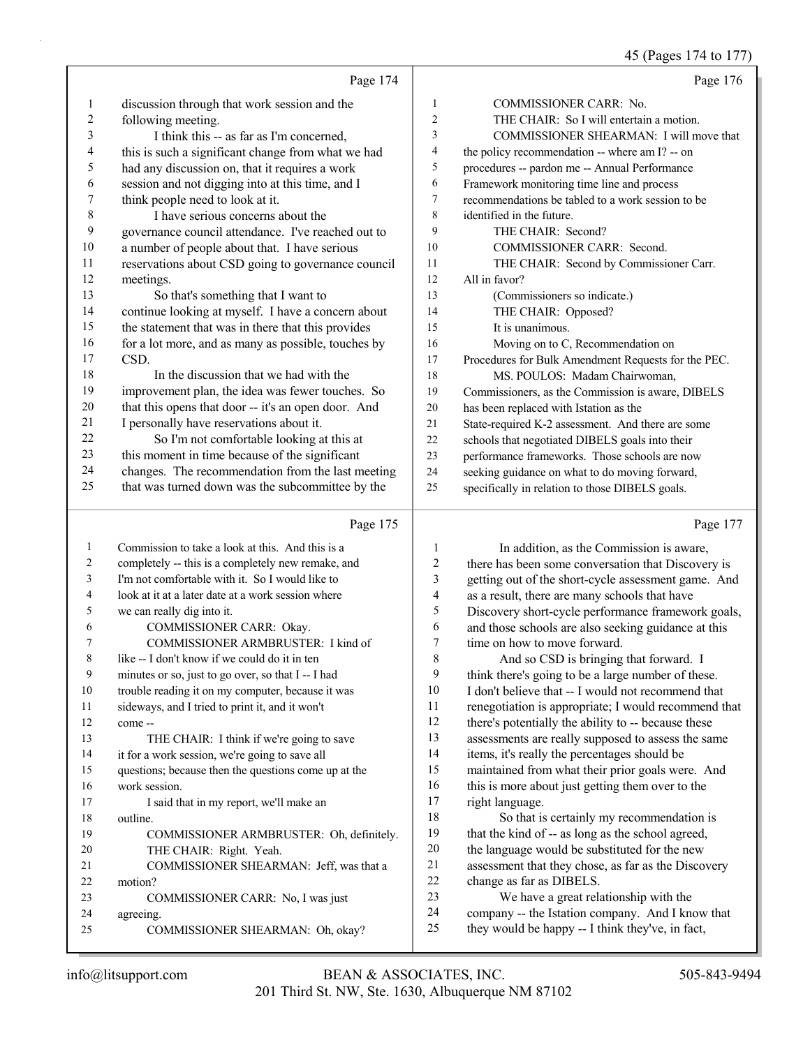Page 174

1 discussion through that work session and the
2 following meeting.
3 I think this -- as far as I'm concerned,
4 this is such a significant change from what we had
5 had any discussion on, that it requires a work
6 session and not digging into at this time, and I
7 think people need to look at it.
8 I have serious concerns about the
9 governance council attendance. I've reached out to
10 a number of people about that. I have serious
11 reservations about CSD going to governance council
12 meetings.
13 So that's something that I want to
14 continue looking at myself. I have a concern about
15 the statement that was in there that this provides
16 for a lot more, and as many as possible, touches by
17 CSD.
18 In the discussion that we had with the
19 improvement plan, the idea was fewer touches. So
20 that this opens that door -- it's an open door. And
21 I personally have reservations about it.
22 So I'm not comfortable looking at this at
23 this moment in time because of the significant
24 changes. The recommendation from the last meeting
25 that was turned down was the subcommittee by the

Page 175

1 Commission to take a look at this. And this is a
2 completely -- this is a completely new remake, and
3 I'm not comfortable with it. So I would like to
4 look at it at a later date at a work session where
5 we can really dig into it.
6 COMMISSIONER CARR: Okay.
7 COMMISSIONER ARMBRUSTER: I kind of
8 like -- I don't know if we could do it in ten
9 minutes or so, just to go over, so that I -- I had
10 trouble reading it on my computer, because it was
11 sideways, and I tried to print it, and it won't
12 come --
13 THE CHAIR: I think if we're going to save
14 it for a work session, we're going to save all
15 questions; because then the questions come up at the
16 work session.
17 I said that in my report, we'll make an
18 outline.
19 COMMISSIONER ARMBRUSTER: Oh, definitely.
20 THE CHAIR: Right. Yeah.
21 COMMISSIONER SHEARMAN: Jeff, was that a
22 motion?
23 COMMISSIONER CARR: No, I was just
24 agreeing.
25 COMMISSIONER SHEARMAN: Oh, okay?

Page 176

1 COMMISSIONER CARR: No.
2 THE CHAIR: So I will entertain a motion.
3 COMMISSIONER SHEARMAN: I will move that
4 the policy recommendation -- where am I? -- on
5 procedures -- pardon me -- Annual Performance
6 Framework monitoring time line and process
7 recommendations be tabled to a work session to be
8 identified in the future.
9 THE CHAIR: Second?
10 COMMISSIONER CARR: Second.
11 THE CHAIR: Second by Commissioner Carr.
12 All in favor?
13 (Commissioners so indicate.)
14 THE CHAIR: Opposed?
15 It is unanimous.
16 Moving on to C, Recommendation on
17 Procedures for Bulk Amendment Requests for the PEC.
18 MS. POULOS: Madam Chairwoman,
19 Commissioners, as the Commission is aware, DIBELS
20 has been replaced with Istation as the
21 State-required K-2 assessment. And there are some
22 schools that negotiated DIBELS goals into their
23 performance frameworks. Those schools are now
24 seeking guidance on what to do moving forward,
25 specifically in relation to those DIBELS goals.

Page 177

1 In addition, as the Commission is aware,
2 there has been some conversation that Discovery is
3 getting out of the short-cycle assessment game. And
4 as a result, there are many schools that have
5 Discovery short-cycle performance framework goals,
6 and those schools are also seeking guidance at this
7 time on how to move forward.
8 And so CSD is bringing that forward. I
9 think there's going to be a large number of these.
10 I don't believe that -- I would not recommend that
11 renegotiation is appropriate; I would recommend that
12 there's potentially the ability to -- because these
13 assessments are really supposed to assess the same
14 items, it's really the percentages should be
15 maintained from what their prior goals were. And
16 this is more about just getting them over to the
17 right language.
18 So that is certainly my recommendation is
19 that the kind of -- as long as the school agreed,
20 the language would be substituted for the new
21 assessment that they chose, as far as the Discovery
22 change as far as DIBELS.
23 We have a great relationship with the
24 company -- the Istation company. And I know that
25 they would be happy -- I think they've, in fact,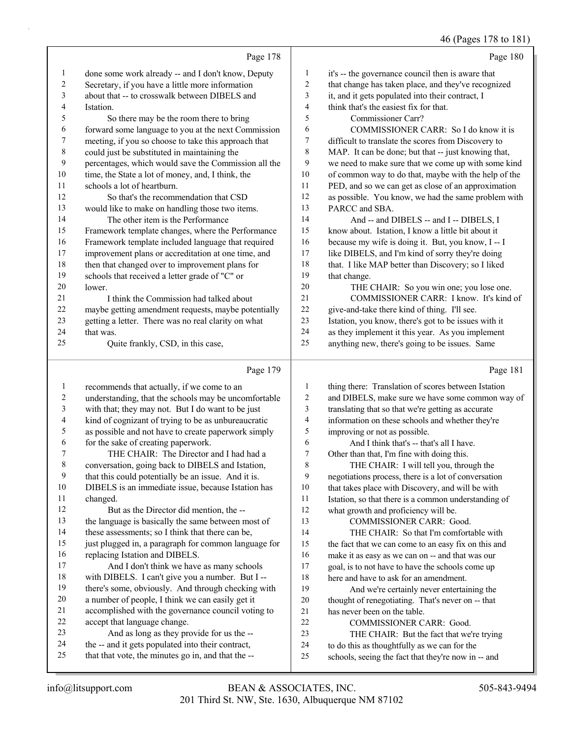Page 178

1 done some work already -- and I don't know, Deputy
2 Secretary, if you have a little more information
3 about that -- to crosswalk between DIBELS and
4 Istation.
5 So there may be the room there to bring
6 forward some language to you at the next Commission
7 meeting, if you so choose to take this approach that
8 could just be substituted in maintaining the
9 percentages, which would save the Commission all the
10 time, the State a lot of money, and, I think, the
11 schools a lot of heartburn.
12 So that's the recommendation that CSD
13 would like to make on handling those two items.
14 The other item is the Performance
15 Framework template changes, where the Performance
16 Framework template included language that required
17 improvement plans or accreditation at one time, and
18 then that changed over to improvement plans for
19 schools that received a letter grade of "C" or
20 lower.
21 I think the Commission had talked about
22 maybe getting amendment requests, maybe potentially
23 getting a letter. There was no real clarity on what
24 that was.
25 Quite frankly, CSD, in this case,

Page 179

1 recommends that actually, if we come to an
2 understanding, that the schools may be uncomfortable
3 with that; they may not. But I do want to be just
4 kind of cognizant of trying to be as unbureaucratic
5 as possible and not have to create paperwork simply
6 for the sake of creating paperwork.
7 THE CHAIR: The Director and I had had a
8 conversation, going back to DIBELS and Istation,
9 that this could potentially be an issue. And it is.
10 DIBELS is an immediate issue, because Istation has
11 changed.
12 But as the Director did mention, the --
13 the language is basically the same between most of
14 these assessments; so I think that there can be,
15 just plugged in, a paragraph for common language for
16 replacing Istation and DIBELS.
17 And I don't think we have as many schools
18 with DIBELS. I can't give you a number. But I --
19 there's some, obviously. And through checking with
20 a number of people, I think we can easily get it
21 accomplished with the governance council voting to
22 accept that language change.
23 And as long as they provide for us the --
24 the -- and it gets populated into their contract,
25 that that vote, the minutes go in, and that the --

Page 180

1 it's -- the governance council then is aware that
2 that change has taken place, and they've recognized
3 it, and it gets populated into their contract, I
4 think that's the easiest fix for that.
5 Commissioner Carr?
6 COMMISSIONER CARR: So I do know it is
7 difficult to translate the scores from Discovery to
8 MAP. It can be done; but that -- just knowing that,
9 we need to make sure that we come up with some kind
10 of common way to do that, maybe with the help of the
11 PED, and so we can get as close of an approximation
12 as possible. You know, we had the same problem with
13 PARCC and SBA.
14 And -- and DIBELS -- and I -- DIBELS, I
15 know about. Istation, I know a little bit about it
16 because my wife is doing it. But, you know, I -- I
17 like DIBELS, and I'm kind of sorry they're doing
18 that. I like MAP better than Discovery; so I liked
19 that change.
20 THE CHAIR: So you win one; you lose one.
21 COMMISSIONER CARR: I know. It's kind of
22 give-and-take there kind of thing. I'll see.
23 Istation, you know, there's got to be issues with it
24 as they implement it this year. As you implement
25 anything new, there's going to be issues. Same

Page 181

1 thing there: Translation of scores between Istation
2 and DIBELS, make sure we have some common way of
3 translating that so that we're getting as accurate
4 information on these schools and whether they're
5 improving or not as possible.
6 And I think that's -- that's all I have.
7 Other than that, I'm fine with doing this.
8 THE CHAIR: I will tell you, through the
9 negotiations process, there is a lot of conversation
10 that takes place with Discovery, and will be with
11 Istation, so that there is a common understanding of
12 what growth and proficiency will be.
13 COMMISSIONER CARR: Good.
14 THE CHAIR: So that I'm comfortable with
15 the fact that we can come to an easy fix on this and
16 make it as easy as we can on -- and that was our
17 goal, is to not have to have the schools come up
18 here and have to ask for an amendment.
19 And we're certainly never entertaining the
20 thought of renegotiating. That's never on -- that
21 has never been on the table.
22 COMMISSIONER CARR: Good.
23 THE CHAIR: But the fact that we're trying
24 to do this as thoughtfully as we can for the
25 schools, seeing the fact that they're now in -- and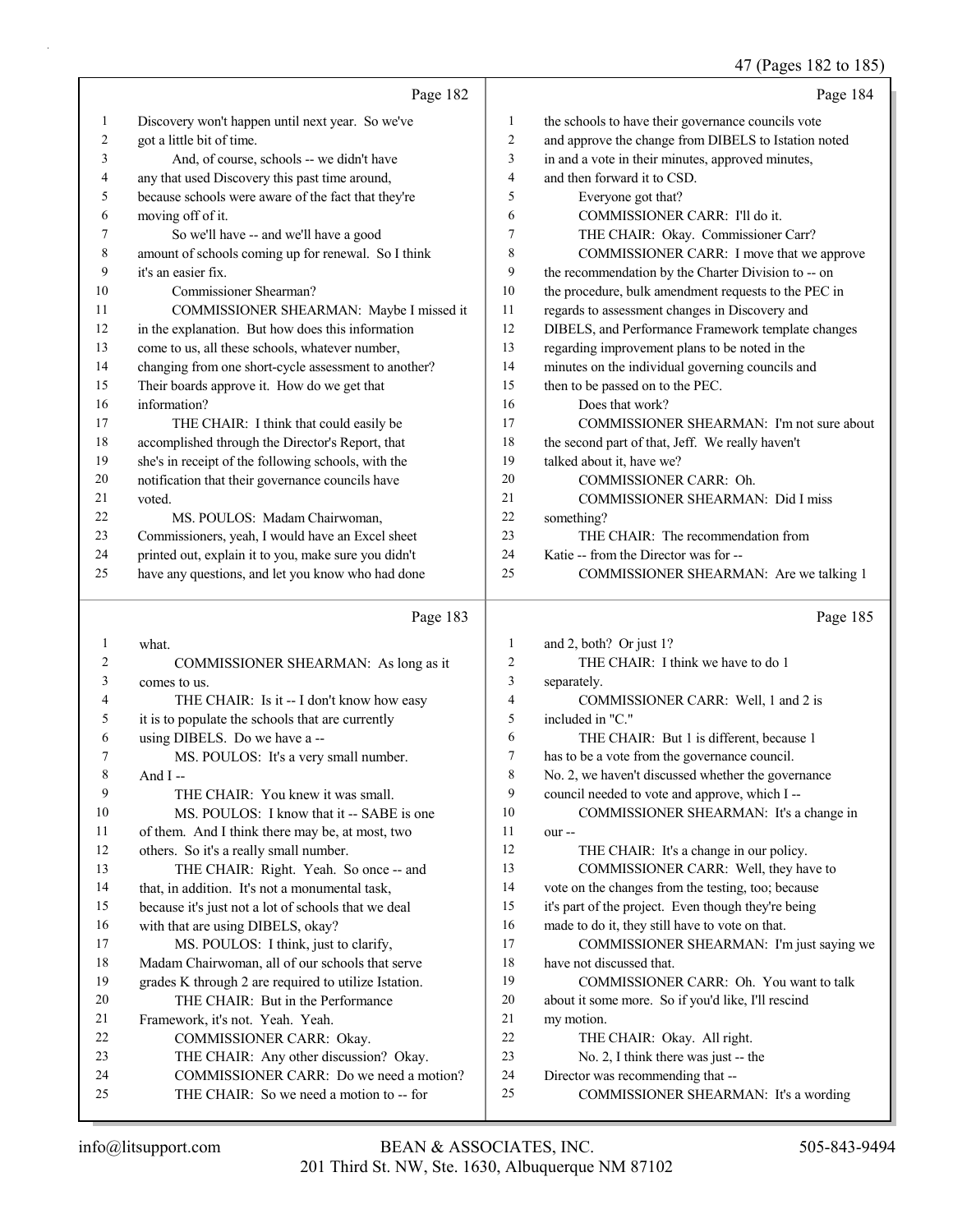Page 182

1 Discovery won't happen until next year. So we've
2 got a little bit of time.
3 And, of course, schools -- we didn't have
4 any that used Discovery this past time around,
5 because schools were aware of the fact that they're
6 moving off of it.
7 So we'll have -- and we'll have a good
8 amount of schools coming up for renewal. So I think
9 it's an easier fix.
10 Commissioner Shearman?
11 COMMISSIONER SHEARMAN: Maybe I missed it
12 in the explanation. But how does this information
13 come to us, all these schools, whatever number,
14 changing from one short-cycle assessment to another?
15 Their boards approve it. How do we get that
16 information?
17 THE CHAIR: I think that could easily be
18 accomplished through the Director's Report, that
19 she's in receipt of the following schools, with the
20 notification that their governance councils have
21 voted.
22 MS. POULOS: Madam Chairwoman,
23 Commissioners, yeah, I would have an Excel sheet
24 printed out, explain it to you, make sure you didn't
25 have any questions, and let you know who had done

Page 183

1 what.
2 COMMISSIONER SHEARMAN: As long as it
3 comes to us.
4 THE CHAIR: Is it -- I don't know how easy
5 it is to populate the schools that are currently
6 using DIBELS. Do we have a --
7 MS. POULOS: It's a very small number.
8 And I --
9 THE CHAIR: You knew it was small.
10 MS. POULOS: I know that it -- SABE is one
11 of them. And I think there may be, at most, two
12 others. So it's a really small number.
13 THE CHAIR: Right. Yeah. So once -- and
14 that, in addition. It's not a monumental task,
15 because it's just not a lot of schools that we deal
16 with that are using DIBELS, okay?
17 MS. POULOS: I think, just to clarify,
18 Madam Chairwoman, all of our schools that serve
19 grades K through 2 are required to utilize Istation.
20 THE CHAIR: But in the Performance
21 Framework, it's not. Yeah. Yeah.
22 COMMISSIONER CARR: Okay.
23 THE CHAIR: Any other discussion? Okay.
24 COMMISSIONER CARR: Do we need a motion?
25 THE CHAIR: So we need a motion to -- for

Page 184

1 the schools to have their governance councils vote
2 and approve the change from DIBELS to Istation noted
3 in and a vote in their minutes, approved minutes,
4 and then forward it to CSD.
5 Everyone got that?
6 COMMISSIONER CARR: I'll do it.
7 THE CHAIR: Okay. Commissioner Carr?
8 COMMISSIONER CARR: I move that we approve
9 the recommendation by the Charter Division to -- on
10 the procedure, bulk amendment requests to the PEC in
11 regards to assessment changes in Discovery and
12 DIBELS, and Performance Framework template changes
13 regarding improvement plans to be noted in the
14 minutes on the individual governing councils and
15 then to be passed on to the PEC.
16 Does that work?
17 COMMISSIONER SHEARMAN: I'm not sure about
18 the second part of that, Jeff. We really haven't
19 talked about it, have we?
20 COMMISSIONER CARR: Oh.
21 COMMISSIONER SHEARMAN: Did I miss
22 something?
23 THE CHAIR: The recommendation from
24 Katie -- from the Director was for --
25 COMMISSIONER SHEARMAN: Are we talking 1

Page 185

1 and 2, both? Or just 1?
2 THE CHAIR: I think we have to do 1
3 separately.
4 COMMISSIONER CARR: Well, 1 and 2 is
5 included in "C."
6 THE CHAIR: But 1 is different, because 1
7 has to be a vote from the governance council.
8 No. 2, we haven't discussed whether the governance
9 council needed to vote and approve, which I --
10 COMMISSIONER SHEARMAN: It's a change in
11 our --
12 THE CHAIR: It's a change in our policy.
13 COMMISSIONER CARR: Well, they have to
14 vote on the changes from the testing, too; because
15 it's part of the project. Even though they're being
16 made to do it, they still have to vote on that.
17 COMMISSIONER SHEARMAN: I'm just saying we
18 have not discussed that.
19 COMMISSIONER CARR: Oh. You want to talk
20 about it some more. So if you'd like, I'll rescind
21 my motion.
22 THE CHAIR: Okay. All right.
23 No. 2, I think there was just -- the
24 Director was recommending that --
25 COMMISSIONER SHEARMAN: It's a wording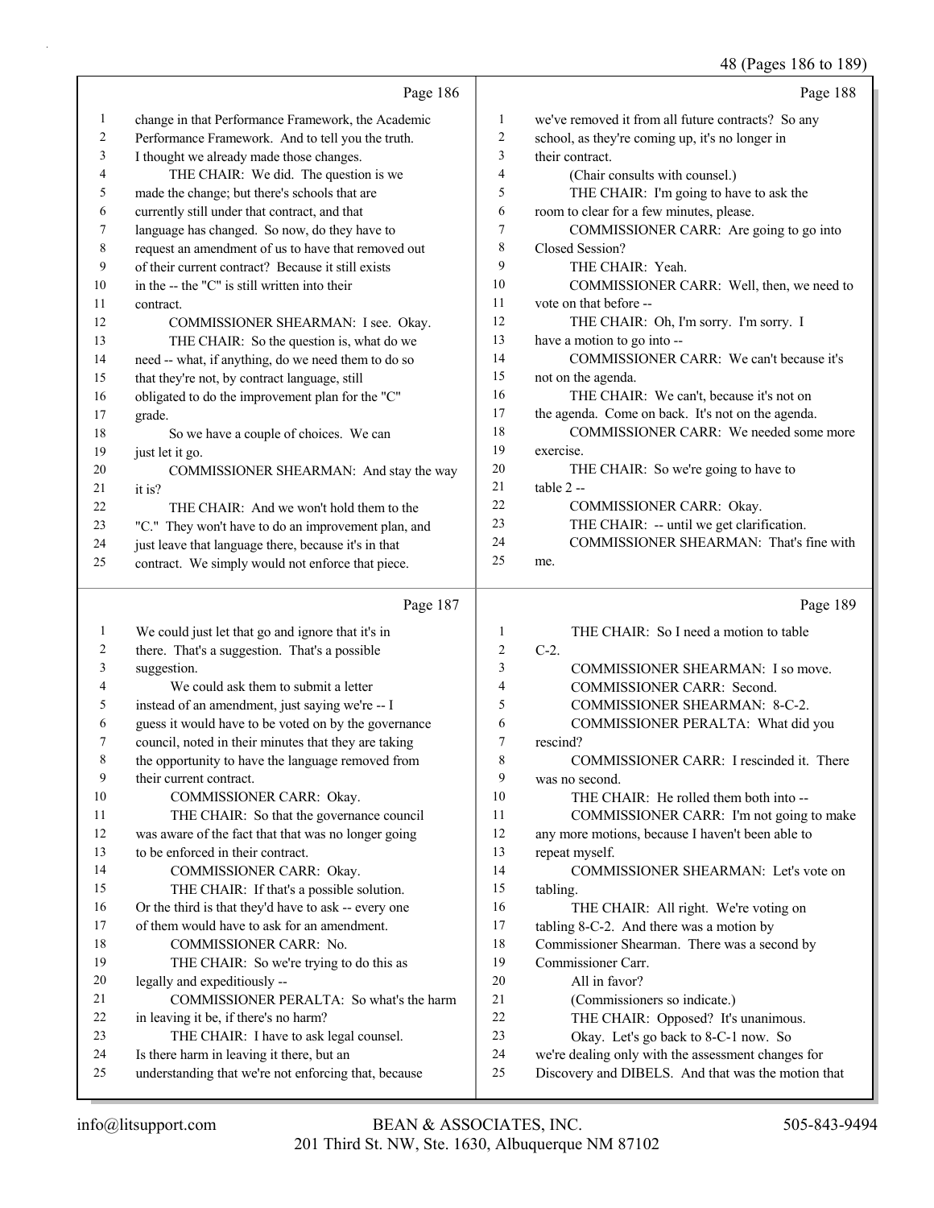Page 186

1 change in that Performance Framework, the Academic
2 Performance Framework. And to tell you the truth.
3 I thought we already made those changes.
4 THE CHAIR: We did. The question is we
5 made the change; but there's schools that are
6 currently still under that contract, and that
7 language has changed. So now, do they have to
8 request an amendment of us to have that removed out
9 of their current contract? Because it still exists
10 in the -- the "C" is still written into their
11 contract.
12 COMMISSIONER SHEARMAN: I see. Okay.
13 THE CHAIR: So the question is, what do we
14 need -- what, if anything, do we need them to do so
15 that they're not, by contract language, still
16 obligated to do the improvement plan for the "C"
17 grade.
18 So we have a couple of choices. We can
19 just let it go.
20 COMMISSIONER SHEARMAN: And stay the way
21 it is?
22 THE CHAIR: And we won't hold them to the
23 "C." They won't have to do an improvement plan, and
24 just leave that language there, because it's in that
25 contract. We simply would not enforce that piece.

Page 187

1 We could just let that go and ignore that it's in
2 there. That's a suggestion. That's a possible
3 suggestion.
4 We could ask them to submit a letter
5 instead of an amendment, just saying we're -- I
6 guess it would have to be voted on by the governance
7 council, noted in their minutes that they are taking
8 the opportunity to have the language removed from
9 their current contract.
10 COMMISSIONER CARR: Okay.
11 THE CHAIR: So that the governance council
12 was aware of the fact that that was no longer going
13 to be enforced in their contract.
14 COMMISSIONER CARR: Okay.
15 THE CHAIR: If that's a possible solution.
16 Or the third is that they'd have to ask -- every one
17 of them would have to ask for an amendment.
18 COMMISSIONER CARR: No.
19 THE CHAIR: So we're trying to do this as
20 legally and expeditiously --
21 COMMISSIONER PERALTA: So what's the harm
22 in leaving it be, if there's no harm?
23 THE CHAIR: I have to ask legal counsel.
24 Is there harm in leaving it there, but an
25 understanding that we're not enforcing that, because

Page 188

1 we've removed it from all future contracts? So any
2 school, as they're coming up, it's no longer in
3 their contract.
4 (Chair consults with counsel.)
5 THE CHAIR: I'm going to have to ask the
6 room to clear for a few minutes, please.
7 COMMISSIONER CARR: Are going to go into
8 Closed Session?
9 THE CHAIR: Yeah.
10 COMMISSIONER CARR: Well, then, we need to
11 vote on that before --
12 THE CHAIR: Oh, I'm sorry. I'm sorry. I
13 have a motion to go into --
14 COMMISSIONER CARR: We can't because it's
15 not on the agenda.
16 THE CHAIR: We can't, because it's not on
17 the agenda. Come on back. It's not on the agenda.
18 COMMISSIONER CARR: We needed some more
19 exercise.
20 THE CHAIR: So we're going to have to
21 table 2 --
22 COMMISSIONER CARR: Okay.
23 THE CHAIR: -- until we get clarification.
24 COMMISSIONER SHEARMAN: That's fine with
25 me.

Page 189

1 THE CHAIR: So I need a motion to table
2 C-2.
3 COMMISSIONER SHEARMAN: I so move.
4 COMMISSIONER CARR: Second.
5 COMMISSIONER SHEARMAN: 8-C-2.
6 COMMISSIONER PERALTA: What did you
7 rescind?
8 COMMISSIONER CARR: I rescinded it. There
9 was no second.
10 THE CHAIR: He rolled them both into --
11 COMMISSIONER CARR: I'm not going to make
12 any more motions, because I haven't been able to
13 repeat myself.
14 COMMISSIONER SHEARMAN: Let's vote on
15 tabling.
16 THE CHAIR: All right. We're voting on
17 tabling 8-C-2. And there was a motion by
18 Commissioner Shearman. There was a second by
19 Commissioner Carr.
20 All in favor?
21 (Commissioners so indicate.)
22 THE CHAIR: Opposed? It's unanimous.
23 Okay. Let's go back to 8-C-1 now. So
24 we're dealing only with the assessment changes for
25 Discovery and DIBELS. And that was the motion that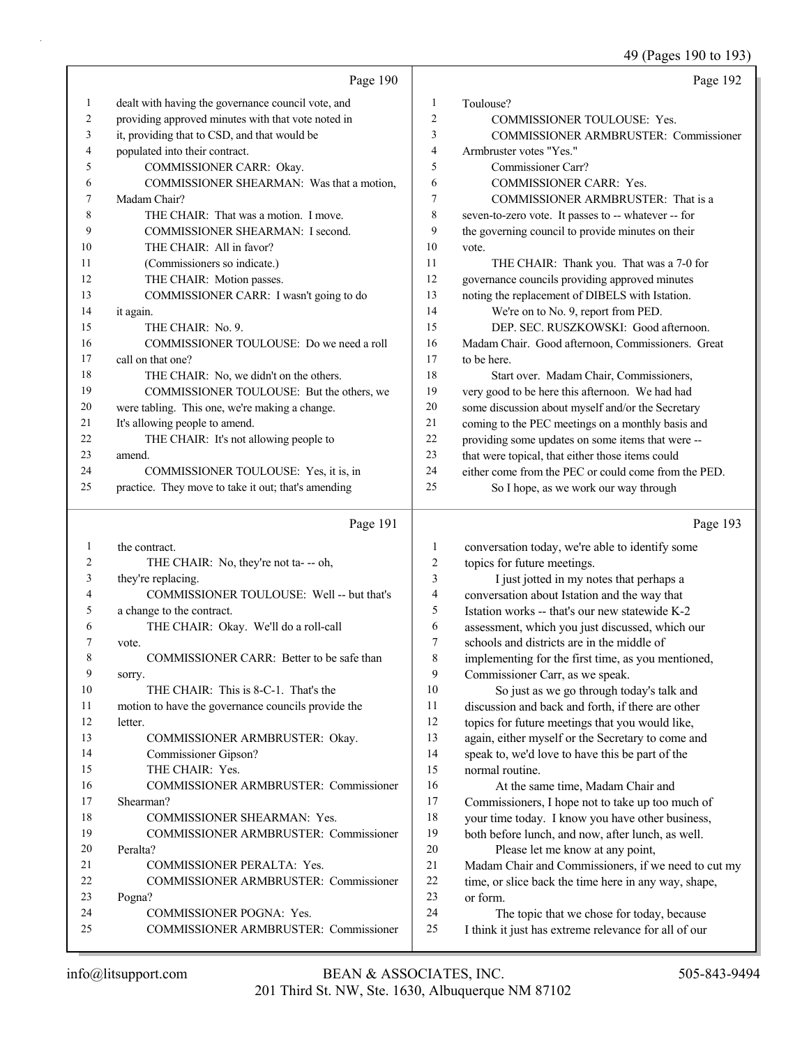Page 190

1 dealt with having the governance council vote, and
2 providing approved minutes with that vote noted in
3 it, providing that to CSD, and that would be
4 populated into their contract.
5 COMMISSIONER CARR: Okay.
6 COMMISSIONER SHEARMAN: Was that a motion,
7 Madam Chair?
8 THE CHAIR: That was a motion. I move.
9 COMMISSIONER SHEARMAN: I second.
10 THE CHAIR: All in favor?
11 (Commissioners so indicate.)
12 THE CHAIR: Motion passes.
13 COMMISSIONER CARR: I wasn't going to do
14 it again.
15 THE CHAIR: No. 9.
16 COMMISSIONER TOULOUSE: Do we need a roll
17 call on that one?
18 THE CHAIR: No, we didn't on the others.
19 COMMISSIONER TOULOUSE: But the others, we
20 were tabling. This one, we're making a change.
21 It's allowing people to amend.
22 THE CHAIR: It's not allowing people to
23 amend.
24 COMMISSIONER TOULOUSE: Yes, it is, in
25 practice. They move to take it out; that's amending

Page 191

1 the contract.
2 THE CHAIR: No, they're not ta- -- oh,
3 they're replacing.
4 COMMISSIONER TOULOUSE: Well -- but that's
5 a change to the contract.
6 THE CHAIR: Okay. We'll do a roll-call
7 vote.
8 COMMISSIONER CARR: Better to be safe than
9 sorry.
10 THE CHAIR: This is 8-C-1. That's the
11 motion to have the governance councils provide the
12 letter.
13 COMMISSIONER ARMBRUSTER: Okay.
14 Commissioner Gipson?
15 THE CHAIR: Yes.
16 COMMISSIONER ARMBRUSTER: Commissioner
17 Shearman?
18 COMMISSIONER SHEARMAN: Yes.
19 COMMISSIONER ARMBRUSTER: Commissioner
20 Peralta?
21 COMMISSIONER PERALTA: Yes.
22 COMMISSIONER ARMBRUSTER: Commissioner
23 Pogna?
24 COMMISSIONER POGNA: Yes.
25 COMMISSIONER ARMBRUSTER: Commissioner

Page 192

1 Toulouse?
2 COMMISSIONER TOULOUSE: Yes.
3 COMMISSIONER ARMBRUSTER: Commissioner
4 Armbruster votes "Yes."
5 Commissioner Carr?
6 COMMISSIONER CARR: Yes.
7 COMMISSIONER ARMBRUSTER: That is a
8 seven-to-zero vote. It passes to -- whatever -- for
9 the governing council to provide minutes on their
10 vote.
11 THE CHAIR: Thank you. That was a 7-0 for
12 governance councils providing approved minutes
13 noting the replacement of DIBELS with Istation.
14 We're on to No. 9, report from PED.
15 DEP. SEC. RUSZKOWSKI: Good afternoon.
16 Madam Chair. Good afternoon, Commissioners. Great
17 to be here.
18 Start over. Madam Chair, Commissioners,
19 very good to be here this afternoon. We had had
20 some discussion about myself and/or the Secretary
21 coming to the PEC meetings on a monthly basis and
22 providing some updates on some items that were --
23 that were topical, that either those items could
24 either come from the PEC or could come from the PED.
25 So I hope, as we work our way through

Page 193

1 conversation today, we're able to identify some
2 topics for future meetings.
3 I just jotted in my notes that perhaps a
4 conversation about Istation and the way that
5 Istation works -- that's our new statewide K-2
6 assessment, which you just discussed, which our
7 schools and districts are in the middle of
8 implementing for the first time, as you mentioned,
9 Commissioner Carr, as we speak.
10 So just as we go through today's talk and
11 discussion and back and forth, if there are other
12 topics for future meetings that you would like,
13 again, either myself or the Secretary to come and
14 speak to, we'd love to have this be part of the
15 normal routine.
16 At the same time, Madam Chair and
17 Commissioners, I hope not to take up too much of
18 your time today. I know you have other business,
19 both before lunch, and now, after lunch, as well.
20 Please let me know at any point,
21 Madam Chair and Commissioners, if we need to cut my
22 time, or slice back the time here in any way, shape,
23 or form.
24 The topic that we chose for today, because
25 I think it just has extreme relevance for all of our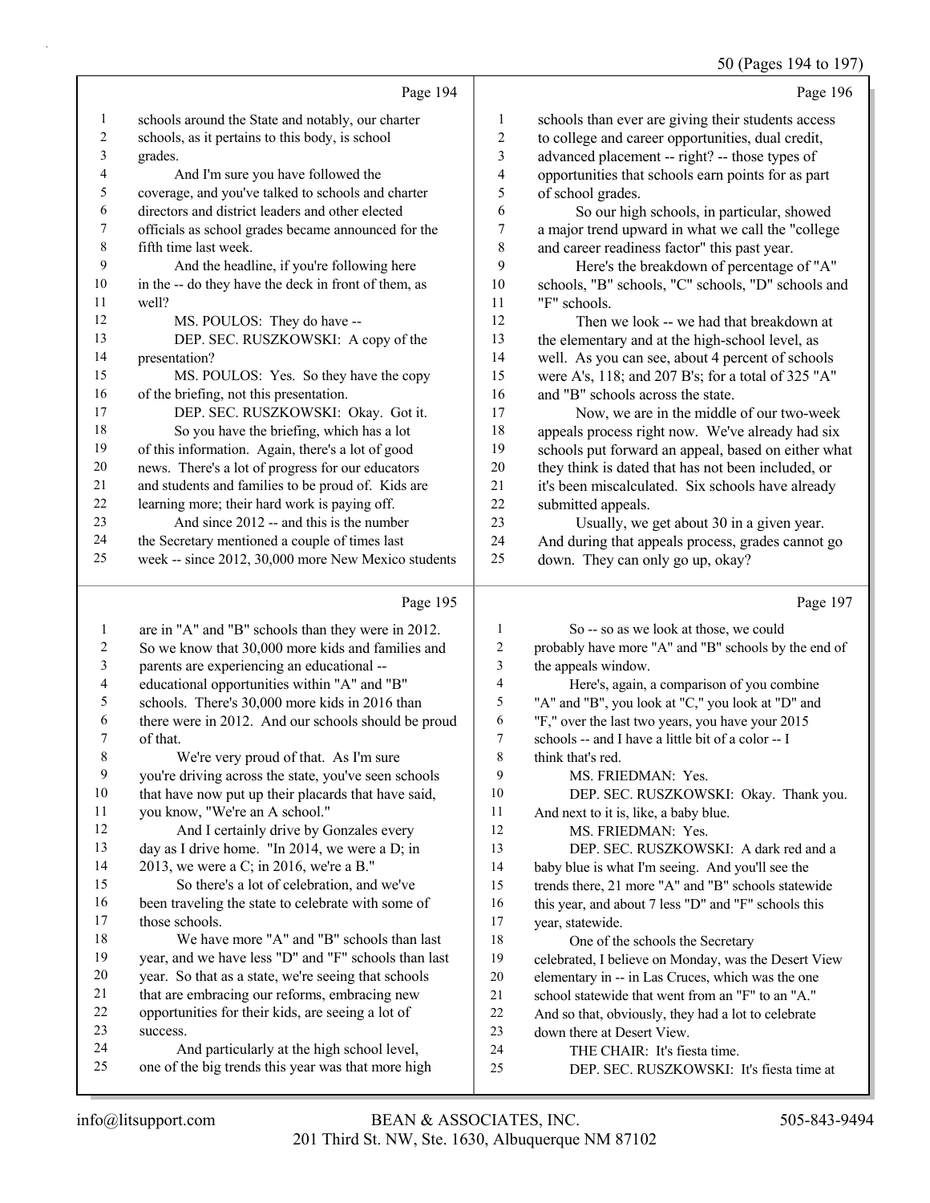Page 194

1 schools around the State and notably, our charter
2 schools, as it pertains to this body, is school
3 grades.
4 And I'm sure you have followed the
5 coverage, and you've talked to schools and charter
6 directors and district leaders and other elected
7 officials as school grades became announced for the
8 fifth time last week.
9 And the headline, if you're following here
10 in the -- do they have the deck in front of them, as
11 well?
12 MS. POULOS: They do have --
13 DEP. SEC. RUSZKOWSKI: A copy of the
14 presentation?
15 MS. POULOS: Yes. So they have the copy
16 of the briefing, not this presentation.
17 DEP. SEC. RUSZKOWSKI: Okay. Got it.
18 So you have the briefing, which has a lot
19 of this information. Again, there's a lot of good
20 news. There's a lot of progress for our educators
21 and students and families to be proud of. Kids are
22 learning more; their hard work is paying off.
23 And since 2012 -- and this is the number
24 the Secretary mentioned a couple of times last
25 week -- since 2012, 30,000 more New Mexico students

Page 195

1 are in "A" and "B" schools than they were in 2012.
2 So we know that 30,000 more kids and families and
3 parents are experiencing an educational --
4 educational opportunities within "A" and "B"
5 schools. There's 30,000 more kids in 2016 than
6 there were in 2012. And our schools should be proud
7 of that.
8 We're very proud of that. As I'm sure
9 you're driving across the state, you've seen schools
10 that have now put up their placards that have said,
11 you know, "We're an A school."
12 And I certainly drive by Gonzales every
13 day as I drive home. "In 2014, we were a D; in
14 2013, we were a C; in 2016, we're a B."
15 So there's a lot of celebration, and we've
16 been traveling the state to celebrate with some of
17 those schools.
18 We have more "A" and "B" schools than last
19 year, and we have less "D" and "F" schools than last
20 year. So that as a state, we're seeing that schools
21 that are embracing our reforms, embracing new
22 opportunities for their kids, are seeing a lot of
23 success.
24 And particularly at the high school level,
25 one of the big trends this year was that more high

Page 196

1 schools than ever are giving their students access
2 to college and career opportunities, dual credit,
3 advanced placement -- right? -- those types of
4 opportunities that schools earn points for as part
5 of school grades.
6 So our high schools, in particular, showed
7 a major trend upward in what we call the "college
8 and career readiness factor" this past year.
9 Here's the breakdown of percentage of "A"
10 schools, "B" schools, "C" schools, "D" schools and
11 "F" schools.
12 Then we look -- we had that breakdown at
13 the elementary and at the high-school level, as
14 well. As you can see, about 4 percent of schools
15 were A's, 118; and 207 B's; for a total of 325 "A"
16 and "B" schools across the state.
17 Now, we are in the middle of our two-week
18 appeals process right now. We've already had six
19 schools put forward an appeal, based on either what
20 they think is dated that has not been included, or
21 it's been miscalculated. Six schools have already
22 submitted appeals.
23 Usually, we get about 30 in a given year.
24 And during that appeals process, grades cannot go
25 down. They can only go up, okay?

Page 197

1 So -- so as we look at those, we could
2 probably have more "A" and "B" schools by the end of
3 the appeals window.
4 Here's, again, a comparison of you combine
5 "A" and "B", you look at "C," you look at "D" and
6 "F," over the last two years, you have your 2015
7 schools -- and I have a little bit of a color -- I
8 think that's red.
9 MS. FRIEDMAN: Yes.
10 DEP. SEC. RUSZKOWSKI: Okay. Thank you.
11 And next to it is, like, a baby blue.
12 MS. FRIEDMAN: Yes.
13 DEP. SEC. RUSZKOWSKI: A dark red and a
14 baby blue is what I'm seeing. And you'll see the
15 trends there, 21 more "A" and "B" schools statewide
16 this year, and about 7 less "D" and "F" schools this
17 year, statewide.
18 One of the schools the Secretary
19 celebrated, I believe on Monday, was the Desert View
20 elementary in -- in Las Cruces, which was the one
21 school statewide that went from an "F" to an "A."
22 And so that, obviously, they had a lot to celebrate
23 down there at Desert View.
24 THE CHAIR: It's fiesta time.
25 DEP. SEC. RUSZKOWSKI: It's fiesta time at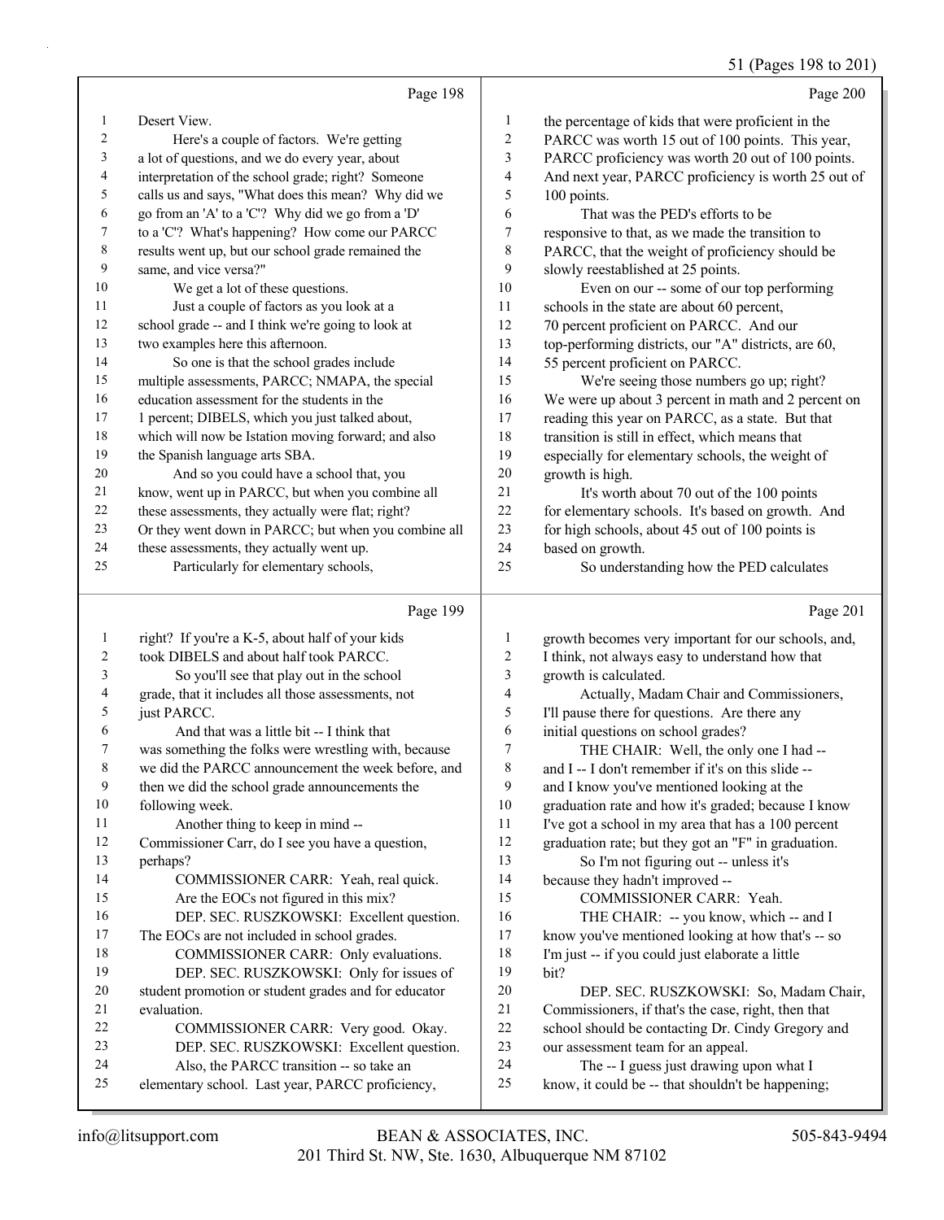Page 198

1 Desert View.
2 Here's a couple of factors. We're getting
3 a lot of questions, and we do every year, about
4 interpretation of the school grade; right? Someone
5 calls us and says, "What does this mean? Why did we
6 go from an 'A' to a 'C'? Why did we go from a 'D'
7 to a 'C'? What's happening? How come our PARCC
8 results went up, but our school grade remained the
9 same, and vice versa?"
10 We get a lot of these questions.
11 Just a couple of factors as you look at a
12 school grade -- and I think we're going to look at
13 two examples here this afternoon.
14 So one is that the school grades include
15 multiple assessments, PARCC; NMAPA, the special
16 education assessment for the students in the
17 1 percent; DIBELS, which you just talked about,
18 which will now be Istation moving forward; and also
19 the Spanish language arts SBA.
20 And so you could have a school that, you
21 know, went up in PARCC, but when you combine all
22 these assessments, they actually were flat; right?
23 Or they went down in PARCC; but when you combine all
24 these assessments, they actually went up.
25 Particularly for elementary schools,

Page 199

1 right? If you're a K-5, about half of your kids
2 took DIBELS and about half took PARCC.
3 So you'll see that play out in the school
4 grade, that it includes all those assessments, not
5 just PARCC.
6 And that was a little bit -- I think that
7 was something the folks were wrestling with, because
8 we did the PARCC announcement the week before, and
9 then we did the school grade announcements the
10 following week.
11 Another thing to keep in mind --
12 Commissioner Carr, do I see you have a question,
13 perhaps?
14 COMMISSIONER CARR: Yeah, real quick.
15 Are the EOCs not figured in this mix?
16 DEP. SEC. RUSZKOWSKI: Excellent question.
17 The EOCs are not included in school grades.
18 COMMISSIONER CARR: Only evaluations.
19 DEP. SEC. RUSZKOWSKI: Only for issues of
20 student promotion or student grades and for educator
21 evaluation.
22 COMMISSIONER CARR: Very good. Okay.
23 DEP. SEC. RUSZKOWSKI: Excellent question.
24 Also, the PARCC transition -- so take an
25 elementary school. Last year, PARCC proficiency,

Page 200

1 the percentage of kids that were proficient in the
2 PARCC was worth 15 out of 100 points. This year,
3 PARCC proficiency was worth 20 out of 100 points.
4 And next year, PARCC proficiency is worth 25 out of
5 100 points.
6 That was the PED's efforts to be
7 responsive to that, as we made the transition to
8 PARCC, that the weight of proficiency should be
9 slowly reestablished at 25 points.
10 Even on our -- some of our top performing
11 schools in the state are about 60 percent,
12 70 percent proficient on PARCC. And our
13 top-performing districts, our "A" districts, are 60,
14 55 percent proficient on PARCC.
15 We're seeing those numbers go up; right?
16 We were up about 3 percent in math and 2 percent on
17 reading this year on PARCC, as a state. But that
18 transition is still in effect, which means that
19 especially for elementary schools, the weight of
20 growth is high.
21 It's worth about 70 out of the 100 points
22 for elementary schools. It's based on growth. And
23 for high schools, about 45 out of 100 points is
24 based on growth.
25 So understanding how the PED calculates

Page 201

1 growth becomes very important for our schools, and,
2 I think, not always easy to understand how that
3 growth is calculated.
4 Actually, Madam Chair and Commissioners,
5 I'll pause there for questions. Are there any
6 initial questions on school grades?
7 THE CHAIR: Well, the only one I had --
8 and I -- I don't remember if it's on this slide --
9 and I know you've mentioned looking at the
10 graduation rate and how it's graded; because I know
11 I've got a school in my area that has a 100 percent
12 graduation rate; but they got an "F" in graduation.
13 So I'm not figuring out -- unless it's
14 because they hadn't improved --
15 COMMISSIONER CARR: Yeah.
16 THE CHAIR: -- you know, which -- and I
17 know you've mentioned looking at how that's -- so
18 I'm just -- if you could just elaborate a little
19 bit?
20 DEP. SEC. RUSZKOWSKI: So, Madam Chair,
21 Commissioners, if that's the case, right, then that
22 school should be contacting Dr. Cindy Gregory and
23 our assessment team for an appeal.
24 The -- I guess just drawing upon what I
25 know, it could be -- that shouldn't be happening;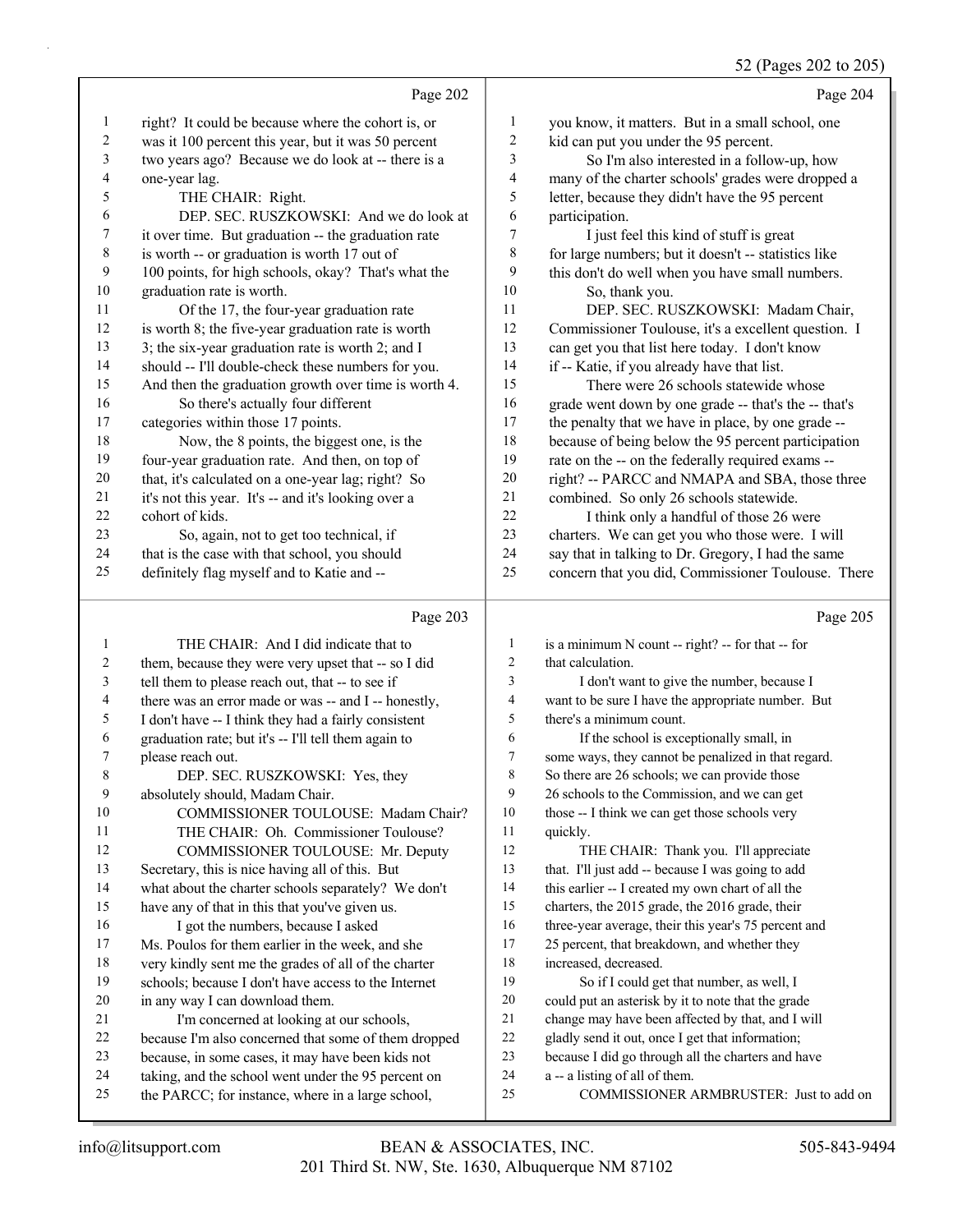52 (Pages 202 to 205)

Page 202

1 right? It could be because where the cohort is, or
2 was it 100 percent this year, but it was 50 percent
3 two years ago? Because we do look at -- there is a
4 one-year lag.
5 THE CHAIR: Right.
6 DEP. SEC. RUSZKOWSKI: And we do look at
7 it over time. But graduation -- the graduation rate
8 is worth -- or graduation is worth 17 out of
9 100 points, for high schools, okay? That's what the
10 graduation rate is worth.
11 Of the 17, the four-year graduation rate
12 is worth 8; the five-year graduation rate is worth
13 3; the six-year graduation rate is worth 2; and I
14 should -- I'll double-check these numbers for you.
15 And then the graduation growth over time is worth 4.
16 So there's actually four different
17 categories within those 17 points.
18 Now, the 8 points, the biggest one, is the
19 four-year graduation rate. And then, on top of
20 that, it's calculated on a one-year lag; right? So
21 it's not this year. It's -- and it's looking over a
22 cohort of kids.
23 So, again, not to get too technical, if
24 that is the case with that school, you should
25 definitely flag myself and to Katie and --

Page 203

1 THE CHAIR: And I did indicate that to
2 them, because they were very upset that -- so I did
3 tell them to please reach out, that -- to see if
4 there was an error made or was -- and I -- honestly,
5 I don't have -- I think they had a fairly consistent
6 graduation rate; but it's -- I'll tell them again to
7 please reach out.
8 DEP. SEC. RUSZKOWSKI: Yes, they
9 absolutely should, Madam Chair.
10 COMMISSIONER TOULOUSE: Madam Chair?
11 THE CHAIR: Oh. Commissioner Toulouse?
12 COMMISSIONER TOULOUSE: Mr. Deputy
13 Secretary, this is nice having all of this. But
14 what about the charter schools separately? We don't
15 have any of that in this that you've given us.
16 I got the numbers, because I asked
17 Ms. Poulos for them earlier in the week, and she
18 very kindly sent me the grades of all of the charter
19 schools; because I don't have access to the Internet
20 in any way I can download them.
21 I'm concerned at looking at our schools,
22 because I'm also concerned that some of them dropped
23 because, in some cases, it may have been kids not
24 taking, and the school went under the 95 percent on
25 the PARCC; for instance, where in a large school,

Page 204

1 you know, it matters. But in a small school, one
2 kid can put you under the 95 percent.
3 So I'm also interested in a follow-up, how
4 many of the charter schools' grades were dropped a
5 letter, because they didn't have the 95 percent
6 participation.
7 I just feel this kind of stuff is great
8 for large numbers; but it doesn't -- statistics like
9 this don't do well when you have small numbers.
10 So, thank you.
11 DEP. SEC. RUSZKOWSKI: Madam Chair,
12 Commissioner Toulouse, it's a excellent question. I
13 can get you that list here today. I don't know
14 if -- Katie, if you already have that list.
15 There were 26 schools statewide whose
16 grade went down by one grade -- that's the -- that's
17 the penalty that we have in place, by one grade --
18 because of being below the 95 percent participation
19 rate on the -- on the federally required exams --
20 right? -- PARCC and NMAPA and SBA, those three
21 combined. So only 26 schools statewide.
22 I think only a handful of those 26 were
23 charters. We can get you who those were. I will
24 say that in talking to Dr. Gregory, I had the same
25 concern that you did, Commissioner Toulouse. There

Page 205

1 is a minimum N count -- right? -- for that -- for
2 that calculation.
3 I don't want to give the number, because I
4 want to be sure I have the appropriate number. But
5 there's a minimum count.
6 If the school is exceptionally small, in
7 some ways, they cannot be penalized in that regard.
8 So there are 26 schools; we can provide those
9 26 schools to the Commission, and we can get
10 those -- I think we can get those schools very
11 quickly.
12 THE CHAIR: Thank you. I'll appreciate
13 that. I'll just add -- because I was going to add
14 this earlier -- I created my own chart of all the
15 charters, the 2015 grade, the 2016 grade, their
16 three-year average, their this year's 75 percent and
17 25 percent, that breakdown, and whether they
18 increased, decreased.
19 So if I could get that number, as well, I
20 could put an asterisk by it to note that the grade
21 change may have been affected by that, and I will
22 gladly send it out, once I get that information;
23 because I did go through all the charters and have
24 a -- a listing of all of them.
25 COMMISSIONER ARMBRUSTER: Just to add on

info@litsupport.com BEAN & ASSOCIATES, INC. 505-843-9494
201 Third St. NW, Ste. 1630, Albuquerque NM 87102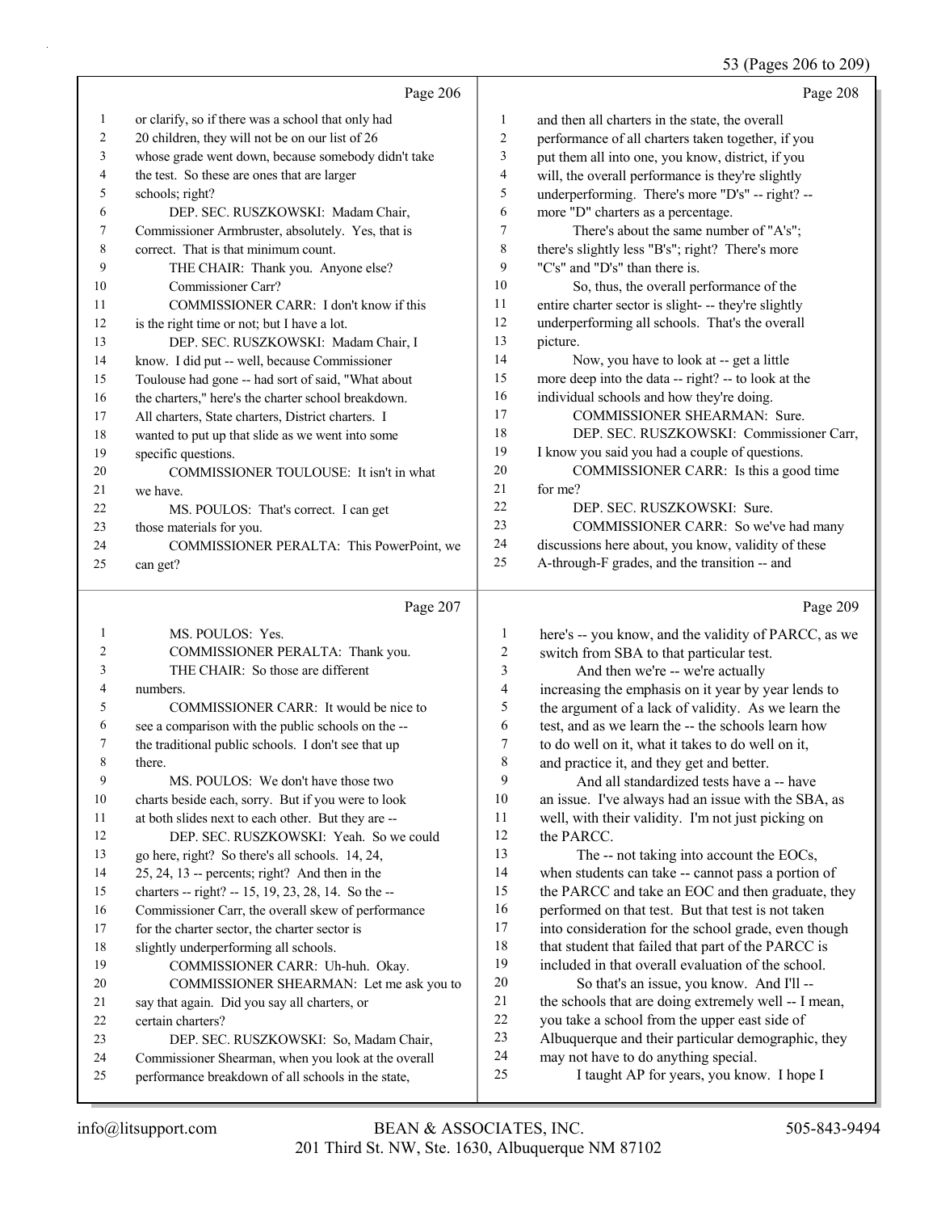Page 206

1 or clarify, so if there was a school that only had
2 20 children, they will not be on our list of 26
3 whose grade went down, because somebody didn't take
4 the test. So these are ones that are larger
5 schools; right?
6 DEP. SEC. RUSZKOWSKI: Madam Chair,
7 Commissioner Armbruster, absolutely. Yes, that is
8 correct. That is that minimum count.
9 THE CHAIR: Thank you. Anyone else?
10 Commissioner Carr?
11 COMMISSIONER CARR: I don't know if this
12 is the right time or not; but I have a lot.
13 DEP. SEC. RUSZKOWSKI: Madam Chair, I
14 know. I did put -- well, because Commissioner
15 Toulouse had gone -- had sort of said, "What about
16 the charters," here's the charter school breakdown.
17 All charters, State charters, District charters. I
18 wanted to put up that slide as we went into some
19 specific questions.
20 COMMISSIONER TOULOUSE: It isn't in what
21 we have.
22 MS. POULOS: That's correct. I can get
23 those materials for you.
24 COMMISSIONER PERALTA: This PowerPoint, we
25 can get?

Page 207

1 MS. POULOS: Yes.
2 COMMISSIONER PERALTA: Thank you.
3 THE CHAIR: So those are different
4 numbers.
5 COMMISSIONER CARR: It would be nice to
6 see a comparison with the public schools on the --
7 the traditional public schools. I don't see that up
8 there.
9 MS. POULOS: We don't have those two
10 charts beside each, sorry. But if you were to look
11 at both slides next to each other. But they are --
12 DEP. SEC. RUSZKOWSKI: Yeah. So we could
13 go here, right? So there's all schools. 14, 24,
14 25, 24, 13 -- percents; right? And then in the
15 charters -- right? -- 15, 19, 23, 28, 14. So the --
16 Commissioner Carr, the overall skew of performance
17 for the charter sector, the charter sector is
18 slightly underperforming all schools.
19 COMMISSIONER CARR: Uh-huh. Okay.
20 COMMISSIONER SHEARMAN: Let me ask you to
21 say that again. Did you say all charters, or
22 certain charters?
23 DEP. SEC. RUSZKOWSKI: So, Madam Chair,
24 Commissioner Shearman, when you look at the overall
25 performance breakdown of all schools in the state,

Page 208

1 and then all charters in the state, the overall
2 performance of all charters taken together, if you
3 put them all into one, you know, district, if you
4 will, the overall performance is they're slightly
5 underperforming. There's more "D's" -- right? --
6 more "D" charters as a percentage.
7 There's about the same number of "A's";
8 there's slightly less "B's"; right? There's more
9 "C's" and "D's" than there is.
10 So, thus, the overall performance of the
11 entire charter sector is slight- -- they're slightly
12 underperforming all schools. That's the overall
13 picture.
14 Now, you have to look at -- get a little
15 more deep into the data -- right? -- to look at the
16 individual schools and how they're doing.
17 COMMISSIONER SHEARMAN: Sure.
18 DEP. SEC. RUSZKOWSKI: Commissioner Carr,
19 I know you said you had a couple of questions.
20 COMMISSIONER CARR: Is this a good time
21 for me?
22 DEP. SEC. RUSZKOWSKI: Sure.
23 COMMISSIONER CARR: So we've had many
24 discussions here about, you know, validity of these
25 A-through-F grades, and the transition -- and

Page 209

1 here's -- you know, and the validity of PARCC, as we
2 switch from SBA to that particular test.
3 And then we're -- we're actually
4 increasing the emphasis on it year by year lends to
5 the argument of a lack of validity. As we learn the
6 test, and as we learn the -- the schools learn how
7 to do well on it, what it takes to do well on it,
8 and practice it, and they get and better.
9 And all standardized tests have a -- have
10 an issue. I've always had an issue with the SBA, as
11 well, with their validity. I'm not just picking on
12 the PARCC.
13 The -- not taking into account the EOCs,
14 when students can take -- cannot pass a portion of
15 the PARCC and take an EOC and then graduate, they
16 performed on that test. But that test is not taken
17 into consideration for the school grade, even though
18 that student that failed that part of the PARCC is
19 included in that overall evaluation of the school.
20 So that's an issue, you know. And I'll --
21 the schools that are doing extremely well -- I mean,
22 you take a school from the upper east side of
23 Albuquerque and their particular demographic, they
24 may not have to do anything special.
25 I taught AP for years, you know. I hope I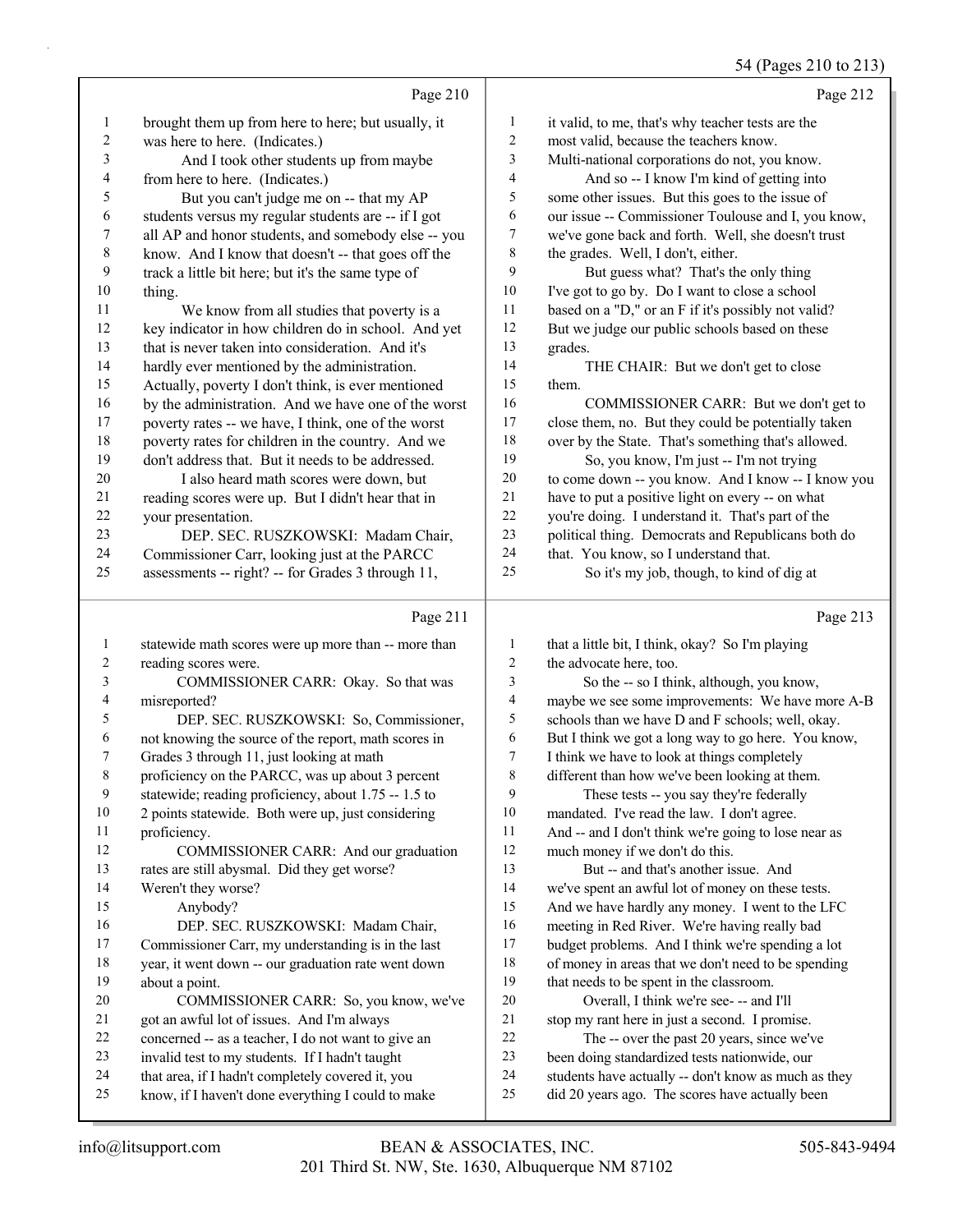Page 210

1 brought them up from here to here; but usually, it
2 was here to here. (Indicates.)
3 And I took other students up from maybe
4 from here to here. (Indicates.)
5 But you can't judge me on -- that my AP
6 students versus my regular students are -- if I got
7 all AP and honor students, and somebody else -- you
8 know. And I know that doesn't -- that goes off the
9 track a little bit here; but it's the same type of
10 thing.
11 We know from all studies that poverty is a
12 key indicator in how children do in school. And yet
13 that is never taken into consideration. And it's
14 hardly ever mentioned by the administration.
15 Actually, poverty I don't think, is ever mentioned
16 by the administration. And we have one of the worst
17 poverty rates -- we have, I think, one of the worst
18 poverty rates for children in the country. And we
19 don't address that. But it needs to be addressed.
20 I also heard math scores were down, but
21 reading scores were up. But I didn't hear that in
22 your presentation.
23 DEP. SEC. RUSZKOWSKI: Madam Chair,
24 Commissioner Carr, looking just at the PARCC
25 assessments -- right? -- for Grades 3 through 11,

Page 211

1 statewide math scores were up more than -- more than
2 reading scores were.
3 COMMISSIONER CARR: Okay. So that was
4 misreported?
5 DEP. SEC. RUSZKOWSKI: So, Commissioner,
6 not knowing the source of the report, math scores in
7 Grades 3 through 11, just looking at math
8 proficiency on the PARCC, was up about 3 percent
9 statewide; reading proficiency, about 1.75 -- 1.5 to
10 2 points statewide. Both were up, just considering
11 proficiency.
12 COMMISSIONER CARR: And our graduation
13 rates are still abysmal. Did they get worse?
14 Weren't they worse?
15 Anybody?
16 DEP. SEC. RUSZKOWSKI: Madam Chair,
17 Commissioner Carr, my understanding is in the last
18 year, it went down -- our graduation rate went down
19 about a point.
20 COMMISSIONER CARR: So, you know, we've
21 got an awful lot of issues. And I'm always
22 concerned -- as a teacher, I do not want to give an
23 invalid test to my students. If I hadn't taught
24 that area, if I hadn't completely covered it, you
25 know, if I haven't done everything I could to make

Page 212

1 it valid, to me, that's why teacher tests are the
2 most valid, because the teachers know.
3 Multi-national corporations do not, you know.
4 And so -- I know I'm kind of getting into
5 some other issues. But this goes to the issue of
6 our issue -- Commissioner Toulouse and I, you know,
7 we've gone back and forth. Well, she doesn't trust
8 the grades. Well, I don't, either.
9 But guess what? That's the only thing
10 I've got to go by. Do I want to close a school
11 based on a "D," or an F if it's possibly not valid?
12 But we judge our public schools based on these
13 grades.
14 THE CHAIR: But we don't get to close
15 them.
16 COMMISSIONER CARR: But we don't get to
17 close them, no. But they could be potentially taken
18 over by the State. That's something that's allowed.
19 So, you know, I'm just -- I'm not trying
20 to come down -- you know. And I know -- I know you
21 have to put a positive light on every -- on what
22 you're doing. I understand it. That's part of the
23 political thing. Democrats and Republicans both do
24 that. You know, so I understand that.
25 So it's my job, though, to kind of dig at

Page 213

1 that a little bit, I think, okay? So I'm playing
2 the advocate here, too.
3 So the -- so I think, although, you know,
4 maybe we see some improvements: We have more A-B
5 schools than we have D and F schools; well, okay.
6 But I think we got a long way to go here. You know,
7 I think we have to look at things completely
8 different than how we've been looking at them.
9 These tests -- you say they're federally
10 mandated. I've read the law. I don't agree.
11 And -- and I don't think we're going to lose near as
12 much money if we don't do this.
13 But -- and that's another issue. And
14 we've spent an awful lot of money on these tests.
15 And we have hardly any money. I went to the LFC
16 meeting in Red River. We're having really bad
17 budget problems. And I think we're spending a lot
18 of money in areas that we don't need to be spending
19 that needs to be spent in the classroom.
20 Overall, I think we're see- -- and I'll
21 stop my rant here in just a second. I promise.
22 The -- over the past 20 years, since we've
23 been doing standardized tests nationwide, our
24 students have actually -- don't know as much as they
25 did 20 years ago. The scores have actually been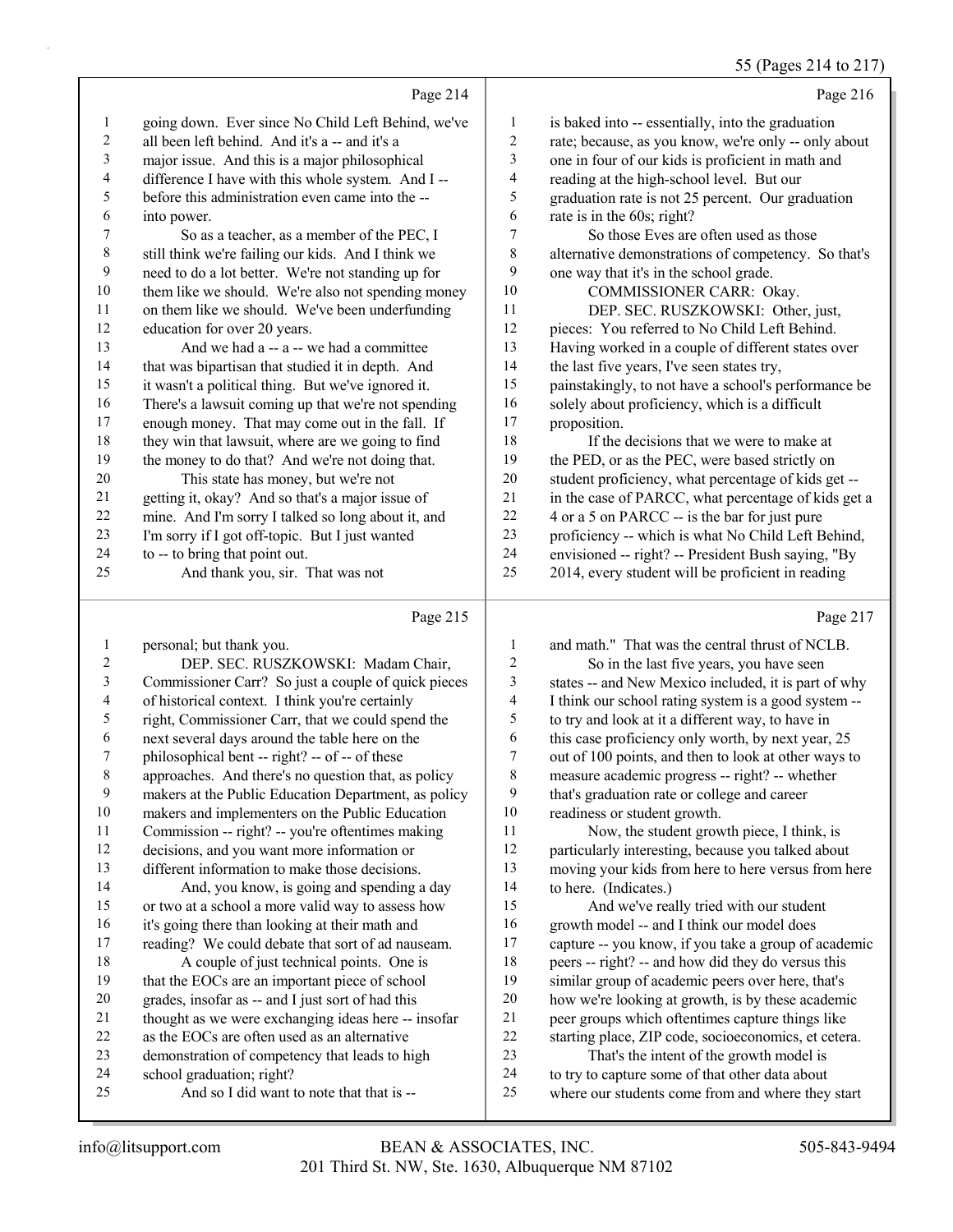Page 214

1 going down. Ever since No Child Left Behind, we've
2 all been left behind. And it's a -- and it's a
3 major issue. And this is a major philosophical
4 difference I have with this whole system. And I --
5 before this administration even came into the --
6 into power.
7 So as a teacher, as a member of the PEC, I
8 still think we're failing our kids. And I think we
9 need to do a lot better. We're not standing up for
10 them like we should. We're also not spending money
11 on them like we should. We've been underfunding
12 education for over 20 years.
13 And we had a -- a -- we had a committee
14 that was bipartisan that studied it in depth. And
15 it wasn't a political thing. But we've ignored it.
16 There's a lawsuit coming up that we're not spending
17 enough money. That may come out in the fall. If
18 they win that lawsuit, where are we going to find
19 the money to do that? And we're not doing that.
20 This state has money, but we're not
21 getting it, okay? And so that's a major issue of
22 mine. And I'm sorry I talked so long about it, and
23 I'm sorry if I got off-topic. But I just wanted
24 to -- to bring that point out.
25 And thank you, sir. That was not

Page 215

1 personal; but thank you.
2 DEP. SEC. RUSZKOWSKI: Madam Chair,
3 Commissioner Carr? So just a couple of quick pieces
4 of historical context. I think you're certainly
5 right, Commissioner Carr, that we could spend the
6 next several days around the table here on the
7 philosophical bent -- right? -- of -- of these
8 approaches. And there's no question that, as policy
9 makers at the Public Education Department, as policy
10 makers and implementers on the Public Education
11 Commission -- right? -- you're oftentimes making
12 decisions, and you want more information or
13 different information to make those decisions.
14 And, you know, is going and spending a day
15 or two at a school a more valid way to assess how
16 it's going there than looking at their math and
17 reading? We could debate that sort of ad nauseam.
18 A couple of just technical points. One is
19 that the EOCs are an important piece of school
20 grades, insofar as -- and I just sort of had this
21 thought as we were exchanging ideas here -- insofar
22 as the EOCs are often used as an alternative
23 demonstration of competency that leads to high
24 school graduation; right?
25 And so I did want to note that that is --

Page 216

1 is baked into -- essentially, into the graduation
2 rate; because, as you know, we're only -- only about
3 one in four of our kids is proficient in math and
4 reading at the high-school level. But our
5 graduation rate is not 25 percent. Our graduation
6 rate is in the 60s; right?
7 So those Eves are often used as those
8 alternative demonstrations of competency. So that's
9 one way that it's in the school grade.
10 COMMISSIONER CARR: Okay.
11 DEP. SEC. RUSZKOWSKI: Other, just,
12 pieces: You referred to No Child Left Behind.
13 Having worked in a couple of different states over
14 the last five years, I've seen states try,
15 painstakingly, to not have a school's performance be
16 solely about proficiency, which is a difficult
17 proposition.
18 If the decisions that we were to make at
19 the PED, or as the PEC, were based strictly on
20 student proficiency, what percentage of kids get --
21 in the case of PARCC, what percentage of kids get a
22 4 or a 5 on PARCC -- is the bar for just pure
23 proficiency -- which is what No Child Left Behind,
24 envisioned -- right? -- President Bush saying, "By
25 2014, every student will be proficient in reading

Page 217

1 and math." That was the central thrust of NCLB.
2 So in the last five years, you have seen
3 states -- and New Mexico included, it is part of why
4 I think our school rating system is a good system --
5 to try and look at it a different way, to have in
6 this case proficiency only worth, by next year, 25
7 out of 100 points, and then to look at other ways to
8 measure academic progress -- right? -- whether
9 that's graduation rate or college and career
10 readiness or student growth.
11 Now, the student growth piece, I think, is
12 particularly interesting, because you talked about
13 moving your kids from here to here versus from here
14 to here. (Indicates.)
15 And we've really tried with our student
16 growth model -- and I think our model does
17 capture -- you know, if you take a group of academic
18 peers -- right? -- and how did they do versus this
19 similar group of academic peers over here, that's
20 how we're looking at growth, is by these academic
21 peer groups which oftentimes capture things like
22 starting place, ZIP code, socioeconomics, et cetera.
23 That's the intent of the growth model is
24 to try to capture some of that other data about
25 where our students come from and where they start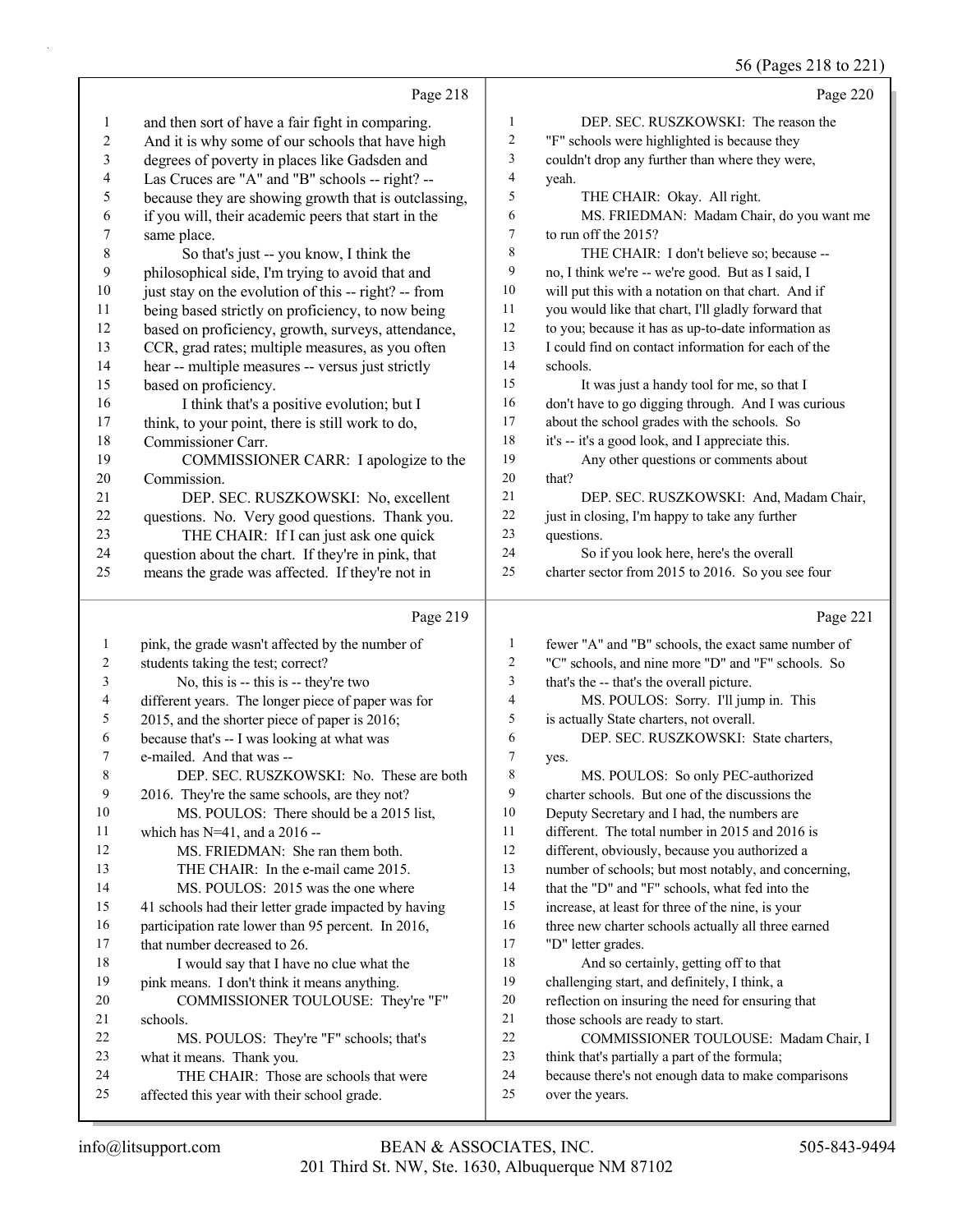Page 218

1 and then sort of have a fair fight in comparing.
2 And it is why some of our schools that have high
3 degrees of poverty in places like Gadsden and
4 Las Cruces are "A" and "B" schools -- right? --
5 because they are showing growth that is outclassing,
6 if you will, their academic peers that start in the
7 same place.
8 So that's just -- you know, I think the
9 philosophical side, I'm trying to avoid that and
10 just stay on the evolution of this -- right? -- from
11 being based strictly on proficiency, to now being
12 based on proficiency, growth, surveys, attendance,
13 CCR, grad rates; multiple measures, as you often
14 hear -- multiple measures -- versus just strictly
15 based on proficiency.
16 I think that's a positive evolution; but I
17 think, to your point, there is still work to do,
18 Commissioner Carr.
19 COMMISSIONER CARR: I apologize to the
20 Commission.
21 DEP. SEC. RUSZKOWSKI: No, excellent
22 questions. No. Very good questions. Thank you.
23 THE CHAIR: If I can just ask one quick
24 question about the chart. If they're in pink, that
25 means the grade was affected. If they're not in

Page 219

1 pink, the grade wasn't affected by the number of
2 students taking the test; correct?
3 No, this is -- this is -- they're two
4 different years. The longer piece of paper was for
5 2015, and the shorter piece of paper is 2016;
6 because that's -- I was looking at what was
7 e-mailed. And that was --
8 DEP. SEC. RUSZKOWSKI: No. These are both
9 2016. They're the same schools, are they not?
10 MS. POULOS: There should be a 2015 list,
11 which has N=41, and a 2016 --
12 MS. FRIEDMAN: She ran them both.
13 THE CHAIR: In the e-mail came 2015.
14 MS. POULOS: 2015 was the one where
15 41 schools had their letter grade impacted by having
16 participation rate lower than 95 percent. In 2016,
17 that number decreased to 26.
18 I would say that I have no clue what the
19 pink means. I don't think it means anything.
20 COMMISSIONER TOULOUSE: They're "F"
21 schools.
22 MS. POULOS: They're "F" schools; that's
23 what it means. Thank you.
24 THE CHAIR: Those are schools that were
25 affected this year with their school grade.

Page 220

1 DEP. SEC. RUSZKOWSKI: The reason the
2 "F" schools were highlighted is because they
3 couldn't drop any further than where they were,
4 yeah.
5 THE CHAIR: Okay. All right.
6 MS. FRIEDMAN: Madam Chair, do you want me
7 to run off the 2015?
8 THE CHAIR: I don't believe so; because --
9 no, I think we're -- we're good. But as I said, I
10 will put this with a notation on that chart. And if
11 you would like that chart, I'll gladly forward that
12 to you; because it has as up-to-date information as
13 I could find on contact information for each of the
14 schools.
15 It was just a handy tool for me, so that I
16 don't have to go digging through. And I was curious
17 about the school grades with the schools. So
18 it's -- it's a good look, and I appreciate this.
19 Any other questions or comments about
20 that?
21 DEP. SEC. RUSZKOWSKI: And, Madam Chair,
22 just in closing, I'm happy to take any further
23 questions.
24 So if you look here, here's the overall
25 charter sector from 2015 to 2016. So you see four

Page 221

1 fewer "A" and "B" schools, the exact same number of
2 "C" schools, and nine more "D" and "F" schools. So
3 that's the -- that's the overall picture.
4 MS. POULOS: Sorry. I'll jump in. This
5 is actually State charters, not overall.
6 DEP. SEC. RUSZKOWSKI: State charters,
7 yes.
8 MS. POULOS: So only PEC-authorized
9 charter schools. But one of the discussions the
10 Deputy Secretary and I had, the numbers are
11 different. The total number in 2015 and 2016 is
12 different, obviously, because you authorized a
13 number of schools; but most notably, and concerning,
14 that the "D" and "F" schools, what fed into the
15 increase, at least for three of the nine, is your
16 three new charter schools actually all three earned
17 "D" letter grades.
18 And so certainly, getting off to that
19 challenging start, and definitely, I think, a
20 reflection on insuring the need for ensuring that
21 those schools are ready to start.
22 COMMISSIONER TOULOUSE: Madam Chair, I
23 think that's partially a part of the formula;
24 because there's not enough data to make comparisons
25 over the years.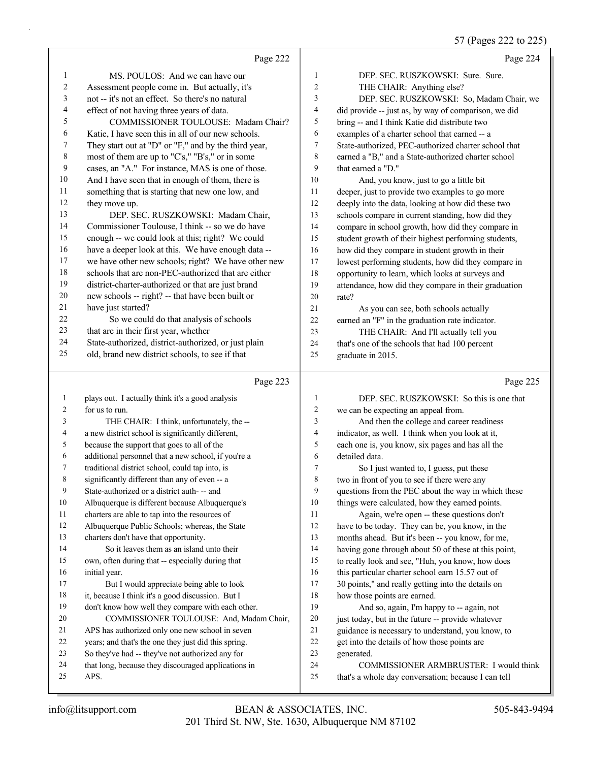Page 222

1 MS. POULOS: And we can have our
2 Assessment people come in. But actually, it's
3 not -- it's not an effect. So there's no natural
4 effect of not having three years of data.
5 COMMISSIONER TOULOUSE: Madam Chair?
6 Katie, I have seen this in all of our new schools.
7 They start out at "D" or "F," and by the third year,
8 most of them are up to "C's," "B's," or in some
9 cases, an "A." For instance, MAS is one of those.
10 And I have seen that in enough of them, there is
11 something that is starting that new one low, and
12 they move up.
13 DEP. SEC. RUSZKOWSKI: Madam Chair,
14 Commissioner Toulouse, I think -- so we do have
15 enough -- we could look at this; right? We could
16 have a deeper look at this. We have enough data --
17 we have other new schools; right? We have other new
18 schools that are non-PEC-authorized that are either
19 district-charter-authorized or that are just brand
20 new schools -- right? -- that have been built or
21 have just started?
22 So we could do that analysis of schools
23 that are in their first year, whether
24 State-authorized, district-authorized, or just plain
25 old, brand new district schools, to see if that

Page 223

1 plays out. I actually think it's a good analysis
2 for us to run.
3 THE CHAIR: I think, unfortunately, the --
4 a new district school is significantly different,
5 because the support that goes to all of the
6 additional personnel that a new school, if you're a
7 traditional district school, could tap into, is
8 significantly different than any of even -- a
9 State-authorized or a district auth- -- and
10 Albuquerque is different because Albuquerque's
11 charters are able to tap into the resources of
12 Albuquerque Public Schools; whereas, the State
13 charters don't have that opportunity.
14 So it leaves them as an island unto their
15 own, often during that -- especially during that
16 initial year.
17 But I would appreciate being able to look
18 it, because I think it's a good discussion. But I
19 don't know how well they compare with each other.
20 COMMISSIONER TOULOUSE: And, Madam Chair,
21 APS has authorized only one new school in seven
22 years; and that's the one they just did this spring.
23 So they've had -- they've not authorized any for
24 that long, because they discouraged applications in
25 APS.

Page 224

1 DEP. SEC. RUSZKOWSKI: Sure. Sure.
2 THE CHAIR: Anything else?
3 DEP. SEC. RUSZKOWSKI: So, Madam Chair, we
4 did provide -- just as, by way of comparison, we did
5 bring -- and I think Katie did distribute two
6 examples of a charter school that earned -- a
7 State-authorized, PEC-authorized charter school that
8 earned a "B," and a State-authorized charter school
9 that earned a "D."
10 And, you know, just to go a little bit
11 deeper, just to provide two examples to go more
12 deeply into the data, looking at how did these two
13 schools compare in current standing, how did they
14 compare in school growth, how did they compare in
15 student growth of their highest performing students,
16 how did they compare in student growth in their
17 lowest performing students, how did they compare in
18 opportunity to learn, which looks at surveys and
19 attendance, how did they compare in their graduation
20 rate?
21 As you can see, both schools actually
22 earned an "F" in the graduation rate indicator.
23 THE CHAIR: And I'll actually tell you
24 that's one of the schools that had 100 percent
25 graduate in 2015.

Page 225

1 DEP. SEC. RUSZKOWSKI: So this is one that
2 we can be expecting an appeal from.
3 And then the college and career readiness
4 indicator, as well. I think when you look at it,
5 each one is, you know, six pages and has all the
6 detailed data.
7 So I just wanted to, I guess, put these
8 two in front of you to see if there were any
9 questions from the PEC about the way in which these
10 things were calculated, how they earned points.
11 Again, we're open -- these questions don't
12 have to be today. They can be, you know, in the
13 months ahead. But it's been -- you know, for me,
14 having gone through about 50 of these at this point,
15 to really look and see, "Huh, you know, how does
16 this particular charter school earn 15.57 out of
17 30 points," and really getting into the details on
18 how those points are earned.
19 And so, again, I'm happy to -- again, not
20 just today, but in the future -- provide whatever
21 guidance is necessary to understand, you know, to
22 get into the details of how those points are
23 generated.
24 COMMISSIONER ARMBRUSTER: I would think
25 that's a whole day conversation; because I can tell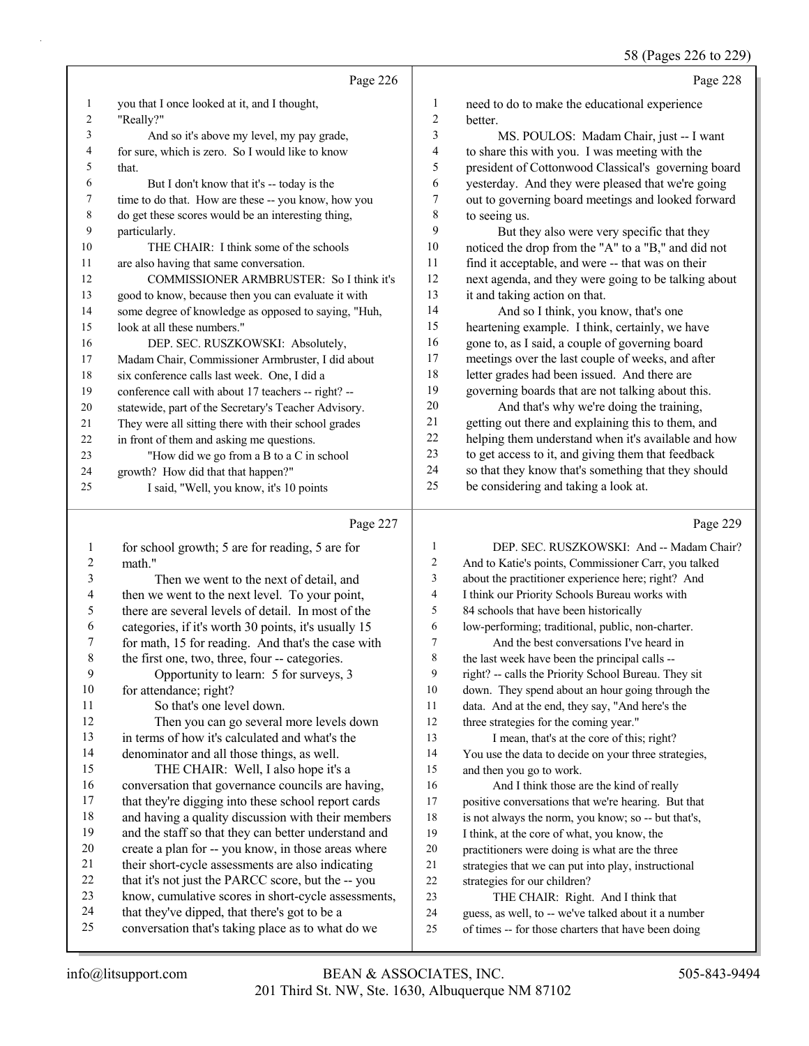Page 226

1 you that I once looked at it, and I thought,
2 "Really?"
3 And so it's above my level, my pay grade,
4 for sure, which is zero. So I would like to know
5 that.
6 But I don't know that it's -- today is the
7 time to do that. How are these -- you know, how you
8 do get these scores would be an interesting thing,
9 particularly.
10 THE CHAIR: I think some of the schools
11 are also having that same conversation.
12 COMMISSIONER ARMBRUSTER: So I think it's
13 good to know, because then you can evaluate it with
14 some degree of knowledge as opposed to saying, "Huh,
15 look at all these numbers."
16 DEP. SEC. RUSZKOWSKI: Absolutely,
17 Madam Chair, Commissioner Armbruster, I did about
18 six conference calls last week. One, I did a
19 conference call with about 17 teachers -- right? --
20 statewide, part of the Secretary's Teacher Advisory.
21 They were all sitting there with their school grades
22 in front of them and asking me questions.
23 "How did we go from a B to a C in school
24 growth? How did that that happen?"
25 I said, "Well, you know, it's 10 points

Page 227

1 for school growth; 5 are for reading, 5 are for
2 math."
3 Then we went to the next of detail, and
4 then we went to the next level. To your point,
5 there are several levels of detail. In most of the
6 categories, if it's worth 30 points, it's usually 15
7 for math, 15 for reading. And that's the case with
8 the first one, two, three, four -- categories.
9 Opportunity to learn: 5 for surveys, 3
10 for attendance; right?
11 So that's one level down.
12 Then you can go several more levels down
13 in terms of how it's calculated and what's the
14 denominator and all those things, as well.
15 THE CHAIR: Well, I also hope it's a
16 conversation that governance councils are having,
17 that they're digging into these school report cards
18 and having a quality discussion with their members
19 and the staff so that they can better understand and
20 create a plan for -- you know, in those areas where
21 their short-cycle assessments are also indicating
22 that it's not just the PARCC score, but the -- you
23 know, cumulative scores in short-cycle assessments,
24 that they've dipped, that there's got to be a
25 conversation that's taking place as to what do we

Page 228

1 need to do to make the educational experience
2 better.
3 MS. POULOS: Madam Chair, just -- I want
4 to share this with you. I was meeting with the
5 president of Cottonwood Classical's governing board
6 yesterday. And they were pleased that we're going
7 out to governing board meetings and looked forward
8 to seeing us.
9 But they also were very specific that they
10 noticed the drop from the "A" to a "B," and did not
11 find it acceptable, and were -- that was on their
12 next agenda, and they were going to be talking about
13 it and taking action on that.
14 And so I think, you know, that's one
15 heartening example. I think, certainly, we have
16 gone to, as I said, a couple of governing board
17 meetings over the last couple of weeks, and after
18 letter grades had been issued. And there are
19 governing boards that are not talking about this.
20 And that's why we're doing the training,
21 getting out there and explaining this to them, and
22 helping them understand when it's available and how
23 to get access to it, and giving them that feedback
24 so that they know that's something that they should
25 be considering and taking a look at.

Page 229

1 DEP. SEC. RUSZKOWSKI: And -- Madam Chair?
2 And to Katie's points, Commissioner Carr, you talked
3 about the practitioner experience here; right? And
4 I think our Priority Schools Bureau works with
5 84 schools that have been historically
6 low-performing; traditional, public, non-charter.
7 And the best conversations I've heard in
8 the last week have been the principal calls --
9 right? -- calls the Priority School Bureau. They sit
10 down. They spend about an hour going through the
11 data. And at the end, they say, "And here's the
12 three strategies for the coming year."
13 I mean, that's at the core of this; right?
14 You use the data to decide on your three strategies,
15 and then you go to work.
16 And I think those are the kind of really
17 positive conversations that we're hearing. But that
18 is not always the norm, you know; so -- but that's,
19 I think, at the core of what, you know, the
20 practitioners were doing is what are the three
21 strategies that we can put into play, instructional
22 strategies for our children?
23 THE CHAIR: Right. And I think that
24 guess, as well, to -- we've talked about it a number
25 of times -- for those charters that have been doing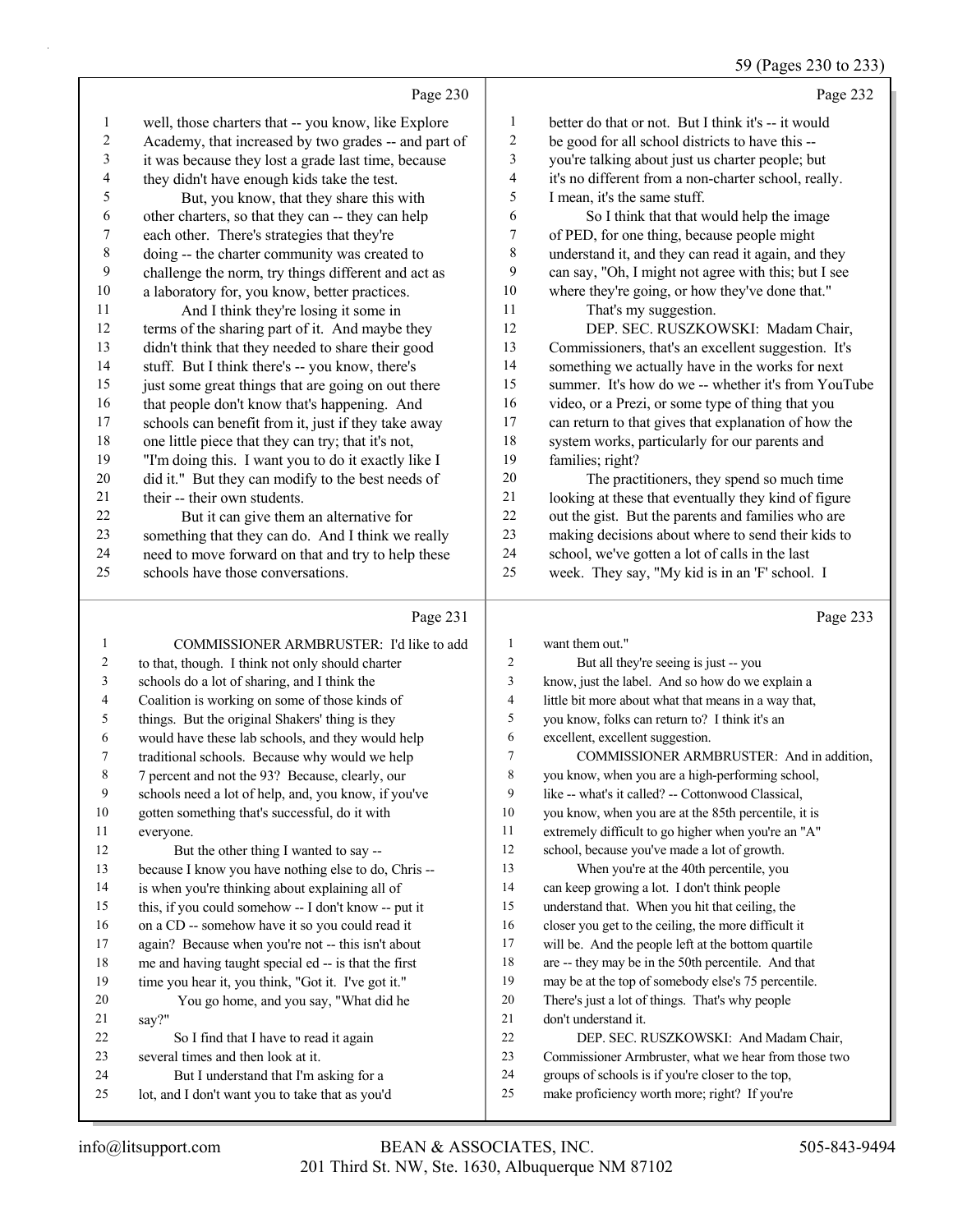Page 230

well, those charters that -- you know, like Explore Academy, that increased by two grades -- and part of it was because they lost a grade last time, because they didn't have enough kids take the test.

But, you know, that they share this with other charters, so that they can -- they can help each other. There's strategies that they're doing -- the charter community was created to challenge the norm, try things different and act as a laboratory for, you know, better practices.

And I think they're losing it some in terms of the sharing part of it. And maybe they didn't think that they needed to share their good stuff. But I think there's -- you know, there's just some great things that are going on out there that people don't know that's happening. And schools can benefit from it, just if they take away one little piece that they can try; that it's not, "I'm doing this. I want you to do it exactly like I did it." But they can modify to the best needs of their -- their own students.

But it can give them an alternative for something that they can do. And I think we really need to move forward on that and try to help these schools have those conversations.

Page 231

COMMISSIONER ARMBRUSTER: I'd like to add to that, though. I think not only should charter schools do a lot of sharing, and I think the Coalition is working on some of those kinds of things. But the original Shakers' thing is they would have these lab schools, and they would help traditional schools. Because why would we help 7 percent and not the 93? Because, clearly, our schools need a lot of help, and, you know, if you've gotten something that's successful, do it with everyone.

But the other thing I wanted to say -- because I know you have nothing else to do, Chris -- is when you're thinking about explaining all of this, if you could somehow -- I don't know -- put it on a CD -- somehow have it so you could read it again? Because when you're not -- this isn't about me and having taught special ed -- is that the first time you hear it, you think, "Got it. I've got it."

You go home, and you say, "What did he say?"

So I find that I have to read it again several times and then look at it.

But I understand that I'm asking for a lot, and I don't want you to take that as you'd

Page 232

better do that or not. But I think it's -- it would be good for all school districts to have this -- you're talking about just us charter people; but it's no different from a non-charter school, really. I mean, it's the same stuff.

So I think that that would help the image of PED, for one thing, because people might understand it, and they can read it again, and they can say, "Oh, I might not agree with this; but I see where they're going, or how they've done that."

That's my suggestion.

DEP. SEC. RUSZKOWSKI: Madam Chair, Commissioners, that's an excellent suggestion. It's something we actually have in the works for next summer. It's how do we -- whether it's from YouTube video, or a Prezi, or some type of thing that you can return to that gives that explanation of how the system works, particularly for our parents and families; right?

The practitioners, they spend so much time looking at these that eventually they kind of figure out the gist. But the parents and families who are making decisions about where to send their kids to school, we've gotten a lot of calls in the last week. They say, "My kid is in an 'F' school. I

Page 233

want them out."

But all they're seeing is just -- you know, just the label. And so how do we explain a little bit more about what that means in a way that, you know, folks can return to? I think it's an excellent, excellent suggestion.

COMMISSIONER ARMBRUSTER: And in addition, you know, when you are a high-performing school, like -- what's it called? -- Cottonwood Classical, you know, when you are at the 85th percentile, it is extremely difficult to go higher when you're an "A" school, because you've made a lot of growth.

When you're at the 40th percentile, you can keep growing a lot. I don't think people understand that. When you hit that ceiling, the closer you get to the ceiling, the more difficult it will be. And the people left at the bottom quartile are -- they may be in the 50th percentile. And that may be at the top of somebody else's 75 percentile. There's just a lot of things. That's why people don't understand it.

DEP. SEC. RUSZKOWSKI: And Madam Chair, Commissioner Armbruster, what we hear from those two groups of schools is if you're closer to the top, make proficiency worth more; right? If you're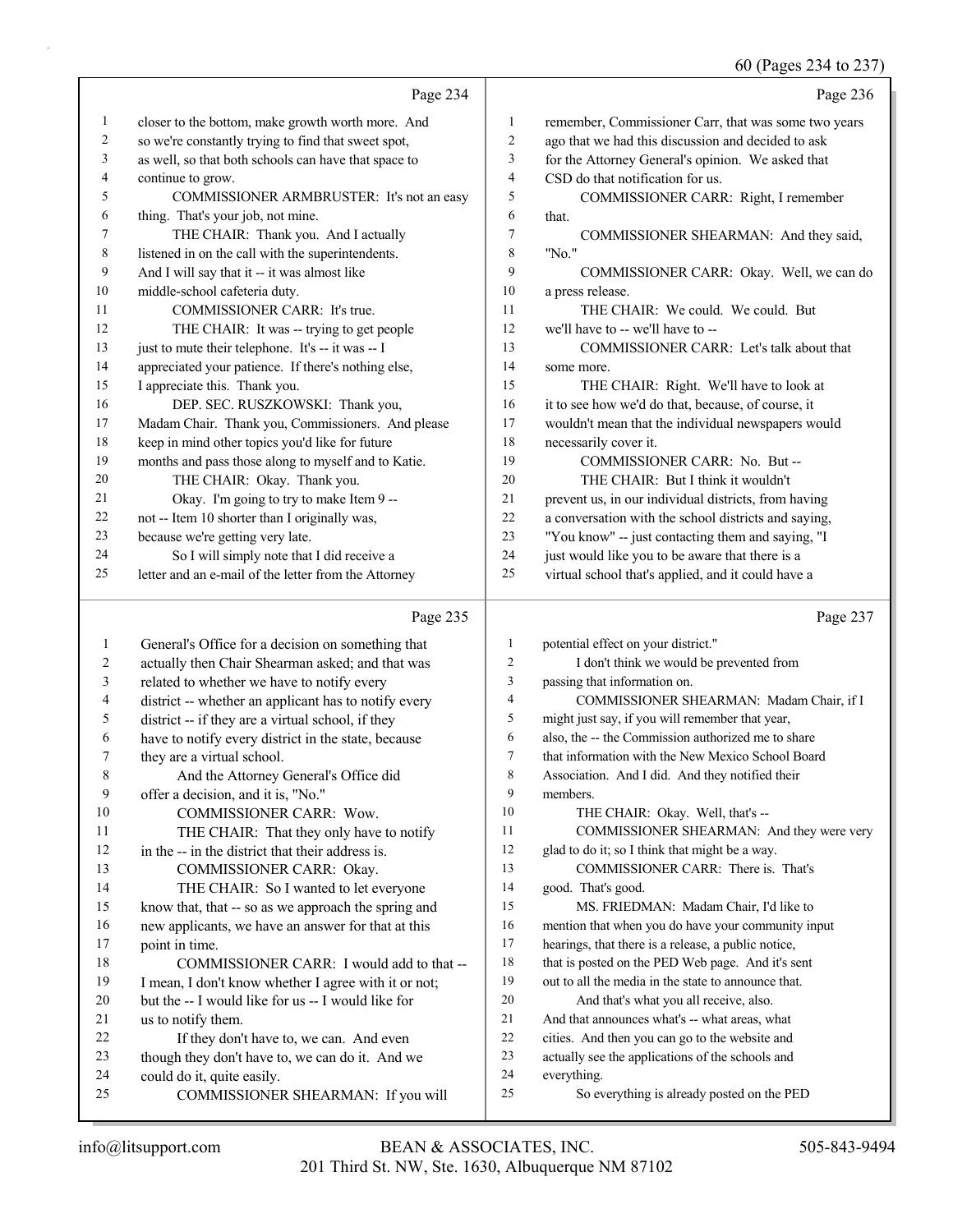Page 234

1 closer to the bottom, make growth worth more. And
2 so we're constantly trying to find that sweet spot,
3 as well, so that both schools can have that space to
4 continue to grow.
5 COMMISSIONER ARMBRUSTER: It's not an easy
6 thing. That's your job, not mine.
7 THE CHAIR: Thank you. And I actually
8 listened in on the call with the superintendents.
9 And I will say that it -- it was almost like
10 middle-school cafeteria duty.
11 COMMISSIONER CARR: It's true.
12 THE CHAIR: It was -- trying to get people
13 just to mute their telephone. It's -- it was -- I
14 appreciated your patience. If there's nothing else,
15 I appreciate this. Thank you.
16 DEP. SEC. RUSZKOWSKI: Thank you,
17 Madam Chair. Thank you, Commissioners. And please
18 keep in mind other topics you'd like for future
19 months and pass those along to myself and to Katie.
20 THE CHAIR: Okay. Thank you.
21 Okay. I'm going to try to make Item 9 --
22 not -- Item 10 shorter than I originally was,
23 because we're getting very late.
24 So I will simply note that I did receive a
25 letter and an e-mail of the letter from the Attorney

Page 235

1 General's Office for a decision on something that
2 actually then Chair Shearman asked; and that was
3 related to whether we have to notify every
4 district -- whether an applicant has to notify every
5 district -- if they are a virtual school, if they
6 have to notify every district in the state, because
7 they are a virtual school.
8 And the Attorney General's Office did
9 offer a decision, and it is, "No."
10 COMMISSIONER CARR: Wow.
11 THE CHAIR: That they only have to notify
12 in the -- in the district that their address is.
13 COMMISSIONER CARR: Okay.
14 THE CHAIR: So I wanted to let everyone
15 know that, that -- so as we approach the spring and
16 new applicants, we have an answer for that at this
17 point in time.
18 COMMISSIONER CARR: I would add to that --
19 I mean, I don't know whether I agree with it or not;
20 but the -- I would like for us -- I would like for
21 us to notify them.
22 If they don't have to, we can. And even
23 though they don't have to, we can do it. And we
24 could do it, quite easily.
25 COMMISSIONER SHEARMAN: If you will

Page 236

1 remember, Commissioner Carr, that was some two years
2 ago that we had this discussion and decided to ask
3 for the Attorney General's opinion. We asked that
4 CSD do that notification for us.
5 COMMISSIONER CARR: Right, I remember
6 that.
7 COMMISSIONER SHEARMAN: And they said,
8 "No."
9 COMMISSIONER CARR: Okay. Well, we can do
10 a press release.
11 THE CHAIR: We could. We could. But
12 we'll have to -- we'll have to --
13 COMMISSIONER CARR: Let's talk about that
14 some more.
15 THE CHAIR: Right. We'll have to look at
16 it to see how we'd do that, because, of course, it
17 wouldn't mean that the individual newspapers would
18 necessarily cover it.
19 COMMISSIONER CARR: No. But --
20 THE CHAIR: But I think it wouldn't
21 prevent us, in our individual districts, from having
22 a conversation with the school districts and saying,
23 "You know" -- just contacting them and saying, "I
24 just would like you to be aware that there is a
25 virtual school that's applied, and it could have a

Page 237

1 potential effect on your district."
2 I don't think we would be prevented from
3 passing that information on.
4 COMMISSIONER SHEARMAN: Madam Chair, if I
5 might just say, if you will remember that year,
6 also, the -- the Commission authorized me to share
7 that information with the New Mexico School Board
8 Association. And I did. And they notified their
9 members.
10 THE CHAIR: Okay. Well, that's --
11 COMMISSIONER SHEARMAN: And they were very
12 glad to do it; so I think that might be a way.
13 COMMISSIONER CARR: There is. That's
14 good. That's good.
15 MS. FRIEDMAN: Madam Chair, I'd like to
16 mention that when you do have your community input
17 hearings, that there is a release, a public notice,
18 that is posted on the PED Web page. And it's sent
19 out to all the media in the state to announce that.
20 And that's what you all receive, also.
21 And that announces what's -- what areas, what
22 cities. And then you can go to the website and
23 actually see the applications of the schools and
24 everything.
25 So everything is already posted on the PED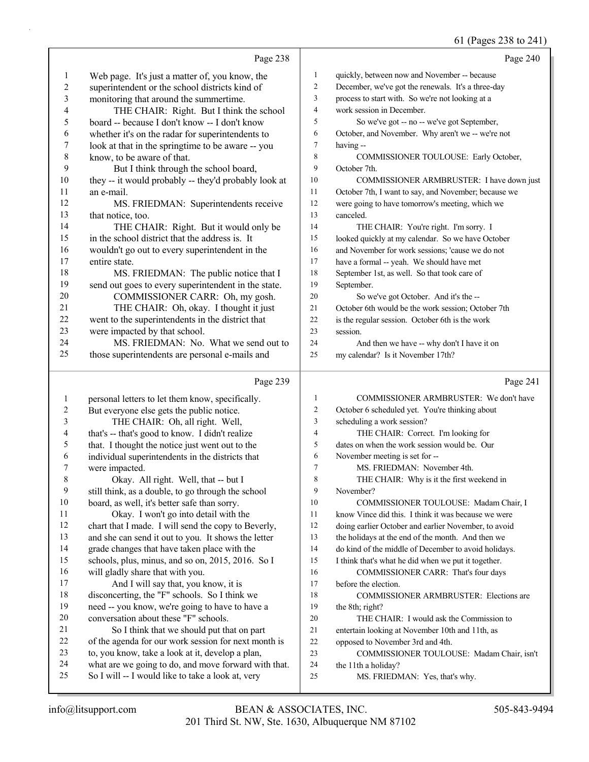Page 238

1 Web page. It's just a matter of, you know, the
2 superintendent or the school districts kind of
3 monitoring that around the summertime.
4 THE CHAIR: Right. But I think the school
5 board -- because I don't know -- I don't know
6 whether it's on the radar for superintendents to
7 look at that in the springtime to be aware -- you
8 know, to be aware of that.
9 But I think through the school board,
10 they -- it would probably -- they'd probably look at
11 an e-mail.
12 MS. FRIEDMAN: Superintendents receive
13 that notice, too.
14 THE CHAIR: Right. But it would only be
15 in the school district that the address is. It
16 wouldn't go out to every superintendent in the
17 entire state.
18 MS. FRIEDMAN: The public notice that I
19 send out goes to every superintendent in the state.
20 COMMISSIONER CARR: Oh, my gosh.
21 THE CHAIR: Oh, okay. I thought it just
22 went to the superintendents in the district that
23 were impacted by that school.
24 MS. FRIEDMAN: No. What we send out to
25 those superintendents are personal e-mails and

Page 239

1 personal letters to let them know, specifically.
2 But everyone else gets the public notice.
3 THE CHAIR: Oh, all right. Well,
4 that's -- that's good to know. I didn't realize
5 that. I thought the notice just went out to the
6 individual superintendents in the districts that
7 were impacted.
8 Okay. All right. Well, that -- but I
9 still think, as a double, to go through the school
10 board, as well, it's better safe than sorry.
11 Okay. I won't go into detail with the
12 chart that I made. I will send the copy to Beverly,
13 and she can send it out to you. It shows the letter
14 grade changes that have taken place with the
15 schools, plus, minus, and so on, 2015, 2016. So I
16 will gladly share that with you.
17 And I will say that, you know, it is
18 disconcerting, the "F" schools. So I think we
19 need -- you know, we're going to have to have a
20 conversation about these "F" schools.
21 So I think that we should put that on part
22 of the agenda for our work session for next month is
23 to, you know, take a look at it, develop a plan,
24 what are we going to do, and move forward with that.
25 So I will -- I would like to take a look at, very

Page 240

1 quickly, between now and November -- because
2 December, we've got the renewals. It's a three-day
3 process to start with. So we're not looking at a
4 work session in December.
5 So we've got -- no -- we've got September,
6 October, and November. Why aren't we -- we're not
7 having --
8 COMMISSIONER TOULOUSE: Early October,
9 October 7th.
10 COMMISSIONER ARMBRUSTER: I have down just
11 October 7th, I want to say, and November; because we
12 were going to have tomorrow's meeting, which we
13 canceled.
14 THE CHAIR: You're right. I'm sorry. I
15 looked quickly at my calendar. So we have October
16 and November for work sessions; 'cause we do not
17 have a formal -- yeah. We should have met
18 September 1st, as well. So that took care of
19 September.
20 So we've got October. And it's the --
21 October 6th would be the work session; October 7th
22 is the regular session. October 6th is the work
23 session.
24 And then we have -- why don't I have it on
25 my calendar? Is it November 17th?

Page 241

1 COMMISSIONER ARMBRUSTER: We don't have
2 October 6 scheduled yet. You're thinking about
3 scheduling a work session?
4 THE CHAIR: Correct. I'm looking for
5 dates on when the work session would be. Our
6 November meeting is set for --
7 MS. FRIEDMAN: November 4th.
8 THE CHAIR: Why is it the first weekend in
9 November?
10 COMMISSIONER TOULOUSE: Madam Chair, I
11 know Vince did this. I think it was because we were
12 doing earlier October and earlier November, to avoid
13 the holidays at the end of the month. And then we
14 do kind of the middle of December to avoid holidays.
15 I think that's what he did when we put it together.
16 COMMISSIONER CARR: That's four days
17 before the election.
18 COMMISSIONER ARMBRUSTER: Elections are
19 the 8th; right?
20 THE CHAIR: I would ask the Commission to
21 entertain looking at November 10th and 11th, as
22 opposed to November 3rd and 4th.
23 COMMISSIONER TOULOUSE: Madam Chair, isn't
24 the 11th a holiday?
25 MS. FRIEDMAN: Yes, that's why.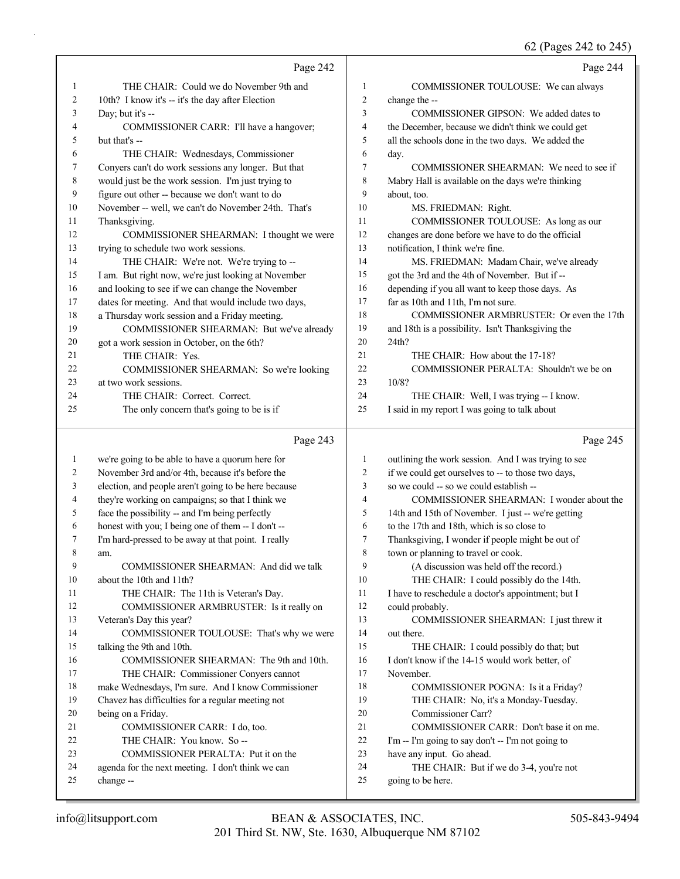Page 242

1 THE CHAIR: Could we do November 9th and
2 10th? I know it's -- it's the day after Election
3 Day; but it's --
4 COMMISSIONER CARR: I'll have a hangover;
5 but that's --
6 THE CHAIR: Wednesdays, Commissioner
7 Conyers can't do work sessions any longer. But that
8 would just be the work session. I'm just trying to
9 figure out other -- because we don't want to do
10 November -- well, we can't do November 24th. That's
11 Thanksgiving.
12 COMMISSIONER SHEARMAN: I thought we were
13 trying to schedule two work sessions.
14 THE CHAIR: We're not. We're trying to --
15 I am. But right now, we're just looking at November
16 and looking to see if we can change the November
17 dates for meeting. And that would include two days,
18 a Thursday work session and a Friday meeting.
19 COMMISSIONER SHEARMAN: But we've already
20 got a work session in October, on the 6th?
21 THE CHAIR: Yes.
22 COMMISSIONER SHEARMAN: So we're looking
23 at two work sessions.
24 THE CHAIR: Correct. Correct.
25 The only concern that's going to be is if

Page 243

1 we're going to be able to have a quorum here for
2 November 3rd and/or 4th, because it's before the
3 election, and people aren't going to be here because
4 they're working on campaigns; so that I think we
5 face the possibility -- and I'm being perfectly
6 honest with you; I being one of them -- I don't --
7 I'm hard-pressed to be away at that point. I really
8 am.
9 COMMISSIONER SHEARMAN: And did we talk
10 about the 10th and 11th?
11 THE CHAIR: The 11th is Veteran's Day.
12 COMMISSIONER ARMBRUSTER: Is it really on
13 Veteran's Day this year?
14 COMMISSIONER TOULOUSE: That's why we were
15 talking the 9th and 10th.
16 COMMISSIONER SHEARMAN: The 9th and 10th.
17 THE CHAIR: Commissioner Conyers cannot
18 make Wednesdays, I'm sure. And I know Commissioner
19 Chavez has difficulties for a regular meeting not
20 being on a Friday.
21 COMMISSIONER CARR: I do, too.
22 THE CHAIR: You know. So --
23 COMMISSIONER PERALTA: Put it on the
24 agenda for the next meeting. I don't think we can
25 change --

Page 244

1 COMMISSIONER TOULOUSE: We can always
2 change the --
3 COMMISSIONER GIPSON: We added dates to
4 the December, because we didn't think we could get
5 all the schools done in the two days. We added the
6 day.
7 COMMISSIONER SHEARMAN: We need to see if
8 Mabry Hall is available on the days we're thinking
9 about, too.
10 MS. FRIEDMAN: Right.
11 COMMISSIONER TOULOUSE: As long as our
12 changes are done before we have to do the official
13 notification, I think we're fine.
14 MS. FRIEDMAN: Madam Chair, we've already
15 got the 3rd and the 4th of November. But if --
16 depending if you all want to keep those days. As
17 far as 10th and 11th, I'm not sure.
18 COMMISSIONER ARMBRUSTER: Or even the 17th
19 and 18th is a possibility. Isn't Thanksgiving the
20 24th?
21 THE CHAIR: How about the 17-18?
22 COMMISSIONER PERALTA: Shouldn't we be on
23 10/8?
24 THE CHAIR: Well, I was trying -- I know.
25 I said in my report I was going to talk about

Page 245

1 outlining the work session. And I was trying to see
2 if we could get ourselves to -- to those two days,
3 so we could -- so we could establish --
4 COMMISSIONER SHEARMAN: I wonder about the
5 14th and 15th of November. I just -- we're getting
6 to the 17th and 18th, which is so close to
7 Thanksgiving, I wonder if people might be out of
8 town or planning to travel or cook.
9 (A discussion was held off the record.)
10 THE CHAIR: I could possibly do the 14th.
11 I have to reschedule a doctor's appointment; but I
12 could probably.
13 COMMISSIONER SHEARMAN: I just threw it
14 out there.
15 THE CHAIR: I could possibly do that; but
16 I don't know if the 14-15 would work better, of
17 November.
18 COMMISSIONER POGNA: Is it a Friday?
19 THE CHAIR: No, it's a Monday-Tuesday.
20 Commissioner Carr?
21 COMMISSIONER CARR: Don't base it on me.
22 I'm -- I'm going to say don't -- I'm not going to
23 have any input. Go ahead.
24 THE CHAIR: But if we do 3-4, you're not
25 going to be here.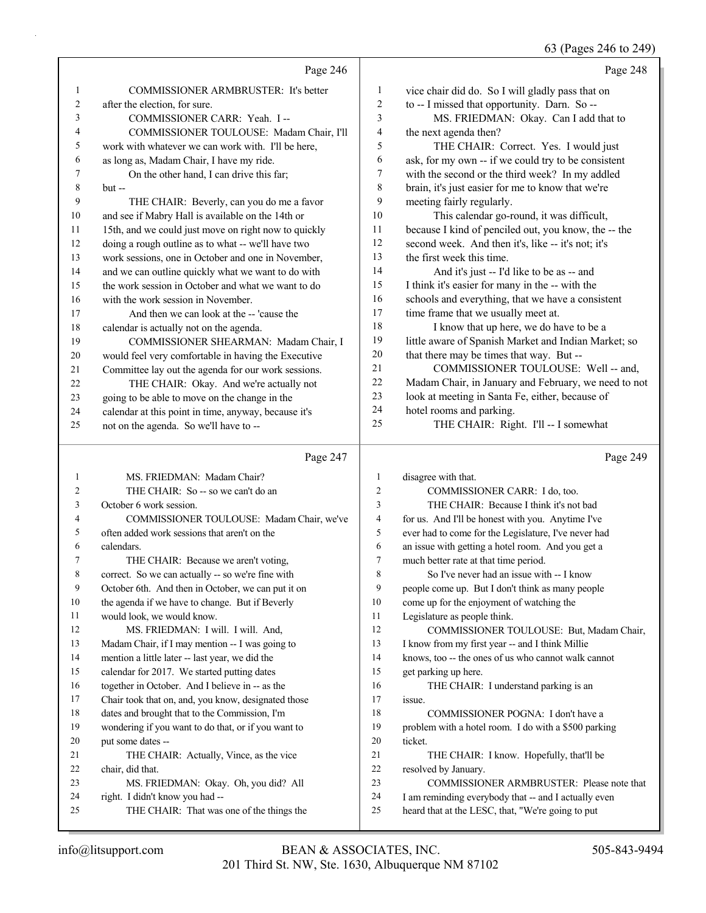Page 246

1 COMMISSIONER ARMBRUSTER: It's better
2 after the election, for sure.
3 COMMISSIONER CARR: Yeah. I --
4 COMMISSIONER TOULOUSE: Madam Chair, I'll
5 work with whatever we can work with. I'll be here,
6 as long as, Madam Chair, I have my ride.
7 On the other hand, I can drive this far;
8 but --
9 THE CHAIR: Beverly, can you do me a favor
10 and see if Mabry Hall is available on the 14th or
11 15th, and we could just move on right now to quickly
12 doing a rough outline as to what -- we'll have two
13 work sessions, one in October and one in November,
14 and we can outline quickly what we want to do with
15 the work session in October and what we want to do
16 with the work session in November.
17 And then we can look at the -- 'cause the
18 calendar is actually not on the agenda.
19 COMMISSIONER SHEARMAN: Madam Chair, I
20 would feel very comfortable in having the Executive
21 Committee lay out the agenda for our work sessions.
22 THE CHAIR: Okay. And we're actually not
23 going to be able to move on the change in the
24 calendar at this point in time, anyway, because it's
25 not on the agenda. So we'll have to --

Page 247

1 MS. FRIEDMAN: Madam Chair?
2 THE CHAIR: So -- so we can't do an
3 October 6 work session.
4 COMMISSIONER TOULOUSE: Madam Chair, we've
5 often added work sessions that aren't on the
6 calendars.
7 THE CHAIR: Because we aren't voting,
8 correct. So we can actually -- so we're fine with
9 October 6th. And then in October, we can put it on
10 the agenda if we have to change. But if Beverly
11 would look, we would know.
12 MS. FRIEDMAN: I will. I will. And,
13 Madam Chair, if I may mention -- I was going to
14 mention a little later -- last year, we did the
15 calendar for 2017. We started putting dates
16 together in October. And I believe in -- as the
17 Chair took that on, and, you know, designated those
18 dates and brought that to the Commission, I'm
19 wondering if you want to do that, or if you want to
20 put some dates --
21 THE CHAIR: Actually, Vince, as the vice
22 chair, did that.
23 MS. FRIEDMAN: Okay. Oh, you did? All
24 right. I didn't know you had --
25 THE CHAIR: That was one of the things the

Page 248

1 vice chair did do. So I will gladly pass that on
2 to -- I missed that opportunity. Darn. So --
3 MS. FRIEDMAN: Okay. Can I add that to
4 the next agenda then?
5 THE CHAIR: Correct. Yes. I would just
6 ask, for my own -- if we could try to be consistent
7 with the second or the third week? In my addled
8 brain, it's just easier for me to know that we're
9 meeting fairly regularly.
10 This calendar go-round, it was difficult,
11 because I kind of penciled out, you know, the -- the
12 second week. And then it's, like -- it's not; it's
13 the first week this time.
14 And it's just -- I'd like to be as -- and
15 I think it's easier for many in the -- with the
16 schools and everything, that we have a consistent
17 time frame that we usually meet at.
18 I know that up here, we do have to be a
19 little aware of Spanish Market and Indian Market; so
20 that there may be times that way. But --
21 COMMISSIONER TOULOUSE: Well -- and,
22 Madam Chair, in January and February, we need to not
23 look at meeting in Santa Fe, either, because of
24 hotel rooms and parking.
25 THE CHAIR: Right. I'll -- I somewhat

Page 249

1 disagree with that.
2 COMMISSIONER CARR: I do, too.
3 THE CHAIR: Because I think it's not bad
4 for us. And I'll be honest with you. Anytime I've
5 ever had to come for the Legislature, I've never had
6 an issue with getting a hotel room. And you get a
7 much better rate at that time period.
8 So I've never had an issue with -- I know
9 people come up. But I don't think as many people
10 come up for the enjoyment of watching the
11 Legislature as people think.
12 COMMISSIONER TOULOUSE: But, Madam Chair,
13 I know from my first year -- and I think Millie
14 knows, too -- the ones of us who cannot walk cannot
15 get parking up here.
16 THE CHAIR: I understand parking is an
17 issue.
18 COMMISSIONER POGNA: I don't have a
19 problem with a hotel room. I do with a $500 parking
20 ticket.
21 THE CHAIR: I know. Hopefully, that'll be
22 resolved by January.
23 COMMISSIONER ARMBRUSTER: Please note that
24 I am reminding everybody that -- and I actually even
25 heard that at the LESC, that, "We're going to put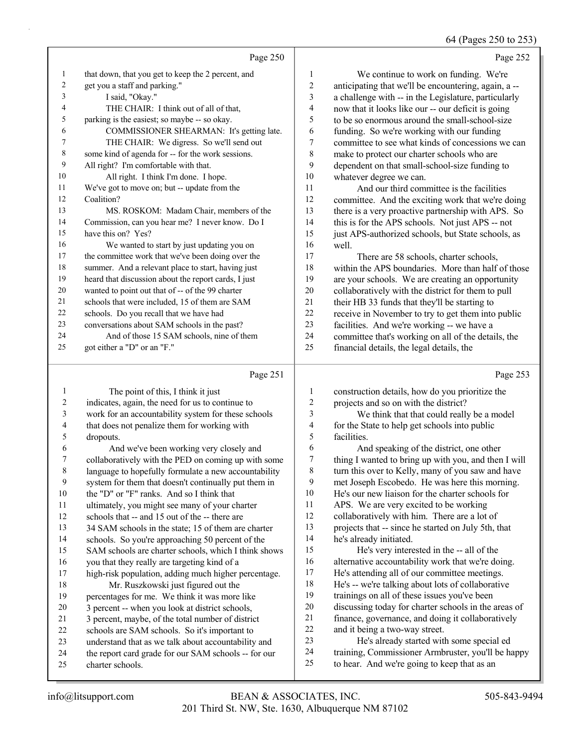Page 250

1 that down, that you get to keep the 2 percent, and
2 get you a staff and parking."
3 I said, "Okay."
4 THE CHAIR: I think out of all of that,
5 parking is the easiest; so maybe -- so okay.
6 COMMISSIONER SHEARMAN: It's getting late.
7 THE CHAIR: We digress. So we'll send out
8 some kind of agenda for -- for the work sessions.
9 All right? I'm comfortable with that.
10 All right. I think I'm done. I hope.
11 We've got to move on; but -- update from the
12 Coalition?
13 MS. ROSKOM: Madam Chair, members of the
14 Commission, can you hear me? I never know. Do I
15 have this on? Yes?
16 We wanted to start by just updating you on
17 the committee work that we've been doing over the
18 summer. And a relevant place to start, having just
19 heard that discussion about the report cards, I just
20 wanted to point out that of -- of the 99 charter
21 schools that were included, 15 of them are SAM
22 schools. Do you recall that we have had
23 conversations about SAM schools in the past?
24 And of those 15 SAM schools, nine of them
25 got either a "D" or an "F."

Page 251

1 The point of this, I think it just
2 indicates, again, the need for us to continue to
3 work for an accountability system for these schools
4 that does not penalize them for working with
5 dropouts.
6 And we've been working very closely and
7 collaboratively with the PED on coming up with some
8 language to hopefully formulate a new accountability
9 system for them that doesn't continually put them in
10 the "D" or "F" ranks. And so I think that
11 ultimately, you might see many of your charter
12 schools that -- and 15 out of the -- there are
13 34 SAM schools in the state; 15 of them are charter
14 schools. So you're approaching 50 percent of the
15 SAM schools are charter schools, which I think shows
16 you that they really are targeting kind of a
17 high-risk population, adding much higher percentage.
18 Mr. Ruszkowski just figured out the
19 percentages for me. We think it was more like
20 3 percent -- when you look at district schools,
21 3 percent, maybe, of the total number of district
22 schools are SAM schools. So it's important to
23 understand that as we talk about accountability and
24 the report card grade for our SAM schools -- for our
25 charter schools.

Page 252

1 We continue to work on funding. We're
2 anticipating that we'll be encountering, again, a --
3 a challenge with -- in the Legislature, particularly
4 now that it looks like our -- our deficit is going
5 to be so enormous around the small-school-size
6 funding. So we're working with our funding
7 committee to see what kinds of concessions we can
8 make to protect our charter schools who are
9 dependent on that small-school-size funding to
10 whatever degree we can.
11 And our third committee is the facilities
12 committee. And the exciting work that we're doing
13 there is a very proactive partnership with APS. So
14 this is for the APS schools. Not just APS -- not
15 just APS-authorized schools, but State schools, as
16 well.
17 There are 58 schools, charter schools,
18 within the APS boundaries. More than half of those
19 are your schools. We are creating an opportunity
20 collaboratively with the district for them to pull
21 their HB 33 funds that they'll be starting to
22 receive in November to try to get them into public
23 facilities. And we're working -- we have a
24 committee that's working on all of the details, the
25 financial details, the legal details, the

Page 253

1 construction details, how do you prioritize the
2 projects and so on with the district?
3 We think that that could really be a model
4 for the State to help get schools into public
5 facilities.
6 And speaking of the district, one other
7 thing I wanted to bring up with you, and then I will
8 turn this over to Kelly, many of you saw and have
9 met Joseph Escobedo. He was here this morning.
10 He's our new liaison for the charter schools for
11 APS. We are very excited to be working
12 collaboratively with him. There are a lot of
13 projects that -- since he started on July 5th, that
14 he's already initiated.
15 He's very interested in the -- all of the
16 alternative accountability work that we're doing.
17 He's attending all of our committee meetings.
18 He's -- we're talking about lots of collaborative
19 trainings on all of these issues you've been
20 discussing today for charter schools in the areas of
21 finance, governance, and doing it collaboratively
22 and it being a two-way street.
23 He's already started with some special ed
24 training, Commissioner Armbruster, you'll be happy
25 to hear. And we're going to keep that as an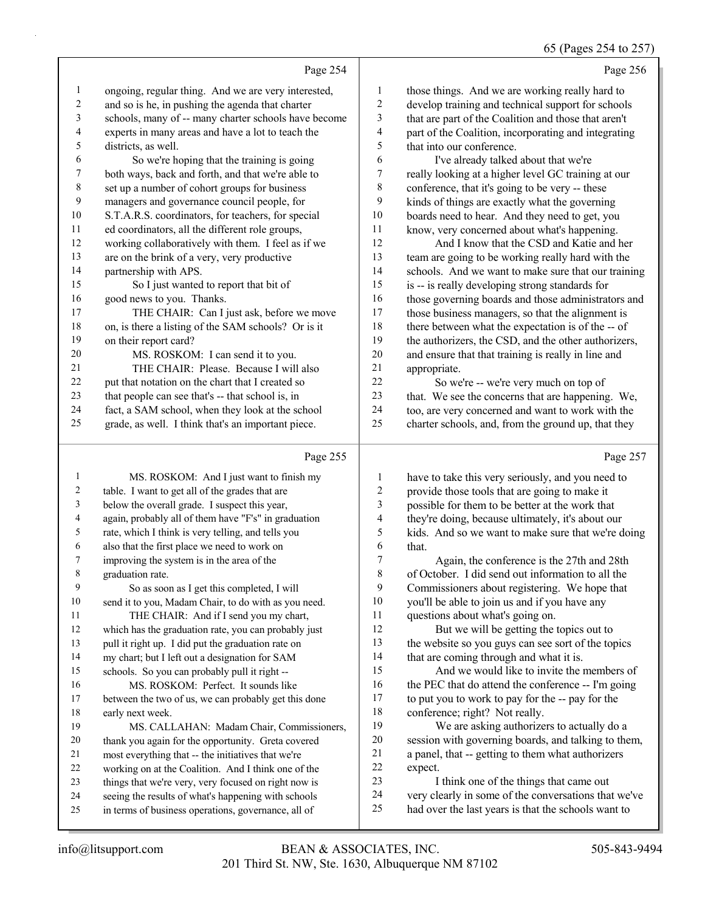Page 254

1 ongoing, regular thing. And we are very interested,
2 and so is he, in pushing the agenda that charter
3 schools, many of -- many charter schools have become
4 experts in many areas and have a lot to teach the
5 districts, as well.
6 So we're hoping that the training is going
7 both ways, back and forth, and that we're able to
8 set up a number of cohort groups for business
9 managers and governance council people, for
10 S.T.A.R.S. coordinators, for teachers, for special
11 ed coordinators, all the different role groups,
12 working collaboratively with them. I feel as if we
13 are on the brink of a very, very productive
14 partnership with APS.
15 So I just wanted to report that bit of
16 good news to you. Thanks.
17 THE CHAIR: Can I just ask, before we move
18 on, is there a listing of the SAM schools? Or is it
19 on their report card?
20 MS. ROSKOM: I can send it to you.
21 THE CHAIR: Please. Because I will also
22 put that notation on the chart that I created so
23 that people can see that's -- that school is, in
24 fact, a SAM school, when they look at the school
25 grade, as well. I think that's an important piece.

Page 255

1 MS. ROSKOM: And I just want to finish my
2 table. I want to get all of the grades that are
3 below the overall grade. I suspect this year,
4 again, probably all of them have "F's" in graduation
5 rate, which I think is very telling, and tells you
6 also that the first place we need to work on
7 improving the system is in the area of the
8 graduation rate.
9 So as soon as I get this completed, I will
10 send it to you, Madam Chair, to do with as you need.
11 THE CHAIR: And if I send you my chart,
12 which has the graduation rate, you can probably just
13 pull it right up. I did put the graduation rate on
14 my chart; but I left out a designation for SAM
15 schools. So you can probably pull it right --
16 MS. ROSKOM: Perfect. It sounds like
17 between the two of us, we can probably get this done
18 early next week.
19 MS. CALLAHAN: Madam Chair, Commissioners,
20 thank you again for the opportunity. Greta covered
21 most everything that -- the initiatives that we're
22 working on at the Coalition. And I think one of the
23 things that we're very, very focused on right now is
24 seeing the results of what's happening with schools
25 in terms of business operations, governance, all of

Page 256

1 those things. And we are working really hard to
2 develop training and technical support for schools
3 that are part of the Coalition and those that aren't
4 part of the Coalition, incorporating and integrating
5 that into our conference.
6 I've already talked about that we're
7 really looking at a higher level GC training at our
8 conference, that it's going to be very -- these
9 kinds of things are exactly what the governing
10 boards need to hear. And they need to get, you
11 know, very concerned about what's happening.
12 And I know that the CSD and Katie and her
13 team are going to be working really hard with the
14 schools. And we want to make sure that our training
15 is -- is really developing strong standards for
16 those governing boards and those administrators and
17 those business managers, so that the alignment is
18 there between what the expectation is of the -- of
19 the authorizers, the CSD, and the other authorizers,
20 and ensure that that training is really in line and
21 appropriate.
22 So we're -- we're very much on top of
23 that. We see the concerns that are happening. We,
24 too, are very concerned and want to work with the
25 charter schools, and, from the ground up, that they

Page 257

1 have to take this very seriously, and you need to
2 provide those tools that are going to make it
3 possible for them to be better at the work that
4 they're doing, because ultimately, it's about our
5 kids. And so we want to make sure that we're doing
6 that.
7 Again, the conference is the 27th and 28th
8 of October. I did send out information to all the
9 Commissioners about registering. We hope that
10 you'll be able to join us and if you have any
11 questions about what's going on.
12 But we will be getting the topics out to
13 the website so you guys can see sort of the topics
14 that are coming through and what it is.
15 And we would like to invite the members of
16 the PEC that do attend the conference -- I'm going
17 to put you to work to pay for the -- pay for the
18 conference; right? Not really.
19 We are asking authorizers to actually do a
20 session with governing boards, and talking to them,
21 a panel, that -- getting to them what authorizers
22 expect.
23 I think one of the things that came out
24 very clearly in some of the conversations that we've
25 had over the last years is that the schools want to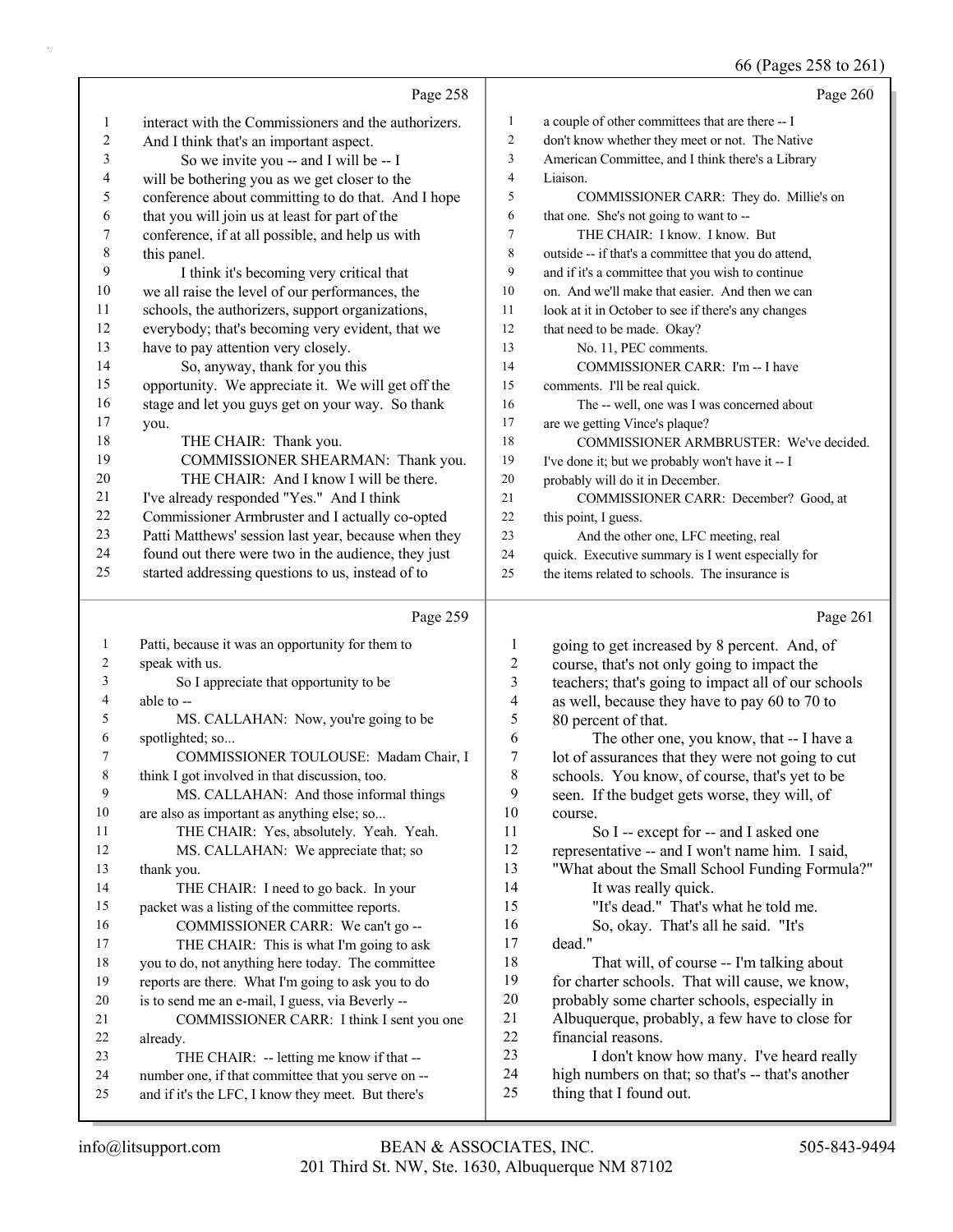Page 258

1 interact with the Commissioners and the authorizers.
2 And I think that's an important aspect.
3 So we invite you -- and I will be -- I
4 will be bothering you as we get closer to the
5 conference about committing to do that. And I hope
6 that you will join us at least for part of the
7 conference, if at all possible, and help us with
8 this panel.
9 I think it's becoming very critical that
10 we all raise the level of our performances, the
11 schools, the authorizers, support organizations,
12 everybody; that's becoming very evident, that we
13 have to pay attention very closely.
14 So, anyway, thank for you this
15 opportunity. We appreciate it. We will get off the
16 stage and let you guys get on your way. So thank
17 you.
18 THE CHAIR: Thank you.
19 COMMISSIONER SHEARMAN: Thank you.
20 THE CHAIR: And I know I will be there.
21 I've already responded "Yes." And I think
22 Commissioner Armbruster and I actually co-opted
23 Patti Matthews' session last year, because when they
24 found out there were two in the audience, they just
25 started addressing questions to us, instead of to

Page 259

1 Patti, because it was an opportunity for them to
2 speak with us.
3 So I appreciate that opportunity to be
4 able to --
5 MS. CALLAHAN: Now, you're going to be
6 spotlighted; so...
7 COMMISSIONER TOULOUSE: Madam Chair, I
8 think I got involved in that discussion, too.
9 MS. CALLAHAN: And those informal things
10 are also as important as anything else; so...
11 THE CHAIR: Yes, absolutely. Yeah. Yeah.
12 MS. CALLAHAN: We appreciate that; so
13 thank you.
14 THE CHAIR: I need to go back. In your
15 packet was a listing of the committee reports.
16 COMMISSIONER CARR: We can't go --
17 THE CHAIR: This is what I'm going to ask
18 you to do, not anything here today. The committee
19 reports are there. What I'm going to ask you to do
20 is to send me an e-mail, I guess, via Beverly --
21 COMMISSIONER CARR: I think I sent you one
22 already.
23 THE CHAIR: -- letting me know if that --
24 number one, if that committee that you serve on --
25 and if it's the LFC, I know they meet. But there's

Page 260

1 a couple of other committees that are there -- I
2 don't know whether they meet or not. The Native
3 American Committee, and I think there's a Library
4 Liaison.
5 COMMISSIONER CARR: They do. Millie's on
6 that one. She's not going to want to --
7 THE CHAIR: I know. I know. But
8 outside -- if that's a committee that you do attend,
9 and if it's a committee that you wish to continue
10 on. And we'll make that easier. And then we can
11 look at it in October to see if there's any changes
12 that need to be made. Okay?
13 No. 11, PEC comments.
14 COMMISSIONER CARR: I'm -- I have
15 comments. I'll be real quick.
16 The -- well, one was I was concerned about
17 are we getting Vince's plaque?
18 COMMISSIONER ARMBRUSTER: We've decided.
19 I've done it; but we probably won't have it -- I
20 probably will do it in December.
21 COMMISSIONER CARR: December? Good, at
22 this point, I guess.
23 And the other one, LFC meeting, real
24 quick. Executive summary is I went especially for
25 the items related to schools. The insurance is

Page 261

1 going to get increased by 8 percent. And, of
2 course, that's not only going to impact the
3 teachers; that's going to impact all of our schools
4 as well, because they have to pay 60 to 70 to
5 80 percent of that.
6 The other one, you know, that -- I have a
7 lot of assurances that they were not going to cut
8 schools. You know, of course, that's yet to be
9 seen. If the budget gets worse, they will, of
10 course.
11 So I -- except for -- and I asked one
12 representative -- and I won't name him. I said,
13 "What about the Small School Funding Formula?"
14 It was really quick.
15 "It's dead." That's what he told me.
16 So, okay. That's all he said. "It's
17 dead."
18 That will, of course -- I'm talking about
19 for charter schools. That will cause, we know,
20 probably some charter schools, especially in
21 Albuquerque, probably, a few have to close for
22 financial reasons.
23 I don't know how many. I've heard really
24 high numbers on that; so that's -- that's another
25 thing that I found out.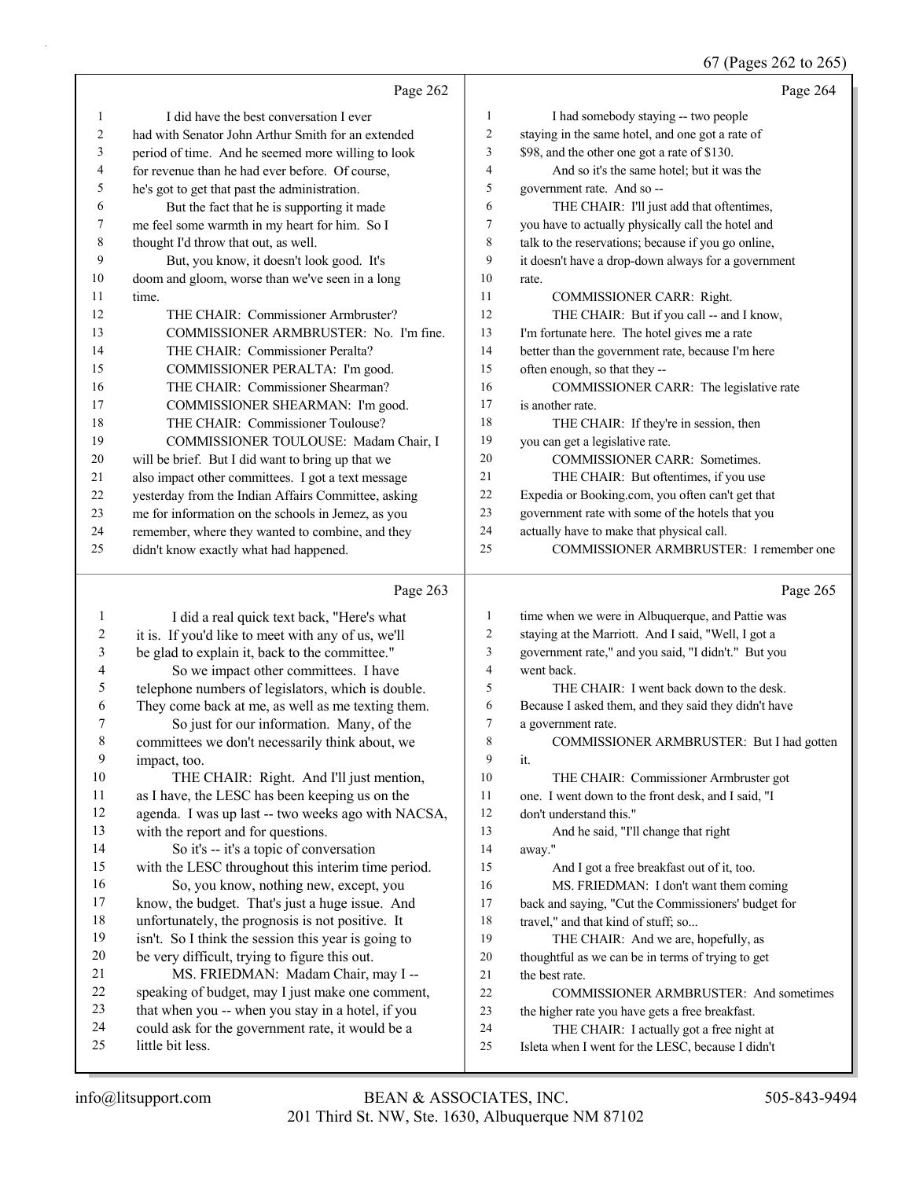Page 262

1 I did have the best conversation I ever
2 had with Senator John Arthur Smith for an extended
3 period of time. And he seemed more willing to look
4 for revenue than he had ever before. Of course,
5 he's got to get that past the administration.
6 But the fact that he is supporting it made
7 me feel some warmth in my heart for him. So I
8 thought I'd throw that out, as well.
9 But, you know, it doesn't look good. It's
10 doom and gloom, worse than we've seen in a long
11 time.
12 THE CHAIR: Commissioner Armbruster?
13 COMMISSIONER ARMBRUSTER: No. I'm fine.
14 THE CHAIR: Commissioner Peralta?
15 COMMISSIONER PERALTA: I'm good.
16 THE CHAIR: Commissioner Shearman?
17 COMMISSIONER SHEARMAN: I'm good.
18 THE CHAIR: Commissioner Toulouse?
19 COMMISSIONER TOULOUSE: Madam Chair, I
20 will be brief. But I did want to bring up that we
21 also impact other committees. I got a text message
22 yesterday from the Indian Affairs Committee, asking
23 me for information on the schools in Jemez, as you
24 remember, where they wanted to combine, and they
25 didn't know exactly what had happened.

Page 263

1 I did a real quick text back, "Here's what
2 it is. If you'd like to meet with any of us, we'll
3 be glad to explain it, back to the committee."
4 So we impact other committees. I have
5 telephone numbers of legislators, which is double.
6 They come back at me, as well as me texting them.
7 So just for our information. Many, of the
8 committees we don't necessarily think about, we
9 impact, too.
10 THE CHAIR: Right. And I'll just mention,
11 as I have, the LESC has been keeping us on the
12 agenda. I was up last -- two weeks ago with NACSA,
13 with the report and for questions.
14 So it's -- it's a topic of conversation
15 with the LESC throughout this interim time period.
16 So, you know, nothing new, except, you
17 know, the budget. That's just a huge issue. And
18 unfortunately, the prognosis is not positive. It
19 isn't. So I think the session this year is going to
20 be very difficult, trying to figure this out.
21 MS. FRIEDMAN: Madam Chair, may I --
22 speaking of budget, may I just make one comment,
23 that when you -- when you stay in a hotel, if you
24 could ask for the government rate, it would be a
25 little bit less.

Page 264

1 I had somebody staying -- two people
2 staying in the same hotel, and one got a rate of
3 $98, and the other one got a rate of $130.
4 And so it's the same hotel; but it was the
5 government rate. And so --
6 THE CHAIR: I'll just add that oftentimes,
7 you have to actually physically call the hotel and
8 talk to the reservations; because if you go online,
9 it doesn't have a drop-down always for a government
10 rate.
11 COMMISSIONER CARR: Right.
12 THE CHAIR: But if you call -- and I know,
13 I'm fortunate here. The hotel gives me a rate
14 better than the government rate, because I'm here
15 often enough, so that they --
16 COMMISSIONER CARR: The legislative rate
17 is another rate.
18 THE CHAIR: If they're in session, then
19 you can get a legislative rate.
20 COMMISSIONER CARR: Sometimes.
21 THE CHAIR: But oftentimes, if you use
22 Expedia or Booking.com, you often can't get that
23 government rate with some of the hotels that you
24 actually have to make that physical call.
25 COMMISSIONER ARMBRUSTER: I remember one

Page 265

1 time when we were in Albuquerque, and Pattie was
2 staying at the Marriott. And I said, "Well, I got a
3 government rate," and you said, "I didn't." But you
4 went back.
5 THE CHAIR: I went back down to the desk.
6 Because I asked them, and they said they didn't have
7 a government rate.
8 COMMISSIONER ARMBRUSTER: But I had gotten
9 it.
10 THE CHAIR: Commissioner Armbruster got
11 one. I went down to the front desk, and I said, "I
12 don't understand this."
13 And he said, "I'll change that right
14 away."
15 And I got a free breakfast out of it, too.
16 MS. FRIEDMAN: I don't want them coming
17 back and saying, "Cut the Commissioners' budget for
18 travel," and that kind of stuff; so...
19 THE CHAIR: And we are, hopefully, as
20 thoughtful as we can be in terms of trying to get
21 the best rate.
22 COMMISSIONER ARMBRUSTER: And sometimes
23 the higher rate you have gets a free breakfast.
24 THE CHAIR: I actually got a free night at
25 Isleta when I went for the LESC, because I didn't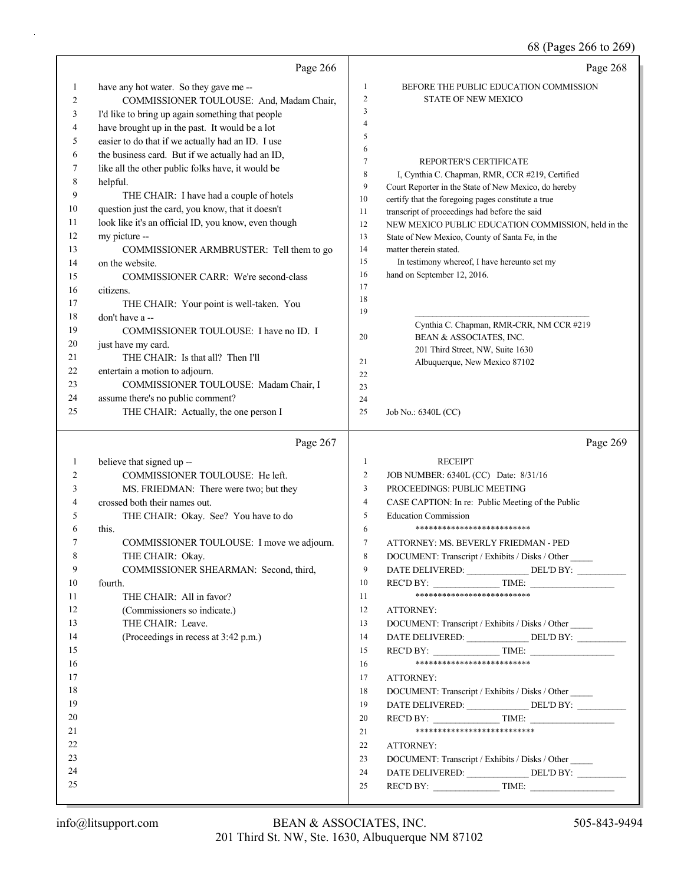Page 266

1 have any hot water. So they gave me --
2 COMMISSIONER TOULOUSE: And, Madam Chair,
3 I'd like to bring up again something that people
4 have brought up in the past. It would be a lot
5 easier to do that if we actually had an ID. I use
6 the business card. But if we actually had an ID,
7 like all the other public folks have, it would be
8 helpful.
9 THE CHAIR: I have had a couple of hotels
10 question just the card, you know, that it doesn't
11 look like it's an official ID, you know, even though
12 my picture --
13 COMMISSIONER ARMBRUSTER: Tell them to go
14 on the website.
15 COMMISSIONER CARR: We're second-class
16 citizens.
17 THE CHAIR: Your point is well-taken. You
18 don't have a --
19 COMMISSIONER TOULOUSE: I have no ID. I
20 just have my card.
21 THE CHAIR: Is that all? Then I'll
22 entertain a motion to adjourn.
23 COMMISSIONER TOULOUSE: Madam Chair, I
24 assume there's no public comment?
25 THE CHAIR: Actually, the one person I

Page 267

1 believe that signed up --
2 COMMISSIONER TOULOUSE: He left.
3 MS. FRIEDMAN: There were two; but they
4 crossed both their names out.
5 THE CHAIR: Okay. See? You have to do
6 this.
7 COMMISSIONER TOULOUSE: I move we adjourn.
8 THE CHAIR: Okay.
9 COMMISSIONER SHEARMAN: Second, third,
10 fourth.
11 THE CHAIR: All in favor?
12 (Commissioners so indicate.)
13 THE CHAIR: Leave.
14 (Proceedings in recess at 3:42 p.m.)
15
16
17
18
19
20
21
22
23
24
25

Page 268

1 BEFORE THE PUBLIC EDUCATION COMMISSION
2 STATE OF NEW MEXICO
3
4
5
6
7 REPORTER'S CERTIFICATE
8 I, Cynthia C. Chapman, RMR, CCR #219, Certified
9 Court Reporter in the State of New Mexico, do hereby
10 certify that the foregoing pages constitute a true
11 transcript of proceedings had before the said
12 NEW MEXICO PUBLIC EDUCATION COMMISSION, held in the
13 State of New Mexico, County of Santa Fe, in the
14 matter therein stated.
15 In testimony whereof, I have hereunto set my
16 hand on September 12, 2016.
17
18
19 \_\_\_\_\_\_\_\_\_\_\_\_\_\_\_\_\_\_\_\_\_\_\_\_\_\_\_\_\_\_\_\_\_\_\_\_\_\_\_\_
Cynthia C. Chapman, RMR-CRR, NM CCR #219
20 BEAN & ASSOCIATES, INC.
201 Third Street, NW, Suite 1630
21 Albuquerque, New Mexico 87102
22
23
24
25 Job No.: 6340L (CC)

Page 269

1 RECEIPT
2 JOB NUMBER: 6340L (CC) Date: 8/31/16
3 PROCEEDINGS: PUBLIC MEETING
4 CASE CAPTION: In re: Public Meeting of the Public
5 Education Commission
6 **************************
7 ATTORNEY: MS. BEVERLY FRIEDMAN - PED
8 DOCUMENT: Transcript / Exhibits / Disks / Other _____
9 DATE DELIVERED: ______________ DEL'D BY: ___________
10 REC'D BY: _______________ TIME: ___________________
11 **************************
12 ATTORNEY:
13 DOCUMENT: Transcript / Exhibits / Disks / Other _____
14 DATE DELIVERED: ______________ DEL'D BY: ___________
15 REC'D BY: _______________ TIME: ___________________
16 **************************
17 ATTORNEY:
18 DOCUMENT: Transcript / Exhibits / Disks / Other _____
19 DATE DELIVERED: ______________ DEL'D BY: ___________
20 REC'D BY: _______________ TIME: ___________________
21 ***************************
22 ATTORNEY:
23 DOCUMENT: Transcript / Exhibits / Disks / Other _____
24 DATE DELIVERED: ______________ DEL'D BY: ___________
25 REC'D BY: _______________ TIME: ___________________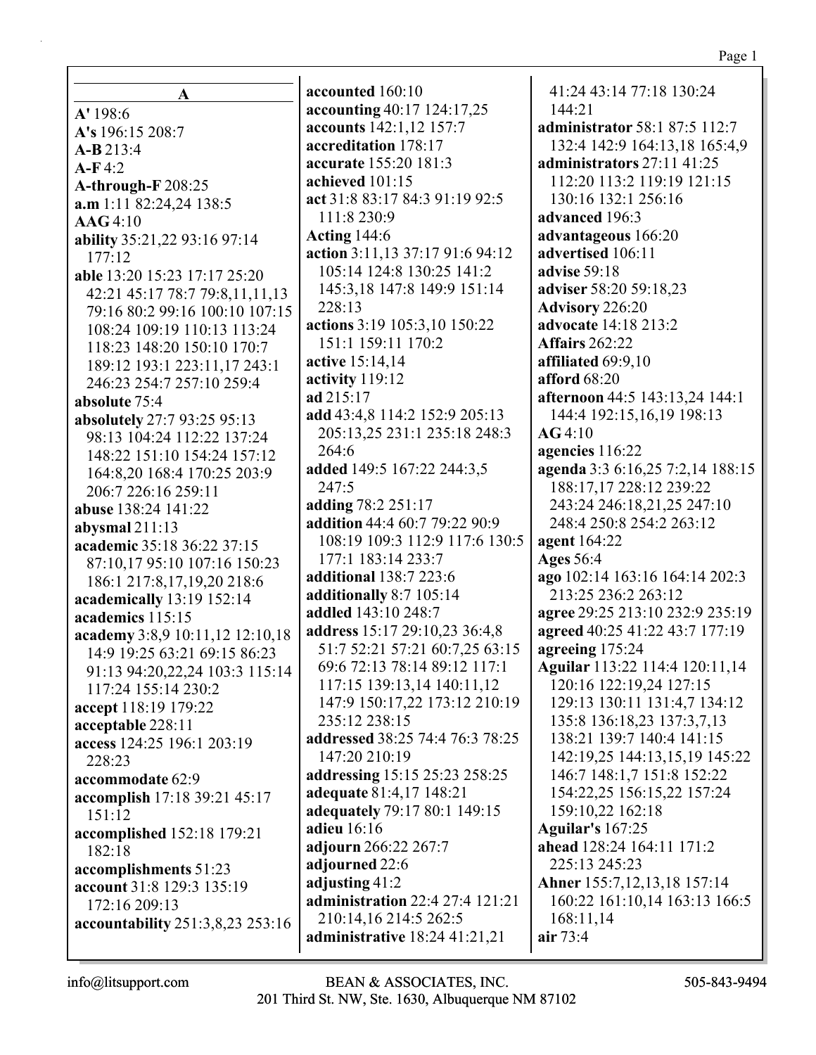## A

**A'** 198:6
**A's** 196:15 208:7
**A-B** 213:4
**A-F** 4:2
**A-through-F** 208:25
**a.m** 1:11 82:24,24 138:5
**AAG** 4:10
**ability** 35:21,22 93:16 97:14 177:12
**able** 13:20 15:23 17:17 25:20 42:21 45:17 78:7 79:8,11,11,13 79:16 80:2 99:16 100:10 107:15 108:24 109:19 110:13 113:24 118:23 148:20 150:10 170:7 189:12 193:1 223:11,17 243:1 246:23 254:7 257:10 259:4
**absolute** 75:4
**absolutely** 27:7 93:25 95:13 98:13 104:24 112:22 137:24 148:22 151:10 154:24 157:12 164:8,20 168:4 170:25 203:9 206:7 226:16 259:11
**abuse** 138:24 141:22
**abysmal** 211:13
**academic** 35:18 36:22 37:15 87:10,17 95:10 107:16 150:23 186:1 217:8,17,19,20 218:6
**academically** 13:19 152:14
**academics** 115:15
**academy** 3:8,9 10:11,12 12:10,18 14:9 19:25 63:21 69:15 86:23 91:13 94:20,22,24 103:3 115:14 117:24 155:14 230:2
**accept** 118:19 179:22
**acceptable** 228:11
**access** 124:25 196:1 203:19 228:23
**accommodate** 62:9
**accomplish** 17:18 39:21 45:17 151:12
**accomplished** 152:18 179:21 182:18
**accomplishments** 51:23
**account** 31:8 129:3 135:19 172:16 209:13
**accountability** 251:3,8,23 253:16
**accounted** 160:10
**accounting** 40:17 124:17,25
**accounts** 142:1,12 157:7
**accreditation** 178:17
**accurate** 155:20 181:3
**achieved** 101:15
**act** 31:8 83:17 84:3 91:19 92:5 111:8 230:9
**Acting** 144:6
**action** 3:11,13 37:17 91:6 94:12 105:14 124:8 130:25 141:2 145:3,18 147:8 149:9 151:14 228:13
**actions** 3:19 105:3,10 150:22 151:1 159:11 170:2
**active** 15:14,14
**activity** 119:12
**ad** 215:17
**add** 43:4,8 114:2 152:9 205:13 205:13,25 231:1 235:18 248:3 264:6
**added** 149:5 167:22 244:3,5 247:5
**adding** 78:2 251:17
**addition** 44:4 60:7 79:22 90:9 108:19 109:3 112:9 117:6 130:5 177:1 183:14 233:7
**additional** 138:7 223:6
**additionally** 8:7 105:14
**addled** 143:10 248:7
**address** 15:17 29:10,23 36:4,8 51:7 52:21 57:21 60:7,25 63:15 69:6 72:13 78:14 89:12 117:1 117:15 139:13,14 140:11,12 147:9 150:17,22 173:12 210:19 235:12 238:15
**addressed** 38:25 74:4 76:3 78:25 147:20 210:19
**addressing** 15:15 25:23 258:25
**adequate** 81:4,17 148:21
**adequately** 79:17 80:1 149:15
**adieu** 16:16
**adjourn** 266:22 267:7
**adjourned** 22:6
**adjusting** 41:2
**administration** 22:4 27:4 121:21 210:14,16 214:5 262:5
**administrative** 18:24 41:21,21 41:24 43:14 77:18 130:24 144:21
**administrator** 58:1 87:5 112:7 132:4 142:9 164:13,18 165:4,9
**administrators** 27:11 41:25 112:20 113:2 119:19 121:15 130:16 132:1 256:16
**advanced** 196:3
**advantageous** 166:20
**advertised** 106:11
**advise** 59:18
**adviser** 58:20 59:18,23
**Advisory** 226:20
**advocate** 14:18 213:2
**Affairs** 262:22
**affiliated** 69:9,10
**afford** 68:20
**afternoon** 44:5 143:13,24 144:1 144:4 192:15,16,19 198:13
**AG** 4:10
**agencies** 116:22
**agenda** 3:3 6:16,25 7:2,14 188:15 188:17,17 228:12 239:22 243:24 246:18,21,25 247:10 248:4 250:8 254:2 263:12
**agent** 164:22
**Ages** 56:4
**ago** 102:14 163:16 164:14 202:3 213:25 236:2 263:12
**agree** 29:25 213:10 232:9 235:19
**agreed** 40:25 41:22 43:7 177:19
**agreeing** 175:24
**Aguilar** 113:22 114:4 120:11,14 120:16 122:19,24 127:15 129:13 130:11 131:4,7 134:12 135:8 136:18,23 137:3,7,13 138:21 139:7 140:4 141:15 142:19,25 144:13,15,19 145:22 146:7 148:1,7 151:8 152:22 154:22,25 156:15,22 157:24 159:10,22 162:18
**Aguilar's** 167:25
**ahead** 128:24 164:11 171:2 225:13 245:23
**Ahner** 155:7,12,13,18 157:14 160:22 161:10,14 163:13 166:5 168:11,14
**air** 73:4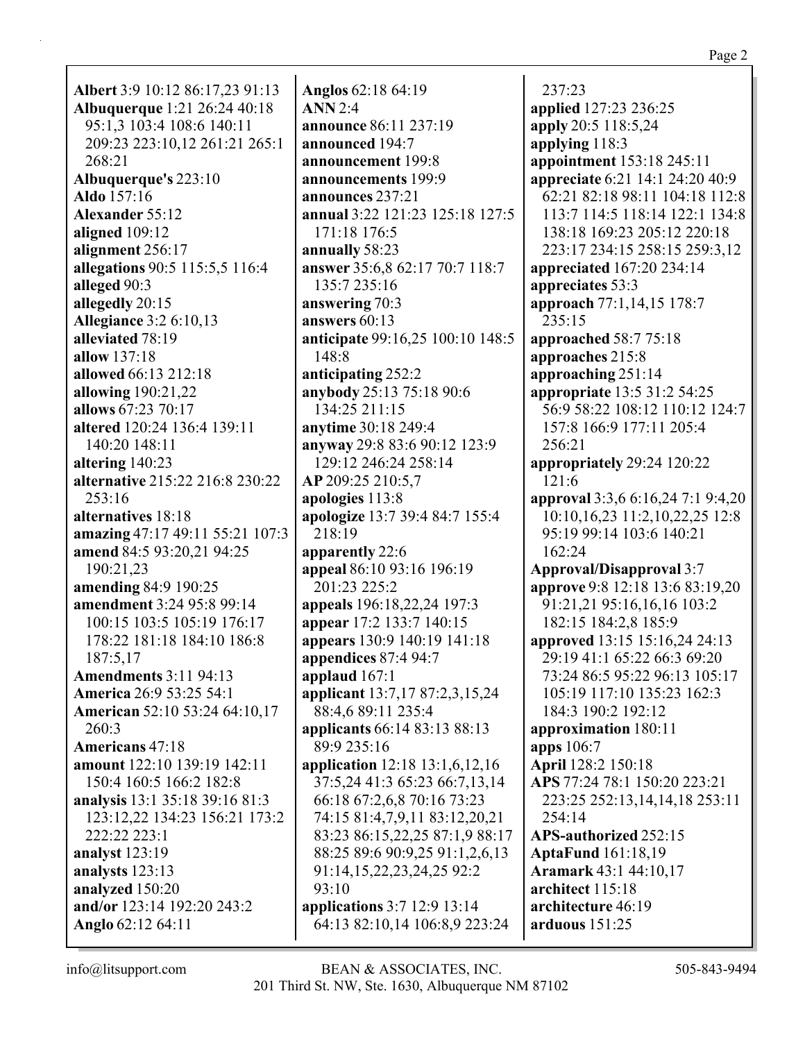**Albert** 3:9 10:12 86:17,23 91:13
**Albuquerque** 1:21 26:24 40:18 95:1,3 103:4 108:6 140:11 209:23 223:10,12 261:21 265:1 268:21
**Albuquerque's** 223:10
**Aldo** 157:16
**Alexander** 55:12
**aligned** 109:12
**alignment** 256:17
**allegations** 90:5 115:5,5 116:4
**alleged** 90:3
**allegedly** 20:15
**Allegiance** 3:2 6:10,13
**alleviated** 78:19
**allow** 137:18
**allowed** 66:13 212:18
**allowing** 190:21,22
**allows** 67:23 70:17
**altered** 120:24 136:4 139:11 140:20 148:11
**altering** 140:23
**alternative** 215:22 216:8 230:22 253:16
**alternatives** 18:18
**amazing** 47:17 49:11 55:21 107:3
**amend** 84:5 93:20,21 94:25 190:21,23
**amending** 84:9 190:25
**amendment** 3:24 95:8 99:14 100:15 103:5 105:19 176:17 178:22 181:18 184:10 186:8 187:5,17
**Amendments** 3:11 94:13
**America** 26:9 53:25 54:1
**American** 52:10 53:24 64:10,17 260:3
**Americans** 47:18
**amount** 122:10 139:19 142:11 150:4 160:5 166:2 182:8
**analysis** 13:1 35:18 39:16 81:3 123:12,22 134:23 156:21 173:2 222:22 223:1
**analyst** 123:19
**analysts** 123:13
**analyzed** 150:20
**and/or** 123:14 192:20 243:2
**Anglo** 62:12 64:11
**Anglos** 62:18 64:19
**ANN** 2:4
**announce** 86:11 237:19
**announced** 194:7
**announcement** 199:8
**announcements** 199:9
**announces** 237:21
**annual** 3:22 121:23 125:18 127:5 171:18 176:5
**annually** 58:23
**answer** 35:6,8 62:17 70:7 118:7 135:7 235:16
**answering** 70:3
**answers** 60:13
**anticipate** 99:16,25 100:10 148:5 148:8
**anticipating** 252:2
**anybody** 25:13 75:18 90:6 134:25 211:15
**anytime** 30:18 249:4
**anyway** 29:8 83:6 90:12 123:9 129:12 246:24 258:14
**AP** 209:25 210:5,7
**apologies** 113:8
**apologize** 13:7 39:4 84:7 155:4 218:19
**apparently** 22:6
**appeal** 86:10 93:16 196:19 201:23 225:2
**appeals** 196:18,22,24 197:3
**appear** 17:2 133:7 140:15
**appears** 130:9 140:19 141:18
**appendices** 87:4 94:7
**applaud** 167:1
**applicant** 13:7,17 87:2,3,15,24 88:4,6 89:11 235:4
**applicants** 66:14 83:13 88:13 89:9 235:16
**application** 12:18 13:1,6,12,16 37:5,24 41:3 65:23 66:7,13,14 66:18 67:2,6,8 70:16 73:23 74:15 81:4,7,9,11 83:12,20,21 83:23 86:15,22,25 87:1,9 88:17 88:25 89:6 90:9,25 91:1,2,6,13 91:14,15,22,23,24,25 92:2 93:10
**applications** 3:7 12:9 13:14 64:13 82:10,14 106:8,9 223:24 237:23
**applied** 127:23 236:25
**apply** 20:5 118:5,24
**applying** 118:3
**appointment** 153:18 245:11
**appreciate** 6:21 14:1 24:20 40:9 62:21 82:18 98:11 104:18 112:8 113:7 114:5 118:14 122:1 134:8 138:18 169:23 205:12 220:18 223:17 234:15 258:15 259:3,12
**appreciated** 167:20 234:14
**appreciates** 53:3
**approach** 77:1,14,15 178:7 235:15
**approached** 58:7 75:18
**approaches** 215:8
**approaching** 251:14
**appropriate** 13:5 31:2 54:25 56:9 58:22 108:12 110:12 124:7 157:8 166:9 177:11 205:4 256:21
**appropriately** 29:24 120:22 121:6
**approval** 3:3,6 6:16,24 7:1 9:4,20 10:10,16,23 11:2,10,22,25 12:8 95:19 99:14 103:6 140:21 162:24
**Approval/Disapproval** 3:7
**approve** 9:8 12:18 13:6 83:19,20 91:21,21 95:16,16,16 103:2 182:15 184:2,8 185:9
**approved** 13:15 15:16,24 24:13 29:19 41:1 65:22 66:3 69:20 73:24 86:5 95:22 96:13 105:17 105:19 117:10 135:23 162:3 184:3 190:2 192:12
**approximation** 180:11
**apps** 106:7
**April** 128:2 150:18
**APS** 77:24 78:1 150:20 223:21 223:25 252:13,14,14,18 253:11 254:14
**APS-authorized** 252:15
**AptaFund** 161:18,19
**Aramark** 43:1 44:10,17
**architect** 115:18
**architecture** 46:19
**arduous** 151:25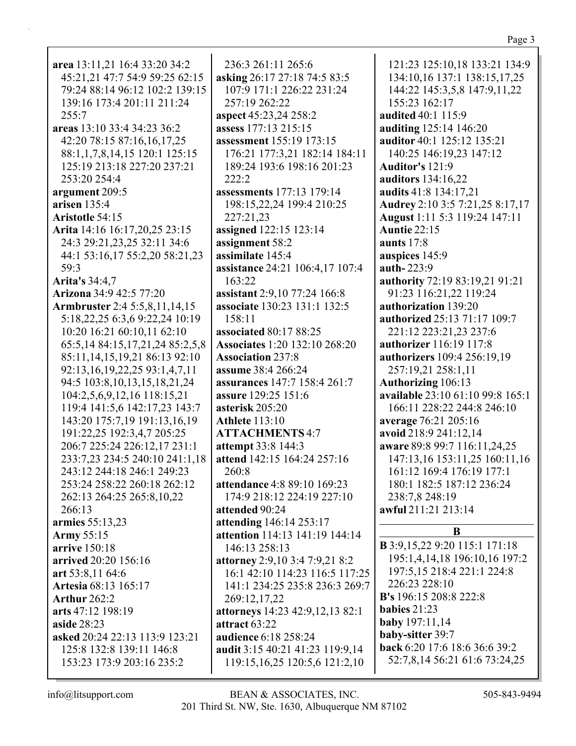**area** 13:11,21 16:4 33:20 34:2 45:21,21 47:7 54:9 59:25 62:15 79:24 88:14 96:12 102:2 139:15 139:16 173:4 201:11 211:24 255:7
**areas** 13:10 33:4 34:23 36:2 42:20 78:15 87:16,16,17,25 88:1,1,7,8,14,15 120:1 125:15 125:19 213:18 227:20 237:21 253:20 254:4
**argument** 209:5
**arisen** 135:4
**Aristotle** 54:15
**Arita** 14:16 16:17,20,25 23:15 24:3 29:21,23,25 32:11 34:6 44:1 53:16,17 55:2,20 58:21,23 59:3
**Arita's** 34:4,7
**Arizona** 34:9 42:5 77:20
**Armbruster** 2:4 5:5,8,11,14,15 5:18,22,25 6:3,6 9:22,24 10:19 10:20 16:21 60:10,11 62:10 65:5,14 84:15,17,21,24 85:2,5,8 85:11,14,15,19,21 86:13 92:10 92:13,16,19,22,25 93:1,4,7,11 94:5 103:8,10,13,15,18,21,24 104:2,5,6,9,12,16 118:15,21 119:4 141:5,6 142:17,23 143:7 143:20 175:7,19 191:13,16,19 191:22,25 192:3,4,7 205:25 206:7 225:24 226:12,17 231:1 233:7,23 234:5 240:10 241:1,18 243:12 244:18 246:1 249:23 253:24 258:22 260:18 262:12 262:13 264:25 265:8,10,22 266:13
**armies** 55:13,23
**Army** 55:15
**arrive** 150:18
**arrived** 20:20 156:16
**art** 53:8,11 64:6
**Artesia** 68:13 165:17
**Arthur** 262:2
**arts** 47:12 198:19
**aside** 28:23
**asked** 20:24 22:13 113:9 123:21 125:8 132:8 139:11 146:8 153:23 173:9 203:16 235:2 236:3 261:11 265:6
**asking** 26:17 27:18 74:5 83:5 107:9 171:1 226:22 231:24 257:19 262:22
**aspect** 45:23,24 258:2
**assess** 177:13 215:15
**assessment** 155:19 173:15 176:21 177:3,21 182:14 184:11 189:24 193:6 198:16 201:23 222:2
**assessments** 177:13 179:14 198:15,22,24 199:4 210:25 227:21,23
**assigned** 122:15 123:14
**assignment** 58:2
**assimilate** 145:4
**assistance** 24:21 106:4,17 107:4 163:22
**assistant** 2:9,10 77:24 166:8
**associate** 130:23 131:1 132:5 158:11
**associated** 80:17 88:25
**Associates** 1:20 132:10 268:20
**Association** 237:8
**assume** 38:4 266:24
**assurances** 147:7 158:4 261:7
**assure** 129:25 151:6
**asterisk** 205:20
**Athlete** 113:10
**ATTACHMENTS** 4:7
**attempt** 33:8 144:3
**attend** 142:15 164:24 257:16 260:8
**attendance** 4:8 89:10 169:23 174:9 218:12 224:19 227:10
**attended** 90:24
**attending** 146:14 253:17
**attention** 114:13 141:19 144:14 146:13 258:13
**attorney** 2:9,10 3:4 7:9,21 8:2 16:1 42:10 114:23 116:5 117:25 141:1 234:25 235:8 236:3 269:7 269:12,17,22
**attorneys** 14:23 42:9,12,13 82:1
**attract** 63:22
**audience** 6:18 258:24
**audit** 3:15 40:21 41:23 119:9,14 119:15,16,25 120:5,6 121:2,10 121:23 125:10,18 133:21 134:9 134:10,16 137:1 138:15,17,25 144:22 145:3,5,8 147:9,11,22 155:23 162:17
**audited** 40:1 115:9
**auditing** 125:14 146:20
**auditor** 40:1 125:12 135:21 140:25 146:19,23 147:12
**Auditor's** 121:9
**auditors** 134:16,22
**audits** 41:8 134:17,21
**Audrey** 2:10 3:5 7:21,25 8:17,17
**August** 1:11 5:3 119:24 147:11
**Auntie** 22:15
**aunts** 17:8
**auspices** 145:9
**auth-** 223:9
**authority** 72:19 83:19,21 91:21 91:23 116:21,22 119:24
**authorization** 139:20
**authorized** 25:13 71:17 109:7 221:12 223:21,23 237:6
**authorizer** 116:19 117:8
**authorizers** 109:4 256:19,19 257:19,21 258:1,11
**Authorizing** 106:13
**available** 23:10 61:10 99:8 165:1 166:11 228:22 244:8 246:10
**average** 76:21 205:16
**avoid** 218:9 241:12,14
**aware** 89:8 99:7 116:11,24,25 147:13,16 153:11,25 160:11,16 161:12 169:4 176:19 177:1 180:1 182:5 187:12 236:24 238:7,8 248:19
**awful** 211:21 213:14

## B

**B** 3:9,15,22 9:20 115:1 171:18 195:1,4,14,18 196:10,16 197:2 197:5,15 218:4 221:1 224:8 226:23 228:10
**B's** 196:15 208:8 222:8
**babies** 21:23
**baby** 197:11,14
**baby-sitter** 39:7
**back** 6:20 17:6 18:6 36:6 39:2 52:7,8,14 56:21 61:6 73:24,25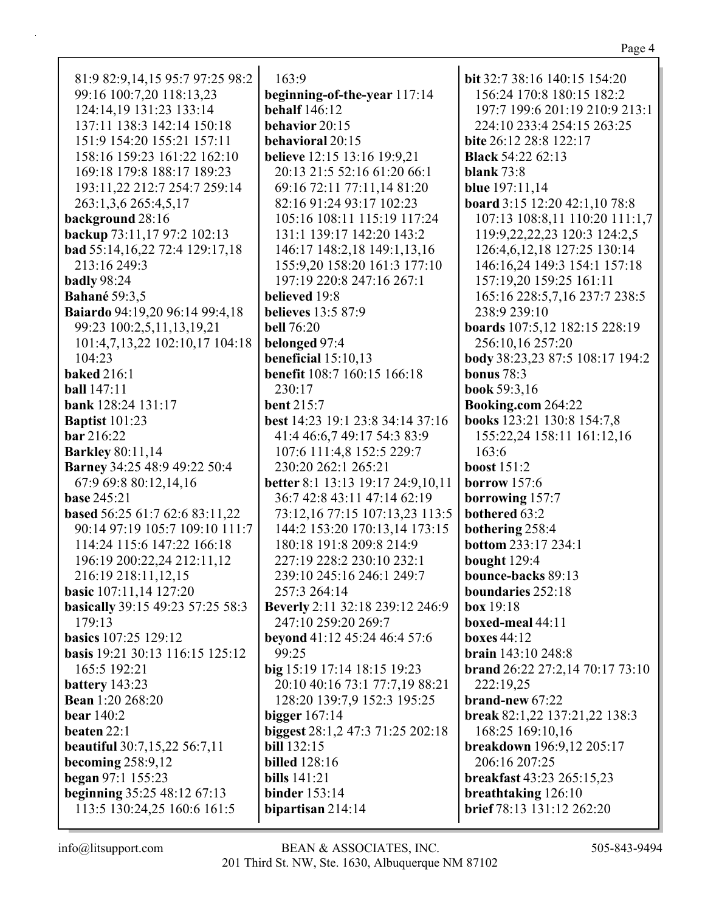81:9 82:9,14,15 95:7 97:25 98:2 99:16 100:7,20 118:13,23 124:14,19 131:23 133:14 137:11 138:3 142:14 150:18 151:9 154:20 155:21 157:11 158:16 159:23 161:22 162:10 169:18 179:8 188:17 189:23 193:11,22 212:7 254:7 259:14 263:1,3,6 265:4,5,17
**background** 28:16
**backup** 73:11,17 97:2 102:13
**bad** 55:14,16,22 72:4 129:17,18 213:16 249:3
**badly** 98:24
**Bahané** 59:3,5
**Baiardo** 94:19,20 96:14 99:4,18 99:23 100:2,5,11,13,19,21 101:4,7,13,22 102:10,17 104:18 104:23
**baked** 216:1
**ball** 147:11
**bank** 128:24 131:17
**Baptist** 101:23
**bar** 216:22
**Barkley** 80:11,14
**Barney** 34:25 48:9 49:22 50:4 67:9 69:8 80:12,14,16
**base** 245:21
**based** 56:25 61:7 62:6 83:11,22 90:14 97:19 105:7 109:10 111:7 114:24 115:6 147:22 166:18 196:19 200:22,24 212:11,12 216:19 218:11,12,15
**basic** 107:11,14 127:20
**basically** 39:15 49:23 57:25 58:3 179:13
**basics** 107:25 129:12
**basis** 19:21 30:13 116:15 125:12 165:5 192:21
**battery** 143:23
**Bean** 1:20 268:20
**bear** 140:2
**beaten** 22:1
**beautiful** 30:7,15,22 56:7,11
**becoming** 258:9,12
**began** 97:1 155:23
**beginning** 35:25 48:12 67:13 113:5 130:24,25 160:6 161:5 163:9
**beginning-of-the-year** 117:14
**behalf** 146:12
**behavior** 20:15
**behavioral** 20:15
**believe** 12:15 13:16 19:9,21 20:13 21:5 52:16 61:20 66:1 69:16 72:11 77:11,14 81:20 82:16 91:24 93:17 102:23 105:16 108:11 115:19 117:24 131:1 139:17 142:20 143:2 146:17 148:2,18 149:1,13,16 155:9,20 158:20 161:3 177:10 197:19 220:8 247:16 267:1
**believed** 19:8
**believes** 13:5 87:9
**bell** 76:20
**belonged** 97:4
**beneficial** 15:10,13
**benefit** 108:7 160:15 166:18 230:17
**bent** 215:7
**best** 14:23 19:1 23:8 34:14 37:16 41:4 46:6,7 49:17 54:3 83:9 107:6 111:4,8 152:5 229:7 230:20 262:1 265:21
**better** 8:1 13:13 19:17 24:9,10,11 36:7 42:8 43:11 47:14 62:19 73:12,16 77:15 107:13,23 113:5 144:2 153:20 170:13,14 173:15 180:18 191:8 209:8 214:9 227:19 228:2 230:10 232:1 239:10 245:16 246:1 249:7 257:3 264:14
**Beverly** 2:11 32:18 239:12 246:9 247:10 259:20 269:7
**beyond** 41:12 45:24 46:4 57:6 99:25
**big** 15:19 17:14 18:15 19:23 20:10 40:16 73:1 77:7,19 88:21 128:20 139:7,9 152:3 195:25
**bigger** 167:14
**biggest** 28:1,2 47:3 71:25 202:18
**bill** 132:15
**billed** 128:16
**bills** 141:21
**binder** 153:14
**bipartisan** 214:14
**bit** 32:7 38:16 140:15 154:20 156:24 170:8 180:15 182:2 197:7 199:6 201:19 210:9 213:1 224:10 233:4 254:15 263:25
**bite** 26:12 28:8 122:17
**Black** 54:22 62:13
**blank** 73:8
**blue** 197:11,14
**board** 3:15 12:20 42:1,10 78:8 107:13 108:8,11 110:20 111:1,7 119:9,22,22,23 120:3 124:2,5 126:4,6,12,18 127:25 130:14 146:16,24 149:3 154:1 157:18 157:19,20 159:25 161:11 165:16 228:5,7,16 237:7 238:5 238:9 239:10
**boards** 107:5,12 182:15 228:19 256:10,16 257:20
**body** 38:23,23 87:5 108:17 194:2
**bonus** 78:3
**book** 59:3,16
**Booking.com** 264:22
**books** 123:21 130:8 154:7,8 155:22,24 158:11 161:12,16 163:6
**boost** 151:2
**borrow** 157:6
**borrowing** 157:7
**bothered** 63:2
**bothering** 258:4
**bottom** 233:17 234:1
**bought** 129:4
**bounce-backs** 89:13
**boundaries** 252:18
**box** 19:18
**boxed-meal** 44:11
**boxes** 44:12
**brain** 143:10 248:8
**brand** 26:22 27:2,14 70:17 73:10 222:19,25
**brand-new** 67:22
**break** 82:1,22 137:21,22 138:3 168:25 169:10,16
**breakdown** 196:9,12 205:17 206:16 207:25
**breakfast** 43:23 265:15,23
**breathtaking** 126:10
**brief** 78:13 131:12 262:20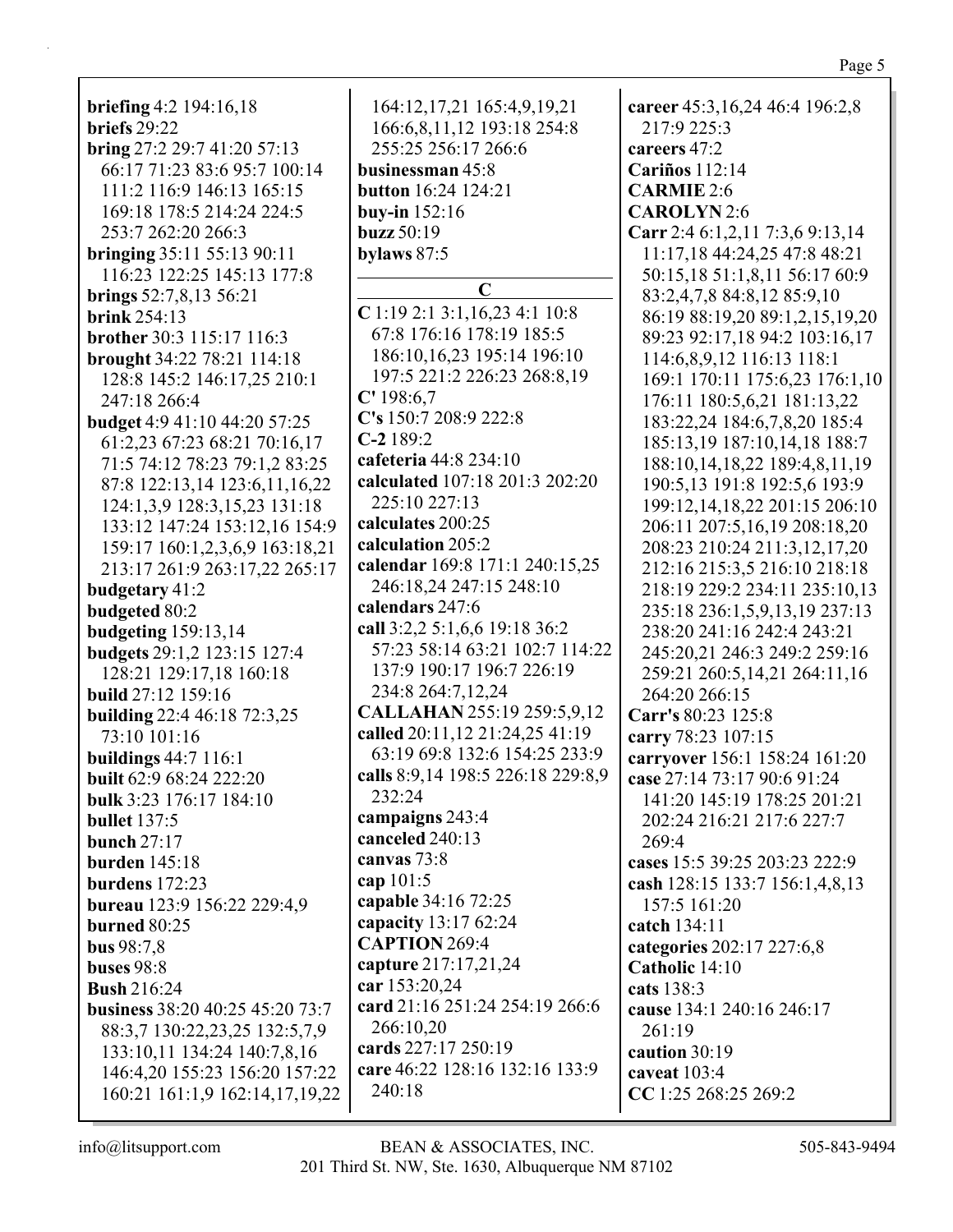**briefing** 4:2 194:16,18
**briefs** 29:22
**bring** 27:2 29:7 41:20 57:13 66:17 71:23 83:6 95:7 100:14 111:2 116:9 146:13 165:15 169:18 178:5 214:24 224:5 253:7 262:20 266:3
**bringing** 35:11 55:13 90:11 116:23 122:25 145:13 177:8
**brings** 52:7,8,13 56:21
**brink** 254:13
**brother** 30:3 115:17 116:3
**brought** 34:22 78:21 114:18 128:8 145:2 146:17,25 210:1 247:18 266:4
**budget** 4:9 41:10 44:20 57:25 61:2,23 67:23 68:21 70:16,17 71:5 74:12 78:23 79:1,2 83:25 87:8 122:13,14 123:6,11,16,22 124:1,3,9 128:3,15,23 131:18 133:12 147:24 153:12,16 154:9 159:17 160:1,2,3,6,9 163:18,21 213:17 261:9 263:17,22 265:17
**budgetary** 41:2
**budgeted** 80:2
**budgeting** 159:13,14
**budgets** 29:1,2 123:15 127:4 128:21 129:17,18 160:18
**build** 27:12 159:16
**building** 22:4 46:18 72:3,25 73:10 101:16
**buildings** 44:7 116:1
**built** 62:9 68:24 222:20
**bulk** 3:23 176:17 184:10
**bullet** 137:5
**bunch** 27:17
**burden** 145:18
**burdens** 172:23
**bureau** 123:9 156:22 229:4,9
**burned** 80:25
**bus** 98:7,8
**buses** 98:8
**Bush** 216:24
**business** 38:20 40:25 45:20 73:7 88:3,7 130:22,23,25 132:5,7,9 133:10,11 134:24 140:7,8,16 146:4,20 155:23 156:20 157:22 160:21 161:1,9 162:14,17,19,22 164:12,17,21 165:4,9,19,21 166:6,8,11,12 193:18 254:8 255:25 256:17 266:6
**businessman** 45:8
**button** 16:24 124:21
**buy-in** 152:16
**buzz** 50:19
**bylaws** 87:5

## C

**C** 1:19 2:1 3:1,16,23 4:1 10:8 67:8 176:16 178:19 185:5 186:10,16,23 195:14 196:10 197:5 221:2 226:23 268:8,19
**C'** 198:6,7
**C's** 150:7 208:9 222:8
**C-2** 189:2
**cafeteria** 44:8 234:10
**calculated** 107:18 201:3 202:20 225:10 227:13
**calculates** 200:25
**calculation** 205:2
**calendar** 169:8 171:1 240:15,25 246:18,24 247:15 248:10
**calendars** 247:6
**call** 3:2,2 5:1,6,6 19:18 36:2 57:23 58:14 63:21 102:7 114:22 137:9 190:17 196:7 226:19 234:8 264:7,12,24
**CALLAHAN** 255:19 259:5,9,12
**called** 20:11,12 21:24,25 41:19 63:19 69:8 132:6 154:25 233:9
**calls** 8:9,14 198:5 226:18 229:8,9 232:24
**campaigns** 243:4
**canceled** 240:13
**canvas** 73:8
**cap** 101:5
**capable** 34:16 72:25
**capacity** 13:17 62:24
**CAPTION** 269:4
**capture** 217:17,21,24
**car** 153:20,24
**card** 21:16 251:24 254:19 266:6 266:10,20
**cards** 227:17 250:19
**care** 46:22 128:16 132:16 133:9 240:18
**career** 45:3,16,24 46:4 196:2,8 217:9 225:3
**careers** 47:2
**Cariños** 112:14
**CARMIE** 2:6
**CAROLYN** 2:6
**Carr** 2:4 6:1,2,11 7:3,6 9:13,14 11:17,18 44:24,25 47:8 48:21 50:15,18 51:1,8,11 56:17 60:9 83:2,4,7,8 84:8,12 85:9,10 86:19 88:19,20 89:1,2,15,19,20 89:23 92:17,18 94:2 103:16,17 114:6,8,9,12 116:13 118:1 169:1 170:11 175:6,23 176:1,10 176:11 180:5,6,21 181:13,22 183:22,24 184:6,7,8,20 185:4 185:13,19 187:10,14,18 188:7 188:10,14,18,22 189:4,8,11,19 190:5,13 191:8 192:5,6 193:9 199:12,14,18,22 201:15 206:10 206:11 207:5,16,19 208:18,20 208:23 210:24 211:3,12,17,20 212:16 215:3,5 216:10 218:18 218:19 229:2 234:11 235:10,13 235:18 236:1,5,9,13,19 237:13 238:20 241:16 242:4 243:21 245:20,21 246:3 249:2 259:16 259:21 260:5,14,21 264:11,16 264:20 266:15
**Carr's** 80:23 125:8
**carry** 78:23 107:15
**carryover** 156:1 158:24 161:20
**case** 27:14 73:17 90:6 91:24 141:20 145:19 178:25 201:21 202:24 216:21 217:6 227:7 269:4
**cases** 15:5 39:25 203:23 222:9
**cash** 128:15 133:7 156:1,4,8,13 157:5 161:20
**catch** 134:11
**categories** 202:17 227:6,8
**Catholic** 14:10
**cats** 138:3
**cause** 134:1 240:16 246:17 261:19
**caution** 30:19
**caveat** 103:4
**CC** 1:25 268:25 269:2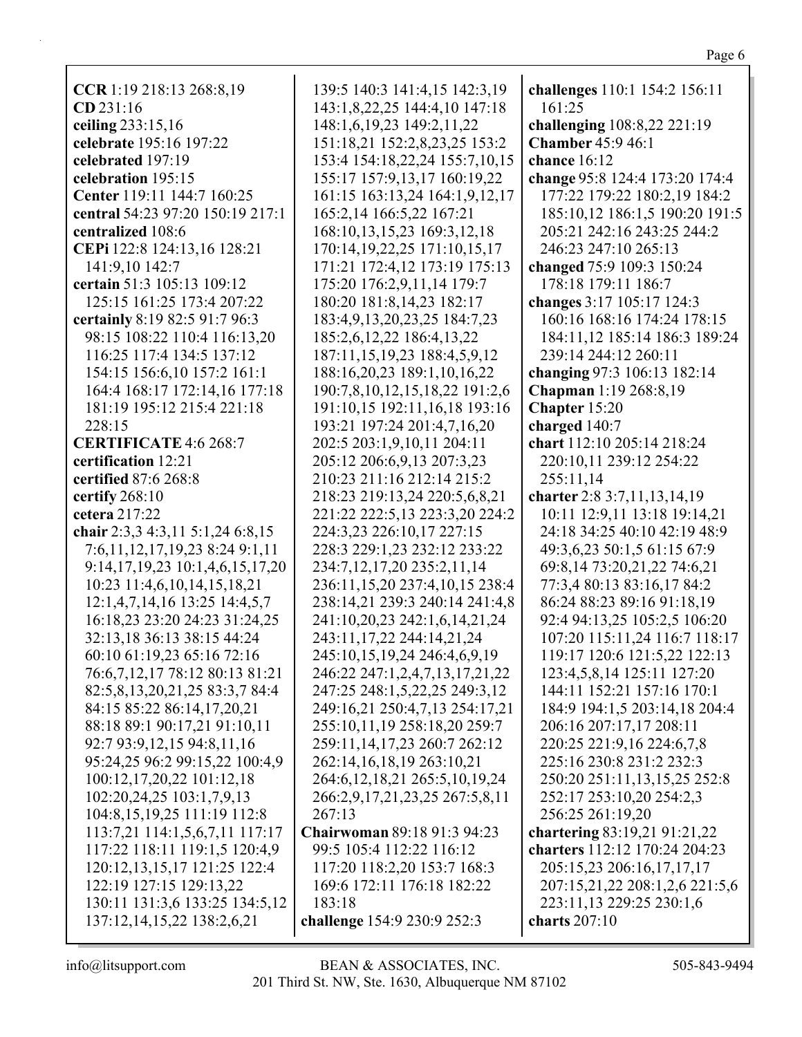**CCR** 1:19 218:13 268:8,19
**CD** 231:16
**ceiling** 233:15,16
**celebrate** 195:16 197:22
**celebrated** 197:19
**celebration** 195:15
**Center** 119:11 144:7 160:25
**central** 54:23 97:20 150:19 217:1
**centralized** 108:6
**CEPi** 122:8 124:13,16 128:21 141:9,10 142:7
**certain** 51:3 105:13 109:12 125:15 161:25 173:4 207:22
**certainly** 8:19 82:5 91:7 96:3 98:15 108:22 110:4 116:13,20 116:25 117:4 134:5 137:12 154:15 156:6,10 157:2 161:1 164:4 168:17 172:14,16 177:18 181:19 195:12 215:4 221:18 228:15
**CERTIFICATE** 4:6 268:7
**certification** 12:21
**certified** 87:6 268:8
**certify** 268:10
**cetera** 217:22
**chair** 2:3,3 4:3,11 5:1,24 6:8,15 7:6,11,12,17,19,23 8:24 9:1,11 9:14,17,19,23 10:1,4,6,15,17,20 10:23 11:4,6,10,14,15,18,21 12:1,4,7,14,16 13:25 14:4,5,7 16:18,23 23:20 24:23 31:24,25 32:13,18 36:13 38:15 44:24 60:10 61:19,23 65:16 72:16 76:6,7,12,17 78:12 80:13 81:21 82:5,8,13,20,21,25 83:3,7 84:4 84:15 85:22 86:14,17,20,21 88:18 89:1 90:17,21 91:10,11 92:7 93:9,12,15 94:8,11,16 95:24,25 96:2 99:15,22 100:4,9 100:12,17,20,22 101:12,18 102:20,24,25 103:1,7,9,13 104:8,15,19,25 111:19 112:8 113:7,21 114:1,5,6,7,11 117:17 117:22 118:11 119:1,5 120:4,9 120:12,13,15,17 121:25 122:4 122:19 127:15 129:13,22 130:11 131:3,6 133:25 134:5,12 137:12,14,15,22 138:2,6,21 139:5 140:3 141:4,15 142:3,19 143:1,8,22,25 144:4,10 147:18 148:1,6,19,23 149:2,11,22 151:18,21 152:2,8,23,25 153:2 153:4 154:18,22,24 155:7,10,15 155:17 157:9,13,17 160:19,22 161:15 163:13,24 164:1,9,12,17 165:2,14 166:5,22 167:21 168:10,13,15,23 169:3,12,18 170:14,19,22,25 171:10,15,17 171:21 172:4,12 173:19 175:13 175:20 176:2,9,11,14 179:7 180:20 181:8,14,23 182:17 183:4,9,13,20,23,25 184:7,23 185:2,6,12,22 186:4,13,22 187:11,15,19,23 188:4,5,9,12 188:16,20,23 189:1,10,16,22 190:7,8,10,12,15,18,22 191:2,6 191:10,15 192:11,16,18 193:16 193:21 197:24 201:4,7,16,20 202:5 203:1,9,10,11 204:11 205:12 206:6,9,13 207:3,23 210:23 211:16 212:14 215:2 218:23 219:13,24 220:5,6,8,21 221:22 222:5,13 223:3,20 224:2 224:3,23 226:10,17 227:15 228:3 229:1,23 232:12 233:22 234:7,12,17,20 235:2,11,14 236:11,15,20 237:4,10,15 238:4 238:14,21 239:3 240:14 241:4,8 241:10,20,23 242:1,6,14,21,24 243:11,17,22 244:14,21,24 245:10,15,19,24 246:4,6,9,19 246:22 247:1,2,4,7,13,17,21,22 247:25 248:1,5,22,25 249:3,12 249:16,21 250:4,7,13 254:17,21 255:10,11,19 258:18,20 259:7 259:11,14,17,23 260:7 262:12 262:14,16,18,19 263:10,21 264:6,12,18,21 265:5,10,19,24 266:2,9,17,21,23,25 267:5,8,11 267:13
**Chairwoman** 89:18 91:3 94:23 99:5 105:4 112:22 116:12 117:20 118:2,20 153:7 168:3 169:6 172:11 176:18 182:22 183:18
**challenge** 154:9 230:9 252:3
**challenges** 110:1 154:2 156:11 161:25
**challenging** 108:8,22 221:19
**Chamber** 45:9 46:1
**chance** 16:12
**change** 95:8 124:4 173:20 174:4 177:22 179:22 180:2,19 184:2 185:10,12 186:1,5 190:20 191:5 205:21 242:16 243:25 244:2 246:23 247:10 265:13
**changed** 75:9 109:3 150:24 178:18 179:11 186:7
**changes** 3:17 105:17 124:3 160:16 168:16 174:24 178:15 184:11,12 185:14 186:3 189:24 239:14 244:12 260:11
**changing** 97:3 106:13 182:14
**Chapman** 1:19 268:8,19
**Chapter** 15:20
**charged** 140:7
**chart** 112:10 205:14 218:24 220:10,11 239:12 254:22 255:11,14
**charter** 2:8 3:7,11,13,14,19 10:11 12:9,11 13:18 19:14,21 24:18 34:25 40:10 42:19 48:9 49:3,6,23 50:1,5 61:15 67:9 69:8,14 73:20,21,22 74:6,21 77:3,4 80:13 83:16,17 84:2 86:24 88:23 89:16 91:18,19 92:4 94:13,25 105:2,5 106:20 107:20 115:11,24 116:7 118:17 119:17 120:6 121:5,22 122:13 123:4,5,8,14 125:11 127:20 144:11 152:21 157:16 170:1 184:9 194:1,5 203:14,18 204:4 206:16 207:17,17 208:11 220:25 221:9,16 224:6,7,8 225:16 230:8 231:2 232:3 250:20 251:11,13,15,25 252:8 252:17 253:10,20 254:2,3 256:25 261:19,20
**chartering** 83:19,21 91:21,22
**charters** 112:12 170:24 204:23 205:15,23 206:16,17,17,17 207:15,21,22 208:1,2,6 221:5,6 223:11,13 229:25 230:1,6
**charts** 207:10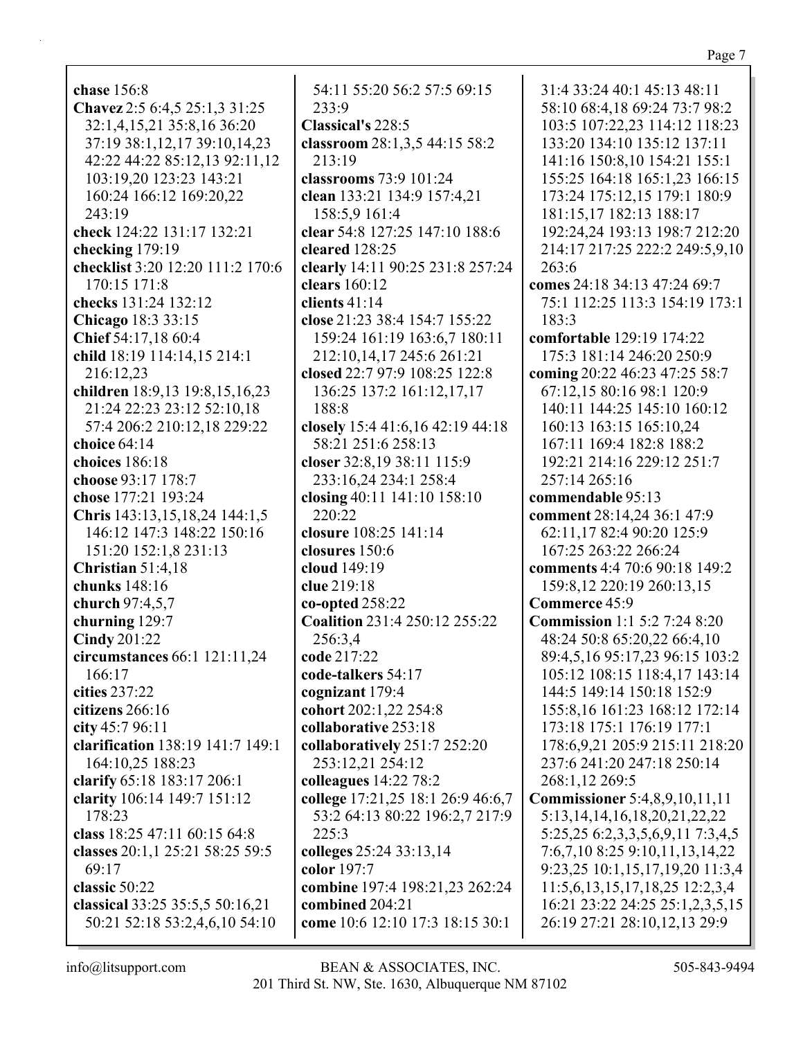**chase** 156:8
**Chavez** 2:5 6:4,5 25:1,3 31:25 32:1,4,15,21 35:8,16 36:20 37:19 38:1,12,17 39:10,14,23 42:22 44:22 85:12,13 92:11,12 103:19,20 123:23 143:21 160:24 166:12 169:20,22 243:19
**check** 124:22 131:17 132:21
**checking** 179:19
**checklist** 3:20 12:20 111:2 170:6 170:15 171:8
**checks** 131:24 132:12
**Chicago** 18:3 33:15
**Chief** 54:17,18 60:4
**child** 18:19 114:14,15 214:1 216:12,23
**children** 18:9,13 19:8,15,16,23 21:24 22:23 23:12 52:10,18 57:4 206:2 210:12,18 229:22
**choice** 64:14
**choices** 186:18
**choose** 93:17 178:7
**chose** 177:21 193:24
**Chris** 143:13,15,18,24 144:1,5 146:12 147:3 148:22 150:16 151:20 152:1,8 231:13
**Christian** 51:4,18
**chunks** 148:16
**church** 97:4,5,7
**churning** 129:7
**Cindy** 201:22
**circumstances** 66:1 121:11,24 166:17
**cities** 237:22
**citizens** 266:16
**city** 45:7 96:11
**clarification** 138:19 141:7 149:1 164:10,25 188:23
**clarify** 65:18 183:17 206:1
**clarity** 106:14 149:7 151:12 178:23
**class** 18:25 47:11 60:15 64:8
**classes** 20:1,1 25:21 58:25 59:5 69:17
**classic** 50:22
**classical** 33:25 35:5,5 50:16,21 50:21 52:18 53:2,4,6,10 54:10 54:11 55:20 56:2 57:5 69:15 233:9
**Classical's** 228:5
**classroom** 28:1,3,5 44:15 58:2 213:19
**classrooms** 73:9 101:24
**clean** 133:21 134:9 157:4,21 158:5,9 161:4
**clear** 54:8 127:25 147:10 188:6
**cleared** 128:25
**clearly** 14:11 90:25 231:8 257:24
**clears** 160:12
**clients** 41:14
**close** 21:23 38:4 154:7 155:22 159:24 161:19 163:6,7 180:11 212:10,14,17 245:6 261:21
**closed** 22:7 97:9 108:25 122:8 136:25 137:2 161:12,17,17 188:8
**closely** 15:4 41:6,16 42:19 44:18 58:21 251:6 258:13
**closer** 32:8,19 38:11 115:9 233:16,24 234:1 258:4
**closing** 40:11 141:10 158:10 220:22
**closure** 108:25 141:14
**closures** 150:6
**cloud** 149:19
**clue** 219:18
**co-opted** 258:22
**Coalition** 231:4 250:12 255:22 256:3,4
**code** 217:22
**code-talkers** 54:17
**cognizant** 179:4
**cohort** 202:1,22 254:8
**collaborative** 253:18
**collaboratively** 251:7 252:20 253:12,21 254:12
**colleagues** 14:22 78:2
**college** 17:21,25 18:1 26:9 46:6,7 53:2 64:13 80:22 196:2,7 217:9 225:3
**colleges** 25:24 33:13,14
**color** 197:7
**combine** 197:4 198:21,23 262:24
**combined** 204:21
**come** 10:6 12:10 17:3 18:15 30:1 31:4 33:24 40:1 45:13 48:11 58:10 68:4,18 69:24 73:7 98:2 103:5 107:22,23 114:12 118:23 133:20 134:10 135:12 137:11 141:16 150:8,10 154:21 155:1 155:25 164:18 165:1,23 166:15 173:24 175:12,15 179:1 180:9 181:15,17 182:13 188:17 192:24,24 193:13 198:7 212:20 214:17 217:25 222:2 249:5,9,10 263:6
**comes** 24:18 34:13 47:24 69:7 75:1 112:25 113:3 154:19 173:1 183:3
**comfortable** 129:19 174:22 175:3 181:14 246:20 250:9
**coming** 20:22 46:23 47:25 58:7 67:12,15 80:16 98:1 120:9 140:11 144:25 145:10 160:12 160:13 163:15 165:10,24 167:11 169:4 182:8 188:2 192:21 214:16 229:12 251:7 257:14 265:16
**commendable** 95:13
**comment** 28:14,24 36:1 47:9 62:11,17 82:4 90:20 125:9 167:25 263:22 266:24
**comments** 4:4 70:6 90:18 149:2 159:8,12 220:19 260:13,15
**Commerce** 45:9
**Commission** 1:1 5:2 7:24 8:20 48:24 50:8 65:20,22 66:4,10 89:4,5,16 95:17,23 96:15 103:2 105:12 108:15 118:4,17 143:14 144:5 149:14 150:18 152:9 155:8,16 161:23 168:12 172:14 173:18 175:1 176:19 177:1 178:6,9,21 205:9 215:11 218:20 237:6 241:20 247:18 250:14 268:1,12 269:5
**Commissioner** 5:4,8,9,10,11,11 5:13,14,14,16,18,20,21,22,22 5:25,25 6:2,3,3,5,6,9,11 7:3,4,5 7:6,7,10 8:25 9:10,11,13,14,22 9:23,25 10:1,15,17,19,20 11:3,4 11:5,6,13,15,17,18,25 12:2,3,4 16:21 23:22 24:25 25:1,2,3,5,15 26:19 27:21 28:10,12,13 29:9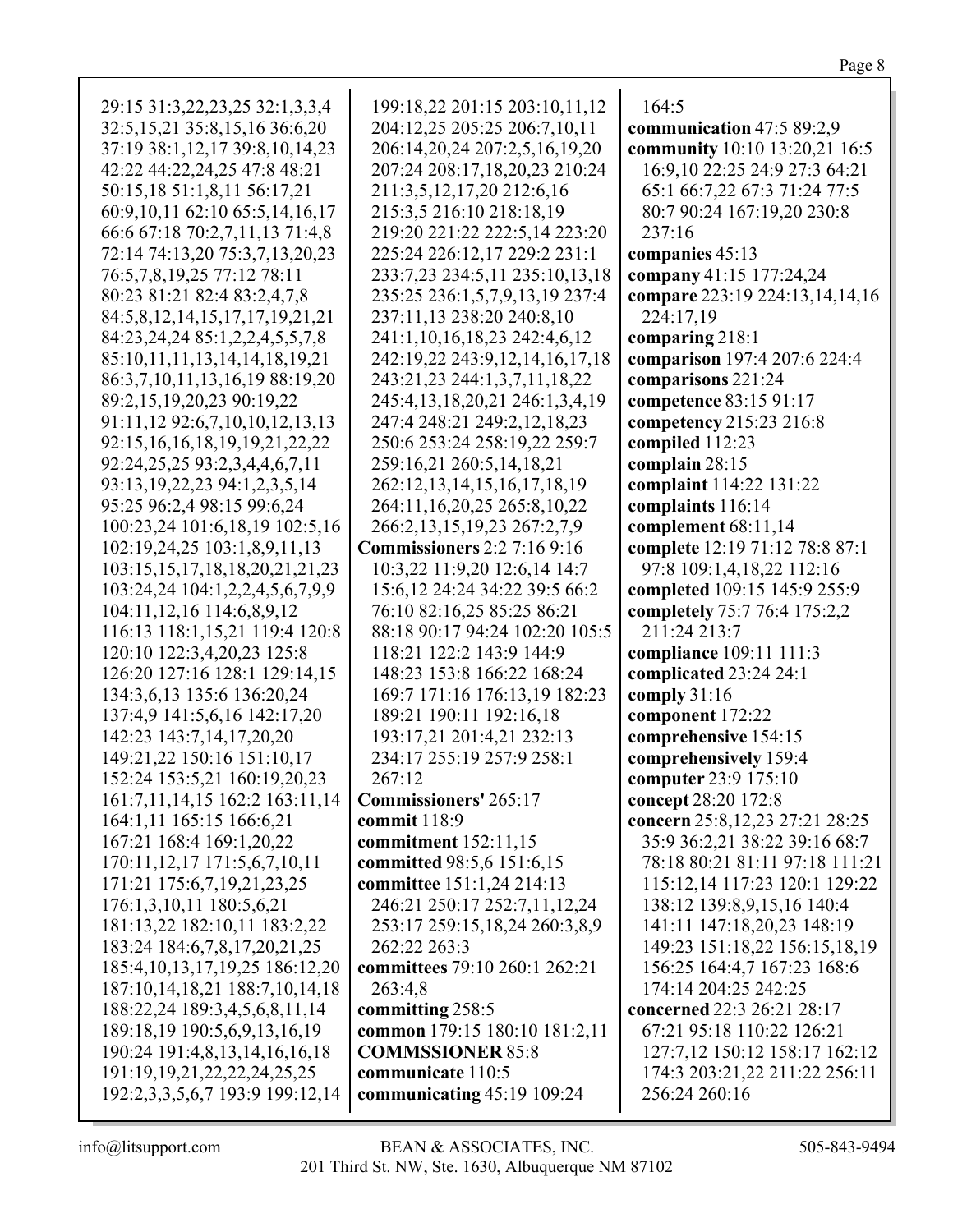29:15 31:3,22,23,25 32:1,3,3,4
32:5,15,21 35:8,15,16 36:6,20
37:19 38:1,12,17 39:8,10,14,23
42:22 44:22,24,25 47:8 48:21
50:15,18 51:1,8,11 56:17,21
60:9,10,11 62:10 65:5,14,16,17
66:6 67:18 70:2,7,11,13 71:4,8
72:14 74:13,20 75:3,7,13,20,23
76:5,7,8,19,25 77:12 78:11
80:23 81:21 82:4 83:2,4,7,8
84:5,8,12,14,15,17,17,19,21,21
84:23,24,24 85:1,2,2,4,5,5,7,8
85:10,11,11,13,14,14,18,19,21
86:3,7,10,11,13,16,19 88:19,20
89:2,15,19,20,23 90:19,22
91:11,12 92:6,7,10,10,12,13,13
92:15,16,16,18,19,19,21,22,22
92:24,25,25 93:2,3,4,4,6,7,11
93:13,19,22,23 94:1,2,3,5,14
95:25 96:2,4 98:15 99:6,24
100:23,24 101:6,18,19 102:5,16
102:19,24,25 103:1,8,9,11,13
103:15,15,17,18,18,20,21,21,23
103:24,24 104:1,2,2,4,5,6,7,9,9
104:11,12,16 114:6,8,9,12
116:13 118:1,15,21 119:4 120:8
120:10 122:3,4,20,23 125:8
126:20 127:16 128:1 129:14,15
134:3,6,13 135:6 136:20,24
137:4,9 141:5,6,16 142:17,20
142:23 143:7,14,17,20,20
149:21,22 150:16 151:10,17
152:24 153:5,21 160:19,20,23
161:7,11,14,15 162:2 163:11,14
164:1,11 165:15 166:6,21
167:21 168:4 169:1,20,22
170:11,12,17 171:5,6,7,10,11
171:21 175:6,7,19,21,23,25
176:1,3,10,11 180:5,6,21
181:13,22 182:10,11 183:2,22
183:24 184:6,7,8,17,20,21,25
185:4,10,13,17,19,25 186:12,20
187:10,14,18,21 188:7,10,14,18
188:22,24 189:3,4,5,6,8,11,14
189:18,19 190:5,6,9,13,16,19
190:24 191:4,8,13,14,16,16,18
191:19,19,21,22,22,24,25,25
192:2,3,3,5,6,7 193:9 199:12,14
199:18,22 201:15 203:10,11,12
204:12,25 205:25 206:7,10,11
206:14,20,24 207:2,5,16,19,20
207:24 208:17,18,20,23 210:24
211:3,5,12,17,20 212:6,16
215:3,5 216:10 218:18,19
219:20 221:22 222:5,14 223:20
225:24 226:12,17 229:2 231:1
233:7,23 234:5,11 235:10,13,18
235:25 236:1,5,7,9,13,19 237:4
237:11,13 238:20 240:8,10
241:1,10,16,18,23 242:4,6,12
242:19,22 243:9,12,14,16,17,18
243:21,23 244:1,3,7,11,18,22
245:4,13,18,20,21 246:1,3,4,19
247:4 248:21 249:2,12,18,23
250:6 253:24 258:19,22 259:7
259:16,21 260:5,14,18,21
262:12,13,14,15,16,17,18,19
264:11,16,20,25 265:8,10,22
266:2,13,15,19,23 267:2,7,9

**Commissioners** 2:2 7:16 9:16 10:3,22 11:9,20 12:6,14 14:7 15:6,12 24:24 34:22 39:5 66:2 76:10 82:16,25 85:25 86:21 88:18 90:17 94:24 102:20 105:5 118:21 122:2 143:9 144:9 148:23 153:8 166:22 168:24 169:7 171:16 176:13,19 182:23 189:21 190:11 192:16,18 193:17,21 201:4,21 232:13 234:17 255:19 257:9 258:1 267:12

**Commissioners'** 265:17

**commit** 118:9

**commitment** 152:11,15

**committed** 98:5,6 151:6,15

**committee** 151:1,24 214:13 246:21 250:17 252:7,11,12,24 253:17 259:15,18,24 260:3,8,9 262:22 263:3

**committees** 79:10 260:1 262:21 263:4,8

**committing** 258:5

**common** 179:15 180:10 181:2,11

**COMMSSIONER** 85:8

**communicate** 110:5

**communicating** 45:19 109:24 164:5

**communication** 47:5 89:2,9

**community** 10:10 13:20,21 16:5 16:9,10 22:25 24:9 27:3 64:21 65:1 66:7,22 67:3 71:24 77:5 80:7 90:24 167:19,20 230:8 237:16

**companies** 45:13

**company** 41:15 177:24,24

**compare** 223:19 224:13,14,14,16 224:17,19

**comparing** 218:1

**comparison** 197:4 207:6 224:4

**comparisons** 221:24

**competence** 83:15 91:17

**competency** 215:23 216:8

**compiled** 112:23

**complain** 28:15

**complaint** 114:22 131:22

**complaints** 116:14

**complement** 68:11,14

**complete** 12:19 71:12 78:8 87:1 97:8 109:1,4,18,22 112:16

**completed** 109:15 145:9 255:9

**completely** 75:7 76:4 175:2,2 211:24 213:7

**compliance** 109:11 111:3

**complicated** 23:24 24:1

**comply** 31:16

**component** 172:22

**comprehensive** 154:15

**comprehensively** 159:4

**computer** 23:9 175:10

**concept** 28:20 172:8

**concern** 25:8,12,23 27:21 28:25 35:9 36:2,21 38:22 39:16 68:7 78:18 80:21 81:11 97:18 111:21 115:12,14 117:23 120:1 129:22 138:12 139:8,9,15,16 140:4 141:11 147:18,20,23 148:19 149:23 151:18,22 156:15,18,19 156:25 164:4,7 167:23 168:6 174:14 204:25 242:25

**concerned** 22:3 26:21 28:17 67:21 95:18 110:22 126:21 127:7,12 150:12 158:17 162:12 174:3 203:21,22 211:22 256:11 256:24 260:16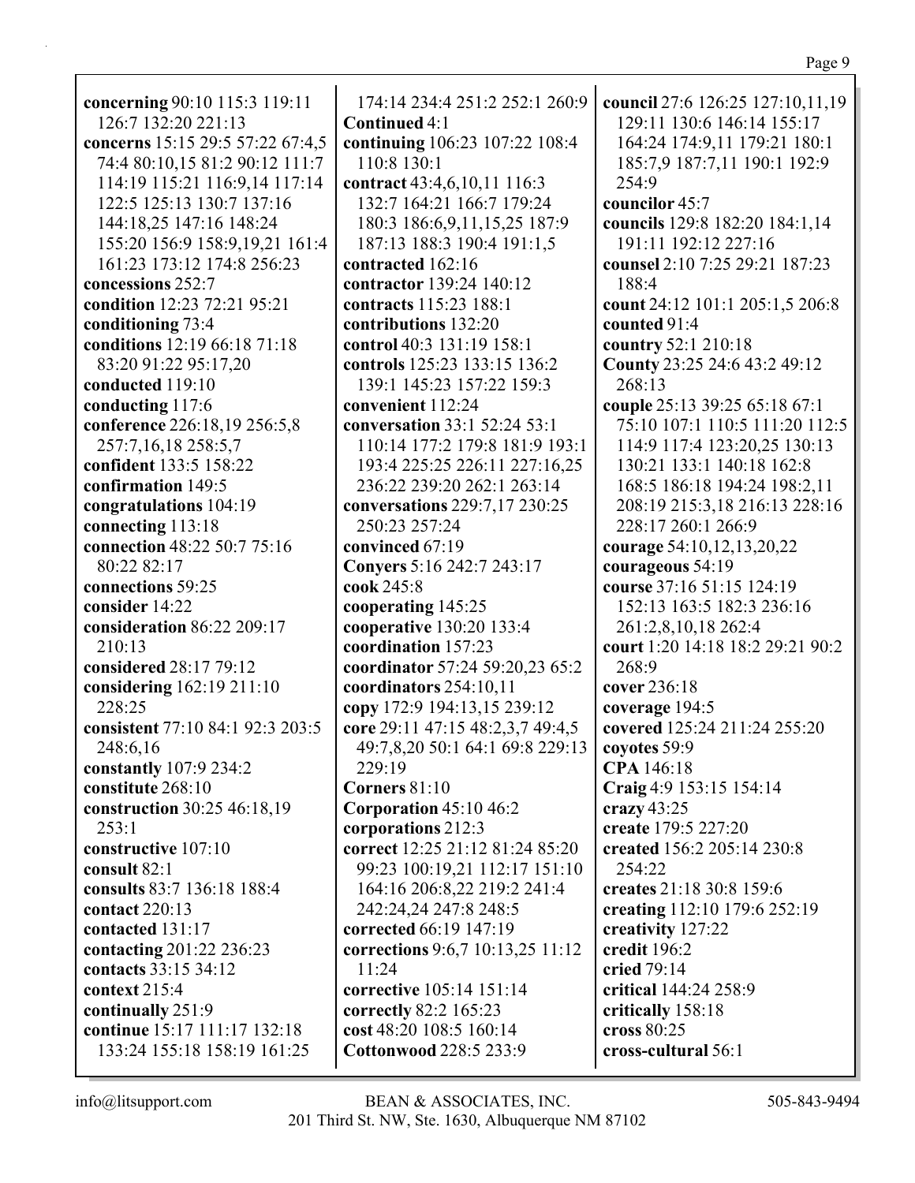**concerning** 90:10 115:3 119:11 126:7 132:20 221:13
**concerns** 15:15 29:5 57:22 67:4,5 74:4 80:10,15 81:2 90:12 111:7 114:19 115:21 116:9,14 117:14 122:5 125:13 130:7 137:16 144:18,25 147:16 148:24 155:20 156:9 158:9,19,21 161:4 161:23 173:12 174:8 256:23
**concessions** 252:7
**condition** 12:23 72:21 95:21
**conditioning** 73:4
**conditions** 12:19 66:18 71:18 83:20 91:22 95:17,20
**conducted** 119:10
**conducting** 117:6
**conference** 226:18,19 256:5,8 257:7,16,18 258:5,7
**confident** 133:5 158:22
**confirmation** 149:5
**congratulations** 104:19
**connecting** 113:18
**connection** 48:22 50:7 75:16 80:22 82:17
**connections** 59:25
**consider** 14:22
**consideration** 86:22 209:17 210:13
**considered** 28:17 79:12
**considering** 162:19 211:10 228:25
**consistent** 77:10 84:1 92:3 203:5 248:6,16
**constantly** 107:9 234:2
**constitute** 268:10
**construction** 30:25 46:18,19 253:1
**constructive** 107:10
**consult** 82:1
**consults** 83:7 136:18 188:4
**contact** 220:13
**contacted** 131:17
**contacting** 201:22 236:23
**contacts** 33:15 34:12
**context** 215:4
**continually** 251:9
**continue** 15:17 111:17 132:18 133:24 155:18 158:19 161:25 174:14 234:4 251:2 252:1 260:9
**Continued** 4:1
**continuing** 106:23 107:22 108:4 110:8 130:1
**contract** 43:4,6,10,11 116:3 132:7 164:21 166:7 179:24 180:3 186:6,9,11,15,25 187:9 187:13 188:3 190:4 191:1,5
**contracted** 162:16
**contractor** 139:24 140:12
**contracts** 115:23 188:1
**contributions** 132:20
**control** 40:3 131:19 158:1
**controls** 125:23 133:15 136:2 139:1 145:23 157:22 159:3
**convenient** 112:24
**conversation** 33:1 52:24 53:1 110:14 177:2 179:8 181:9 193:1 193:4 225:25 226:11 227:16,25 236:22 239:20 262:1 263:14
**conversations** 229:7,17 230:25 250:23 257:24
**convinced** 67:19
**Conyers** 5:16 242:7 243:17
**cook** 245:8
**cooperating** 145:25
**cooperative** 130:20 133:4
**coordination** 157:23
**coordinator** 57:24 59:20,23 65:2
**coordinators** 254:10,11
**copy** 172:9 194:13,15 239:12
**core** 29:11 47:15 48:2,3,7 49:4,5 49:7,8,20 50:1 64:1 69:8 229:13 229:19
**Corners** 81:10
**Corporation** 45:10 46:2
**corporations** 212:3
**correct** 12:25 21:12 81:24 85:20 99:23 100:19,21 112:17 151:10 164:16 206:8,22 219:2 241:4 242:24,24 247:8 248:5
**corrected** 66:19 147:19
**corrections** 9:6,7 10:13,25 11:12 11:24
**corrective** 105:14 151:14
**correctly** 82:2 165:23
**cost** 48:20 108:5 160:14
**Cottonwood** 228:5 233:9
**council** 27:6 126:25 127:10,11,19 129:11 130:6 146:14 155:17 164:24 174:9,11 179:21 180:1 185:7,9 187:7,11 190:1 192:9 254:9
**councilor** 45:7
**councils** 129:8 182:20 184:1,14 191:11 192:12 227:16
**counsel** 2:10 7:25 29:21 187:23 188:4
**count** 24:12 101:1 205:1,5 206:8
**counted** 91:4
**country** 52:1 210:18
**County** 23:25 24:6 43:2 49:12 268:13
**couple** 25:13 39:25 65:18 67:1 75:10 107:1 110:5 111:20 112:5 114:9 117:4 123:20,25 130:13 130:21 133:1 140:18 162:8 168:5 186:18 194:24 198:2,11 208:19 215:3,18 216:13 228:16 228:17 260:1 266:9
**courage** 54:10,12,13,20,22
**courageous** 54:19
**course** 37:16 51:15 124:19 152:13 163:5 182:3 236:16 261:2,8,10,18 262:4
**court** 1:20 14:18 18:2 29:21 90:2 268:9
**cover** 236:18
**coverage** 194:5
**covered** 125:24 211:24 255:20
**coyotes** 59:9
**CPA** 146:18
**Craig** 4:9 153:15 154:14
**crazy** 43:25
**create** 179:5 227:20
**created** 156:2 205:14 230:8 254:22
**creates** 21:18 30:8 159:6
**creating** 112:10 179:6 252:19
**creativity** 127:22
**credit** 196:2
**cried** 79:14
**critical** 144:24 258:9
**critically** 158:18
**cross** 80:25
**cross-cultural** 56:1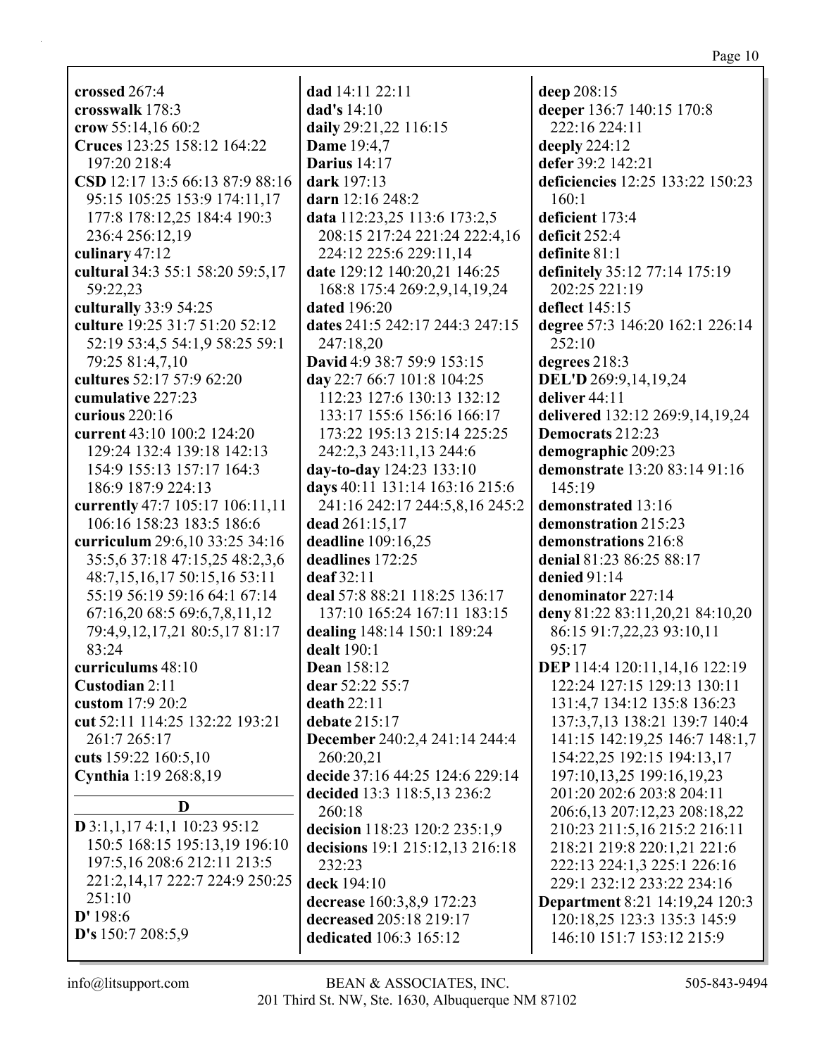**crossed** 267:4
**crosswalk** 178:3
**crow** 55:14,16 60:2
**Cruces** 123:25 158:12 164:22 197:20 218:4
**CSD** 12:17 13:5 66:13 87:9 88:16 95:15 105:25 153:9 174:11,17 177:8 178:12,25 184:4 190:3 236:4 256:12,19
**culinary** 47:12
**cultural** 34:3 55:1 58:20 59:5,17 59:22,23
**culturally** 33:9 54:25
**culture** 19:25 31:7 51:20 52:12 52:19 53:4,5 54:1,9 58:25 59:1 79:25 81:4,7,10
**cultures** 52:17 57:9 62:20
**cumulative** 227:23
**curious** 220:16
**current** 43:10 100:2 124:20 129:24 132:4 139:18 142:13 154:9 155:13 157:17 164:3 186:9 187:9 224:13
**currently** 47:7 105:17 106:11,11 106:16 158:23 183:5 186:6
**curriculum** 29:6,10 33:25 34:16 35:5,6 37:18 47:15,25 48:2,3,6 48:7,15,16,17 50:15,16 53:11 55:19 56:19 59:16 64:1 67:14 67:16,20 68:5 69:6,7,8,11,12 79:4,9,12,17,21 80:5,17 81:17 83:24
**curriculums** 48:10
**Custodian** 2:11
**custom** 17:9 20:2
**cut** 52:11 114:25 132:22 193:21 261:7 265:17
**cuts** 159:22 160:5,10
**Cynthia** 1:19 268:8,19

## D

**D** 3:1,1,17 4:1,1 10:23 95:12 150:5 168:15 195:13,19 196:10 197:5,16 208:6 212:11 213:5 221:2,14,17 222:7 224:9 250:25 251:10
**D'** 198:6
**D's** 150:7 208:5,9
**dad** 14:11 22:11
**dad's** 14:10
**daily** 29:21,22 116:15
**Dame** 19:4,7
**Darius** 14:17
**dark** 197:13
**darn** 12:16 248:2
**data** 112:23,25 113:6 173:2,5 208:15 217:24 221:24 222:4,16 224:12 225:6 229:11,14
**date** 129:12 140:20,21 146:25 168:8 175:4 269:2,9,14,19,24
**dated** 196:20
**dates** 241:5 242:17 244:3 247:15 247:18,20
**David** 4:9 38:7 59:9 153:15
**day** 22:7 66:7 101:8 104:25 112:23 127:6 130:13 132:12 133:17 155:6 156:16 166:17 173:22 195:13 215:14 225:25 242:2,3 243:11,13 244:6
**day-to-day** 124:23 133:10
**days** 40:11 131:14 163:16 215:6 241:16 242:17 244:5,8,16 245:2
**dead** 261:15,17
**deadline** 109:16,25
**deadlines** 172:25
**deaf** 32:11
**deal** 57:8 88:21 118:25 136:17 137:10 165:24 167:11 183:15
**dealing** 148:14 150:1 189:24
**dealt** 190:1
**Dean** 158:12
**dear** 52:22 55:7
**death** 22:11
**debate** 215:17
**December** 240:2,4 241:14 244:4 260:20,21
**decide** 37:16 44:25 124:6 229:14
**decided** 13:3 118:5,13 236:2 260:18
**decision** 118:23 120:2 235:1,9
**decisions** 19:1 215:12,13 216:18 232:23
**deck** 194:10
**decrease** 160:3,8,9 172:23
**decreased** 205:18 219:17
**dedicated** 106:3 165:12
**deep** 208:15
**deeper** 136:7 140:15 170:8 222:16 224:11
**deeply** 224:12
**defer** 39:2 142:21
**deficiencies** 12:25 133:22 150:23 160:1
**deficient** 173:4
**deficit** 252:4
**definite** 81:1
**definitely** 35:12 77:14 175:19 202:25 221:19
**deflect** 145:15
**degree** 57:3 146:20 162:1 226:14 252:10
**degrees** 218:3
**DEL'D** 269:9,14,19,24
**deliver** 44:11
**delivered** 132:12 269:9,14,19,24
**Democrats** 212:23
**demographic** 209:23
**demonstrate** 13:20 83:14 91:16 145:19
**demonstrated** 13:16
**demonstration** 215:23
**demonstrations** 216:8
**denial** 81:23 86:25 88:17
**denied** 91:14
**denominator** 227:14
**deny** 81:22 83:11,20,21 84:10,20 86:15 91:7,22,23 93:10,11 95:17
**DEP** 114:4 120:11,14,16 122:19 122:24 127:15 129:13 130:11 131:4,7 134:12 135:8 136:23 137:3,7,13 138:21 139:7 140:4 141:15 142:19,25 146:7 148:1,7 154:22,25 192:15 194:13,17 197:10,13,25 199:16,19,23 201:20 202:6 203:8 204:11 206:6,13 207:12,23 208:18,22 210:23 211:5,16 215:2 216:11 218:21 219:8 220:1,21 221:6 222:13 224:1,3 225:1 226:16 229:1 232:12 233:22 234:16
**Department** 8:21 14:19,24 120:3 120:18,25 123:3 135:3 145:9 146:10 151:7 153:12 215:9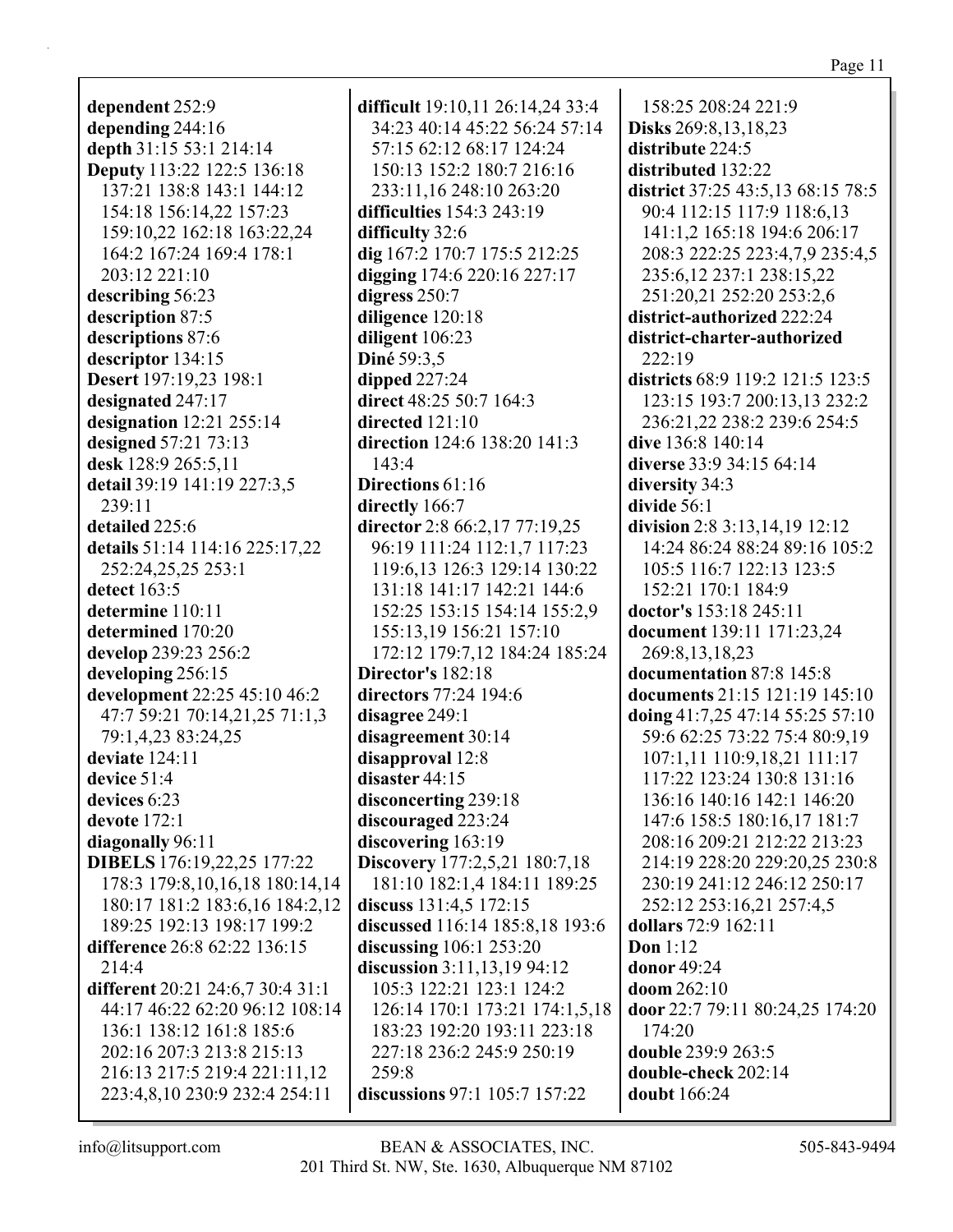**dependent** 252:9
**depending** 244:16
**depth** 31:15 53:1 214:14
**Deputy** 113:22 122:5 136:18 137:21 138:8 143:1 144:12 154:18 156:14,22 157:23 159:10,22 162:18 163:22,24 164:2 167:24 169:4 178:1 203:12 221:10
**describing** 56:23
**description** 87:5
**descriptions** 87:6
**descriptor** 134:15
**Desert** 197:19,23 198:1
**designated** 247:17
**designation** 12:21 255:14
**designed** 57:21 73:13
**desk** 128:9 265:5,11
**detail** 39:19 141:19 227:3,5 239:11
**detailed** 225:6
**details** 51:14 114:16 225:17,22 252:24,25,25 253:1
**detect** 163:5
**determine** 110:11
**determined** 170:20
**develop** 239:23 256:2
**developing** 256:15
**development** 22:25 45:10 46:2 47:7 59:21 70:14,21,25 71:1,3 79:1,4,23 83:24,25
**deviate** 124:11
**device** 51:4
**devices** 6:23
**devote** 172:1
**diagonally** 96:11
**DIBELS** 176:19,22,25 177:22 178:3 179:8,10,16,18 180:14,14 180:17 181:2 183:6,16 184:2,12 189:25 192:13 198:17 199:2
**difference** 26:8 62:22 136:15 214:4
**different** 20:21 24:6,7 30:4 31:1 44:17 46:22 62:20 96:12 108:14 136:1 138:12 161:8 185:6 202:16 207:3 213:8 215:13 216:13 217:5 219:4 221:11,12 223:4,8,10 230:9 232:4 254:11
**difficult** 19:10,11 26:14,24 33:4 34:23 40:14 45:22 56:24 57:14 57:15 62:12 68:17 124:24 150:13 152:2 180:7 216:16 233:11,16 248:10 263:20
**difficulties** 154:3 243:19
**difficulty** 32:6
**dig** 167:2 170:7 175:5 212:25
**digging** 174:6 220:16 227:17
**digress** 250:7
**diligence** 120:18
**diligent** 106:23
**Diné** 59:3,5
**dipped** 227:24
**direct** 48:25 50:7 164:3
**directed** 121:10
**direction** 124:6 138:20 141:3 143:4
**Directions** 61:16
**directly** 166:7
**director** 2:8 66:2,17 77:19,25 96:19 111:24 112:1,7 117:23 119:6,13 126:3 129:14 130:22 131:18 141:17 142:21 144:6 152:25 153:15 154:14 155:2,9 155:13,19 156:21 157:10 172:12 179:7,12 184:24 185:24
**Director's** 182:18
**directors** 77:24 194:6
**disagree** 249:1
**disagreement** 30:14
**disapproval** 12:8
**disaster** 44:15
**disconcerting** 239:18
**discouraged** 223:24
**discovering** 163:19
**Discovery** 177:2,5,21 180:7,18 181:10 182:1,4 184:11 189:25
**discuss** 131:4,5 172:15
**discussed** 116:14 185:8,18 193:6
**discussing** 106:1 253:20
**discussion** 3:11,13,19 94:12 105:3 122:21 123:1 124:2 126:14 170:1 173:21 174:1,5,18 183:23 192:20 193:11 223:18 227:18 236:2 245:9 250:19 259:8
**discussions** 97:1 105:7 157:22
158:25 208:24 221:9
**Disks** 269:8,13,18,23
**distribute** 224:5
**distributed** 132:22
**district** 37:25 43:5,13 68:15 78:5 90:4 112:15 117:9 118:6,13 141:1,2 165:18 194:6 206:17 208:3 222:25 223:4,7,9 235:4,5 235:6,12 237:1 238:15,22 251:20,21 252:20 253:2,6
**district-authorized** 222:24
**district-charter-authorized** 222:19
**districts** 68:9 119:2 121:5 123:5 123:15 193:7 200:13,13 232:2 236:21,22 238:2 239:6 254:5
**dive** 136:8 140:14
**diverse** 33:9 34:15 64:14
**diversity** 34:3
**divide** 56:1
**division** 2:8 3:13,14,19 12:12 14:24 86:24 88:24 89:16 105:2 105:5 116:7 122:13 123:5 152:21 170:1 184:9
**doctor's** 153:18 245:11
**document** 139:11 171:23,24 269:8,13,18,23
**documentation** 87:8 145:8
**documents** 21:15 121:19 145:10
**doing** 41:7,25 47:14 55:25 57:10 59:6 62:25 73:22 75:4 80:9,19 107:1,11 110:9,18,21 111:17 117:22 123:24 130:8 131:16 136:16 140:16 142:1 146:20 147:6 158:5 180:16,17 181:7 208:16 209:21 212:22 213:23 214:19 228:20 229:20,25 230:8 230:19 241:12 246:12 250:17 252:12 253:16,21 257:4,5
**dollars** 72:9 162:11
**Don** 1:12
**donor** 49:24
**doom** 262:10
**door** 22:7 79:11 80:24,25 174:20 174:20
**double** 239:9 263:5
**double-check** 202:14
**doubt** 166:24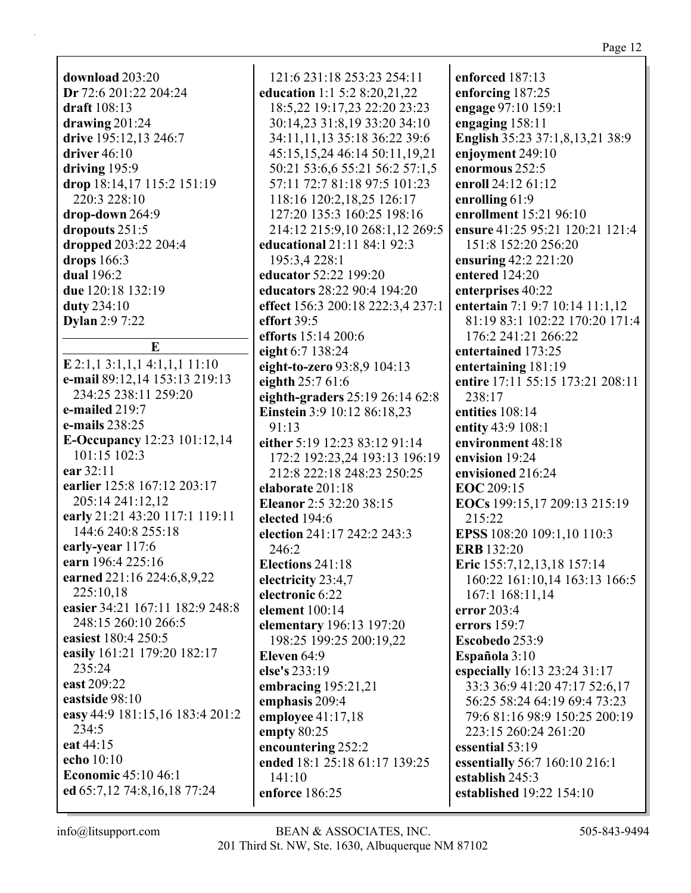**download** 203:20
**Dr** 72:6 201:22 204:24
**draft** 108:13
**drawing** 201:24
**drive** 195:12,13 246:7
**driver** 46:10
**driving** 195:9
**drop** 18:14,17 115:2 151:19 220:3 228:10
**drop-down** 264:9
**dropouts** 251:5
**dropped** 203:22 204:4
**drops** 166:3
**dual** 196:2
**due** 120:18 132:19
**duty** 234:10
**Dylan** 2:9 7:22

## E

**E** 2:1,1 3:1,1,1 4:1,1,1 11:10
**e-mail** 89:12,14 153:13 219:13 234:25 238:11 259:20
**e-mailed** 219:7
**e-mails** 238:25
**E-Occupancy** 12:23 101:12,14 101:15 102:3
**ear** 32:11
**earlier** 125:8 167:12 203:17 205:14 241:12,12
**early** 21:21 43:20 117:1 119:11 144:6 240:8 255:18
**early-year** 117:6
**earn** 196:4 225:16
**earned** 221:16 224:6,8,9,22 225:10,18
**easier** 34:21 167:11 182:9 248:8 248:15 260:10 266:5
**easiest** 180:4 250:5
**easily** 161:21 179:20 182:17 235:24
**east** 209:22
**eastside** 98:10
**easy** 44:9 181:15,16 183:4 201:2 234:5
**eat** 44:15
**echo** 10:10
**Economic** 45:10 46:1
**ed** 65:7,12 74:8,16,18 77:24 121:6 231:18 253:23 254:11
**education** 1:1 5:2 8:20,21,22 18:5,22 19:17,23 22:20 23:23 30:14,23 31:8,19 33:20 34:10 34:11,11,13 35:18 36:22 39:6 45:15,15,24 46:14 50:11,19,21 50:21 53:6,6 55:21 56:2 57:1,5 57:11 72:7 81:18 97:5 101:23 118:16 120:2,18,25 126:17 127:20 135:3 160:25 198:16 214:12 215:9,10 268:1,12 269:5
**educational** 21:11 84:1 92:3 195:3,4 228:1
**educator** 52:22 199:20
**educators** 28:22 90:4 194:20
**effect** 156:3 200:18 222:3,4 237:1
**effort** 39:5
**efforts** 15:14 200:6
**eight** 6:7 138:24
**eight-to-zero** 93:8,9 104:13
**eighth** 25:7 61:6
**eighth-graders** 25:19 26:14 62:8
**Einstein** 3:9 10:12 86:18,23 91:13
**either** 5:19 12:23 83:12 91:14 172:2 192:23,24 193:13 196:19 212:8 222:18 248:23 250:25
**elaborate** 201:18
**Eleanor** 2:5 32:20 38:15
**elected** 194:6
**election** 241:17 242:2 243:3 246:2
**Elections** 241:18
**electricity** 23:4,7
**electronic** 6:22
**element** 100:14
**elementary** 196:13 197:20 198:25 199:25 200:19,22
**Eleven** 64:9
**else's** 233:19
**embracing** 195:21,21
**emphasis** 209:4
**employee** 41:17,18
**empty** 80:25
**encountering** 252:2
**ended** 18:1 25:18 61:17 139:25 141:10
**enforce** 186:25
**enforced** 187:13
**enforcing** 187:25
**engage** 97:10 159:1
**engaging** 158:11
**English** 35:23 37:1,8,13,21 38:9
**enjoyment** 249:10
**enormous** 252:5
**enroll** 24:12 61:12
**enrolling** 61:9
**enrollment** 15:21 96:10
**ensure** 41:25 95:21 120:21 121:4 151:8 152:20 256:20
**ensuring** 42:2 221:20
**entered** 124:20
**enterprises** 40:22
**entertain** 7:1 9:7 10:14 11:1,12 81:19 83:1 102:22 170:20 171:4 176:2 241:21 266:22
**entertained** 173:25
**entertaining** 181:19
**entire** 17:11 55:15 173:21 208:11 238:17
**entities** 108:14
**entity** 43:9 108:1
**environment** 48:18
**envision** 19:24
**envisioned** 216:24
**EOC** 209:15
**EOCs** 199:15,17 209:13 215:19 215:22
**EPSS** 108:20 109:1,10 110:3
**ERB** 132:20
**Eric** 155:7,12,13,18 157:14 160:22 161:10,14 163:13 166:5 167:1 168:11,14
**error** 203:4
**errors** 159:7
**Escobedo** 253:9
**Española** 3:10
**especially** 16:13 23:24 31:17 33:3 36:9 41:20 47:17 52:6,17 56:25 58:24 64:19 69:4 73:23 79:6 81:16 98:9 150:25 200:19 223:15 260:24 261:20
**essential** 53:19
**essentially** 56:7 160:10 216:1
**establish** 245:3
**established** 19:22 154:10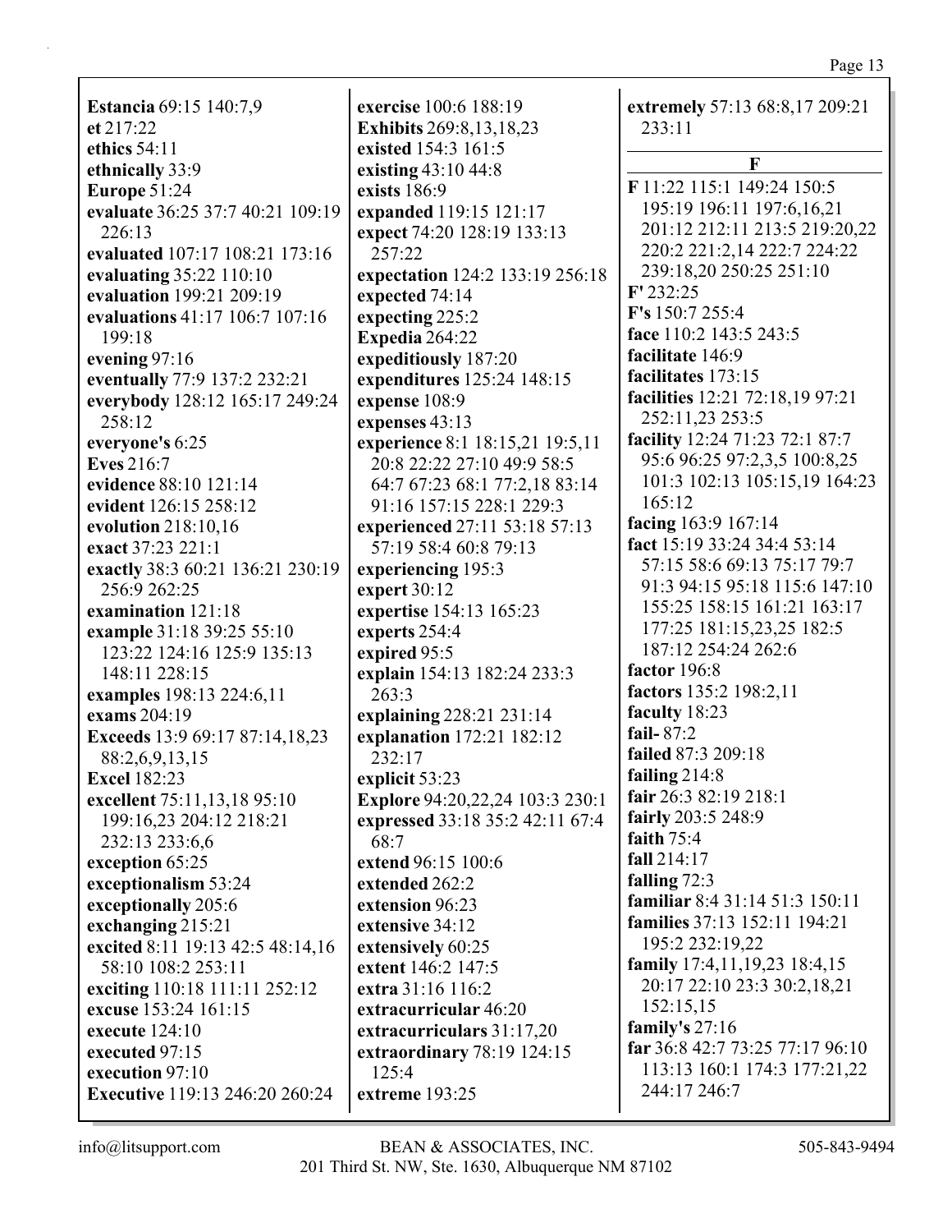**Estancia** 69:15 140:7,9
**et** 217:22
**ethics** 54:11
**ethnically** 33:9
**Europe** 51:24
**evaluate** 36:25 37:7 40:21 109:19 226:13
**evaluated** 107:17 108:21 173:16
**evaluating** 35:22 110:10
**evaluation** 199:21 209:19
**evaluations** 41:17 106:7 107:16 199:18
**evening** 97:16
**eventually** 77:9 137:2 232:21
**everybody** 128:12 165:17 249:24 258:12
**everyone's** 6:25
**Eves** 216:7
**evidence** 88:10 121:14
**evident** 126:15 258:12
**evolution** 218:10,16
**exact** 37:23 221:1
**exactly** 38:3 60:21 136:21 230:19 256:9 262:25
**examination** 121:18
**example** 31:18 39:25 55:10 123:22 124:16 125:9 135:13 148:11 228:15
**examples** 198:13 224:6,11
**exams** 204:19
**Exceeds** 13:9 69:17 87:14,18,23 88:2,6,9,13,15
**Excel** 182:23
**excellent** 75:11,13,18 95:10 199:16,23 204:12 218:21 232:13 233:6,6
**exception** 65:25
**exceptionalism** 53:24
**exceptionally** 205:6
**exchanging** 215:21
**excited** 8:11 19:13 42:5 48:14,16 58:10 108:2 253:11
**exciting** 110:18 111:11 252:12
**excuse** 153:24 161:15
**execute** 124:10
**executed** 97:15
**execution** 97:10
**Executive** 119:13 246:20 260:24
**exercise** 100:6 188:19
**Exhibits** 269:8,13,18,23
**existed** 154:3 161:5
**existing** 43:10 44:8
**exists** 186:9
**expanded** 119:15 121:17
**expect** 74:20 128:19 133:13 257:22
**expectation** 124:2 133:19 256:18
**expected** 74:14
**expecting** 225:2
**Expedia** 264:22
**expeditiously** 187:20
**expenditures** 125:24 148:15
**expense** 108:9
**expenses** 43:13
**experience** 8:1 18:15,21 19:5,11 20:8 22:22 27:10 49:9 58:5 64:7 67:23 68:1 77:2,18 83:14 91:16 157:15 228:1 229:3
**experienced** 27:11 53:18 57:13 57:19 58:4 60:8 79:13
**experiencing** 195:3
**expert** 30:12
**expertise** 154:13 165:23
**experts** 254:4
**expired** 95:5
**explain** 154:13 182:24 233:3 263:3
**explaining** 228:21 231:14
**explanation** 172:21 182:12 232:17
**explicit** 53:23
**Explore** 94:20,22,24 103:3 230:1
**expressed** 33:18 35:2 42:11 67:4 68:7
**extend** 96:15 100:6
**extended** 262:2
**extension** 96:23
**extensive** 34:12
**extensively** 60:25
**extent** 146:2 147:5
**extra** 31:16 116:2
**extracurricular** 46:20
**extracurriculars** 31:17,20
**extraordinary** 78:19 124:15 125:4
**extreme** 193:25
**extremely** 57:13 68:8,17 209:21 233:11

## F

**F** 11:22 115:1 149:24 150:5 195:19 196:11 197:6,16,21 201:12 212:11 213:5 219:20,22 220:2 221:2,14 222:7 224:22 239:18,20 250:25 251:10
**F'** 232:25
**F's** 150:7 255:4
**face** 110:2 143:5 243:5
**facilitate** 146:9
**facilitates** 173:15
**facilities** 12:21 72:18,19 97:21 252:11,23 253:5
**facility** 12:24 71:23 72:1 87:7 95:6 96:25 97:2,3,5 100:8,25 101:3 102:13 105:15,19 164:23 165:12
**facing** 163:9 167:14
**fact** 15:19 33:24 34:4 53:14 57:15 58:6 69:13 75:17 79:7 91:3 94:15 95:18 115:6 147:10 155:25 158:15 161:21 163:17 177:25 181:15,23,25 182:5 187:12 254:24 262:6
**factor** 196:8
**factors** 135:2 198:2,11
**faculty** 18:23
**fail-** 87:2
**failed** 87:3 209:18
**failing** 214:8
**fair** 26:3 82:19 218:1
**fairly** 203:5 248:9
**faith** 75:4
**fall** 214:17
**falling** 72:3
**familiar** 8:4 31:14 51:3 150:11
**families** 37:13 152:11 194:21 195:2 232:19,22
**family** 17:4,11,19,23 18:4,15 20:17 22:10 23:3 30:2,18,21 152:15,15
**family's** 27:16
**far** 36:8 42:7 73:25 77:17 96:10 113:13 160:1 174:3 177:21,22 244:17 246:7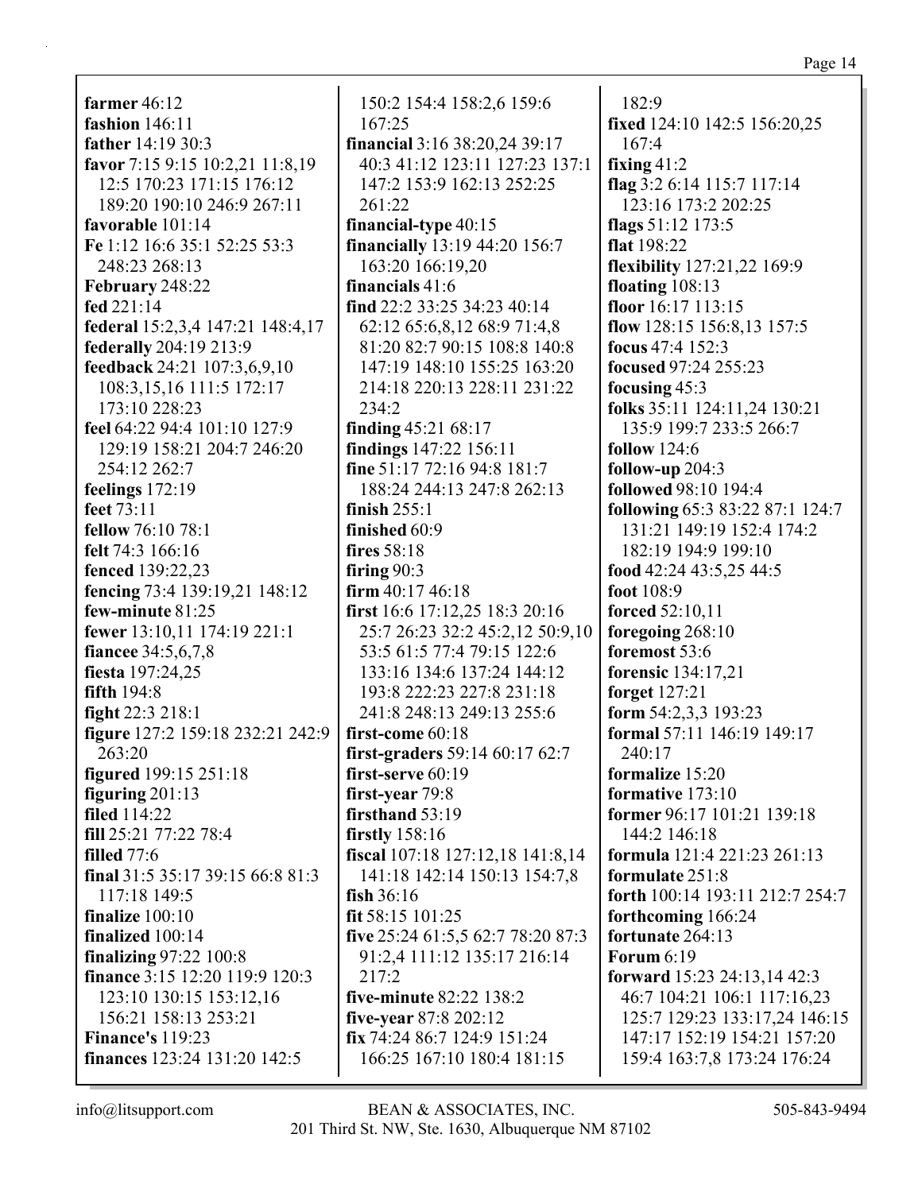**farmer** 46:12
**fashion** 146:11
**father** 14:19 30:3
**favor** 7:15 9:15 10:2,21 11:8,19 12:5 170:23 171:15 176:12 189:20 190:10 246:9 267:11
**favorable** 101:14
**Fe** 1:12 16:6 35:1 52:25 53:3 248:23 268:13
**February** 248:22
**fed** 221:14
**federal** 15:2,3,4 147:21 148:4,17
**federally** 204:19 213:9
**feedback** 24:21 107:3,6,9,10 108:3,15,16 111:5 172:17 173:10 228:23
**feel** 64:22 94:4 101:10 127:9 129:19 158:21 204:7 246:20 254:12 262:7
**feelings** 172:19
**feet** 73:11
**fellow** 76:10 78:1
**felt** 74:3 166:16
**fenced** 139:22,23
**fencing** 73:4 139:19,21 148:12
**few-minute** 81:25
**fewer** 13:10,11 174:19 221:1
**fiancee** 34:5,6,7,8
**fiesta** 197:24,25
**fifth** 194:8
**fight** 22:3 218:1
**figure** 127:2 159:18 232:21 242:9 263:20
**figured** 199:15 251:18
**figuring** 201:13
**filed** 114:22
**fill** 25:21 77:22 78:4
**filled** 77:6
**final** 31:5 35:17 39:15 66:8 81:3 117:18 149:5
**finalize** 100:10
**finalized** 100:14
**finalizing** 97:22 100:8
**finance** 3:15 12:20 119:9 120:3 123:10 130:15 153:12,16 156:21 158:13 253:21
**Finance's** 119:23
**finances** 123:24 131:20 142:5 150:2 154:4 158:2,6 159:6 167:25
**financial** 3:16 38:20,24 39:17 40:3 41:12 123:11 127:23 137:1 147:2 153:9 162:13 252:25 261:22
**financial-type** 40:15
**financially** 13:19 44:20 156:7 163:20 166:19,20
**financials** 41:6
**find** 22:2 33:25 34:23 40:14 62:12 65:6,8,12 68:9 71:4,8 81:20 82:7 90:15 108:8 140:8 147:19 148:10 155:25 163:20 214:18 220:13 228:11 231:22 234:2
**finding** 45:21 68:17
**findings** 147:22 156:11
**fine** 51:17 72:16 94:8 181:7 188:24 244:13 247:8 262:13
**finish** 255:1
**finished** 60:9
**fires** 58:18
**firing** 90:3
**firm** 40:17 46:18
**first** 16:6 17:12,25 18:3 20:16 25:7 26:23 32:2 45:2,12 50:9,10 53:5 61:5 77:4 79:15 122:6 133:16 134:6 137:24 144:12 193:8 222:23 227:8 231:18 241:8 248:13 249:13 255:6
**first-come** 60:18
**first-graders** 59:14 60:17 62:7
**first-serve** 60:19
**first-year** 79:8
**firsthand** 53:19
**firstly** 158:16
**fiscal** 107:18 127:12,18 141:8,14 141:18 142:14 150:13 154:7,8
**fish** 36:16
**fit** 58:15 101:25
**five** 25:24 61:5,5 62:7 78:20 87:3 91:2,4 111:12 135:17 216:14 217:2
**five-minute** 82:22 138:2
**five-year** 87:8 202:12
**fix** 74:24 86:7 124:9 151:24 166:25 167:10 180:4 181:15 182:9
**fixed** 124:10 142:5 156:20,25 167:4
**fixing** 41:2
**flag** 3:2 6:14 115:7 117:14 123:16 173:2 202:25
**flags** 51:12 173:5
**flat** 198:22
**flexibility** 127:21,22 169:9
**floating** 108:13
**floor** 16:17 113:15
**flow** 128:15 156:8,13 157:5
**focus** 47:4 152:3
**focused** 97:24 255:23
**focusing** 45:3
**folks** 35:11 124:11,24 130:21 135:9 199:7 233:5 266:7
**follow** 124:6
**follow-up** 204:3
**followed** 98:10 194:4
**following** 65:3 83:22 87:1 124:7 131:21 149:19 152:4 174:2 182:19 194:9 199:10
**food** 42:24 43:5,25 44:5
**foot** 108:9
**forced** 52:10,11
**foregoing** 268:10
**foremost** 53:6
**forensic** 134:17,21
**forget** 127:21
**form** 54:2,3,3 193:23
**formal** 57:11 146:19 149:17 240:17
**formalize** 15:20
**formative** 173:10
**former** 96:17 101:21 139:18 144:2 146:18
**formula** 121:4 221:23 261:13
**formulate** 251:8
**forth** 100:14 193:11 212:7 254:7
**forthcoming** 166:24
**fortunate** 264:13
**Forum** 6:19
**forward** 15:23 24:13,14 42:3 46:7 104:21 106:1 117:16,23 125:7 129:23 133:17,24 146:15 147:17 152:19 154:21 157:20 159:4 163:7,8 173:24 176:24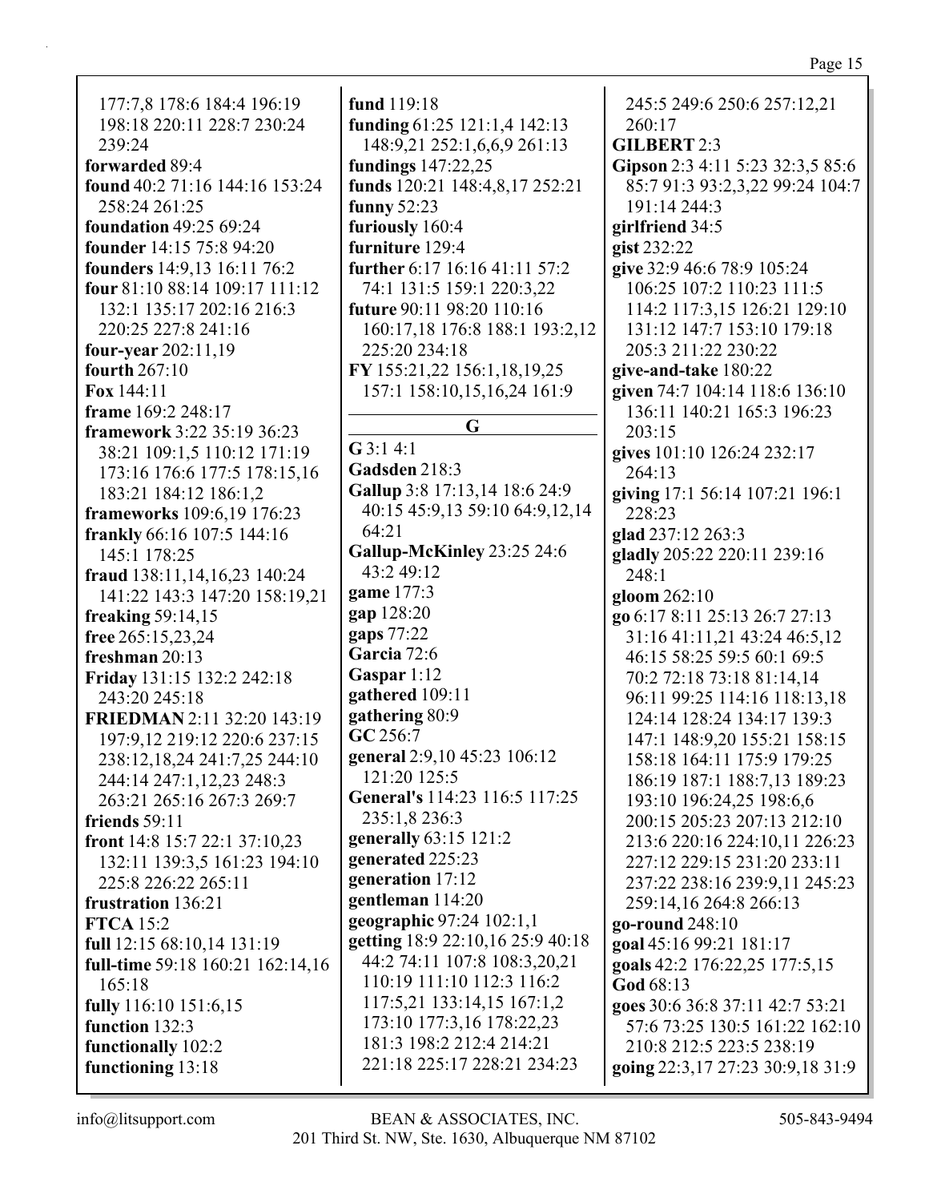177:7,8 178:6 184:4 196:19 198:18 220:11 228:7 230:24 239:24
**forwarded** 89:4
**found** 40:2 71:16 144:16 153:24 258:24 261:25
**foundation** 49:25 69:24
**founder** 14:15 75:8 94:20
**founders** 14:9,13 16:11 76:2
**four** 81:10 88:14 109:17 111:12 132:1 135:17 202:16 216:3 220:25 227:8 241:16
**four-year** 202:11,19
**fourth** 267:10
**Fox** 144:11
**frame** 169:2 248:17
**framework** 3:22 35:19 36:23 38:21 109:1,5 110:12 171:19 173:16 176:6 177:5 178:15,16 183:21 184:12 186:1,2
**frameworks** 109:6,19 176:23
**frankly** 66:16 107:5 144:16 145:1 178:25
**fraud** 138:11,14,16,23 140:24 141:22 143:3 147:20 158:19,21
**freaking** 59:14,15
**free** 265:15,23,24
**freshman** 20:13
**Friday** 131:15 132:2 242:18 243:20 245:18
**FRIEDMAN** 2:11 32:20 143:19 197:9,12 219:12 220:6 237:15 238:12,18,24 241:7,25 244:10 244:14 247:1,12,23 248:3 263:21 265:16 267:3 269:7
**friends** 59:11
**front** 14:8 15:7 22:1 37:10,23 132:11 139:3,5 161:23 194:10 225:8 226:22 265:11
**frustration** 136:21
**FTCA** 15:2
**full** 12:15 68:10,14 131:19
**full-time** 59:18 160:21 162:14,16 165:18
**fully** 116:10 151:6,15
**function** 132:3
**functionally** 102:2
**functioning** 13:18
**fund** 119:18
**funding** 61:25 121:1,4 142:13 148:9,21 252:1,6,6,9 261:13
**fundings** 147:22,25
**funds** 120:21 148:4,8,17 252:21
**funny** 52:23
**furiously** 160:4
**furniture** 129:4
**further** 6:17 16:16 41:11 57:2 74:1 131:5 159:1 220:3,22
**future** 90:11 98:20 110:16 160:17,18 176:8 188:1 193:2,12 225:20 234:18
**FY** 155:21,22 156:1,18,19,25 157:1 158:10,15,16,24 161:9

## G

**G** 3:1 4:1
**Gadsden** 218:3
**Gallup** 3:8 17:13,14 18:6 24:9 40:15 45:9,13 59:10 64:9,12,14 64:21
**Gallup-McKinley** 23:25 24:6 43:2 49:12
**game** 177:3
**gap** 128:20
**gaps** 77:22
**Garcia** 72:6
**Gaspar** 1:12
**gathered** 109:11
**gathering** 80:9
**GC** 256:7
**general** 2:9,10 45:23 106:12 121:20 125:5
**General's** 114:23 116:5 117:25 235:1,8 236:3
**generally** 63:15 121:2
**generated** 225:23
**generation** 17:12
**gentleman** 114:20
**geographic** 97:24 102:1,1
**getting** 18:9 22:10,16 25:9 40:18 44:2 74:11 107:8 108:3,20,21 110:19 111:10 112:3 116:2 117:5,21 133:14,15 167:1,2 173:10 177:3,16 178:22,23 181:3 198:2 212:4 214:21 221:18 225:17 228:21 234:23 245:5 249:6 250:6 257:12,21 260:17
**GILBERT** 2:3
**Gipson** 2:3 4:11 5:23 32:3,5 85:6 85:7 91:3 93:2,3,22 99:24 104:7 191:14 244:3
**girlfriend** 34:5
**gist** 232:22
**give** 32:9 46:6 78:9 105:24 106:25 107:2 110:23 111:5 114:2 117:3,15 126:21 129:10 131:12 147:7 153:10 179:18 205:3 211:22 230:22
**give-and-take** 180:22
**given** 74:7 104:14 118:6 136:10 136:11 140:21 165:3 196:23 203:15
**gives** 101:10 126:24 232:17 264:13
**giving** 17:1 56:14 107:21 196:1 228:23
**glad** 237:12 263:3
**gladly** 205:22 220:11 239:16 248:1
**gloom** 262:10
**go** 6:17 8:11 25:13 26:7 27:13 31:16 41:11,21 43:24 46:5,12 46:15 58:25 59:5 60:1 69:5 70:2 72:18 73:18 81:14,14 96:11 99:25 114:16 118:13,18 124:14 128:24 134:17 139:3 147:1 148:9,20 155:21 158:15 158:18 164:11 175:9 179:25 186:19 187:1 188:7,13 189:23 193:10 196:24,25 198:6,6 200:15 205:23 207:13 212:10 213:6 220:16 224:10,11 226:23 227:12 229:15 231:20 233:11 237:22 238:16 239:9,11 245:23 259:14,16 264:8 266:13
**go-round** 248:10
**goal** 45:16 99:21 181:17
**goals** 42:2 176:22,25 177:5,15
**God** 68:13
**goes** 30:6 36:8 37:11 42:7 53:21 57:6 73:25 130:5 161:22 162:10 210:8 212:5 223:5 238:19
**going** 22:3,17 27:23 30:9,18 31:9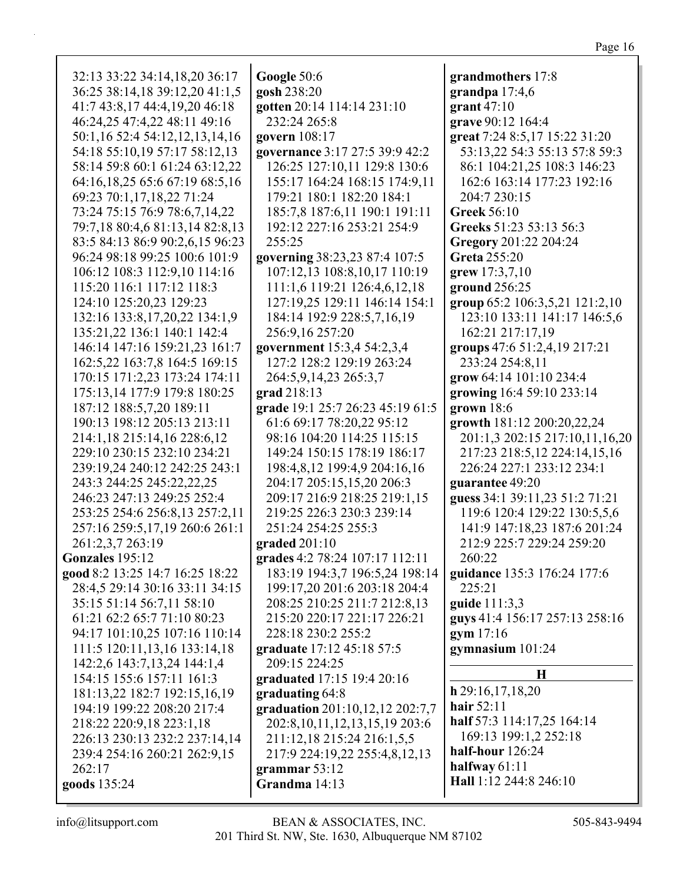32:13 33:22 34:14,18,20 36:17 36:25 38:14,18 39:12,20 41:1,5 41:7 43:8,17 44:4,19,20 46:18 46:24,25 47:4,22 48:11 49:16 50:1,16 52:4 54:12,12,13,14,16 54:18 55:10,19 57:17 58:12,13 58:14 59:8 60:1 61:24 63:12,22 64:16,18,25 65:6 67:19 68:5,16 69:23 70:1,17,18,22 71:24 73:24 75:15 76:9 78:6,7,14,22 79:7,18 80:4,6 81:13,14 82:8,13 83:5 84:13 86:9 90:2,6,15 96:23 96:24 98:18 99:25 100:6 101:9 106:12 108:3 112:9,10 114:16 115:20 116:1 117:12 118:3 124:10 125:20,23 129:23 132:16 133:8,17,20,22 134:1,9 135:21,22 136:1 140:1 142:4 146:14 147:16 159:21,23 161:7 162:5,22 163:7,8 164:5 169:15 170:15 171:2,23 173:24 174:11 175:13,14 177:9 179:8 180:25 187:12 188:5,7,20 189:11 190:13 198:12 205:13 213:11 214:1,18 215:14,16 228:6,12 229:10 230:15 232:10 234:21 239:19,24 240:12 242:25 243:1 243:3 244:25 245:22,22,25 246:23 247:13 249:25 252:4 253:25 254:6 256:8,13 257:2,11 257:16 259:5,17,19 260:6 261:1 261:2,3,7 263:19

**Gonzales** 195:12

**good** 8:2 13:25 14:7 16:25 18:22 28:4,5 29:14 30:16 33:11 34:15 35:15 51:14 56:7,11 58:10 61:21 62:2 65:7 71:10 80:23 94:17 101:10,25 107:16 110:14 111:5 120:11,13,16 133:14,18 142:2,6 143:7,13,24 144:1,4 154:15 155:6 157:11 161:3 181:13,22 182:7 192:15,16,19 194:19 199:22 208:20 217:4 218:22 220:9,18 223:1,18 226:13 230:13 232:2 237:14,14 239:4 254:16 260:21 262:9,15 262:17

**goods** 135:24

**Google** 50:6

**gosh** 238:20

**gotten** 20:14 114:14 231:10 232:24 265:8

**govern** 108:17

**governance** 3:17 27:5 39:9 42:2 126:25 127:10,11 129:8 130:6 155:17 164:24 168:15 174:9,11 179:21 180:1 182:20 184:1 185:7,8 187:6,11 190:1 191:11 192:12 227:16 253:21 254:9 255:25

**governing** 38:23,23 87:4 107:5 107:12,13 108:8,10,17 110:19 111:1,6 119:21 126:4,6,12,18 127:19,25 129:11 146:14 154:1 184:14 192:9 228:5,7,16,19 256:9,16 257:20

**government** 15:3,4 54:2,3,4 127:2 128:2 129:19 263:24 264:5,9,14,23 265:3,7

**grad** 218:13

**grade** 19:1 25:7 26:23 45:19 61:5 61:6 69:17 78:20,22 95:12 98:16 104:20 114:25 115:15 149:24 150:15 178:19 186:17 198:4,8,12 199:4,9 204:16,16 204:17 205:15,15,20 206:3 209:17 216:9 218:25 219:1,15 219:25 226:3 230:3 239:14 251:24 254:25 255:3

**graded** 201:10

**grades** 4:2 78:24 107:17 112:11 183:19 194:3,7 196:5,24 198:14 199:17,20 201:6 203:18 204:4 208:25 210:25 211:7 212:8,13 215:20 220:17 221:17 226:21 228:18 230:2 255:2

**graduate** 17:12 45:18 57:5 209:15 224:25

**graduated** 17:15 19:4 20:16

**graduating** 64:8

**graduation** 201:10,12,12 202:7,7 202:8,10,11,12,13,15,19 203:6 211:12,18 215:24 216:1,5,5 217:9 224:19,22 255:4,8,12,13

**grammar** 53:12

**Grandma** 14:13

**grandmothers** 17:8

**grandpa** 17:4,6

**grant** 47:10

**grave** 90:12 164:4

**great** 7:24 8:5,17 15:22 31:20 53:13,22 54:3 55:13 57:8 59:3 86:1 104:21,25 108:3 146:23 162:6 163:14 177:23 192:16 204:7 230:15

**Greek** 56:10

**Greeks** 51:23 53:13 56:3

**Gregory** 201:22 204:24

**Greta** 255:20

**grew** 17:3,7,10

**ground** 256:25

**group** 65:2 106:3,5,21 121:2,10 123:10 133:11 141:17 146:5,6 162:21 217:17,19

**groups** 47:6 51:2,4,19 217:21 233:24 254:8,11

**grow** 64:14 101:10 234:4

**growing** 16:4 59:10 233:14

**grown** 18:6

**growth** 181:12 200:20,22,24 201:1,3 202:15 217:10,11,16,20 217:23 218:5,12 224:14,15,16 226:24 227:1 233:12 234:1

**guarantee** 49:20

**guess** 34:1 39:11,23 51:2 71:21 119:6 120:4 129:22 130:5,5,6 141:9 147:18,23 187:6 201:24 212:9 225:7 229:24 259:20 260:22

**guidance** 135:3 176:24 177:6 225:21

**guide** 111:3,3

**guys** 41:4 156:17 257:13 258:16

**gym** 17:16

**gymnasium** 101:24

## H

**h** 29:16,17,18,20

**hair** 52:11

**half** 57:3 114:17,25 164:14 169:13 199:1,2 252:18

**half-hour** 126:24

**halfway** 61:11

**Hall** 1:12 244:8 246:10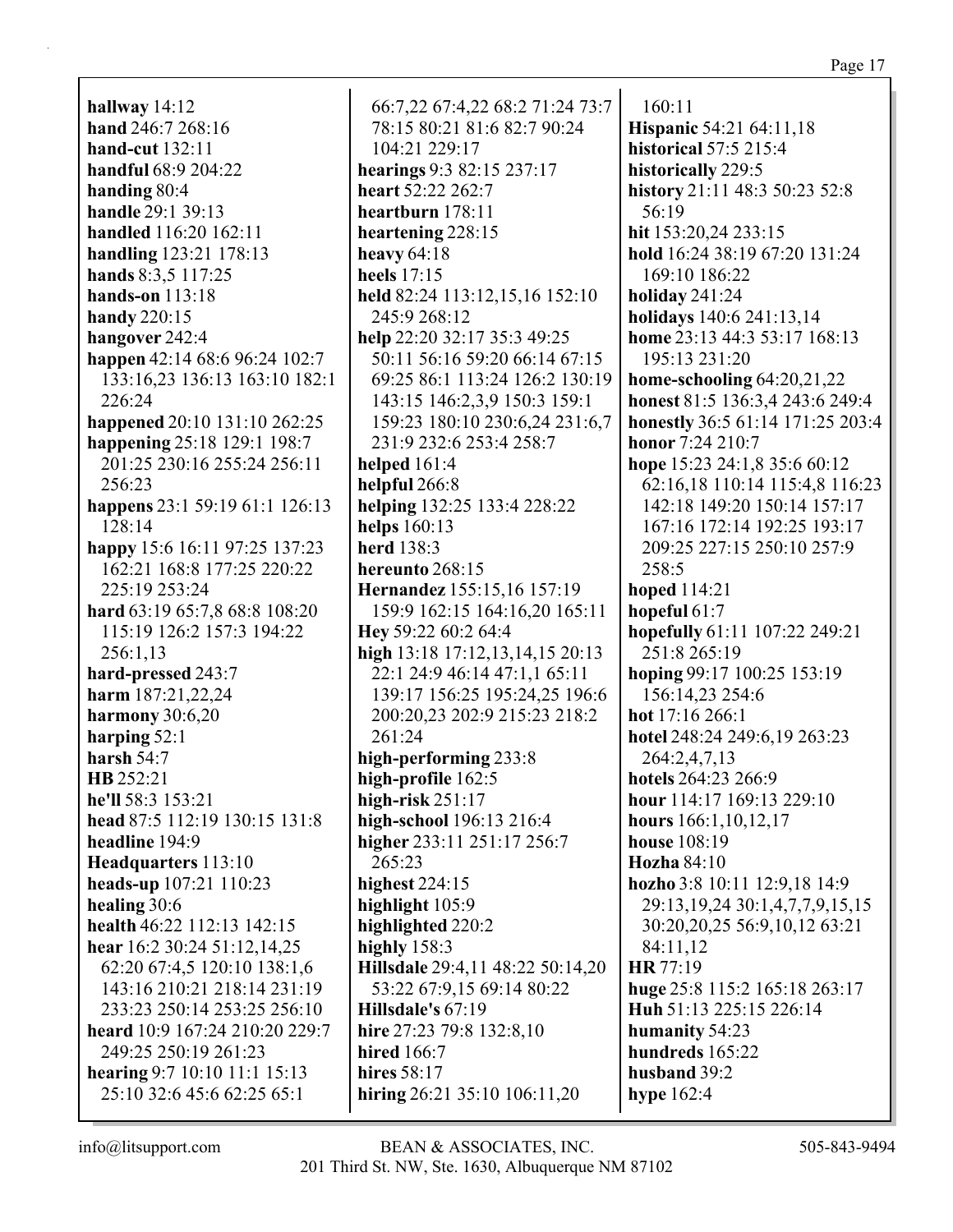**hallway** 14:12
**hand** 246:7 268:16
**hand-cut** 132:11
**handful** 68:9 204:22
**handing** 80:4
**handle** 29:1 39:13
**handled** 116:20 162:11
**handling** 123:21 178:13
**hands** 8:3,5 117:25
**hands-on** 113:18
**handy** 220:15
**hangover** 242:4
**happen** 42:14 68:6 96:24 102:7 133:16,23 136:13 163:10 182:1 226:24
**happened** 20:10 131:10 262:25
**happening** 25:18 129:1 198:7 201:25 230:16 255:24 256:11 256:23
**happens** 23:1 59:19 61:1 126:13 128:14
**happy** 15:6 16:11 97:25 137:23 162:21 168:8 177:25 220:22 225:19 253:24
**hard** 63:19 65:7,8 68:8 108:20 115:19 126:2 157:3 194:22 256:1,13
**hard-pressed** 243:7
**harm** 187:21,22,24
**harmony** 30:6,20
**harping** 52:1
**harsh** 54:7
**HB** 252:21
**he'll** 58:3 153:21
**head** 87:5 112:19 130:15 131:8
**headline** 194:9
**Headquarters** 113:10
**heads-up** 107:21 110:23
**healing** 30:6
**health** 46:22 112:13 142:15
**hear** 16:2 30:24 51:12,14,25 62:20 67:4,5 120:10 138:1,6 143:16 210:21 218:14 231:19 233:23 250:14 253:25 256:10
**heard** 10:9 167:24 210:20 229:7 249:25 250:19 261:23
**hearing** 9:7 10:10 11:1 15:13 25:10 32:6 45:6 62:25 65:1 66:7,22 67:4,22 68:2 71:24 73:7 78:15 80:21 81:6 82:7 90:24 104:21 229:17
**hearings** 9:3 82:15 237:17
**heart** 52:22 262:7
**heartburn** 178:11
**heartening** 228:15
**heavy** 64:18
**heels** 17:15
**held** 82:24 113:12,15,16 152:10 245:9 268:12
**help** 22:20 32:17 35:3 49:25 50:11 56:16 59:20 66:14 67:15 69:25 86:1 113:24 126:2 130:19 143:15 146:2,3,9 150:3 159:1 159:23 180:10 230:6,24 231:6,7 231:9 232:6 253:4 258:7
**helped** 161:4
**helpful** 266:8
**helping** 132:25 133:4 228:22
**helps** 160:13
**herd** 138:3
**hereunto** 268:15
**Hernandez** 155:15,16 157:19 159:9 162:15 164:16,20 165:11
**Hey** 59:22 60:2 64:4
**high** 13:18 17:12,13,14,15 20:13 22:1 24:9 46:14 47:1,1 65:11 139:17 156:25 195:24,25 196:6 200:20,23 202:9 215:23 218:2 261:24
**high-performing** 233:8
**high-profile** 162:5
**high-risk** 251:17
**high-school** 196:13 216:4
**higher** 233:11 251:17 256:7 265:23
**highest** 224:15
**highlight** 105:9
**highlighted** 220:2
**highly** 158:3
**Hillsdale** 29:4,11 48:22 50:14,20 53:22 67:9,15 69:14 80:22
**Hillsdale's** 67:19
**hire** 27:23 79:8 132:8,10
**hired** 166:7
**hires** 58:17
**hiring** 26:21 35:10 106:11,20 160:11
**Hispanic** 54:21 64:11,18
**historical** 57:5 215:4
**historically** 229:5
**history** 21:11 48:3 50:23 52:8 56:19
**hit** 153:20,24 233:15
**hold** 16:24 38:19 67:20 131:24 169:10 186:22
**holiday** 241:24
**holidays** 140:6 241:13,14
**home** 23:13 44:3 53:17 168:13 195:13 231:20
**home-schooling** 64:20,21,22
**honest** 81:5 136:3,4 243:6 249:4
**honestly** 36:5 61:14 171:25 203:4
**honor** 7:24 210:7
**hope** 15:23 24:1,8 35:6 60:12 62:16,18 110:14 115:4,8 116:23 142:18 149:20 150:14 157:17 167:16 172:14 192:25 193:17 209:25 227:15 250:10 257:9 258:5
**hoped** 114:21
**hopeful** 61:7
**hopefully** 61:11 107:22 249:21 251:8 265:19
**hoping** 99:17 100:25 153:19 156:14,23 254:6
**hot** 17:16 266:1
**hotel** 248:24 249:6,19 263:23 264:2,4,7,13
**hotels** 264:23 266:9
**hour** 114:17 169:13 229:10
**hours** 166:1,10,12,17
**house** 108:19
**Hozha** 84:10
**hozho** 3:8 10:11 12:9,18 14:9 29:13,19,24 30:1,4,7,7,9,15,15 30:20,20,25 56:9,10,12 63:21 84:11,12
**HR** 77:19
**huge** 25:8 115:2 165:18 263:17
**Huh** 51:13 225:15 226:14
**humanity** 54:23
**hundreds** 165:22
**husband** 39:2
**hype** 162:4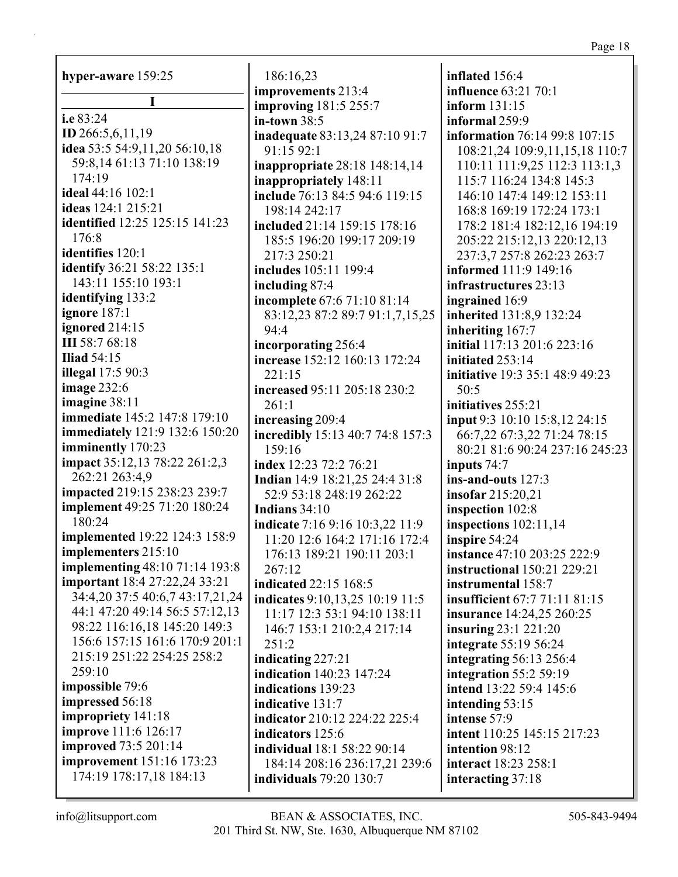**hyper-aware** 159:25

**I**

**i.e** 83:24
**ID** 266:5,6,11,19
**idea** 53:5 54:9,11,20 56:10,18 59:8,14 61:13 71:10 138:19 174:19
**ideal** 44:16 102:1
**ideas** 124:1 215:21
**identified** 12:25 125:15 141:23 176:8
**identifies** 120:1
**identify** 36:21 58:22 135:1 143:11 155:10 193:1
**identifying** 133:2
**ignore** 187:1
**ignored** 214:15
**III** 58:7 68:18
**Iliad** 54:15
**illegal** 17:5 90:3
**image** 232:6
**imagine** 38:11
**immediate** 145:2 147:8 179:10
**immediately** 121:9 132:6 150:20
**imminently** 170:23
**impact** 35:12,13 78:22 261:2,3 262:21 263:4,9
**impacted** 219:15 238:23 239:7
**implement** 49:25 71:20 180:24 180:24
**implemented** 19:22 124:3 158:9
**implementers** 215:10
**implementing** 48:10 71:14 193:8
**important** 18:4 27:22,24 33:21 34:4,20 37:5 40:6,7 43:17,21,24 44:1 47:20 49:14 56:5 57:12,13 98:22 116:16,18 145:20 149:3 156:6 157:15 161:6 170:9 201:1 215:19 251:22 254:25 258:2 259:10
**impossible** 79:6
**impressed** 56:18
**impropriety** 141:18
**improve** 111:6 126:17
**improved** 73:5 201:14
**improvement** 151:16 173:23 174:19 178:17,18 184:13 186:16,23
**improvements** 213:4
**improving** 181:5 255:7
**in-town** 38:5
**inadequate** 83:13,24 87:10 91:7 91:15 92:1
**inappropriate** 28:18 148:14,14
**inappropriately** 148:11
**include** 76:13 84:5 94:6 119:15 198:14 242:17
**included** 21:14 159:15 178:16 185:5 196:20 199:17 209:19 217:3 250:21
**includes** 105:11 199:4
**including** 87:4
**incomplete** 67:6 71:10 81:14 83:12,23 87:2 89:7 91:1,7,15,25 94:4
**incorporating** 256:4
**increase** 152:12 160:13 172:24 221:15
**increased** 95:11 205:18 230:2 261:1
**increasing** 209:4
**incredibly** 15:13 40:7 74:8 157:3 159:16
**index** 12:23 72:2 76:21
**Indian** 14:9 18:21,25 24:4 31:8 52:9 53:18 248:19 262:22
**Indians** 34:10
**indicate** 7:16 9:16 10:3,22 11:9 11:20 12:6 164:2 171:16 172:4 176:13 189:21 190:11 203:1 267:12
**indicated** 22:15 168:5
**indicates** 9:10,13,25 10:19 11:5 11:17 12:3 53:1 94:10 138:11 146:7 153:1 210:2,4 217:14 251:2
**indicating** 227:21
**indication** 140:23 147:24
**indications** 139:23
**indicative** 131:7
**indicator** 210:12 224:22 225:4
**indicators** 125:6
**individual** 18:1 58:22 90:14 184:14 208:16 236:17,21 239:6
**individuals** 79:20 130:7
**inflated** 156:4
**influence** 63:21 70:1
**inform** 131:15
**informal** 259:9
**information** 76:14 99:8 107:15 108:21,24 109:9,11,15,18 110:7 110:11 111:9,25 112:3 113:1,3 115:7 116:24 134:8 145:3 146:10 147:4 149:12 153:11 168:8 169:19 172:24 173:1 178:2 181:4 182:12,16 194:19 205:22 215:12,13 220:12,13 237:3,7 257:8 262:23 263:7
**informed** 111:9 149:16
**infrastructures** 23:13
**ingrained** 16:9
**inherited** 131:8,9 132:24
**inheriting** 167:7
**initial** 117:13 201:6 223:16
**initiated** 253:14
**initiative** 19:3 35:1 48:9 49:23 50:5
**initiatives** 255:21
**input** 9:3 10:10 15:8,12 24:15 66:7,22 67:3,22 71:24 78:15 80:21 81:6 90:24 237:16 245:23
**inputs** 74:7
**ins-and-outs** 127:3
**insofar** 215:20,21
**inspection** 102:8
**inspections** 102:11,14
**inspire** 54:24
**instance** 47:10 203:25 222:9
**instructional** 150:21 229:21
**instrumental** 158:7
**insufficient** 67:7 71:11 81:15
**insurance** 14:24,25 260:25
**insuring** 23:1 221:20
**integrate** 55:19 56:24
**integrating** 56:13 256:4
**integration** 55:2 59:19
**intend** 13:22 59:4 145:6
**intending** 53:15
**intense** 57:9
**intent** 110:25 145:15 217:23
**intention** 98:12
**interact** 18:23 258:1
**interacting** 37:18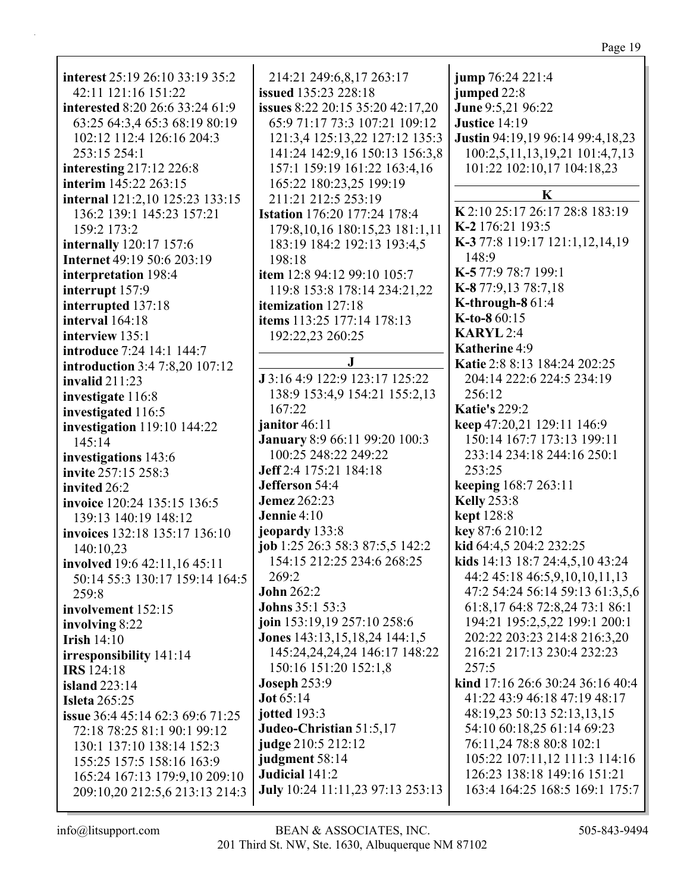**interest** 25:19 26:10 33:19 35:2 42:11 121:16 151:22
**interested** 8:20 26:6 33:24 61:9 63:25 64:3,4 65:3 68:19 80:19 102:12 112:4 126:16 204:3 253:15 254:1
**interesting** 217:12 226:8
**interim** 145:22 263:15
**internal** 121:2,10 125:23 133:15 136:2 139:1 145:23 157:21 159:2 173:2
**internally** 120:17 157:6
**Internet** 49:19 50:6 203:19
**interpretation** 198:4
**interrupt** 157:9
**interrupted** 137:18
**interval** 164:18
**interview** 135:1
**introduce** 7:24 14:1 144:7
**introduction** 3:4 7:8,20 107:12
**invalid** 211:23
**investigate** 116:8
**investigated** 116:5
**investigation** 119:10 144:22 145:14
**investigations** 143:6
**invite** 257:15 258:3
**invited** 26:2
**invoice** 120:24 135:15 136:5 139:13 140:19 148:12
**invoices** 132:18 135:17 136:10 140:10,23
**involved** 19:6 42:11,16 45:11 50:14 55:3 130:17 159:14 164:5 259:8
**involvement** 152:15
**involving** 8:22
**Irish** 14:10
**irresponsibility** 141:14
**IRS** 124:18
**island** 223:14
**Isleta** 265:25
**issue** 36:4 45:14 62:3 69:6 71:25 72:18 78:25 81:1 90:1 99:12 130:1 137:10 138:14 152:3 155:25 157:5 158:16 163:9 165:24 167:13 179:9,10 209:10 209:10,20 212:5,6 213:13 214:3 214:21 249:6,8,17 263:17
**issued** 135:23 228:18
**issues** 8:22 20:15 35:20 42:17,20 65:9 71:17 73:3 107:21 109:12 121:3,4 125:13,22 127:12 135:3 141:24 142:9,16 150:13 156:3,8 157:1 159:19 161:22 163:4,16 165:22 180:23,25 199:19 211:21 212:5 253:19
**Istation** 176:20 177:24 178:4 179:8,10,16 180:15,23 181:1,11 183:19 184:2 192:13 193:4,5 198:18
**item** 12:8 94:12 99:10 105:7 119:8 153:8 178:14 234:21,22
**itemization** 127:18
**items** 113:25 177:14 178:13 192:22,23 260:25

## J

**J** 3:16 4:9 122:9 123:17 125:22 138:9 153:4,9 154:21 155:2,13 167:22
**janitor** 46:11
**January** 8:9 66:11 99:20 100:3 100:25 248:22 249:22
**Jeff** 2:4 175:21 184:18
**Jefferson** 54:4
**Jemez** 262:23
**Jennie** 4:10
**jeopardy** 133:8
**job** 1:25 26:3 58:3 87:5,5 142:2 154:15 212:25 234:6 268:25 269:2
**John** 262:2
**Johns** 35:1 53:3
**join** 153:19,19 257:10 258:6
**Jones** 143:13,15,18,24 144:1,5 145:24,24,24,24 146:17 148:22 150:16 151:20 152:1,8
**Joseph** 253:9
**Jot** 65:14
**jotted** 193:3
**Judeo-Christian** 51:5,17
**judge** 210:5 212:12
**judgment** 58:14
**Judicial** 141:2
**July** 10:24 11:11,23 97:13 253:13
**jump** 76:24 221:4
**jumped** 22:8
**June** 9:5,21 96:22
**Justice** 14:19
**Justin** 94:19,19 96:14 99:4,18,23 100:2,5,11,13,19,21 101:4,7,13 101:22 102:10,17 104:18,23

## K

**K** 2:10 25:17 26:17 28:8 183:19
**K-2** 176:21 193:5
**K-3** 77:8 119:17 121:1,12,14,19 148:9
**K-5** 77:9 78:7 199:1
**K-8** 77:9,13 78:7,18
**K-through-8** 61:4
**K-to-8** 60:15
**KARYL** 2:4
**Katherine** 4:9
**Katie** 2:8 8:13 184:24 202:25 204:14 222:6 224:5 234:19 256:12
**Katie's** 229:2
**keep** 47:20,21 129:11 146:9 150:14 167:7 173:13 199:11 233:14 234:18 244:16 250:1 253:25
**keeping** 168:7 263:11
**Kelly** 253:8
**kept** 128:8
**key** 87:6 210:12
**kid** 64:4,5 204:2 232:25
**kids** 14:13 18:7 24:4,5,10 43:24 44:2 45:18 46:5,9,10,10,11,13 47:2 54:24 56:14 59:13 61:3,5,6 61:8,17 64:8 72:8,24 73:1 86:1 194:21 195:2,5,22 199:1 200:1 202:22 203:23 214:8 216:3,20 216:21 217:13 230:4 232:23 257:5
**kind** 17:16 26:6 30:24 36:16 40:4 41:22 43:9 46:18 47:19 48:17 48:19,23 50:13 52:13,13,15 54:10 60:18,25 61:14 69:23 76:11,24 78:8 80:8 102:1 105:22 107:11,12 111:3 114:16 126:23 138:18 149:16 151:21 163:4 164:25 168:5 169:1 175:7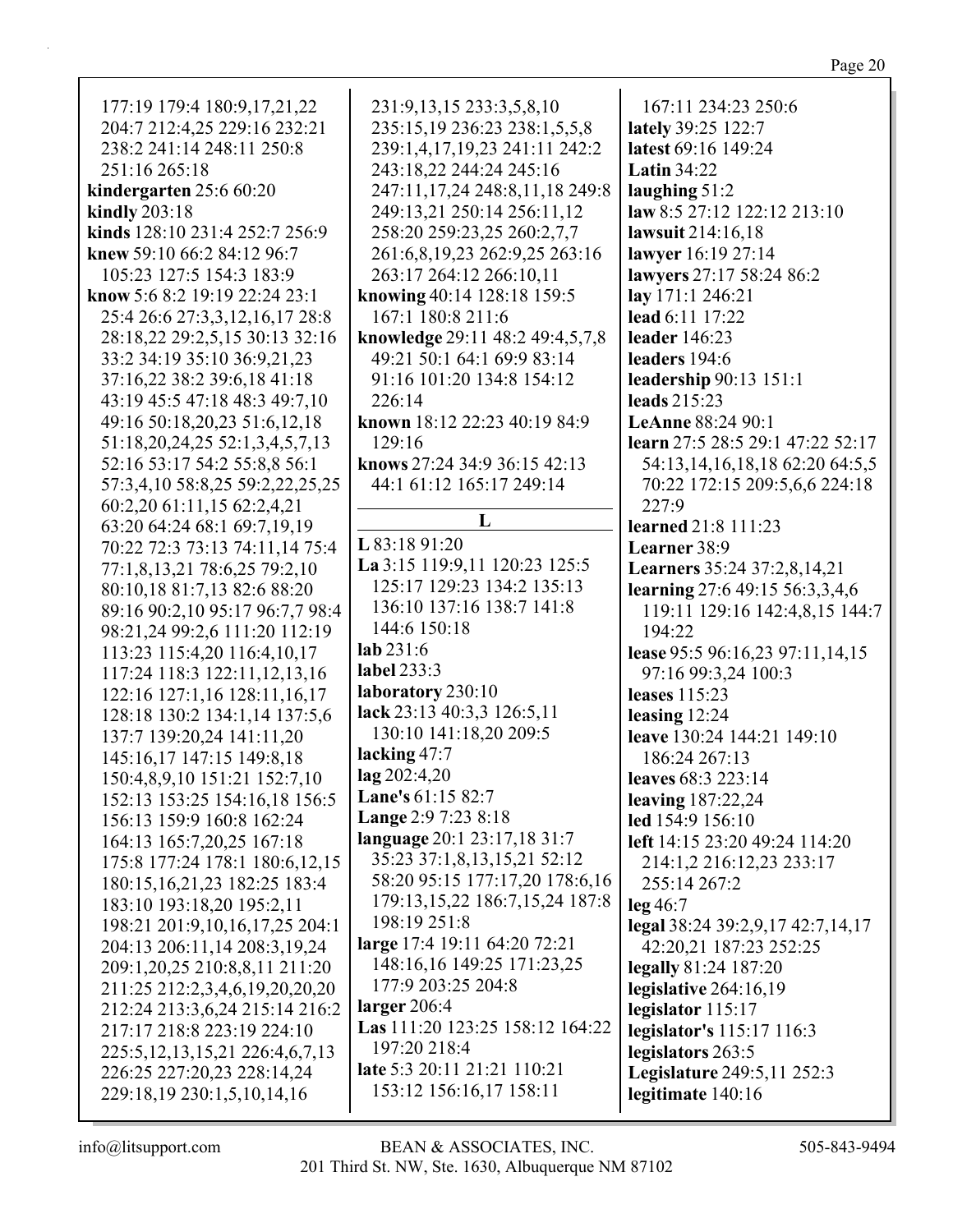177:19 179:4 180:9,17,21,22 204:7 212:4,25 229:16 232:21 238:2 241:14 248:11 250:8 251:16 265:18

**kindergarten** 25:6 60:20

**kindly** 203:18

**kinds** 128:10 231:4 252:7 256:9

**knew** 59:10 66:2 84:12 96:7 105:23 127:5 154:3 183:9

**know** 5:6 8:2 19:19 22:24 23:1 25:4 26:6 27:3,3,12,16,17 28:8 28:18,22 29:2,5,15 30:13 32:16 33:2 34:19 35:10 36:9,21,23 37:16,22 38:2 39:6,18 41:18 43:19 45:5 47:18 48:3 49:7,10 49:16 50:18,20,23 51:6,12,18 51:18,20,24,25 52:1,3,4,5,7,13 52:16 53:17 54:2 55:8,8 56:1 57:3,4,10 58:8,25 59:2,22,25,25 60:2,20 61:11,15 62:2,4,21 63:20 64:24 68:1 69:7,19,19 70:22 72:3 73:13 74:11,14 75:4 77:1,8,13,21 78:6,25 79:2,10 80:10,18 81:7,13 82:6 88:20 89:16 90:2,10 95:17 96:7,7 98:4 98:21,24 99:2,6 111:20 112:19 113:23 115:4,20 116:4,10,17 117:24 118:3 122:11,12,13,16 122:16 127:1,16 128:11,16,17 128:18 130:2 134:1,14 137:5,6 137:7 139:20,24 141:11,20 145:16,17 147:15 149:8,18 150:4,8,9,10 151:21 152:7,10 152:13 153:25 154:16,18 156:5 156:13 159:9 160:8 162:24 164:13 165:7,20,25 167:18 175:8 177:24 178:1 180:6,12,15 180:15,16,21,23 182:25 183:4 183:10 193:18,20 195:2,11 198:21 201:9,10,16,17,25 204:1 204:13 206:11,14 208:3,19,24 209:1,20,25 210:8,8,11 211:20 211:25 212:2,3,4,6,19,20,20,20 212:24 213:3,6,24 215:14 216:2 217:17 218:8 223:19 224:10 225:5,12,13,15,21 226:4,6,7,13 226:25 227:20,23 228:14,24 229:18,19 230:1,5,10,14,16 231:9,13,15 233:3,5,8,10 235:15,19 236:23 238:1,5,5,8 239:1,4,17,19,23 241:11 242:2 243:18,22 244:24 245:16 247:11,17,24 248:8,11,18 249:8 249:13,21 250:14 256:11,12 258:20 259:23,25 260:2,7,7 261:6,8,19,23 262:9,25 263:16 263:17 264:12 266:10,11

**knowing** 40:14 128:18 159:5 167:1 180:8 211:6

**knowledge** 29:11 48:2 49:4,5,7,8 49:21 50:1 64:1 69:9 83:14 91:16 101:20 134:8 154:12 226:14

**known** 18:12 22:23 40:19 84:9 129:16

**knows** 27:24 34:9 36:15 42:13 44:1 61:12 165:17 249:14

## L

**L** 83:18 91:20

**La** 3:15 119:9,11 120:23 125:5 125:17 129:23 134:2 135:13 136:10 137:16 138:7 141:8 144:6 150:18

**lab** 231:6

**label** 233:3

**laboratory** 230:10

**lack** 23:13 40:3,3 126:5,11 130:10 141:18,20 209:5

**lacking** 47:7

**lag** 202:4,20

**Lane's** 61:15 82:7

**Lange** 2:9 7:23 8:18

**language** 20:1 23:17,18 31:7 35:23 37:1,8,13,15,21 52:12 58:20 95:15 177:17,20 178:6,16 179:13,15,22 186:7,15,24 187:8 198:19 251:8

**large** 17:4 19:11 64:20 72:21 148:16,16 149:25 171:23,25 177:9 203:25 204:8

**larger** 206:4

**Las** 111:20 123:25 158:12 164:22 197:20 218:4

**late** 5:3 20:11 21:21 110:21 153:12 156:16,17 158:11 167:11 234:23 250:6

**lately** 39:25 122:7

**latest** 69:16 149:24

**Latin** 34:22

**laughing** 51:2

**law** 8:5 27:12 122:12 213:10

**lawsuit** 214:16,18

**lawyer** 16:19 27:14

**lawyers** 27:17 58:24 86:2

**lay** 171:1 246:21

**lead** 6:11 17:22

**leader** 146:23

**leaders** 194:6

**leadership** 90:13 151:1

**leads** 215:23

**LeAnne** 88:24 90:1

**learn** 27:5 28:5 29:1 47:22 52:17 54:13,14,16,18,18 62:20 64:5,5 70:22 172:15 209:5,6,6 224:18 227:9

**learned** 21:8 111:23

**Learner** 38:9

**Learners** 35:24 37:2,8,14,21

**learning** 27:6 49:15 56:3,3,4,6 119:11 129:16 142:4,8,15 144:7 194:22

**lease** 95:5 96:16,23 97:11,14,15 97:16 99:3,24 100:3

**leases** 115:23

**leasing** 12:24

**leave** 130:24 144:21 149:10 186:24 267:13

**leaves** 68:3 223:14

**leaving** 187:22,24

**led** 154:9 156:10

**left** 14:15 23:20 49:24 114:20 214:1,2 216:12,23 233:17 255:14 267:2

**leg** 46:7

**legal** 38:24 39:2,9,17 42:7,14,17 42:20,21 187:23 252:25

**legally** 81:24 187:20

**legislative** 264:16,19

**legislator** 115:17

**legislator's** 115:17 116:3

**legislators** 263:5

**Legislature** 249:5,11 252:3

**legitimate** 140:16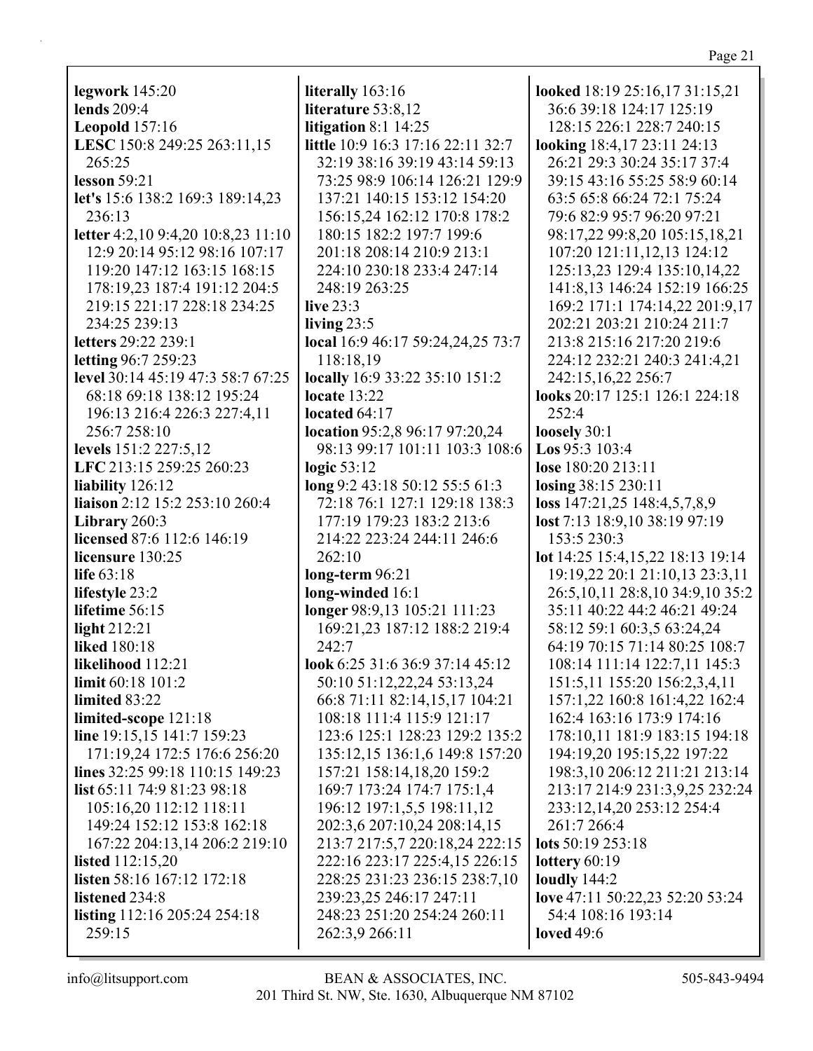**legwork** 145:20
**lends** 209:4
**Leopold** 157:16
**LESC** 150:8 249:25 263:11,15 265:25
**lesson** 59:21
**let's** 15:6 138:2 169:3 189:14,23 236:13
**letter** 4:2,10 9:4,20 10:8,23 11:10 12:9 20:14 95:12 98:16 107:17 119:20 147:12 163:15 168:15 178:19,23 187:4 191:12 204:5 219:15 221:17 228:18 234:25 234:25 239:13
**letters** 29:22 239:1
**letting** 96:7 259:23
**level** 30:14 45:19 47:3 58:7 67:25 68:18 69:18 138:12 195:24 196:13 216:4 226:3 227:4,11 256:7 258:10
**levels** 151:2 227:5,12
**LFC** 213:15 259:25 260:23
**liability** 126:12
**liaison** 2:12 15:2 253:10 260:4
**Library** 260:3
**licensed** 87:6 112:6 146:19
**licensure** 130:25
**life** 63:18
**lifestyle** 23:2
**lifetime** 56:15
**light** 212:21
**liked** 180:18
**likelihood** 112:21
**limit** 60:18 101:2
**limited** 83:22
**limited-scope** 121:18
**line** 19:15,15 141:7 159:23 171:19,24 172:5 176:6 256:20
**lines** 32:25 99:18 110:15 149:23
**list** 65:11 74:9 81:23 98:18 105:16,20 112:12 118:11 149:24 152:12 153:8 162:18 167:22 204:13,14 206:2 219:10
**listed** 112:15,20
**listen** 58:16 167:12 172:18
**listened** 234:8
**listing** 112:16 205:24 254:18 259:15
**literally** 163:16
**literature** 53:8,12
**litigation** 8:1 14:25
**little** 10:9 16:3 17:16 22:11 32:7 32:19 38:16 39:19 43:14 59:13 73:25 98:9 106:14 126:21 129:9 137:21 140:15 153:12 154:20 156:15,24 162:12 170:8 178:2 180:15 182:2 197:7 199:6 201:18 208:14 210:9 213:1 224:10 230:18 233:4 247:14 248:19 263:25
**live** 23:3
**living** 23:5
**local** 16:9 46:17 59:24,24,25 73:7 118:18,19
**locally** 16:9 33:22 35:10 151:2
**locate** 13:22
**located** 64:17
**location** 95:2,8 96:17 97:20,24 98:13 99:17 101:11 103:3 108:6
**logic** 53:12
**long** 9:2 43:18 50:12 55:5 61:3 72:18 76:1 127:1 129:18 138:3 177:19 179:23 183:2 213:6 214:22 223:24 244:11 246:6 262:10
**long-term** 96:21
**long-winded** 16:1
**longer** 98:9,13 105:21 111:23 169:21,23 187:12 188:2 219:4 242:7
**look** 6:25 31:6 36:9 37:14 45:12 50:10 51:12,22,24 53:13,24 66:8 71:11 82:14,15,17 104:21 108:18 111:4 115:9 121:17 123:6 125:1 128:23 129:2 135:2 135:12,15 136:1,6 149:8 157:20 157:21 158:14,18,20 159:2 169:7 173:24 174:7 175:1,4 196:12 197:1,5,5 198:11,12 202:3,6 207:10,24 208:14,15 213:7 217:5,7 220:18,24 222:15 222:16 223:17 225:4,15 226:15 228:25 231:23 236:15 238:7,10 239:23,25 246:17 247:11 248:23 251:20 254:24 260:11 262:3,9 266:11
**looked** 18:19 25:16,17 31:15,21 36:6 39:18 124:17 125:19 128:15 226:1 228:7 240:15
**looking** 18:4,17 23:11 24:13 26:21 29:3 30:24 35:17 37:4 39:15 43:16 55:25 58:9 60:14 63:5 65:8 66:24 72:1 75:24 79:6 82:9 95:7 96:20 97:21 98:17,22 99:8,20 105:15,18,21 107:20 121:11,12,13 124:12 125:13,23 129:4 135:10,14,22 141:8,13 146:24 152:19 166:25 169:2 171:1 174:14,22 201:9,17 202:21 203:21 210:24 211:7 213:8 215:16 217:20 219:6 224:12 232:21 240:3 241:4,21 242:15,16,22 256:7
**looks** 20:17 125:1 126:1 224:18 252:4
**loosely** 30:1
**Los** 95:3 103:4
**lose** 180:20 213:11
**losing** 38:15 230:11
**loss** 147:21,25 148:4,5,7,8,9
**lost** 7:13 18:9,10 38:19 97:19 153:5 230:3
**lot** 14:25 15:4,15,22 18:13 19:14 19:19,22 20:1 21:10,13 23:3,11 26:5,10,11 28:8,10 34:9,10 35:2 35:11 40:22 44:2 46:21 49:24 58:12 59:1 60:3,5 63:24,24 64:19 70:15 71:14 80:25 108:7 108:14 111:14 122:7,11 145:3 151:5,11 155:20 156:2,3,4,11 157:1,22 160:8 161:4,22 162:4 162:4 163:16 173:9 174:16 178:10,11 181:9 183:15 194:18 194:19,20 195:15,22 197:22 198:3,10 206:12 211:21 213:14 213:17 214:9 231:3,9,25 232:24 233:12,14,20 253:12 254:4 261:7 266:4
**lots** 50:19 253:18
**lottery** 60:19
**loudly** 144:2
**love** 47:11 50:22,23 52:20 53:24 54:4 108:16 193:14
**loved** 49:6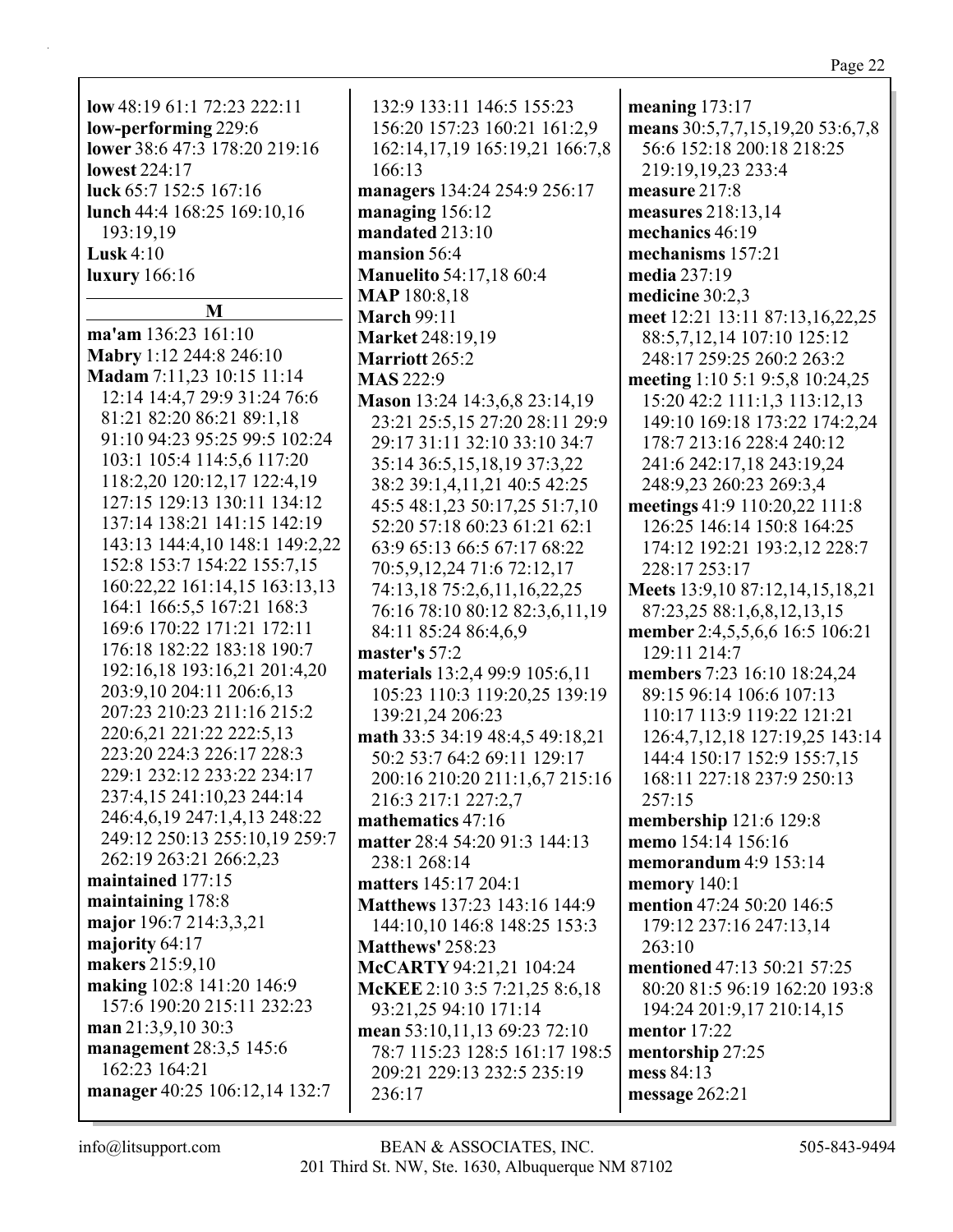**low** 48:19 61:1 72:23 222:11
**low-performing** 229:6
**lower** 38:6 47:3 178:20 219:16
**lowest** 224:17
**luck** 65:7 152:5 167:16
**lunch** 44:4 168:25 169:10,16 193:19,19
**Lusk** 4:10
**luxury** 166:16

**M**

**ma'am** 136:23 161:10
**Mabry** 1:12 244:8 246:10
**Madam** 7:11,23 10:15 11:14 12:14 14:4,7 29:9 31:24 76:6 81:21 82:20 86:21 89:1,18 91:10 94:23 95:25 99:5 102:24 103:1 105:4 114:5,6 117:20 118:2,20 120:12,17 122:4,19 127:15 129:13 130:11 134:12 137:14 138:21 141:15 142:19 143:13 144:4,10 148:1 149:2,22 152:8 153:7 154:22 155:7,15 160:22,22 161:14,15 163:13,13 164:1 166:5,5 167:21 168:3 169:6 170:22 171:21 172:11 176:18 182:22 183:18 190:7 192:16,18 193:16,21 201:4,20 203:9,10 204:11 206:6,13 207:23 210:23 211:16 215:2 220:6,21 221:22 222:5,13 223:20 224:3 226:17 228:3 229:1 232:12 233:22 234:17 237:4,15 241:10,23 244:14 246:4,6,19 247:1,4,13 248:22 249:12 250:13 255:10,19 259:7 262:19 263:21 266:2,23
**maintained** 177:15
**maintaining** 178:8
**major** 196:7 214:3,3,21
**majority** 64:17
**makers** 215:9,10
**making** 102:8 141:20 146:9 157:6 190:20 215:11 232:23
**man** 21:3,9,10 30:3
**management** 28:3,5 145:6 162:23 164:21
**manager** 40:25 106:12,14 132:7 132:9 133:11 146:5 155:23 156:20 157:23 160:21 161:2,9 162:14,17,19 165:19,21 166:7,8 166:13
**managers** 134:24 254:9 256:17
**managing** 156:12
**mandated** 213:10
**mansion** 56:4
**Manuelito** 54:17,18 60:4
**MAP** 180:8,18
**March** 99:11
**Market** 248:19,19
**Marriott** 265:2
**MAS** 222:9
**Mason** 13:24 14:3,6,8 23:14,19 23:21 25:5,15 27:20 28:11 29:9 29:17 31:11 32:10 33:10 34:7 35:14 36:5,15,18,19 37:3,22 38:2 39:1,4,11,21 40:5 42:25 45:5 48:1,23 50:17,25 51:7,10 52:20 57:18 60:23 61:21 62:1 63:9 65:13 66:5 67:17 68:22 70:5,9,12,24 71:6 72:12,17 74:13,18 75:2,6,11,16,22,25 76:16 78:10 80:12 82:3,6,11,19 84:11 85:24 86:4,6,9
**master's** 57:2
**materials** 13:2,4 99:9 105:6,11 105:23 110:3 119:20,25 139:19 139:21,24 206:23
**math** 33:5 34:19 48:4,5 49:18,21 50:2 53:7 64:2 69:11 129:17 200:16 210:20 211:1,6,7 215:16 216:3 217:1 227:2,7
**mathematics** 47:16
**matter** 28:4 54:20 91:3 144:13 238:1 268:14
**matters** 145:17 204:1
**Matthews** 137:23 143:16 144:9 144:10,10 146:8 148:25 153:3
**Matthews'** 258:23
**McCARTY** 94:21,21 104:24
**McKEE** 2:10 3:5 7:21,25 8:6,18 93:21,25 94:10 171:14
**mean** 53:10,11,13 69:23 72:10 78:7 115:23 128:5 161:17 198:5 209:21 229:13 232:5 235:19 236:17
**meaning** 173:17
**means** 30:5,7,7,15,19,20 53:6,7,8 56:6 152:18 200:18 218:25 219:19,19,23 233:4
**measure** 217:8
**measures** 218:13,14
**mechanics** 46:19
**mechanisms** 157:21
**media** 237:19
**medicine** 30:2,3
**meet** 12:21 13:11 87:13,16,22,25 88:5,7,12,14 107:10 125:12 248:17 259:25 260:2 263:2
**meeting** 1:10 5:1 9:5,8 10:24,25 15:20 42:2 111:1,3 113:12,13 149:10 169:18 173:22 174:2,24 178:7 213:16 228:4 240:12 241:6 242:17,18 243:19,24 248:9,23 260:23 269:3,4
**meetings** 41:9 110:20,22 111:8 126:25 146:14 150:8 164:25 174:12 192:21 193:2,12 228:7 228:17 253:17
**Meets** 13:9,10 87:12,14,15,18,21 87:23,25 88:1,6,8,12,13,15
**member** 2:4,5,5,6,6 16:5 106:21 129:11 214:7
**members** 7:23 16:10 18:24,24 89:15 96:14 106:6 107:13 110:17 113:9 119:22 121:21 126:4,7,12,18 127:19,25 143:14 144:4 150:17 152:9 155:7,15 168:11 227:18 237:9 250:13 257:15
**membership** 121:6 129:8
**memo** 154:14 156:16
**memorandum** 4:9 153:14
**memory** 140:1
**mention** 47:24 50:20 146:5 179:12 237:16 247:13,14 263:10
**mentioned** 47:13 50:21 57:25 80:20 81:5 96:19 162:20 193:8 194:24 201:9,17 210:14,15
**mentor** 17:22
**mentorship** 27:25
**mess** 84:13
**message** 262:21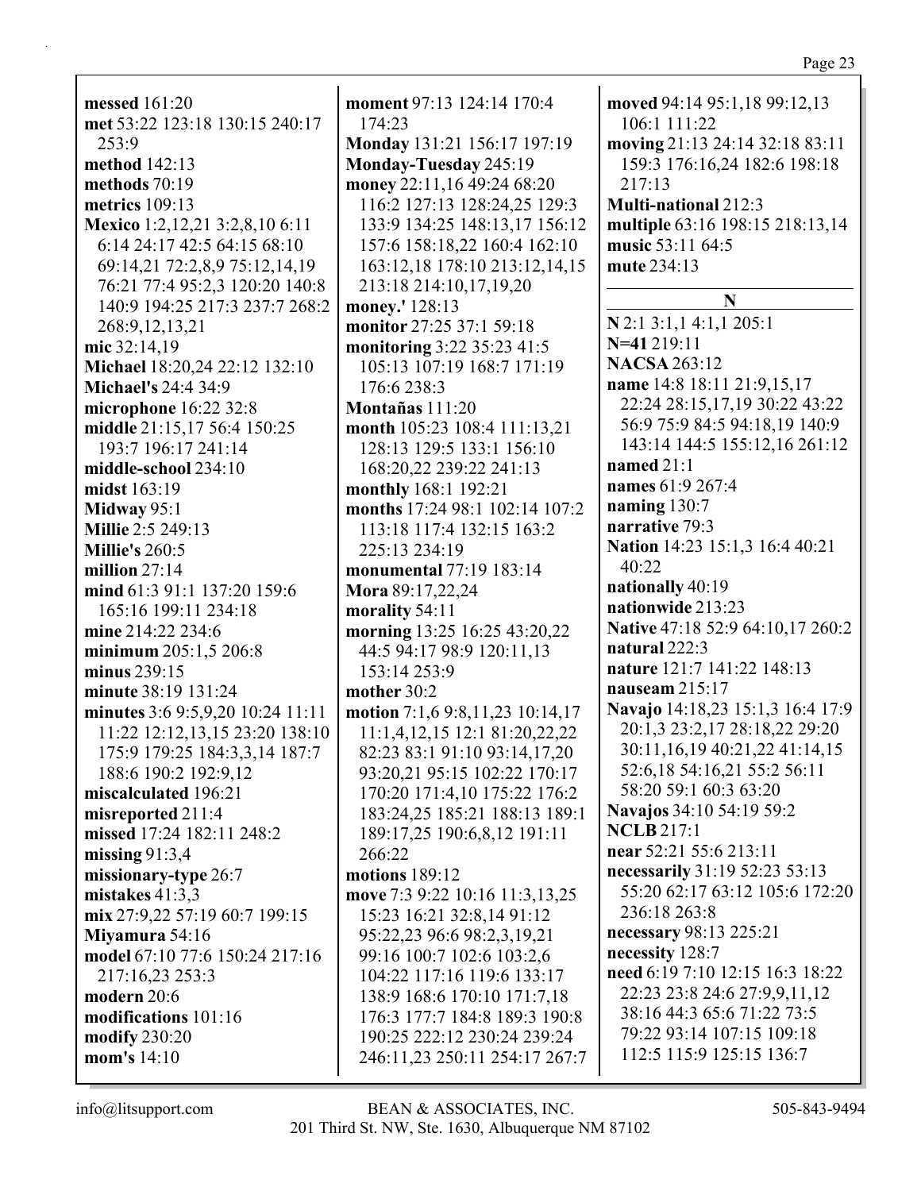**messed** 161:20
**met** 53:22 123:18 130:15 240:17 253:9
**method** 142:13
**methods** 70:19
**metrics** 109:13
**Mexico** 1:2,12,21 3:2,8,10 6:11 6:14 24:17 42:5 64:15 68:10 69:14,21 72:2,8,9 75:12,14,19 76:21 77:4 95:2,3 120:20 140:8 140:9 194:25 217:3 237:7 268:2 268:9,12,13,21
**mic** 32:14,19
**Michael** 18:20,24 22:12 132:10
**Michael's** 24:4 34:9
**microphone** 16:22 32:8
**middle** 21:15,17 56:4 150:25 193:7 196:17 241:14
**middle-school** 234:10
**midst** 163:19
**Midway** 95:1
**Millie** 2:5 249:13
**Millie's** 260:5
**million** 27:14
**mind** 61:3 91:1 137:20 159:6 165:16 199:11 234:18
**mine** 214:22 234:6
**minimum** 205:1,5 206:8
**minus** 239:15
**minute** 38:19 131:24
**minutes** 3:6 9:5,9,20 10:24 11:11 11:22 12:12,13,15 23:20 138:10 175:9 179:25 184:3,3,14 187:7 188:6 190:2 192:9,12
**miscalculated** 196:21
**misreported** 211:4
**missed** 17:24 182:11 248:2
**missing** 91:3,4
**missionary-type** 26:7
**mistakes** 41:3,3
**mix** 27:9,22 57:19 60:7 199:15
**Miyamura** 54:16
**model** 67:10 77:6 150:24 217:16 217:16,23 253:3
**modern** 20:6
**modifications** 101:16
**modify** 230:20
**mom's** 14:10
**moment** 97:13 124:14 170:4 174:23
**Monday** 131:21 156:17 197:19
**Monday-Tuesday** 245:19
**money** 22:11,16 49:24 68:20 116:2 127:13 128:24,25 129:3 133:9 134:25 148:13,17 156:12 157:6 158:18,22 160:4 162:10 163:12,18 178:10 213:12,14,15 213:18 214:10,17,19,20
**money.'** 128:13
**monitor** 27:25 37:1 59:18
**monitoring** 3:22 35:23 41:5 105:13 107:19 168:7 171:19 176:6 238:3
**Montañas** 111:20
**month** 105:23 108:4 111:13,21 128:13 129:5 133:1 156:10 168:20,22 239:22 241:13
**monthly** 168:1 192:21
**months** 17:24 98:1 102:14 107:2 113:18 117:4 132:15 163:2 225:13 234:19
**monumental** 77:19 183:14
**Mora** 89:17,22,24
**morality** 54:11
**morning** 13:25 16:25 43:20,22 44:5 94:17 98:9 120:11,13 153:14 253:9
**mother** 30:2
**motion** 7:1,6 9:8,11,23 10:14,17 11:1,4,12,15 12:1 81:20,22,22 82:23 83:1 91:10 93:14,17,20 93:20,21 95:15 102:22 170:17 170:20 171:4,10 175:22 176:2 183:24,25 185:21 188:13 189:1 189:17,25 190:6,8,12 191:11 266:22
**motions** 189:12
**move** 7:3 9:22 10:16 11:3,13,25 15:23 16:21 32:8,14 91:12 95:22,23 96:6 98:2,3,19,21 99:16 100:7 102:6 103:2,6 104:22 117:16 119:6 133:17 138:9 168:6 170:10 171:7,18 176:3 177:7 184:8 189:3 190:8 190:25 222:12 230:24 239:24 246:11,23 250:11 254:17 267:7
**moved** 94:14 95:1,18 99:12,13 106:1 111:22
**moving** 21:13 24:14 32:18 83:11 159:3 176:16,24 182:6 198:18 217:13
**Multi-national** 212:3
**multiple** 63:16 198:15 218:13,14
**music** 53:11 64:5
**mute** 234:13

## N

**N** 2:1 3:1,1 4:1,1 205:1
**N=41** 219:11
**NACSA** 263:12
**name** 14:8 18:11 21:9,15,17 22:24 28:15,17,19 30:22 43:22 56:9 75:9 84:5 94:18,19 140:9 143:14 144:5 155:12,16 261:12
**named** 21:1
**names** 61:9 267:4
**naming** 130:7
**narrative** 79:3
**Nation** 14:23 15:1,3 16:4 40:21 40:22
**nationally** 40:19
**nationwide** 213:23
**Native** 47:18 52:9 64:10,17 260:2
**natural** 222:3
**nature** 121:7 141:22 148:13
**nauseam** 215:17
**Navajo** 14:18,23 15:1,3 16:4 17:9 20:1,3 23:2,17 28:18,22 29:20 30:11,16,19 40:21,22 41:14,15 52:6,18 54:16,21 55:2 56:11 58:20 59:1 60:3 63:20
**Navajos** 34:10 54:19 59:2
**NCLB** 217:1
**near** 52:21 55:6 213:11
**necessarily** 31:19 52:23 53:13 55:20 62:17 63:12 105:6 172:20 236:18 263:8
**necessary** 98:13 225:21
**necessity** 128:7
**need** 6:19 7:10 12:15 16:3 18:22 22:23 23:8 24:6 27:9,9,11,12 38:16 44:3 65:6 71:22 73:5 79:22 93:14 107:15 109:18 112:5 115:9 125:15 136:7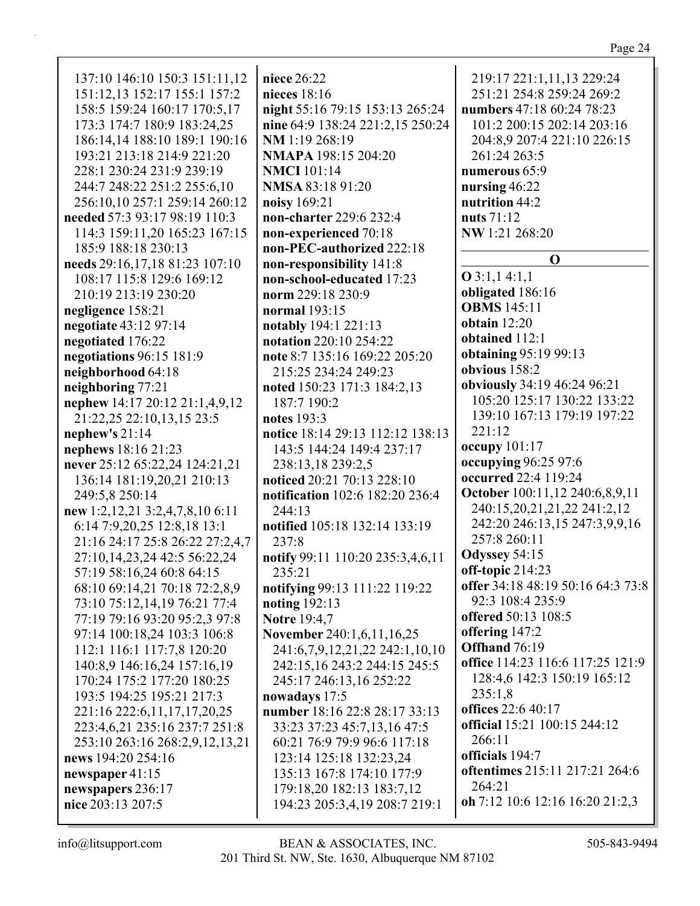137:10 146:10 150:3 151:11,12 151:12,13 152:17 155:1 157:2 158:5 159:24 160:17 170:5,17 173:3 174:7 180:9 183:24,25 186:14,14 188:10 189:1 190:16 193:21 213:18 214:9 221:20 228:1 230:24 231:9 239:19 244:7 248:22 251:2 255:6,10 256:10,10 257:1 259:14 260:12

**needed** 57:3 93:17 98:19 110:3 114:3 159:11,20 165:23 167:15 185:9 188:18 230:13

**needs** 29:16,17,18 81:23 107:10 108:17 115:8 129:6 169:12 210:19 213:19 230:20

**negligence** 158:21

**negotiate** 43:12 97:14

**negotiated** 176:22

**negotiations** 96:15 181:9

**neighborhood** 64:18

**neighboring** 77:21

**nephew** 14:17 20:12 21:1,4,9,12 21:22,25 22:10,13,15 23:5

**nephew's** 21:14

**nephews** 18:16 21:23

**never** 25:12 65:22,24 124:21,21 136:14 181:19,20,21 210:13 249:5,8 250:14

**new** 1:2,12,21 3:2,4,7,8,10 6:11 6:14 7:9,20,25 12:8,18 13:1 21:16 24:17 25:8 26:22 27:2,4,7 27:10,14,23,24 42:5 56:22,24 57:19 58:16,24 60:8 64:15 68:10 69:14,21 70:18 72:2,8,9 73:10 75:12,14,19 76:21 77:4 77:19 79:16 93:20 95:2,3 97:8 97:14 100:18,24 103:3 106:8 112:1 116:1 117:7,8 120:20 140:8,9 146:16,24 157:16,19 170:24 175:2 177:20 180:25 193:5 194:25 195:21 217:3 221:16 222:6,11,17,17,20,25 223:4,6,21 235:16 237:7 251:8 253:10 263:16 268:2,9,12,13,21

**news** 194:20 254:16

**newspaper** 41:15

**newspapers** 236:17

**nice** 203:13 207:5

**niece** 26:22

**nieces** 18:16

**night** 55:16 79:15 153:13 265:24

**nine** 64:9 138:24 221:2,15 250:24

**NM** 1:19 268:19

**NMAPA** 198:15 204:20

**NMCI** 101:14

**NMSA** 83:18 91:20

**noisy** 169:21

**non-charter** 229:6 232:4

**non-experienced** 70:18

**non-PEC-authorized** 222:18

**non-responsibility** 141:8

**non-school-educated** 17:23

**norm** 229:18 230:9

**normal** 193:15

**notably** 194:1 221:13

**notation** 220:10 254:22

**note** 8:7 135:16 169:22 205:20 215:25 234:24 249:23

**noted** 150:23 171:3 184:2,13 187:7 190:2

**notes** 193:3

**notice** 18:14 29:13 112:12 138:13 143:5 144:24 149:4 237:17 238:13,18 239:2,5

**noticed** 20:21 70:13 228:10

**notification** 102:6 182:20 236:4 244:13

**notified** 105:18 132:14 133:19 237:8

**notify** 99:11 110:20 235:3,4,6,11 235:21

**notifying** 99:13 111:22 119:22

**noting** 192:13

**Notre** 19:4,7

**November** 240:1,6,11,16,25 241:6,7,9,12,21,22 242:1,10,10 242:15,16 243:2 244:15 245:5 245:17 246:13,16 252:22

**nowadays** 17:5

**number** 18:16 22:8 28:17 33:13 33:23 37:23 45:7,13,16 47:5 60:21 76:9 79:9 96:6 117:18 123:14 125:18 132:23,24 135:13 167:8 174:10 177:9 179:18,20 182:13 183:7,12 194:23 205:3,4,19 208:7 219:1 219:17 221:1,11,13 229:24 251:21 254:8 259:24 269:2

**numbers** 47:18 60:24 78:23 101:2 200:15 202:14 203:16 204:8,9 207:4 221:10 226:15 261:24 263:5

**numerous** 65:9

**nursing** 46:22

**nutrition** 44:2

**nuts** 71:12

**NW** 1:21 268:20

## O

**O** 3:1,1 4:1,1

**obligated** 186:16

**OBMS** 145:11

**obtain** 12:20

**obtained** 112:1

**obtaining** 95:19 99:13

**obvious** 158:2

**obviously** 34:19 46:24 96:21 105:20 125:17 130:22 133:22 139:10 167:13 179:19 197:22 221:12

**occupy** 101:17

**occupying** 96:25 97:6

**occurred** 22:4 119:24

**October** 100:11,12 240:6,8,9,11 240:15,20,21,21,22 241:2,12 242:20 246:13,15 247:3,9,9,16 257:8 260:11

**Odyssey** 54:15

**off-topic** 214:23

**offer** 34:18 48:19 50:16 64:3 73:8 92:3 108:4 235:9

**offered** 50:13 108:5

**offering** 147:2

**Offhand** 76:19

**office** 114:23 116:6 117:25 121:9 128:4,6 142:3 150:19 165:12 235:1,8

**offices** 22:6 40:17

**official** 15:21 100:15 244:12 266:11

**officials** 194:7

**oftentimes** 215:11 217:21 264:6 264:21

**oh** 7:12 10:6 12:16 16:20 21:2,3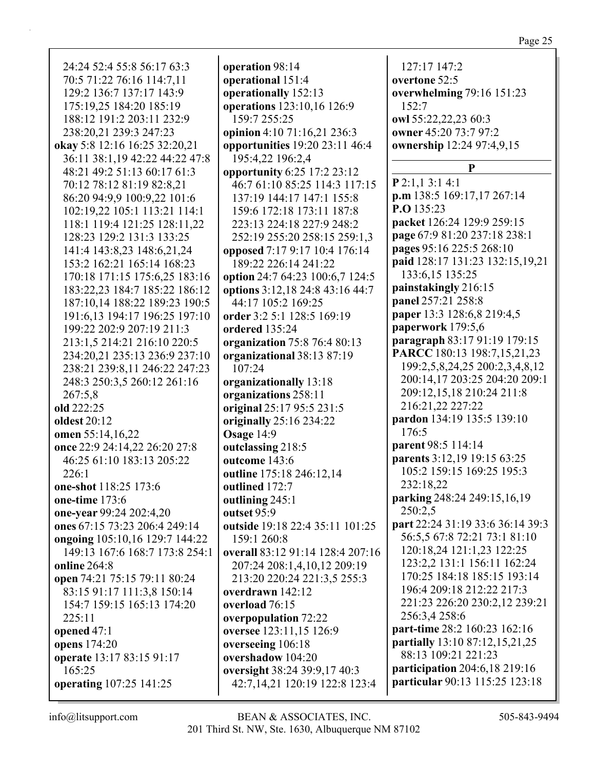24:24 52:4 55:8 56:17 63:3 70:5 71:22 76:16 114:7,11 129:2 136:7 137:17 143:9 175:19,25 184:20 185:19 188:12 191:2 203:11 232:9 238:20,21 239:3 247:23

**okay** 5:8 12:16 16:25 32:20,21 36:11 38:1,19 42:22 44:22 47:8 48:21 49:2 51:13 60:17 61:3 70:12 78:12 81:19 82:8,21 86:20 94:9,9 100:9,22 101:6 102:19,22 105:1 113:21 114:1 118:1 119:4 121:25 128:11,22 128:23 129:2 131:3 133:25 141:4 143:8,23 148:6,21,24 153:2 162:21 165:14 168:23 170:18 171:15 175:6,25 183:16 183:22,23 184:7 185:22 186:12 187:10,14 188:22 189:23 190:5 191:6,13 194:17 196:25 197:10 199:22 202:9 207:19 211:3 213:1,5 214:21 216:10 220:5 234:20,21 235:13 236:9 237:10 238:21 239:8,11 246:22 247:23 248:3 250:3,5 260:12 261:16 267:5,8

**old** 222:25

**oldest** 20:12

**omen** 55:14,16,22

**once** 22:9 24:14,22 26:20 27:8 46:25 61:10 183:13 205:22 226:1

**one-shot** 118:25 173:6

**one-time** 173:6

**one-year** 99:24 202:4,20

**ones** 67:15 73:23 206:4 249:14

**ongoing** 105:10,16 129:7 144:22 149:13 167:6 168:7 173:8 254:1

**online** 264:8

**open** 74:21 75:15 79:11 80:24 83:15 91:17 111:3,8 150:14 154:7 159:15 165:13 174:20 225:11

**opened** 47:1

**opens** 174:20

**operate** 13:17 83:15 91:17 165:25

**operating** 107:25 141:25

**operation** 98:14

**operational** 151:4

**operationally** 152:13

**operations** 123:10,16 126:9 159:7 255:25

**opinion** 4:10 71:16,21 236:3

**opportunities** 19:20 23:11 46:4 195:4,22 196:2,4

**opportunity** 6:25 17:2 23:12 46:7 61:10 85:25 114:3 117:15 137:19 144:17 147:1 155:8 159:6 172:18 173:11 187:8 223:13 224:18 227:9 248:2 252:19 255:20 258:15 259:1,3

**opposed** 7:17 9:17 10:4 176:14 189:22 226:14 241:22

**option** 24:7 64:23 100:6,7 124:5

**options** 3:12,18 24:8 43:16 44:7 44:17 105:2 169:25

**order** 3:2 5:1 128:5 169:19

**ordered** 135:24

**organization** 75:8 76:4 80:13

**organizational** 38:13 87:19 107:24

**organizationally** 13:18

**organizations** 258:11

**original** 25:17 95:5 231:5

**originally** 25:16 234:22

**Osage** 14:9

**outclassing** 218:5

**outcome** 143:6

**outline** 175:18 246:12,14

**outlined** 172:7

**outlining** 245:1

**outset** 95:9

**outside** 19:18 22:4 35:11 101:25 159:1 260:8

**overall** 83:12 91:14 128:4 207:16 207:24 208:1,4,10,12 209:19 213:20 220:24 221:3,5 255:3

**overdrawn** 142:12

**overload** 76:15

**overpopulation** 72:22

**oversee** 123:11,15 126:9

**overseeing** 106:18

**overshadow** 104:20

**oversight** 38:24 39:9,17 40:3 42:7,14,21 120:19 122:8 123:4 127:17 147:2

**overtone** 52:5

**overwhelming** 79:16 151:23 152:7

**owl** 55:22,22,23 60:3

**owner** 45:20 73:7 97:2

**ownership** 12:24 97:4,9,15

## P

**P** 2:1,1 3:1 4:1

**p.m** 138:5 169:17,17 267:14

**P.O** 135:23

**packet** 126:24 129:9 259:15

**page** 67:9 81:20 237:18 238:1

**pages** 95:16 225:5 268:10

**paid** 128:17 131:23 132:15,19,21 133:6,15 135:25

**painstakingly** 216:15

**panel** 257:21 258:8

**paper** 13:3 128:6,8 219:4,5

**paperwork** 179:5,6

**paragraph** 83:17 91:19 179:15

**PARCC** 180:13 198:7,15,21,23 199:2,5,8,24,25 200:2,3,4,8,12 200:14,17 203:25 204:20 209:1 209:12,15,18 210:24 211:8 216:21,22 227:22

**pardon** 134:19 135:5 139:10 176:5

**parent** 98:5 114:14

**parents** 3:12,19 19:15 63:25 105:2 159:15 169:25 195:3 232:18,22

**parking** 248:24 249:15,16,19 250:2,5

**part** 22:24 31:19 33:6 36:14 39:3 56:5,5 67:8 72:21 73:1 81:10 120:18,24 121:1,23 122:25 123:2,2 131:1 156:11 162:24 170:25 184:18 185:15 193:14 196:4 209:18 212:22 217:3 221:23 226:20 230:2,12 239:21 256:3,4 258:6

**part-time** 28:2 160:23 162:16

**partially** 13:10 87:12,15,21,25 88:13 109:21 221:23

**participation** 204:6,18 219:16

**particular** 90:13 115:25 123:18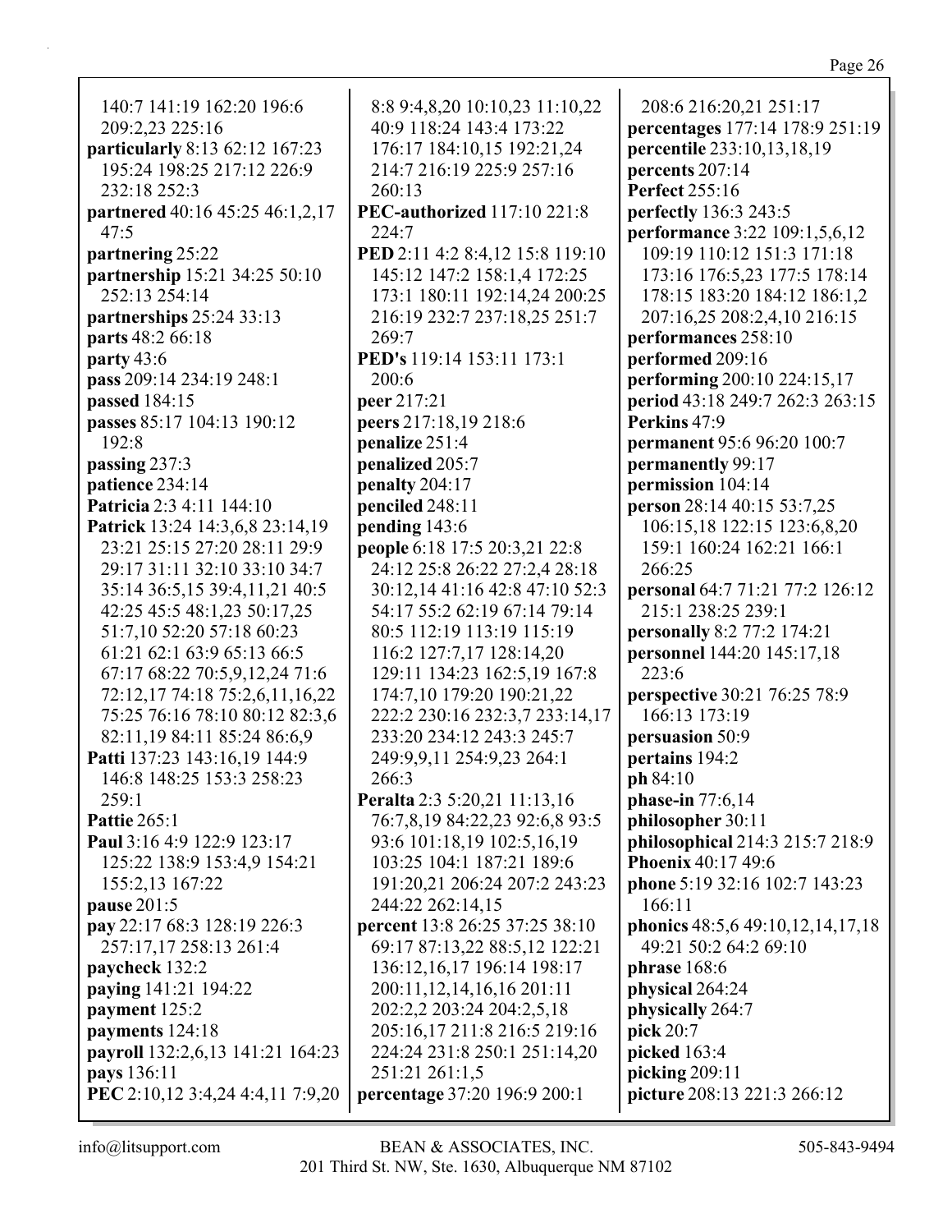140:7 141:19 162:20 196:6 209:2,23 225:16
**particularly** 8:13 62:12 167:23 195:24 198:25 217:12 226:9 232:18 252:3
**partnered** 40:16 45:25 46:1,2,17 47:5
**partnering** 25:22
**partnership** 15:21 34:25 50:10 252:13 254:14
**partnerships** 25:24 33:13
**parts** 48:2 66:18
**party** 43:6
**pass** 209:14 234:19 248:1
**passed** 184:15
**passes** 85:17 104:13 190:12 192:8
**passing** 237:3
**patience** 234:14
**Patricia** 2:3 4:11 144:10
**Patrick** 13:24 14:3,6,8 23:14,19 23:21 25:15 27:20 28:11 29:9 29:17 31:11 32:10 33:10 34:7 35:14 36:5,15 39:4,11,21 40:5 42:25 45:5 48:1,23 50:17,25 51:7,10 52:20 57:18 60:23 61:21 62:1 63:9 65:13 66:5 67:17 68:22 70:5,9,12,24 71:6 72:12,17 74:18 75:2,6,11,16,22 75:25 76:16 78:10 80:12 82:3,6 82:11,19 84:11 85:24 86:6,9
**Patti** 137:23 143:16,19 144:9 146:8 148:25 153:3 258:23 259:1
**Pattie** 265:1
**Paul** 3:16 4:9 122:9 123:17 125:22 138:9 153:4,9 154:21 155:2,13 167:22
**pause** 201:5
**pay** 22:17 68:3 128:19 226:3 257:17,17 258:13 261:4
**paycheck** 132:2
**paying** 141:21 194:22
**payment** 125:2
**payments** 124:18
**payroll** 132:2,6,13 141:21 164:23
**pays** 136:11
**PEC** 2:10,12 3:4,24 4:4,11 7:9,20 8:8 9:4,8,20 10:10,23 11:10,22 40:9 118:24 143:4 173:22 176:17 184:10,15 192:21,24 214:7 216:19 225:9 257:16 260:13
**PEC-authorized** 117:10 221:8 224:7
**PED** 2:11 4:2 8:4,12 15:8 119:10 145:12 147:2 158:1,4 172:25 173:1 180:11 192:14,24 200:25 216:19 232:7 237:18,25 251:7 269:7
**PED's** 119:14 153:11 173:1 200:6
**peer** 217:21
**peers** 217:18,19 218:6
**penalize** 251:4
**penalized** 205:7
**penalty** 204:17
**penciled** 248:11
**pending** 143:6
**people** 6:18 17:5 20:3,21 22:8 24:12 25:8 26:22 27:2,4 28:18 30:12,14 41:16 42:8 47:10 52:3 54:17 55:2 62:19 67:14 79:14 80:5 112:19 113:19 115:19 116:2 127:7,17 128:14,20 129:11 134:23 162:5,19 167:8 174:7,10 179:20 190:21,22 222:2 230:16 232:3,7 233:14,17 233:20 234:12 243:3 245:7 249:9,9,11 254:9,23 264:1 266:3
**Peralta** 2:3 5:20,21 11:13,16 76:7,8,19 84:22,23 92:6,8 93:5 93:6 101:18,19 102:5,16,19 103:25 104:1 187:21 189:6 191:20,21 206:24 207:2 243:23 244:22 262:14,15
**percent** 13:8 26:25 37:25 38:10 69:17 87:13,22 88:5,12 122:21 136:12,16,17 196:14 198:17 200:11,12,14,16,16 201:11 202:2,2 203:24 204:2,5,18 205:16,17 211:8 216:5 219:16 224:24 231:8 250:1 251:14,20 251:21 261:1,5
**percentage** 37:20 196:9 200:1 208:6 216:20,21 251:17
**percentages** 177:14 178:9 251:19
**percentile** 233:10,13,18,19
**percents** 207:14
**Perfect** 255:16
**perfectly** 136:3 243:5
**performance** 3:22 109:1,5,6,12 109:19 110:12 151:3 171:18 173:16 176:5,23 177:5 178:14 178:15 183:20 184:12 186:1,2 207:16,25 208:2,4,10 216:15
**performances** 258:10
**performed** 209:16
**performing** 200:10 224:15,17
**period** 43:18 249:7 262:3 263:15
**Perkins** 47:9
**permanent** 95:6 96:20 100:7
**permanently** 99:17
**permission** 104:14
**person** 28:14 40:15 53:7,25 106:15,18 122:15 123:6,8,20 159:1 160:24 162:21 166:1 266:25
**personal** 64:7 71:21 77:2 126:12 215:1 238:25 239:1
**personally** 8:2 77:2 174:21
**personnel** 144:20 145:17,18 223:6
**perspective** 30:21 76:25 78:9 166:13 173:19
**persuasion** 50:9
**pertains** 194:2
**ph** 84:10
**phase-in** 77:6,14
**philosopher** 30:11
**philosophical** 214:3 215:7 218:9
**Phoenix** 40:17 49:6
**phone** 5:19 32:16 102:7 143:23 166:11
**phonics** 48:5,6 49:10,12,14,17,18 49:21 50:2 64:2 69:10
**phrase** 168:6
**physical** 264:24
**physically** 264:7
**pick** 20:7
**picked** 163:4
**picking** 209:11
**picture** 208:13 221:3 266:12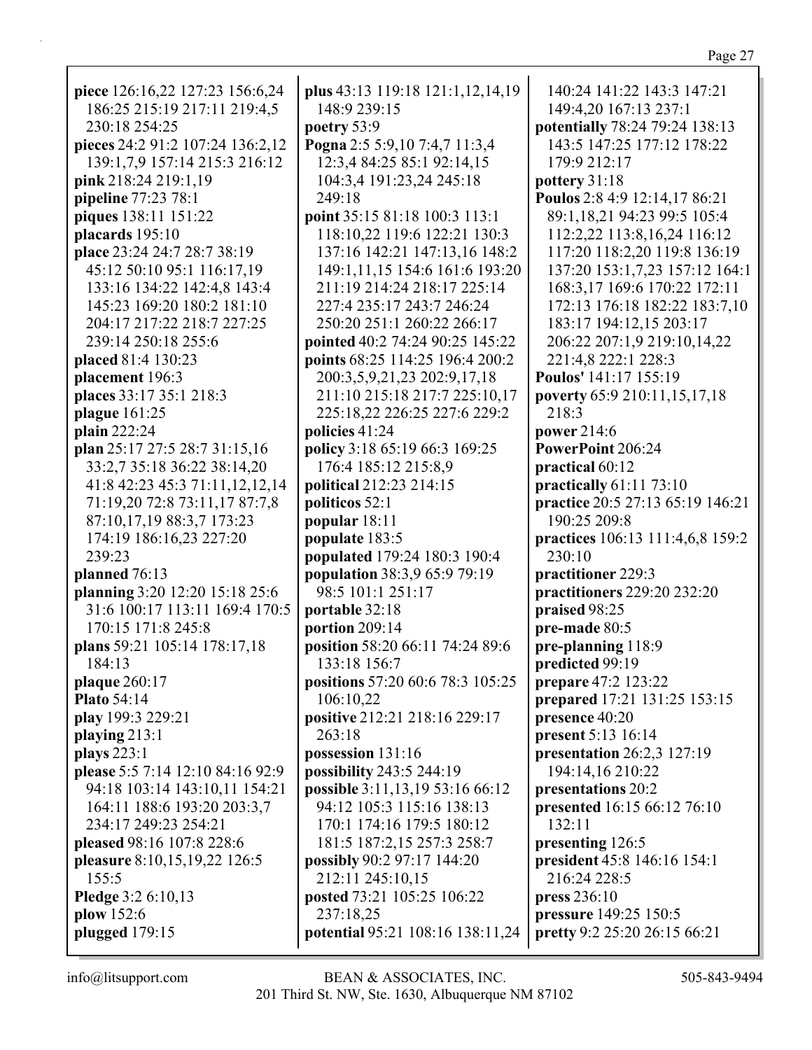**piece** 126:16,22 127:23 156:6,24 186:25 215:19 217:11 219:4,5 230:18 254:25
**pieces** 24:2 91:2 107:24 136:2,12 139:1,7,9 157:14 215:3 216:12
**pink** 218:24 219:1,19
**pipeline** 77:23 78:1
**piques** 138:11 151:22
**placards** 195:10
**place** 23:24 24:7 28:7 38:19 45:12 50:10 95:1 116:17,19 133:16 134:22 142:4,8 143:4 145:23 169:20 180:2 181:10 204:17 217:22 218:7 227:25 239:14 250:18 255:6
**placed** 81:4 130:23
**placement** 196:3
**places** 33:17 35:1 218:3
**plague** 161:25
**plain** 222:24
**plan** 25:17 27:5 28:7 31:15,16 33:2,7 35:18 36:22 38:14,20 41:8 42:23 45:3 71:11,12,12,14 71:19,20 72:8 73:11,17 87:7,8 87:10,17,19 88:3,7 173:23 174:19 186:16,23 227:20 239:23
**planned** 76:13
**planning** 3:20 12:20 15:18 25:6 31:6 100:17 113:11 169:4 170:5 170:15 171:8 245:8
**plans** 59:21 105:14 178:17,18 184:13
**plaque** 260:17
**Plato** 54:14
**play** 199:3 229:21
**playing** 213:1
**plays** 223:1
**please** 5:5 7:14 12:10 84:16 92:9 94:18 103:14 143:10,11 154:21 164:11 188:6 193:20 203:3,7 234:17 249:23 254:21
**pleased** 98:16 107:8 228:6
**pleasure** 8:10,15,19,22 126:5 155:5
**Pledge** 3:2 6:10,13
**plow** 152:6
**plugged** 179:15
**plus** 43:13 119:18 121:1,12,14,19 148:9 239:15
**poetry** 53:9
**Pogna** 2:5 5:9,10 7:4,7 11:3,4 12:3,4 84:25 85:1 92:14,15 104:3,4 191:23,24 245:18 249:18
**point** 35:15 81:18 100:3 113:1 118:10,22 119:6 122:21 130:3 137:16 142:21 147:13,16 148:2 149:1,11,15 154:6 161:6 193:20 211:19 214:24 218:17 225:14 227:4 235:17 243:7 246:24 250:20 251:1 260:22 266:17
**pointed** 40:2 74:24 90:25 145:22
**points** 68:25 114:25 196:4 200:2 200:3,5,9,21,23 202:9,17,18 211:10 215:18 217:7 225:10,17 225:18,22 226:25 227:6 229:2
**policies** 41:24
**policy** 3:18 65:19 66:3 169:25 176:4 185:12 215:8,9
**political** 212:23 214:15
**politicos** 52:1
**popular** 18:11
**populate** 183:5
**populated** 179:24 180:3 190:4
**population** 38:3,9 65:9 79:19 98:5 101:1 251:17
**portable** 32:18
**portion** 209:14
**position** 58:20 66:11 74:24 89:6 133:18 156:7
**positions** 57:20 60:6 78:3 105:25 106:10,22
**positive** 212:21 218:16 229:17 263:18
**possession** 131:16
**possibility** 243:5 244:19
**possible** 3:11,13,19 53:16 66:12 94:12 105:3 115:16 138:13 170:1 174:16 179:5 180:12 181:5 187:2,15 257:3 258:7
**possibly** 90:2 97:17 144:20 212:11 245:10,15
**posted** 73:21 105:25 106:22 237:18,25
**potential** 95:21 108:16 138:11,24 140:24 141:22 143:3 147:21 149:4,20 167:13 237:1
**potentially** 78:24 79:24 138:13 143:5 147:25 177:12 178:22 179:9 212:17
**pottery** 31:18
**Poulos** 2:8 4:9 12:14,17 86:21 89:1,18,21 94:23 99:5 105:4 112:2,22 113:8,16,24 116:12 117:20 118:2,20 119:8 136:19 137:20 153:1,7,23 157:12 164:1 168:3,17 169:6 170:22 172:11 172:13 176:18 182:22 183:7,10 183:17 194:12,15 203:17 206:22 207:1,9 219:10,14,22 221:4,8 222:1 228:3
**Poulos'** 141:17 155:19
**poverty** 65:9 210:11,15,17,18 218:3
**power** 214:6
**PowerPoint** 206:24
**practical** 60:12
**practically** 61:11 73:10
**practice** 20:5 27:13 65:19 146:21 190:25 209:8
**practices** 106:13 111:4,6,8 159:2 230:10
**practitioner** 229:3
**practitioners** 229:20 232:20
**praised** 98:25
**pre-made** 80:5
**pre-planning** 118:9
**predicted** 99:19
**prepare** 47:2 123:22
**prepared** 17:21 131:25 153:15
**presence** 40:20
**present** 5:13 16:14
**presentation** 26:2,3 127:19 194:14,16 210:22
**presentations** 20:2
**presented** 16:15 66:12 76:10 132:11
**presenting** 126:5
**president** 45:8 146:16 154:1 216:24 228:5
**press** 236:10
**pressure** 149:25 150:5
**pretty** 9:2 25:20 26:15 66:21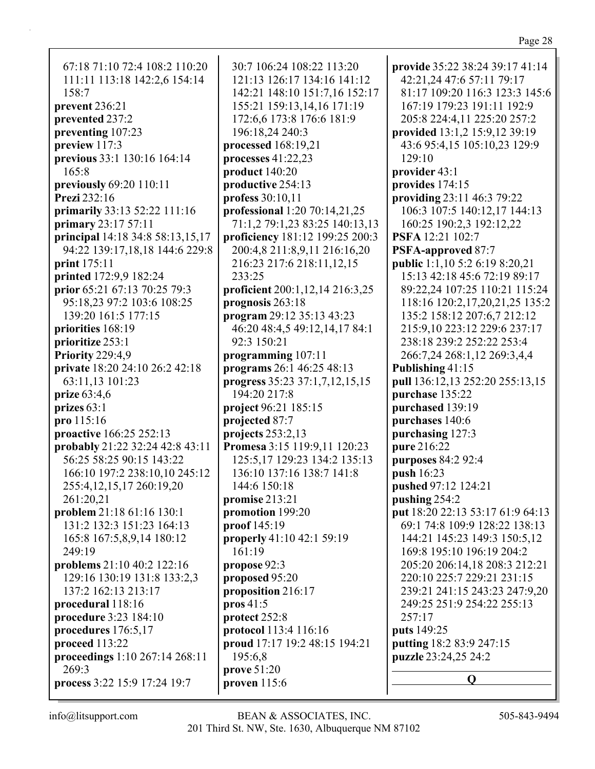67:18 71:10 72:4 108:2 110:20 111:11 113:18 142:2,6 154:14 158:7
**prevent** 236:21
**prevented** 237:2
**preventing** 107:23
**preview** 117:3
**previous** 33:1 130:16 164:14 165:8
**previously** 69:20 110:11
**Prezi** 232:16
**primarily** 33:13 52:22 111:16
**primary** 23:17 57:11
**principal** 14:18 34:8 58:13,15,17 94:22 139:17,18,18 144:6 229:8
**print** 175:11
**printed** 172:9,9 182:24
**prior** 65:21 67:13 70:25 79:3 95:18,23 97:2 103:6 108:25 139:20 161:5 177:15
**priorities** 168:19
**prioritize** 253:1
**Priority** 229:4,9
**private** 18:20 24:10 26:2 42:18 63:11,13 101:23
**prize** 63:4,6
**prizes** 63:1
**pro** 115:16
**proactive** 166:25 252:13
**probably** 21:22 32:24 42:8 43:11 56:25 58:25 90:15 143:22 166:10 197:2 238:10,10 245:12 255:4,12,15,17 260:19,20 261:20,21
**problem** 21:18 61:16 130:1 131:2 132:3 151:23 164:13 165:8 167:5,8,9,14 180:12 249:19
**problems** 21:10 40:2 122:16 129:16 130:19 131:8 133:2,3 137:2 162:13 213:17
**procedural** 118:16
**procedure** 3:23 184:10
**procedures** 176:5,17
**proceed** 113:22
**proceedings** 1:10 267:14 268:11 269:3
**process** 3:22 15:9 17:24 19:7 30:7 106:24 108:22 113:20 121:13 126:17 134:16 141:12 142:21 148:10 151:7,16 152:17 155:21 159:13,14,16 171:19 172:6,6 173:8 176:6 181:9 196:18,24 240:3
**processed** 168:19,21
**processes** 41:22,23
**product** 140:20
**productive** 254:13
**profess** 30:10,11
**professional** 1:20 70:14,21,25 71:1,2 79:1,23 83:25 140:13,13
**proficiency** 181:12 199:25 200:3 200:4,8 211:8,9,11 216:16,20 216:23 217:6 218:11,12,15 233:25
**proficient** 200:1,12,14 216:3,25
**prognosis** 263:18
**program** 29:12 35:13 43:23 46:20 48:4,5 49:12,14,17 84:1 92:3 150:21
**programming** 107:11
**programs** 26:1 46:25 48:13
**progress** 35:23 37:1,7,12,15,15 194:20 217:8
**project** 96:21 185:15
**projected** 87:7
**projects** 253:2,13
**Promesa** 3:15 119:9,11 120:23 125:5,17 129:23 134:2 135:13 136:10 137:16 138:7 141:8 144:6 150:18
**promise** 213:21
**promotion** 199:20
**proof** 145:19
**properly** 41:10 42:1 59:19 161:19
**propose** 92:3
**proposed** 95:20
**proposition** 216:17
**pros** 41:5
**protect** 252:8
**protocol** 113:4 116:16
**proud** 17:17 19:2 48:15 194:21 195:6,8
**prove** 51:20
**proven** 115:6
**provide** 35:22 38:24 39:17 41:14 42:21,24 47:6 57:11 79:17 81:17 109:20 116:3 123:3 145:6 167:19 179:23 191:11 192:9 205:8 224:4,11 225:20 257:2
**provided** 13:1,2 15:9,12 39:19 43:6 95:4,15 105:10,23 129:9 129:10
**provider** 43:1
**provides** 174:15
**providing** 23:11 46:3 79:22 106:3 107:5 140:12,17 144:13 160:25 190:2,3 192:12,22
**PSFA** 12:21 102:7
**PSFA-approved** 87:7
**public** 1:1,10 5:2 6:19 8:20,21 15:13 42:18 45:6 72:19 89:17 89:22,24 107:25 110:21 115:24 118:16 120:2,17,20,21,25 135:2 135:2 158:12 207:6,7 212:12 215:9,10 223:12 229:6 237:17 238:18 239:2 252:22 253:4 266:7,24 268:1,12 269:3,4,4
**Publishing** 41:15
**pull** 136:12,13 252:20 255:13,15
**purchase** 135:22
**purchased** 139:19
**purchases** 140:6
**purchasing** 127:3
**pure** 216:22
**purposes** 84:2 92:4
**push** 16:23
**pushed** 97:12 124:21
**pushing** 254:2
**put** 18:20 22:13 53:17 61:9 64:13 69:1 74:8 109:9 128:22 138:13 144:21 145:23 149:3 150:5,12 169:8 195:10 196:19 204:2 205:20 206:14,18 208:3 212:21 220:10 225:7 229:21 231:15 239:21 241:15 243:23 247:9,20 249:25 251:9 254:22 255:13 257:17
**puts** 149:25
**putting** 18:2 83:9 247:15
**puzzle** 23:24,25 24:2

**Q**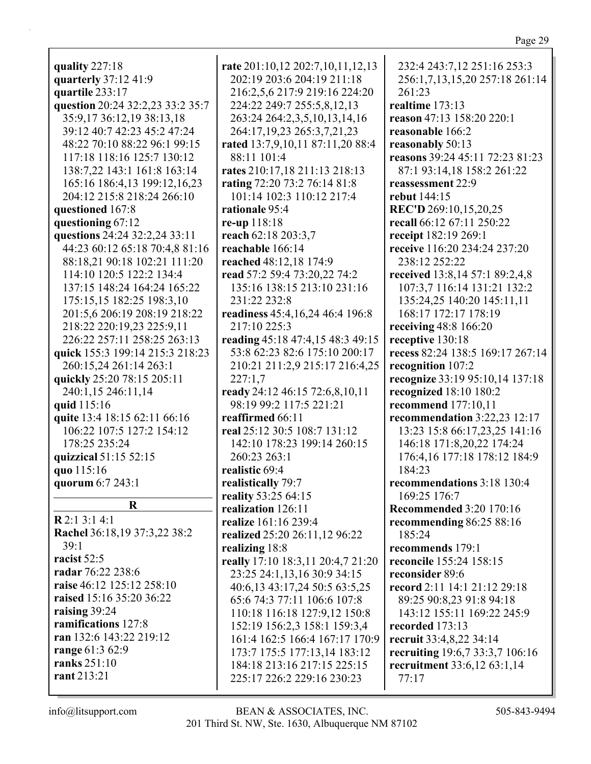**quality** 227:18
**quarterly** 37:12 41:9
**quartile** 233:17
**question** 20:24 32:2,23 33:2 35:7 35:9,17 36:12,19 38:13,18 39:12 40:7 42:23 45:2 47:24 48:22 70:10 88:22 96:1 99:15 117:18 118:16 125:7 130:12 138:7,22 143:1 161:8 163:14 165:16 186:4,13 199:12,16,23 204:12 215:8 218:24 266:10
**questioned** 167:8
**questioning** 67:12
**questions** 24:24 32:2,24 33:11 44:23 60:12 65:18 70:4,8 81:16 88:18,21 90:18 102:21 111:20 114:10 120:5 122:2 134:4 137:15 148:24 164:24 165:22 175:15,15 182:25 198:3,10 201:5,6 206:19 208:19 218:22 218:22 220:19,23 225:9,11 226:22 257:11 258:25 263:13
**quick** 155:3 199:14 215:3 218:23 260:15,24 261:14 263:1
**quickly** 25:20 78:15 205:11 240:1,15 246:11,14
**quid** 115:16
**quite** 13:4 18:15 62:11 66:16 106:22 107:5 127:2 154:12 178:25 235:24
**quizzical** 51:15 52:15
**quo** 115:16
**quorum** 6:7 243:1

## R

**R** 2:1 3:1 4:1
**Rachel** 36:18,19 37:3,22 38:2 39:1
**racist** 52:5
**radar** 76:22 238:6
**raise** 46:12 125:12 258:10
**raised** 15:16 35:20 36:22
**raising** 39:24
**ramifications** 127:8
**ran** 132:6 143:22 219:12
**range** 61:3 62:9
**ranks** 251:10
**rant** 213:21
**rate** 201:10,12 202:7,10,11,12,13 202:19 203:6 204:19 211:18 216:2,5,6 217:9 219:16 224:20 224:22 249:7 255:5,8,12,13 263:24 264:2,3,5,10,13,14,16 264:17,19,23 265:3,7,21,23
**rated** 13:7,9,10,11 87:11,20 88:4 88:11 101:4
**rates** 210:17,18 211:13 218:13
**rating** 72:20 73:2 76:14 81:8 101:14 102:3 110:12 217:4
**rationale** 95:4
**re-up** 118:18
**reach** 62:18 203:3,7
**reachable** 166:14
**reached** 48:12,18 174:9
**read** 57:2 59:4 73:20,22 74:2 135:16 138:15 213:10 231:16 231:22 232:8
**readiness** 45:4,16,24 46:4 196:8 217:10 225:3
**reading** 45:18 47:4,15 48:3 49:15 53:8 62:23 82:6 175:10 200:17 210:21 211:2,9 215:17 216:4,25 227:1,7
**ready** 24:12 46:15 72:6,8,10,11 98:19 99:2 117:5 221:21
**reaffirmed** 66:11
**real** 25:12 30:5 108:7 131:12 142:10 178:23 199:14 260:15 260:23 263:1
**realistic** 69:4
**realistically** 79:7
**reality** 53:25 64:15
**realization** 126:11
**realize** 161:16 239:4
**realized** 25:20 26:11,12 96:22
**realizing** 18:8
**really** 17:10 18:3,11 20:4,7 21:20 23:25 24:1,13,16 30:9 34:15 40:6,13 43:17,24 50:5 63:5,25 65:6 74:3 77:11 106:6 107:8 110:18 116:18 127:9,12 150:8 152:19 156:2,3 158:1 159:3,4 161:4 162:5 166:4 167:17 170:9 173:7 175:5 177:13,14 183:12 184:18 213:16 217:15 225:15 225:17 226:2 229:16 230:23 232:4 243:7,12 251:16 253:3 256:1,7,13,15,20 257:18 261:14 261:23
**realtime** 173:13
**reason** 47:13 158:20 220:1
**reasonable** 166:2
**reasonably** 50:13
**reasons** 39:24 45:11 72:23 81:23 87:1 93:14,18 158:2 261:22
**reassessment** 22:9
**rebut** 144:15
**REC'D** 269:10,15,20,25
**recall** 66:12 67:11 250:22
**receipt** 182:19 269:1
**receive** 116:20 234:24 237:20 238:12 252:22
**received** 13:8,14 57:1 89:2,4,8 107:3,7 116:14 131:21 132:2 135:24,25 140:20 145:11,11 168:17 172:17 178:19
**receiving** 48:8 166:20
**receptive** 130:18
**recess** 82:24 138:5 169:17 267:14
**recognition** 107:2
**recognize** 33:19 95:10,14 137:18
**recognized** 18:10 180:2
**recommend** 177:10,11
**recommendation** 3:22,23 12:17 13:23 15:8 66:17,23,25 141:16 146:18 171:8,20,22 174:24 176:4,16 177:18 178:12 184:9 184:23
**recommendations** 3:18 130:4 169:25 176:7
**Recommended** 3:20 170:16
**recommending** 86:25 88:16 185:24
**recommends** 179:1
**reconcile** 155:24 158:15
**reconsider** 89:6
**record** 2:11 14:1 21:12 29:18 89:25 90:8,23 91:8 94:18 143:12 155:11 169:22 245:9
**recorded** 173:13
**recruit** 33:4,8,22 34:14
**recruiting** 19:6,7 33:3,7 106:16
**recruitment** 33:6,12 63:1,14 77:17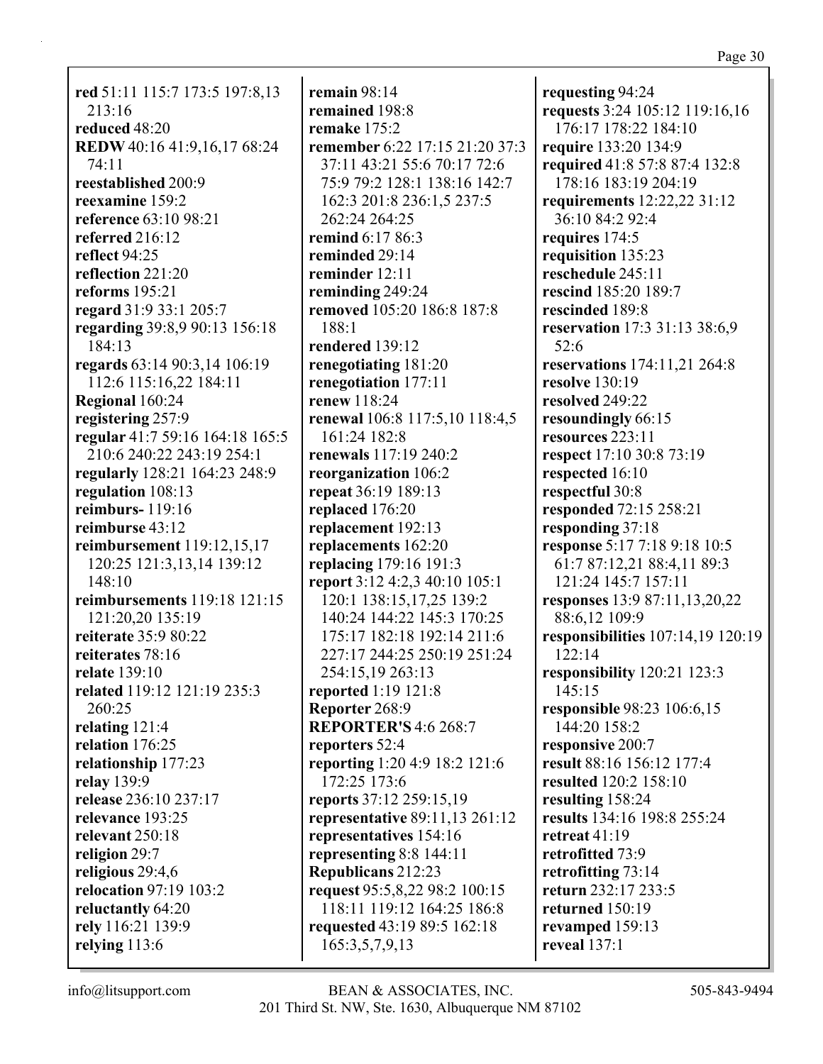**red** 51:11 115:7 173:5 197:8,13 213:16
**reduced** 48:20
**REDW** 40:16 41:9,16,17 68:24 74:11
**reestablished** 200:9
**reexamine** 159:2
**reference** 63:10 98:21
**referred** 216:12
**reflect** 94:25
**reflection** 221:20
**reforms** 195:21
**regard** 31:9 33:1 205:7
**regarding** 39:8,9 90:13 156:18 184:13
**regards** 63:14 90:3,14 106:19 112:6 115:16,22 184:11
**Regional** 160:24
**registering** 257:9
**regular** 41:7 59:16 164:18 165:5 210:6 240:22 243:19 254:1
**regularly** 128:21 164:23 248:9
**regulation** 108:13
**reimburs-** 119:16
**reimburse** 43:12
**reimbursement** 119:12,15,17 120:25 121:3,13,14 139:12 148:10
**reimbursements** 119:18 121:15 121:20,20 135:19
**reiterate** 35:9 80:22
**reiterates** 78:16
**relate** 139:10
**related** 119:12 121:19 235:3 260:25
**relating** 121:4
**relation** 176:25
**relationship** 177:23
**relay** 139:9
**release** 236:10 237:17
**relevance** 193:25
**relevant** 250:18
**religion** 29:7
**religious** 29:4,6
**relocation** 97:19 103:2
**reluctantly** 64:20
**rely** 116:21 139:9
**relying** 113:6
**remain** 98:14
**remained** 198:8
**remake** 175:2
**remember** 6:22 17:15 21:20 37:3 37:11 43:21 55:6 70:17 72:6 75:9 79:2 128:1 138:16 142:7 162:3 201:8 236:1,5 237:5 262:24 264:25
**remind** 6:17 86:3
**reminded** 29:14
**reminder** 12:11
**reminding** 249:24
**removed** 105:20 186:8 187:8 188:1
**rendered** 139:12
**renegotiating** 181:20
**renegotiation** 177:11
**renew** 118:24
**renewal** 106:8 117:5,10 118:4,5 161:24 182:8
**renewals** 117:19 240:2
**reorganization** 106:2
**repeat** 36:19 189:13
**replaced** 176:20
**replacement** 192:13
**replacements** 162:20
**replacing** 179:16 191:3
**report** 3:12 4:2,3 40:10 105:1 120:1 138:15,17,25 139:2 140:24 144:22 145:3 170:25 175:17 182:18 192:14 211:6 227:17 244:25 250:19 251:24 254:15,19 263:13
**reported** 1:19 121:8
**Reporter** 268:9
**REPORTER'S** 4:6 268:7
**reporters** 52:4
**reporting** 1:20 4:9 18:2 121:6 172:25 173:6
**reports** 37:12 259:15,19
**representative** 89:11,13 261:12
**representatives** 154:16
**representing** 8:8 144:11
**Republicans** 212:23
**request** 95:5,8,22 98:2 100:15 118:11 119:12 164:25 186:8
**requested** 43:19 89:5 162:18 165:3,5,7,9,13
**requesting** 94:24
**requests** 3:24 105:12 119:16,16 176:17 178:22 184:10
**require** 133:20 134:9
**required** 41:8 57:8 87:4 132:8 178:16 183:19 204:19
**requirements** 12:22,22 31:12 36:10 84:2 92:4
**requires** 174:5
**requisition** 135:23
**reschedule** 245:11
**rescind** 185:20 189:7
**rescinded** 189:8
**reservation** 17:3 31:13 38:6,9 52:6
**reservations** 174:11,21 264:8
**resolve** 130:19
**resolved** 249:22
**resoundingly** 66:15
**resources** 223:11
**respect** 17:10 30:8 73:19
**respected** 16:10
**respectful** 30:8
**responded** 72:15 258:21
**responding** 37:18
**response** 5:17 7:18 9:18 10:5 61:7 87:12,21 88:4,11 89:3 121:24 145:7 157:11
**responses** 13:9 87:11,13,20,22 88:6,12 109:9
**responsibilities** 107:14,19 120:19 122:14
**responsibility** 120:21 123:3 145:15
**responsible** 98:23 106:6,15 144:20 158:2
**responsive** 200:7
**result** 88:16 156:12 177:4
**resulted** 120:2 158:10
**resulting** 158:24
**results** 134:16 198:8 255:24
**retreat** 41:19
**retrofitted** 73:9
**retrofitting** 73:14
**return** 232:17 233:5
**returned** 150:19
**revamped** 159:13
**reveal** 137:1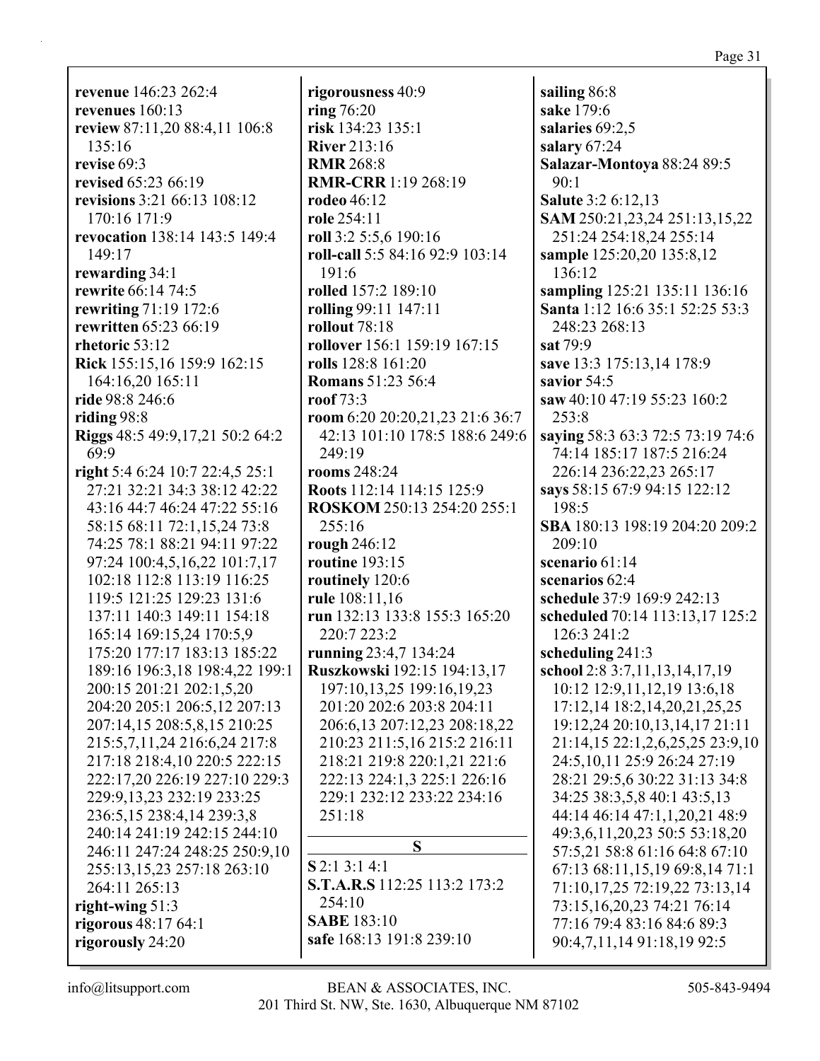**revenue** 146:23 262:4
**revenues** 160:13
**review** 87:11,20 88:4,11 106:8 135:16
**revise** 69:3
**revised** 65:23 66:19
**revisions** 3:21 66:13 108:12 170:16 171:9
**revocation** 138:14 143:5 149:4 149:17
**rewarding** 34:1
**rewrite** 66:14 74:5
**rewriting** 71:19 172:6
**rewritten** 65:23 66:19
**rhetoric** 53:12
**Rick** 155:15,16 159:9 162:15 164:16,20 165:11
**ride** 98:8 246:6
**riding** 98:8
**Riggs** 48:5 49:9,17,21 50:2 64:2 69:9
**right** 5:4 6:24 10:7 22:4,5 25:1 27:21 32:21 34:3 38:12 42:22 43:16 44:7 46:24 47:22 55:16 58:15 68:11 72:1,15,24 73:8 74:25 78:1 88:21 94:11 97:22 97:24 100:4,5,16,22 101:7,17 102:18 112:8 113:19 116:25 119:5 121:25 129:23 131:6 137:11 140:3 149:11 154:18 165:14 169:15,24 170:5,9 175:20 177:17 183:13 185:22 189:16 196:3,18 198:4,22 199:1 200:15 201:21 202:1,5,20 204:20 205:1 206:5,12 207:13 207:14,15 208:5,8,15 210:25 215:5,7,11,24 216:6,24 217:8 217:18 218:4,10 220:5 222:15 222:17,20 226:19 227:10 229:3 229:9,13,23 232:19 233:25 236:5,15 238:4,14 239:3,8 240:14 241:19 242:15 244:10 246:11 247:24 248:25 250:9,10 255:13,15,23 257:18 263:10 264:11 265:13
**right-wing** 51:3
**rigorous** 48:17 64:1
**rigorously** 24:20
**rigorousness** 40:9
**ring** 76:20
**risk** 134:23 135:1
**River** 213:16
**RMR** 268:8
**RMR-CRR** 1:19 268:19
**rodeo** 46:12
**role** 254:11
**roll** 3:2 5:5,6 190:16
**roll-call** 5:5 84:16 92:9 103:14 191:6
**rolled** 157:2 189:10
**rolling** 99:11 147:11
**rollout** 78:18
**rollover** 156:1 159:19 167:15
**rolls** 128:8 161:20
**Romans** 51:23 56:4
**roof** 73:3
**room** 6:20 20:20,21,23 21:6 36:7 42:13 101:10 178:5 188:6 249:6 249:19
**rooms** 248:24
**Roots** 112:14 114:15 125:9
**ROSKOM** 250:13 254:20 255:1 255:16
**rough** 246:12
**routine** 193:15
**routinely** 120:6
**rule** 108:11,16
**run** 132:13 133:8 155:3 165:20 220:7 223:2
**running** 23:4,7 134:24
**Ruszkowski** 192:15 194:13,17 197:10,13,25 199:16,19,23 201:20 202:6 203:8 204:11 206:6,13 207:12,23 208:18,22 210:23 211:5,16 215:2 216:11 218:21 219:8 220:1,21 221:6 222:13 224:1,3 225:1 226:16 229:1 232:12 233:22 234:16 251:18

## S

**S** 2:1 3:1 4:1
**S.T.A.R.S** 112:25 113:2 173:2 254:10
**SABE** 183:10
**safe** 168:13 191:8 239:10
**sailing** 86:8
**sake** 179:6
**salaries** 69:2,5
**salary** 67:24
**Salazar-Montoya** 88:24 89:5 90:1
**Salute** 3:2 6:12,13
**SAM** 250:21,23,24 251:13,15,22 251:24 254:18,24 255:14
**sample** 125:20,20 135:8,12 136:12
**sampling** 125:21 135:11 136:16
**Santa** 1:12 16:6 35:1 52:25 53:3 248:23 268:13
**sat** 79:9
**save** 13:3 175:13,14 178:9
**savior** 54:5
**saw** 40:10 47:19 55:23 160:2 253:8
**saying** 58:3 63:3 72:5 73:19 74:6 74:14 185:17 187:5 216:24 226:14 236:22,23 265:17
**says** 58:15 67:9 94:15 122:12 198:5
**SBA** 180:13 198:19 204:20 209:2 209:10
**scenario** 61:14
**scenarios** 62:4
**schedule** 37:9 169:9 242:13
**scheduled** 70:14 113:13,17 125:2 126:3 241:2
**scheduling** 241:3
**school** 2:8 3:7,11,13,14,17,19 10:12 12:9,11,12,19 13:6,18 17:12,14 18:2,14,20,21,25,25 19:12,24 20:10,13,14,17 21:11 21:14,15 22:1,2,6,25,25 23:9,10 24:5,10,11 25:9 26:24 27:19 28:21 29:5,6 30:22 31:13 34:8 34:25 38:3,5,8 40:1 43:5,13 44:14 46:14 47:1,1,20,21 48:9 49:3,6,11,20,23 50:5 53:18,20 57:5,21 58:8 61:16 64:8 67:10 67:13 68:11,15,19 69:8,14 71:1 71:10,17,25 72:19,22 73:13,14 73:15,16,20,23 74:21 76:14 77:16 79:4 83:16 84:6 89:3 90:4,7,11,14 91:18,19 92:5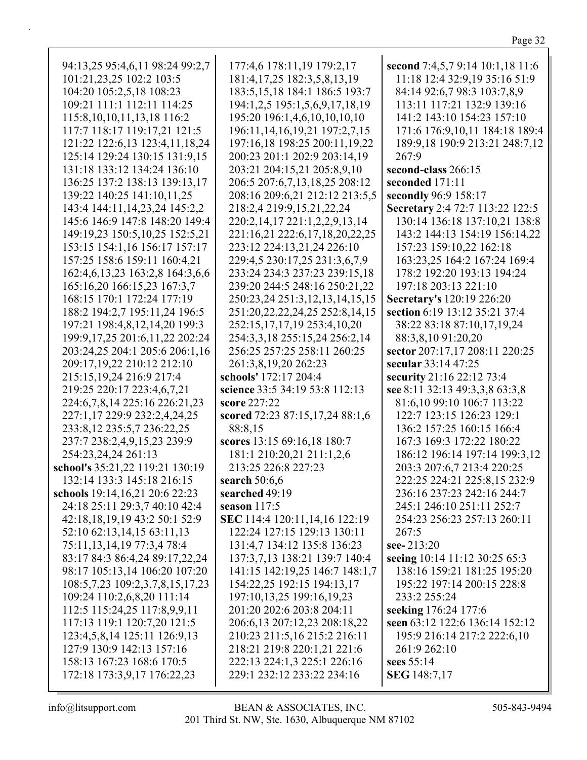94:13,25 95:4,6,11 98:24 99:2,7 101:21,23,25 102:2 103:5 104:20 105:2,5,18 108:23 109:21 111:1 112:11 114:25 115:8,10,10,11,13,18 116:2 117:7 118:17 119:17,21 121:5 121:22 122:6,13 123:4,11,18,24 125:14 129:24 130:15 131:9,15 131:18 133:12 134:24 136:10 136:25 137:2 138:13 139:13,17 139:22 140:25 141:10,11,25 143:4 144:11,14,23,24 145:2,2 145:6 146:9 147:8 148:20 149:4 149:19,23 150:5,10,25 152:5,21 153:15 154:1,16 156:17 157:17 157:25 158:6 159:11 160:4,21 162:4,6,13,23 163:2,8 164:3,6,6 165:16,20 166:15,23 167:3,7 168:15 170:1 172:24 177:19 188:2 194:2,7 195:11,24 196:5 197:21 198:4,8,12,14,20 199:3 199:9,17,25 201:6,11,22 202:24 203:24,25 204:1 205:6 206:1,16 209:17,19,22 210:12 212:10 215:15,19,24 216:9 217:4 219:25 220:17 223:4,6,7,21 224:6,7,8,14 225:16 226:21,23 227:1,17 229:9 232:2,4,24,25 233:8,12 235:5,7 236:22,25 237:7 238:2,4,9,15,23 239:9 254:23,24,24 261:13

**school's** 35:21,22 119:21 130:19 132:14 133:3 145:18 216:15

**schools** 19:14,16,21 20:6 22:23 24:18 25:11 29:3,7 40:10 42:4 42:18,18,19,19 43:2 50:1 52:9 52:10 62:13,14,15 63:11,13 75:11,13,14,19 77:3,4 78:4 83:17 84:3 86:4,24 89:17,22,24 98:17 105:13,14 106:20 107:20 108:5,7,23 109:2,3,7,8,15,17,23 109:24 110:2,6,8,20 111:14 112:5 115:24,25 117:8,9,9,11 117:13 119:1 120:7,20 121:5 123:4,5,8,14 125:11 126:9,13 127:9 130:9 142:13 157:16 158:13 167:23 168:6 170:5 172:18 173:3,9,17 176:22,23 177:4,6 178:11,19 179:2,17 181:4,17,25 182:3,5,8,13,19 183:5,15,18 184:1 186:5 193:7 194:1,2,5 195:1,5,6,9,17,18,19 195:20 196:1,4,6,10,10,10,10 196:11,14,16,19,21 197:2,7,15 197:16,18 198:25 200:11,19,22 200:23 201:1 202:9 203:14,19 203:21 204:15,21 205:8,9,10 206:5 207:6,7,13,18,25 208:12 208:16 209:6,21 212:12 213:5,5 218:2,4 219:9,15,21,22,24 220:2,14,17 221:1,2,2,9,13,14 221:16,21 222:6,17,18,20,22,25 223:12 224:13,21,24 226:10 229:4,5 230:17,25 231:3,6,7,9 233:24 234:3 237:23 239:15,18 239:20 244:5 248:16 250:21,22 250:23,24 251:3,12,13,14,15,15 251:20,22,22,24,25 252:8,14,15 252:15,17,17,19 253:4,10,20 254:3,3,18 255:15,24 256:2,14 256:25 257:25 258:11 260:25 261:3,8,19,20 262:23

**schools'** 172:17 204:4

**science** 33:5 34:19 53:8 112:13

**score** 227:22

**scored** 72:23 87:15,17,24 88:1,6 88:8,15

**scores** 13:15 69:16,18 180:7 181:1 210:20,21 211:1,2,6 213:25 226:8 227:23

**search** 50:6,6

**searched** 49:19

**season** 117:5

**SEC** 114:4 120:11,14,16 122:19 122:24 127:15 129:13 130:11 131:4,7 134:12 135:8 136:23 137:3,7,13 138:21 139:7 140:4 141:15 142:19,25 146:7 148:1,7 154:22,25 192:15 194:13,17 197:10,13,25 199:16,19,23 201:20 202:6 203:8 204:11 206:6,13 207:12,23 208:18,22 210:23 211:5,16 215:2 216:11 218:21 219:8 220:1,21 221:6 222:13 224:1,3 225:1 226:16 229:1 232:12 233:22 234:16

**second** 7:4,5,7 9:14 10:1,18 11:6 11:18 12:4 32:9,19 35:16 51:9 84:14 92:6,7 98:3 103:7,8,9 113:11 117:21 132:9 139:16 141:2 143:10 154:23 157:10 171:6 176:9,10,11 184:18 189:4 189:9,18 190:9 213:21 248:7,12 267:9

**second-class** 266:15

**seconded** 171:11

**secondly** 96:9 158:17

**Secretary** 2:4 72:7 113:22 122:5 130:14 136:18 137:10,21 138:8 143:2 144:13 154:19 156:14,22 157:23 159:10,22 162:18 163:23,25 164:2 167:24 169:4 178:2 192:20 193:13 194:24 197:18 203:13 221:10

**Secretary's** 120:19 226:20

**section** 6:19 13:12 35:21 37:4 38:22 83:18 87:10,17,19,24 88:3,8,10 91:20,20

**sector** 207:17,17 208:11 220:25

**secular** 33:14 47:25

**security** 21:16 22:12 73:4

**see** 8:11 32:13 49:3,3,8 63:3,8 81:6,10 99:10 106:7 113:22 122:7 123:15 126:23 129:1 136:2 157:25 160:15 166:4 167:3 169:3 172:22 180:22 186:12 196:14 197:14 199:3,12 203:3 207:6,7 213:4 220:25 222:25 224:21 225:8,15 232:9 236:16 237:23 242:16 244:7 245:1 246:10 251:11 252:7 254:23 256:23 257:13 260:11 267:5

**see-** 213:20

**seeing** 10:14 11:12 30:25 65:3 138:16 159:21 181:25 195:20 195:22 197:14 200:15 228:8 233:2 255:24

**seeking** 176:24 177:6

**seen** 63:12 122:6 136:14 152:12 195:9 216:14 217:2 222:6,10 261:9 262:10

**sees** 55:14

**SEG** 148:7,17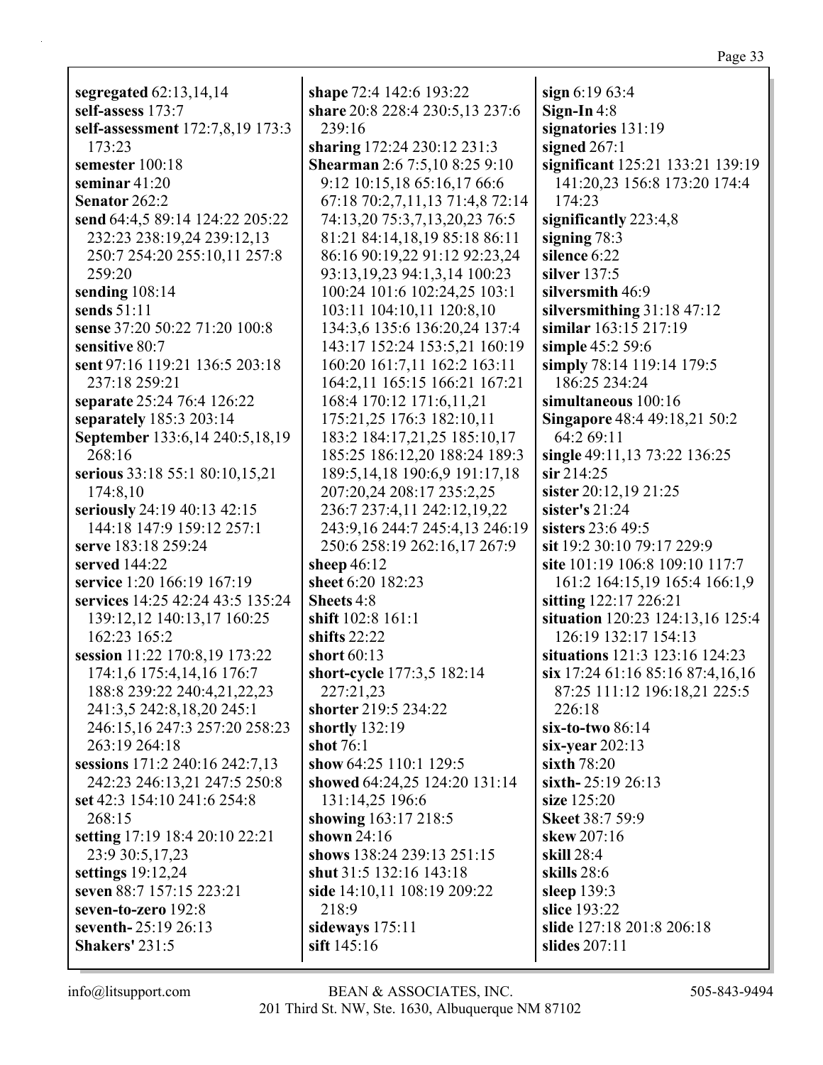**segregated** 62:13,14,14
**self-assess** 173:7
**self-assessment** 172:7,8,19 173:3 173:23
**semester** 100:18
**seminar** 41:20
**Senator** 262:2
**send** 64:4,5 89:14 124:22 205:22 232:23 238:19,24 239:12,13 250:7 254:20 255:10,11 257:8 259:20
**sending** 108:14
**sends** 51:11
**sense** 37:20 50:22 71:20 100:8
**sensitive** 80:7
**sent** 97:16 119:21 136:5 203:18 237:18 259:21
**separate** 25:24 76:4 126:22
**separately** 185:3 203:14
**September** 133:6,14 240:5,18,19 268:16
**serious** 33:18 55:1 80:10,15,21 174:8,10
**seriously** 24:19 40:13 42:15 144:18 147:9 159:12 257:1
**serve** 183:18 259:24
**served** 144:22
**service** 1:20 166:19 167:19
**services** 14:25 42:24 43:5 135:24 139:12,12 140:13,17 160:25 162:23 165:2
**session** 11:22 170:8,19 173:22 174:1,6 175:4,14,16 176:7 188:8 239:22 240:4,21,22,23 241:3,5 242:8,18,20 245:1 246:15,16 247:3 257:20 258:23 263:19 264:18
**sessions** 171:2 240:16 242:7,13 242:23 246:13,21 247:5 250:8
**set** 42:3 154:10 241:6 254:8 268:15
**setting** 17:19 18:4 20:10 22:21 23:9 30:5,17,23
**settings** 19:12,24
**seven** 88:7 157:15 223:21
**seven-to-zero** 192:8
**seventh-** 25:19 26:13
**Shakers'** 231:5
**shape** 72:4 142:6 193:22
**share** 20:8 228:4 230:5,13 237:6 239:16
**sharing** 172:24 230:12 231:3
**Shearman** 2:6 7:5,10 8:25 9:10 9:12 10:15,18 65:16,17 66:6 67:18 70:2,7,11,13 71:4,8 72:14 74:13,20 75:3,7,13,20,23 76:5 81:21 84:14,18,19 85:18 86:11 86:16 90:19,22 91:12 92:23,24 93:13,19,23 94:1,3,14 100:23 100:24 101:6 102:24,25 103:1 103:11 104:10,11 120:8,10 134:3,6 135:6 136:20,24 137:4 143:17 152:24 153:5,21 160:19 160:20 161:7,11 162:2 163:11 164:2,11 165:15 166:21 167:21 168:4 170:12 171:6,11,21 175:21,25 176:3 182:10,11 183:2 184:17,21,25 185:10,17 185:25 186:12,20 188:24 189:3 189:5,14,18 190:6,9 191:17,18 207:20,24 208:17 235:2,25 236:7 237:4,11 242:12,19,22 243:9,16 244:7 245:4,13 246:19 250:6 258:19 262:16,17 267:9
**sheep** 46:12
**sheet** 6:20 182:23
**Sheets** 4:8
**shift** 102:8 161:1
**shifts** 22:22
**short** 60:13
**short-cycle** 177:3,5 182:14 227:21,23
**shorter** 219:5 234:22
**shortly** 132:19
**shot** 76:1
**show** 64:25 110:1 129:5
**showed** 64:24,25 124:20 131:14 131:14,25 196:6
**showing** 163:17 218:5
**shown** 24:16
**shows** 138:24 239:13 251:15
**shut** 31:5 132:16 143:18
**side** 14:10,11 108:19 209:22 218:9
**sideways** 175:11
**sift** 145:16
**sign** 6:19 63:4
**Sign-In** 4:8
**signatories** 131:19
**signed** 267:1
**significant** 125:21 133:21 139:19 141:20,23 156:8 173:20 174:4 174:23
**significantly** 223:4,8
**signing** 78:3
**silence** 6:22
**silver** 137:5
**silversmith** 46:9
**silversmithing** 31:18 47:12
**similar** 163:15 217:19
**simple** 45:2 59:6
**simply** 78:14 119:14 179:5 186:25 234:24
**simultaneous** 100:16
**Singapore** 48:4 49:18,21 50:2 64:2 69:11
**single** 49:11,13 73:22 136:25
**sir** 214:25
**sister** 20:12,19 21:25
**sister's** 21:24
**sisters** 23:6 49:5
**sit** 19:2 30:10 79:17 229:9
**site** 101:19 106:8 109:10 117:7 161:2 164:15,19 165:4 166:1,9
**sitting** 122:17 226:21
**situation** 120:23 124:13,16 125:4 126:19 132:17 154:13
**situations** 121:3 123:16 124:23
**six** 17:24 61:16 85:16 87:4,16,16 87:25 111:12 196:18,21 225:5 226:18
**six-to-two** 86:14
**six-year** 202:13
**sixth** 78:20
**sixth-** 25:19 26:13
**size** 125:20
**Skeet** 38:7 59:9
**skew** 207:16
**skill** 28:4
**skills** 28:6
**sleep** 139:3
**slice** 193:22
**slide** 127:18 201:8 206:18
**slides** 207:11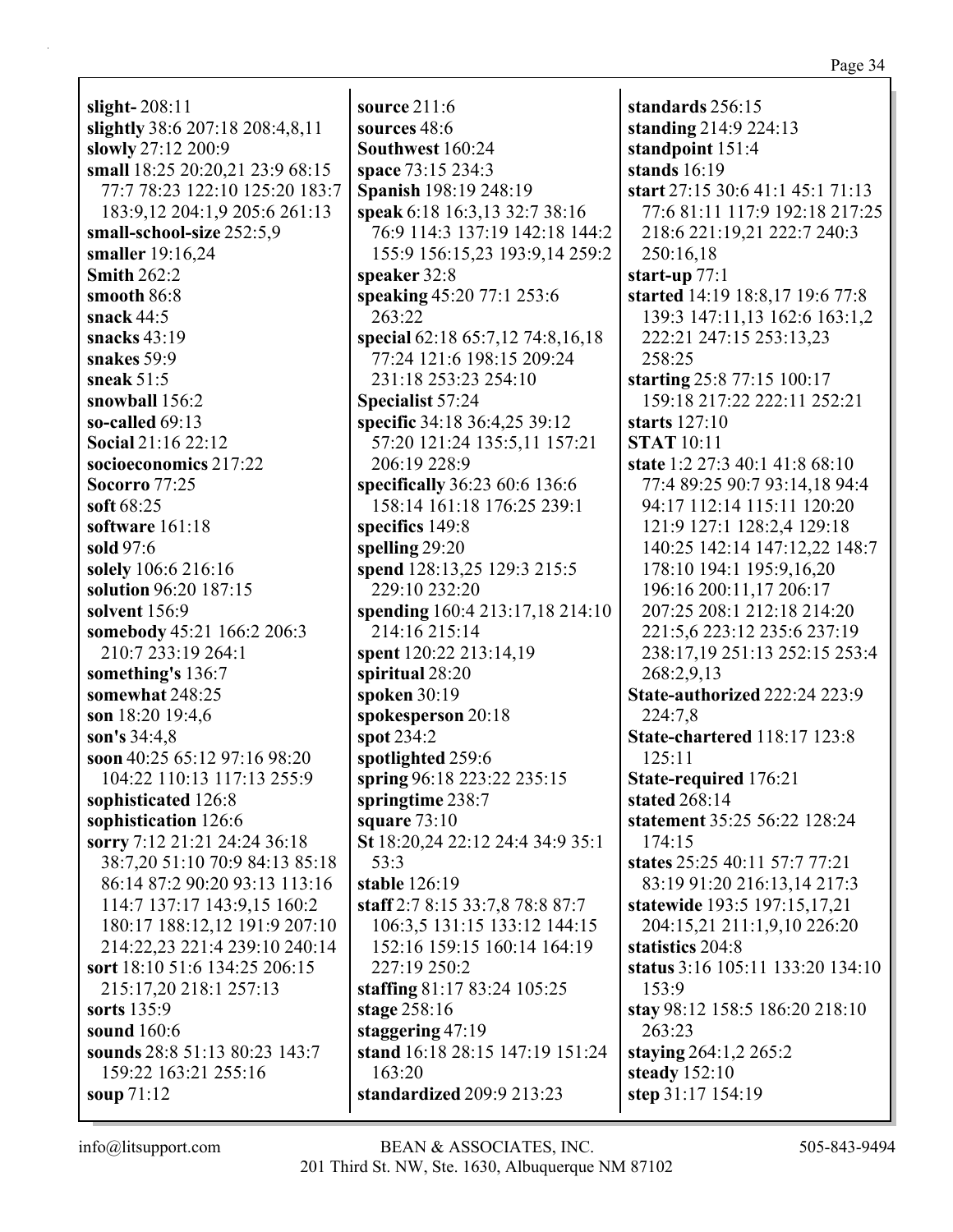**slight-** 208:11
**slightly** 38:6 207:18 208:4,8,11
**slowly** 27:12 200:9
**small** 18:25 20:20,21 23:9 68:15 77:7 78:23 122:10 125:20 183:7 183:9,12 204:1,9 205:6 261:13
**small-school-size** 252:5,9
**smaller** 19:16,24
**Smith** 262:2
**smooth** 86:8
**snack** 44:5
**snacks** 43:19
**snakes** 59:9
**sneak** 51:5
**snowball** 156:2
**so-called** 69:13
**Social** 21:16 22:12
**socioeconomics** 217:22
**Socorro** 77:25
**soft** 68:25
**software** 161:18
**sold** 97:6
**solely** 106:6 216:16
**solution** 96:20 187:15
**solvent** 156:9
**somebody** 45:21 166:2 206:3 210:7 233:19 264:1
**something's** 136:7
**somewhat** 248:25
**son** 18:20 19:4,6
**son's** 34:4,8
**soon** 40:25 65:12 97:16 98:20 104:22 110:13 117:13 255:9
**sophisticated** 126:8
**sophistication** 126:6
**sorry** 7:12 21:21 24:24 36:18 38:7,20 51:10 70:9 84:13 85:18 86:14 87:2 90:20 93:13 113:16 114:7 137:17 143:9,15 160:2 180:17 188:12,12 191:9 207:10 214:22,23 221:4 239:10 240:14
**sort** 18:10 51:6 134:25 206:15 215:17,20 218:1 257:13
**sorts** 135:9
**sound** 160:6
**sounds** 28:8 51:13 80:23 143:7 159:22 163:21 255:16
**soup** 71:12
**source** 211:6
**sources** 48:6
**Southwest** 160:24
**space** 73:15 234:3
**Spanish** 198:19 248:19
**speak** 6:18 16:3,13 32:7 38:16 76:9 114:3 137:19 142:18 144:2 155:9 156:15,23 193:9,14 259:2
**speaker** 32:8
**speaking** 45:20 77:1 253:6 263:22
**special** 62:18 65:7,12 74:8,16,18 77:24 121:6 198:15 209:24 231:18 253:23 254:10
**Specialist** 57:24
**specific** 34:18 36:4,25 39:12 57:20 121:24 135:5,11 157:21 206:19 228:9
**specifically** 36:23 60:6 136:6 158:14 161:18 176:25 239:1
**specifics** 149:8
**spelling** 29:20
**spend** 128:13,25 129:3 215:5 229:10 232:20
**spending** 160:4 213:17,18 214:10 214:16 215:14
**spent** 120:22 213:14,19
**spiritual** 28:20
**spoken** 30:19
**spokesperson** 20:18
**spot** 234:2
**spotlighted** 259:6
**spring** 96:18 223:22 235:15
**springtime** 238:7
**square** 73:10
**St** 18:20,24 22:12 24:4 34:9 35:1 53:3
**stable** 126:19
**staff** 2:7 8:15 33:7,8 78:8 87:7 106:3,5 131:15 133:12 144:15 152:16 159:15 160:14 164:19 227:19 250:2
**staffing** 81:17 83:24 105:25
**stage** 258:16
**staggering** 47:19
**stand** 16:18 28:15 147:19 151:24 163:20
**standardized** 209:9 213:23
**standards** 256:15
**standing** 214:9 224:13
**standpoint** 151:4
**stands** 16:19
**start** 27:15 30:6 41:1 45:1 71:13 77:6 81:11 117:9 192:18 217:25 218:6 221:19,21 222:7 240:3 250:16,18
**start-up** 77:1
**started** 14:19 18:8,17 19:6 77:8 139:3 147:11,13 162:6 163:1,2 222:21 247:15 253:13,23 258:25
**starting** 25:8 77:15 100:17 159:18 217:22 222:11 252:21
**starts** 127:10
**STAT** 10:11
**state** 1:2 27:3 40:1 41:8 68:10 77:4 89:25 90:7 93:14,18 94:4 94:17 112:14 115:11 120:20 121:9 127:1 128:2,4 129:18 140:25 142:14 147:12,22 148:7 178:10 194:1 195:9,16,20 196:16 200:11,17 206:17 207:25 208:1 212:18 214:20 221:5,6 223:12 235:6 237:19 238:17,19 251:13 252:15 253:4 268:2,9,13
**State-authorized** 222:24 223:9 224:7,8
**State-chartered** 118:17 123:8 125:11
**State-required** 176:21
**stated** 268:14
**statement** 35:25 56:22 128:24 174:15
**states** 25:25 40:11 57:7 77:21 83:19 91:20 216:13,14 217:3
**statewide** 193:5 197:15,17,21 204:15,21 211:1,9,10 226:20
**statistics** 204:8
**status** 3:16 105:11 133:20 134:10 153:9
**stay** 98:12 158:5 186:20 218:10 263:23
**staying** 264:1,2 265:2
**steady** 152:10
**step** 31:17 154:19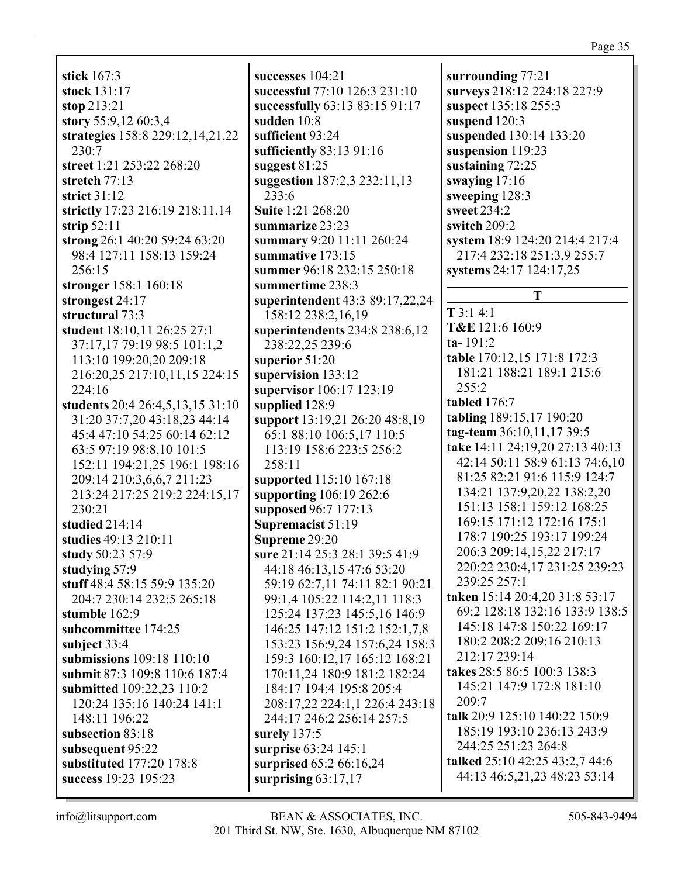**stick** 167:3
**stock** 131:17
**stop** 213:21
**story** 55:9,12 60:3,4
**strategies** 158:8 229:12,14,21,22 230:7
**street** 1:21 253:22 268:20
**stretch** 77:13
**strict** 31:12
**strictly** 17:23 216:19 218:11,14
**strip** 52:11
**strong** 26:1 40:20 59:24 63:20 98:4 127:11 158:13 159:24 256:15
**stronger** 158:1 160:18
**strongest** 24:17
**structural** 73:3
**student** 18:10,11 26:25 27:1 37:17,17 79:19 98:5 101:1,2 113:10 199:20,20 209:18 216:20,25 217:10,11,15 224:15 224:16
**students** 20:4 26:4,5,13,15 31:10 31:20 37:7,20 43:18,23 44:14 45:4 47:10 54:25 60:14 62:12 63:5 97:19 98:8,10 101:5 152:11 194:21,25 196:1 198:16 209:14 210:3,6,6,7 211:23 213:24 217:25 219:2 224:15,17 230:21
**studied** 214:14
**studies** 49:13 210:11
**study** 50:23 57:9
**studying** 57:9
**stuff** 48:4 58:15 59:9 135:20 204:7 230:14 232:5 265:18
**stumble** 162:9
**subcommittee** 174:25
**subject** 33:4
**submissions** 109:18 110:10
**submit** 87:3 109:8 110:6 187:4
**submitted** 109:22,23 110:2 120:24 135:16 140:24 141:1 148:11 196:22
**subsection** 83:18
**subsequent** 95:22
**substituted** 177:20 178:8
**success** 19:23 195:23

**successes** 104:21
**successful** 77:10 126:3 231:10
**successfully** 63:13 83:15 91:17
**sudden** 10:8
**sufficient** 93:24
**sufficiently** 83:13 91:16
**suggest** 81:25
**suggestion** 187:2,3 232:11,13 233:6
**Suite** 1:21 268:20
**summarize** 23:23
**summary** 9:20 11:11 260:24
**summative** 173:15
**summer** 96:18 232:15 250:18
**summertime** 238:3
**superintendent** 43:3 89:17,22,24 158:12 238:2,16,19
**superintendents** 234:8 238:6,12 238:22,25 239:6
**superior** 51:20
**supervision** 133:12
**supervisor** 106:17 123:19
**supplied** 128:9
**support** 13:19,21 26:20 48:8,19 65:1 88:10 106:5,17 110:5 113:19 158:6 223:5 256:2 258:11
**supported** 115:10 167:18
**supporting** 106:19 262:6
**supposed** 96:7 177:13
**Supremacist** 51:19
**Supreme** 29:20
**sure** 21:14 25:3 28:1 39:5 41:9 44:18 46:13,15 47:6 53:20 59:19 62:7,11 74:11 82:1 90:21 99:1,4 105:22 114:2,11 118:3 125:24 137:23 145:5,16 146:9 146:25 147:12 151:2 152:1,7,8 153:23 156:9,24 157:6,24 158:3 159:3 160:12,17 165:12 168:21 170:11,24 180:9 181:2 182:24 184:17 194:4 195:8 205:4 208:17,22 224:1,1 226:4 243:18 244:17 246:2 256:14 257:5
**surely** 137:5
**surprise** 63:24 145:1
**surprised** 65:2 66:16,24
**surprising** 63:17,17

**surrounding** 77:21
**surveys** 218:12 224:18 227:9
**suspect** 135:18 255:3
**suspend** 120:3
**suspended** 130:14 133:20
**suspension** 119:23
**sustaining** 72:25
**swaying** 17:16
**sweeping** 128:3
**sweet** 234:2
**switch** 209:2
**system** 18:9 124:20 214:4 217:4 217:4 232:18 251:3,9 255:7
**systems** 24:17 124:17,25

## T

**T** 3:1 4:1
**T&E** 121:6 160:9
**ta-** 191:2
**table** 170:12,15 171:8 172:3 181:21 188:21 189:1 215:6 255:2
**tabled** 176:7
**tabling** 189:15,17 190:20
**tag-team** 36:10,11,17 39:5
**take** 14:11 24:19,20 27:13 40:13 42:14 50:11 58:9 61:13 74:6,10 81:25 82:21 91:6 115:9 124:7 134:21 137:9,20,22 138:2,20 151:13 158:1 159:12 168:25 169:15 171:12 172:16 175:1 178:7 190:25 193:17 199:24 206:3 209:14,15,22 217:17 220:22 230:4,17 231:25 239:23 239:25 257:1
**taken** 15:14 20:4,20 31:8 53:17 69:2 128:18 132:16 133:9 138:5 145:18 147:8 150:22 169:17 180:2 208:2 209:16 210:13 212:17 239:14
**takes** 28:5 86:5 100:3 138:3 145:21 147:9 172:8 181:10 209:7
**talk** 20:9 125:10 140:22 150:9 185:19 193:10 236:13 243:9 244:25 251:23 264:8
**talked** 25:10 42:25 43:2,7 44:6 44:13 46:5,21,23 48:23 53:14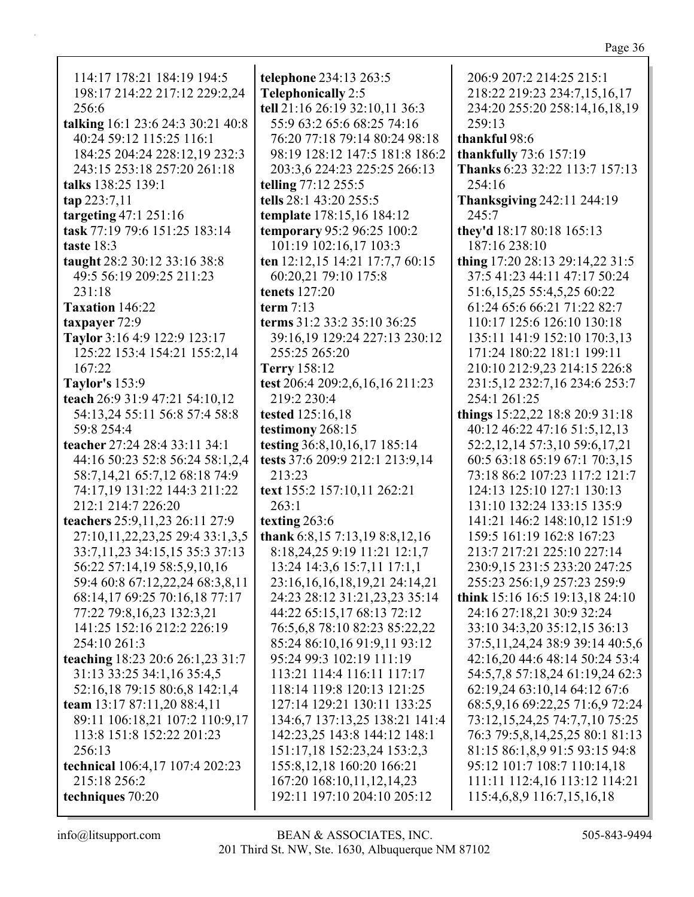114:17 178:21 184:19 194:5 198:17 214:22 217:12 229:2,24 256:6

**talking** 16:1 23:6 24:3 30:21 40:8 40:24 59:12 115:25 116:1 184:25 204:24 228:12,19 232:3 243:15 253:18 257:20 261:18

**talks** 138:25 139:1

**tap** 223:7,11

**targeting** 47:1 251:16

**task** 77:19 79:6 151:25 183:14

**taste** 18:3

**taught** 28:2 30:12 33:16 38:8 49:5 56:19 209:25 211:23 231:18

**Taxation** 146:22

**taxpayer** 72:9

**Taylor** 3:16 4:9 122:9 123:17 125:22 153:4 154:21 155:2,14 167:22

**Taylor's** 153:9

**teach** 26:9 31:9 47:21 54:10,12 54:13,24 55:11 56:8 57:4 58:8 59:8 254:4

**teacher** 27:24 28:4 33:11 34:1 44:16 50:23 52:8 56:24 58:1,2,4 58:7,14,21 65:7,12 68:18 74:9 74:17,19 131:22 144:3 211:22 212:1 214:7 226:20

**teachers** 25:9,11,23 26:11 27:9 27:10,11,22,23,25 29:4 33:1,3,5 33:7,11,23 34:15,15 35:3 37:13 56:22 57:14,19 58:5,9,10,16 59:4 60:8 67:12,22,24 68:3,8,11 68:14,17 69:25 70:16,18 77:17 77:22 79:8,16,23 132:3,21 141:25 152:16 212:2 226:19 254:10 261:3

**teaching** 18:23 20:6 26:1,23 31:7 31:13 33:25 34:1,16 35:4,5 52:16,18 79:15 80:6,8 142:1,4

**team** 13:17 87:11,20 88:4,11 89:11 106:18,21 107:2 110:9,17 113:8 151:8 152:22 201:23 256:13

**technical** 106:4,17 107:4 202:23 215:18 256:2

**techniques** 70:20

**telephone** 234:13 263:5

**Telephonically** 2:5

**tell** 21:16 26:19 32:10,11 36:3 55:9 63:2 65:6 68:25 74:16 76:20 77:18 79:14 80:24 98:18 98:19 128:12 147:5 181:8 186:2 203:3,6 224:23 225:25 266:13

**telling** 77:12 255:5

**tells** 28:1 43:20 255:5

**template** 178:15,16 184:12

**temporary** 95:2 96:25 100:2 101:19 102:16,17 103:3

**ten** 12:12,15 14:21 17:7,7 60:15 60:20,21 79:10 175:8

**tenets** 127:20

**term** 7:13

**terms** 31:2 33:2 35:10 36:25 39:16,19 129:24 227:13 230:12 255:25 265:20

**Terry** 158:12

**test** 206:4 209:2,6,16,16 211:23 219:2 230:4

**tested** 125:16,18

**testimony** 268:15

**testing** 36:8,10,16,17 185:14

**tests** 37:6 209:9 212:1 213:9,14 213:23

**text** 155:2 157:10,11 262:21 263:1

**texting** 263:6

**thank** 6:8,15 7:13,19 8:8,12,16 8:18,24,25 9:19 11:21 12:1,7 13:24 14:3,6 15:7,11 17:1,1 23:16,16,16,18,19,21 24:14,21 24:23 28:12 31:21,23,23 35:14 44:22 65:15,17 68:13 72:12 76:5,6,8 78:10 82:23 85:22,22 85:24 86:10,16 91:9,11 93:12 95:24 99:3 102:19 111:19 113:21 114:4 116:11 117:17 118:14 119:8 120:13 121:25 127:14 129:21 130:11 133:25 134:6,7 137:13,25 138:21 141:4 142:23,25 143:8 144:12 148:1 151:17,18 152:23,24 153:2,3 155:8,12,18 160:20 166:21 167:20 168:10,11,12,14,23 192:11 197:10 204:10 205:12 206:9 207:2 214:25 215:1 218:22 219:23 234:7,15,16,17 234:20 255:20 258:14,16,18,19 259:13

**thankful** 98:6

**thankfully** 73:6 157:19

**Thanks** 6:23 32:22 113:7 157:13 254:16

**Thanksgiving** 242:11 244:19 245:7

**they'd** 18:17 80:18 165:13 187:16 238:10

**thing** 17:20 28:13 29:14,22 31:5 37:5 41:23 44:11 47:17 50:24 51:6,15,25 55:4,5,25 60:22 61:24 65:6 66:21 71:22 82:7 110:17 125:6 126:10 130:18 135:11 141:9 152:10 170:3,13 171:24 180:22 181:1 199:11 210:10 212:9,23 214:15 226:8 231:5,12 232:7,16 234:6 253:7 254:1 261:25

**things** 15:22,22 18:8 20:9 31:18 40:12 46:22 47:16 51:5,12,13 52:2,12,14 57:3,10 59:6,17,21 60:5 63:18 65:19 67:1 70:3,15 73:18 86:2 107:23 117:2 121:7 124:13 125:10 127:1 130:13 131:10 132:24 133:15 135:9 141:21 146:2 148:10,12 151:9 159:5 161:19 162:8 167:23 213:7 217:21 225:10 227:14 230:9,15 231:5 233:20 247:25 255:23 256:1,9 257:23 259:9

**think** 15:16 16:5 19:13,18 24:10 24:16 27:18,21 30:9 32:24 33:10 34:3,20 35:12,15 36:13 37:5,11,24,24 38:9 39:14 40:5,6 42:16,20 44:6 48:14 50:24 53:4 54:5,7,8 57:18,24 61:19,24 62:3 62:19,24 63:10,14 64:12 67:6 68:5,9,16 69:22,25 71:6,9 72:24 73:12,15,24,25 74:7,7,10 75:25 76:3 79:5,8,14,25,25 80:1 81:13 81:15 86:1,8,9 91:5 93:15 94:8 95:12 101:7 108:7 110:14,18 111:11 112:4,16 113:12 114:21 115:4,6,8,9 116:7,15,16,18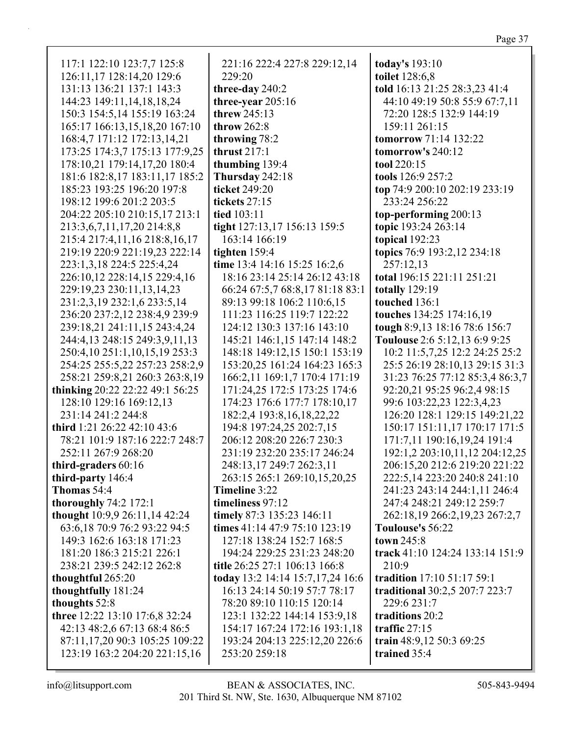117:1 122:10 123:7,7 125:8 126:11,17 128:14,20 129:6 131:13 136:21 137:1 143:3 144:23 149:11,14,18,18,24 150:3 154:5,14 155:19 163:24 165:17 166:13,15,18,20 167:10 168:4,7 171:12 172:13,14,21 173:25 174:3,7 175:13 177:9,25 178:10,21 179:14,17,20 180:4 181:6 182:8,17 183:11,17 185:2 185:23 193:25 196:20 197:8 198:12 199:6 201:2 203:5 204:22 205:10 210:15,17 213:1 213:3,6,7,11,17,20 214:8,8 215:4 217:4,11,16 218:8,16,17 219:19 220:9 221:19,23 222:14 223:1,3,18 224:5 225:4,24 226:10,12 228:14,15 229:4,16 229:19,23 230:11,13,14,23 231:2,3,19 232:1,6 233:5,14 236:20 237:2,12 238:4,9 239:9 239:18,21 241:11,15 243:4,24 244:4,13 248:15 249:3,9,11,13 250:4,10 251:1,10,15,19 253:3 254:25 255:5,22 257:23 258:2,9 258:21 259:8,21 260:3 263:8,19

**thinking** 20:22 22:22 49:1 56:25 128:10 129:16 169:12,13 231:14 241:2 244:8

**third** 1:21 26:22 42:10 43:6 78:21 101:9 187:16 222:7 248:7 252:11 267:9 268:20

**third-graders** 60:16

**third-party** 146:4

**Thomas** 54:4

**thoroughly** 74:2 172:1

**thought** 10:9,9 26:11,14 42:24 63:6,18 70:9 76:2 93:22 94:5 149:3 162:6 163:18 171:23 181:20 186:3 215:21 226:1 238:21 239:5 242:12 262:8

**thoughtful** 265:20

**thoughtfully** 181:24

**thoughts** 52:8

**three** 12:22 13:10 17:6,8 32:24 42:13 48:2,6 67:13 68:4 86:5 87:11,17,20 90:3 105:25 109:22 123:19 163:2 204:20 221:15,16 221:16 222:4 227:8 229:12,14 229:20

**three-day** 240:2

**three-year** 205:16

**threw** 245:13

**throw** 262:8

**throwing** 78:2

**thrust** 217:1

**thumbing** 139:4

**Thursday** 242:18

**ticket** 249:20

**tickets** 27:15

**tied** 103:11

**tight** 127:13,17 156:13 159:5 163:14 166:19

**tighten** 159:4

**time** 13:4 14:16 15:25 16:2,6 18:16 23:14 25:14 26:12 43:18 66:24 67:5,7 68:8,17 81:18 83:1 89:13 99:18 106:2 110:6,15 111:23 116:25 119:7 122:22 124:12 130:3 137:16 143:10 145:21 146:1,15 147:14 148:2 148:18 149:12,15 150:1 153:19 153:20,25 161:24 164:23 165:3 166:2,11 169:1,7 170:4 171:19 171:24,25 172:5 173:25 174:6 174:23 176:6 177:7 178:10,17 182:2,4 193:8,16,18,22,22 194:8 197:24,25 202:7,15 206:12 208:20 226:7 230:3 231:19 232:20 235:17 246:24 248:13,17 249:7 262:3,11 263:15 265:1 269:10,15,20,25

**Timeline** 3:22

**timeliness** 97:12

**timely** 87:3 135:23 146:11

**times** 41:14 47:9 75:10 123:19 127:18 138:24 152:7 168:5 194:24 229:25 231:23 248:20

**title** 26:25 27:1 106:13 166:8

**today** 13:2 14:14 15:7,17,24 16:6 16:13 24:14 50:19 57:7 78:17 78:20 89:10 110:15 120:14 123:1 132:22 144:14 153:9,18 154:17 167:24 172:16 193:1,18 193:24 204:13 225:12,20 226:6 253:20 259:18

**today's** 193:10

**toilet** 128:6,8

**told** 16:13 21:25 28:3,23 41:4 44:10 49:19 50:8 55:9 67:7,11 72:20 128:5 132:9 144:19 159:11 261:15

**tomorrow** 71:14 132:22

**tomorrow's** 240:12

**tool** 220:15

**tools** 126:9 257:2

**top** 74:9 200:10 202:19 233:19 233:24 256:22

**top-performing** 200:13

**topic** 193:24 263:14

**topical** 192:23

**topics** 76:9 193:2,12 234:18 257:12,13

**total** 196:15 221:11 251:21

**totally** 129:19

**touched** 136:1

**touches** 134:25 174:16,19

**tough** 8:9,13 18:16 78:6 156:7

**Toulouse** 2:6 5:12,13 6:9 9:25 10:2 11:5,7,25 12:2 24:25 25:2 25:5 26:19 28:10,13 29:15 31:3 31:23 76:25 77:12 85:3,4 86:3,7 92:20,21 95:25 96:2,4 98:15 99:6 103:22,23 122:3,4,23 126:20 128:1 129:15 149:21,22 150:17 151:11,17 170:17 171:5 171:7,11 190:16,19,24 191:4 192:1,2 203:10,11,12 204:12,25 206:15,20 212:6 219:20 221:22 222:5,14 223:20 240:8 241:10 241:23 243:14 244:1,11 246:4 247:4 248:21 249:12 259:7 262:18,19 266:2,19,23 267:2,7

**Toulouse's** 56:22

**town** 245:8

**track** 41:10 124:24 133:14 151:9 210:9

**tradition** 17:10 51:17 59:1

**traditional** 30:2,5 207:7 223:7 229:6 231:7

**traditions** 20:2

**traffic** 27:15

**train** 48:9,12 50:3 69:25

**trained** 35:4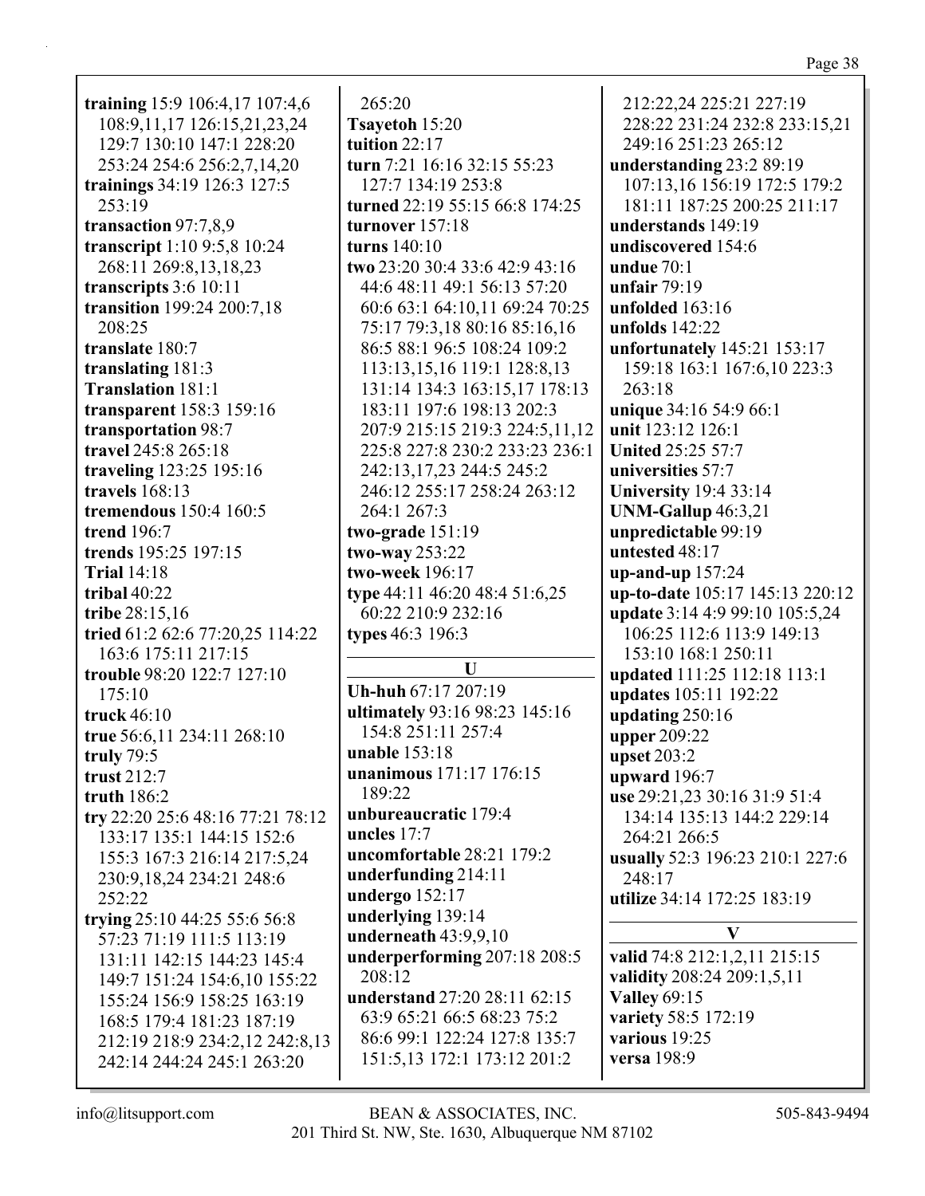**training** 15:9 106:4,17 107:4,6 108:9,11,17 126:15,21,23,24 129:7 130:10 147:1 228:20 253:24 254:6 256:2,7,14,20
**trainings** 34:19 126:3 127:5 253:19
**transaction** 97:7,8,9
**transcript** 1:10 9:5,8 10:24 268:11 269:8,13,18,23
**transcripts** 3:6 10:11
**transition** 199:24 200:7,18 208:25
**translate** 180:7
**translating** 181:3
**Translation** 181:1
**transparent** 158:3 159:16
**transportation** 98:7
**travel** 245:8 265:18
**traveling** 123:25 195:16
**travels** 168:13
**tremendous** 150:4 160:5
**trend** 196:7
**trends** 195:25 197:15
**Trial** 14:18
**tribal** 40:22
**tribe** 28:15,16
**tried** 61:2 62:6 77:20,25 114:22 163:6 175:11 217:15
**trouble** 98:20 122:7 127:10 175:10
**truck** 46:10
**true** 56:6,11 234:11 268:10
**truly** 79:5
**trust** 212:7
**truth** 186:2
**try** 22:20 25:6 48:16 77:21 78:12 133:17 135:1 144:15 152:6 155:3 167:3 216:14 217:5,24 230:9,18,24 234:21 248:6 252:22
**trying** 25:10 44:25 55:6 56:8 57:23 71:19 111:5 113:19 131:11 142:15 144:23 145:4 149:7 151:24 154:6,10 155:22 155:24 156:9 158:25 163:19 168:5 179:4 181:23 187:19 212:19 218:9 234:2,12 242:8,13 242:14 244:24 245:1 263:20 265:20
**Tsayetoh** 15:20
**tuition** 22:17
**turn** 7:21 16:16 32:15 55:23 127:7 134:19 253:8
**turned** 22:19 55:15 66:8 174:25
**turnover** 157:18
**turns** 140:10
**two** 23:20 30:4 33:6 42:9 43:16 44:6 48:11 49:1 56:13 57:20 60:6 63:1 64:10,11 69:24 70:25 75:17 79:3,18 80:16 85:16,16 86:5 88:1 96:5 108:24 109:2 113:13,15,16 119:1 128:8,13 131:14 134:3 163:15,17 178:13 183:11 197:6 198:13 202:3 207:9 215:15 219:3 224:5,11,12 225:8 227:8 230:2 233:23 236:1 242:13,17,23 244:5 245:2 246:12 255:17 258:24 263:12 264:1 267:3
**two-grade** 151:19
**two-way** 253:22
**two-week** 196:17
**type** 44:11 46:20 48:4 51:6,25 60:22 210:9 232:16
**types** 46:3 196:3

## U

**Uh-huh** 67:17 207:19
**ultimately** 93:16 98:23 145:16 154:8 251:11 257:4
**unable** 153:18
**unanimous** 171:17 176:15 189:22
**unbureaucratic** 179:4
**uncles** 17:7
**uncomfortable** 28:21 179:2
**underfunding** 214:11
**undergo** 152:17
**underlying** 139:14
**underneath** 43:9,9,10
**underperforming** 207:18 208:5 208:12
**understand** 27:20 28:11 62:15 63:9 65:21 66:5 68:23 75:2 86:6 99:1 122:24 127:8 135:7 151:5,13 172:1 173:12 201:2 212:22,24 225:21 227:19 228:22 231:24 232:8 233:15,21 249:16 251:23 265:12
**understanding** 23:2 89:19 107:13,16 156:19 172:5 179:2 181:11 187:25 200:25 211:17
**understands** 149:19
**undiscovered** 154:6
**undue** 70:1
**unfair** 79:19
**unfolded** 163:16
**unfolds** 142:22
**unfortunately** 145:21 153:17 159:18 163:1 167:6,10 223:3 263:18
**unique** 34:16 54:9 66:1
**unit** 123:12 126:1
**United** 25:25 57:7
**universities** 57:7
**University** 19:4 33:14
**UNM-Gallup** 46:3,21
**unpredictable** 99:19
**untested** 48:17
**up-and-up** 157:24
**up-to-date** 105:17 145:13 220:12
**update** 3:14 4:9 99:10 105:5,24 106:25 112:6 113:9 149:13 153:10 168:1 250:11
**updated** 111:25 112:18 113:1
**updates** 105:11 192:22
**updating** 250:16
**upper** 209:22
**upset** 203:2
**upward** 196:7
**use** 29:21,23 30:16 31:9 51:4 134:14 135:13 144:2 229:14 264:21 266:5
**usually** 52:3 196:23 210:1 227:6 248:17
**utilize** 34:14 172:25 183:19

## V

**valid** 74:8 212:1,2,11 215:15
**validity** 208:24 209:1,5,11
**Valley** 69:15
**variety** 58:5 172:19
**various** 19:25
**versa** 198:9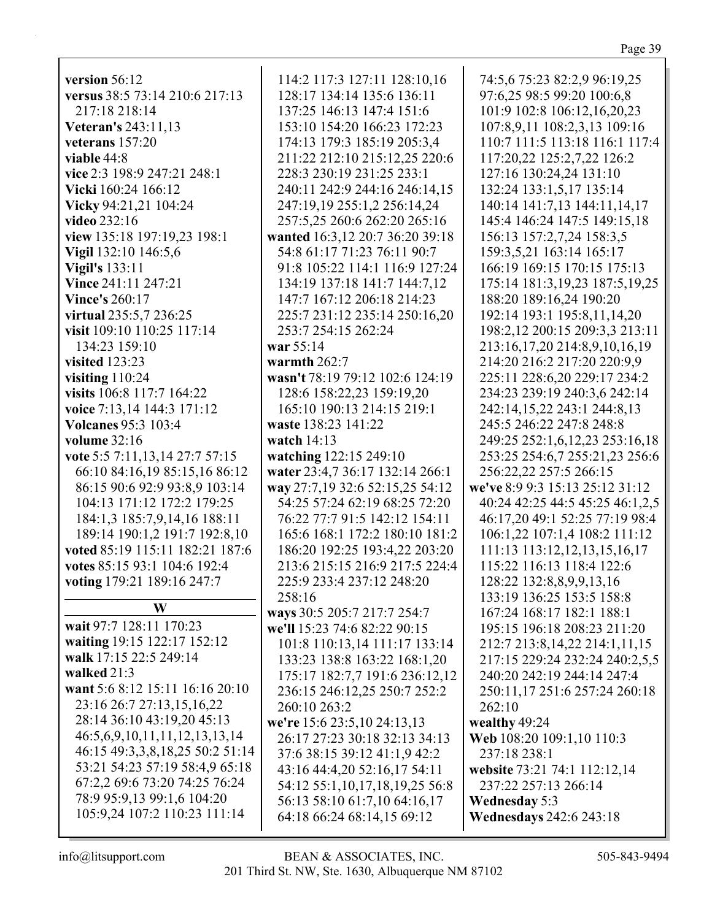**version** 56:12
**versus** 38:5 73:14 210:6 217:13 217:18 218:14
**Veteran's** 243:11,13
**veterans** 157:20
**viable** 44:8
**vice** 2:3 198:9 247:21 248:1
**Vicki** 160:24 166:12
**Vicky** 94:21,21 104:24
**video** 232:16
**view** 135:18 197:19,23 198:1
**Vigil** 132:10 146:5,6
**Vigil's** 133:11
**Vince** 241:11 247:21
**Vince's** 260:17
**virtual** 235:5,7 236:25
**visit** 109:10 110:25 117:14 134:23 159:10
**visited** 123:23
**visiting** 110:24
**visits** 106:8 117:7 164:22
**voice** 7:13,14 144:3 171:12
**Volcanes** 95:3 103:4
**volume** 32:16
**vote** 5:5 7:11,13,14 27:7 57:15 66:10 84:16,19 85:15,16 86:12 86:15 90:6 92:9 93:8,9 103:14 104:13 171:12 172:2 179:25 184:1,3 185:7,9,14,16 188:11 189:14 190:1,2 191:7 192:8,10
**voted** 85:19 115:11 182:21 187:6
**votes** 85:15 93:1 104:6 192:4
**voting** 179:21 189:16 247:7

## W

**wait** 97:7 128:11 170:23
**waiting** 19:15 122:17 152:12
**walk** 17:15 22:5 249:14
**walked** 21:3
**want** 5:6 8:12 15:11 16:16 20:10 23:16 26:7 27:13,15,16,22 28:14 36:10 43:19,20 45:13 46:5,6,9,10,11,11,12,13,13,14 46:15 49:3,3,8,18,25 50:2 51:14 53:21 54:23 57:19 58:4,9 65:18 67:2,2 69:6 73:20 74:25 76:24 78:9 95:9,13 99:1,6 104:20 105:9,24 107:2 110:23 111:14 114:2 117:3 127:11 128:10,16 128:17 134:14 135:6 136:11 137:25 146:13 147:4 151:6 153:10 154:20 166:23 172:23 174:13 179:3 185:19 205:3,4 211:22 212:10 215:12,25 220:6 228:3 230:19 231:25 233:1 240:11 242:9 244:16 246:14,15 247:19,19 255:1,2 256:14,24 257:5,25 260:6 262:20 265:16
**wanted** 16:3,12 20:7 36:20 39:18 54:8 61:17 71:23 76:11 90:7 91:8 105:22 114:1 116:9 127:24 134:19 137:18 141:7 144:7,12 147:7 167:12 206:18 214:23 225:7 231:12 235:14 250:16,20 253:7 254:15 262:24
**war** 55:14
**warmth** 262:7
**wasn't** 78:19 79:12 102:6 124:19 128:6 158:22,23 159:19,20 165:10 190:13 214:15 219:1
**waste** 138:23 141:22
**watch** 14:13
**watching** 122:15 249:10
**water** 23:4,7 36:17 132:14 266:1
**way** 27:7,19 32:6 52:15,25 54:12 54:25 57:24 62:19 68:25 72:20 76:22 77:7 91:5 142:12 154:11 165:6 168:1 172:2 180:10 181:2 186:20 192:25 193:4,22 203:20 213:6 215:15 216:9 217:5 224:4 225:9 233:4 237:12 248:20 258:16
**ways** 30:5 205:7 217:7 254:7
**we'll** 15:23 74:6 82:22 90:15 101:8 110:13,14 111:17 133:14 133:23 138:8 163:22 168:1,20 175:17 182:7,7 191:6 236:12,12 236:15 246:12,25 250:7 252:2 260:10 263:2
**we're** 15:6 23:5,10 24:13,13 26:17 27:23 30:18 32:13 34:13 37:6 38:15 39:12 41:1,9 42:2 43:16 44:4,20 52:16,17 54:11 54:12 55:1,10,17,18,19,25 56:8 56:13 58:10 61:7,10 64:16,17 64:18 66:24 68:14,15 69:12 74:5,6 75:23 82:2,9 96:19,25 97:6,25 98:5 99:20 100:6,8 101:9 102:8 106:12,16,20,23 107:8,9,11 108:2,3,13 109:16 110:7 111:5 113:18 116:1 117:4 117:20,22 125:2,7,22 126:2 127:16 130:24,24 131:10 132:24 133:1,5,17 135:14 140:14 141:7,13 144:11,14,17 145:4 146:24 147:5 149:15,18 156:13 157:2,7,24 158:3,5 159:3,5,21 163:14 165:17 166:19 169:15 170:15 175:13 175:14 181:3,19,23 187:5,19,25 188:20 189:16,24 190:20 192:14 193:1 195:8,11,14,20 198:2,12 200:15 209:3,3 213:11 213:16,17,20 214:8,9,10,16,19 214:20 216:2 217:20 220:9,9 225:11 228:6,20 229:17 234:2 234:23 239:19 240:3,6 242:14 242:14,15,22 243:1 244:8,13 245:5 246:22 247:8 248:8 249:25 252:1,6,12,23 253:16,18 253:25 254:6,7 255:21,23 256:6 256:22,22 257:5 266:15
**we've** 8:9 9:3 15:13 25:12 31:12 40:24 42:25 44:5 45:25 46:1,2,5 46:17,20 49:1 52:25 77:19 98:4 106:1,22 107:1,4 108:2 111:12 111:13 113:12,12,13,15,16,17 115:22 116:13 118:4 122:6 128:22 132:8,8,9,9,13,16 133:19 136:25 153:5 158:8 167:24 168:17 182:1 188:1 195:15 196:18 208:23 211:20 212:7 213:8,14,22 214:1,11,15 217:15 229:24 232:24 240:2,5,5 240:20 242:19 244:14 247:4 250:11,17 251:6 257:24 260:18 262:10
**wealthy** 49:24
**Web** 108:20 109:1,10 110:3 237:18 238:1
**website** 73:21 74:1 112:12,14 237:22 257:13 266:14
**Wednesday** 5:3
**Wednesdays** 242:6 243:18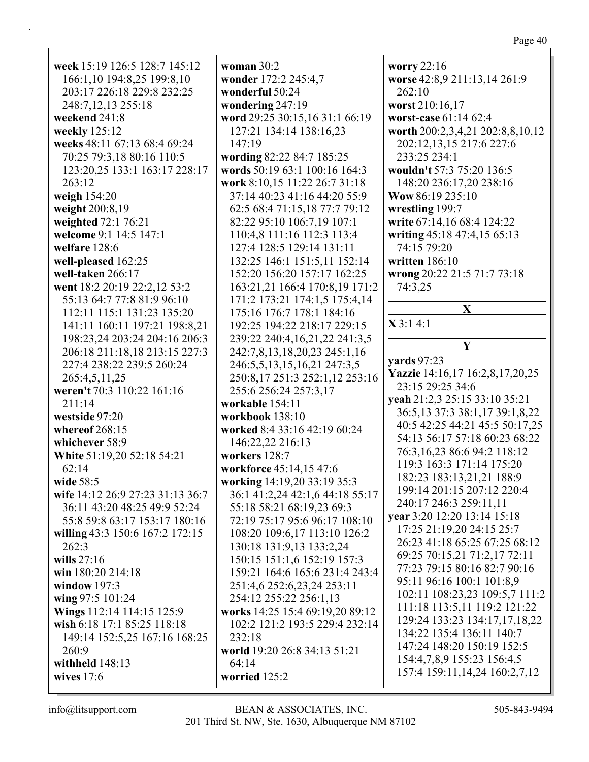**week** 15:19 126:5 128:7 145:12 166:1,10 194:8,25 199:8,10 203:17 226:18 229:8 232:25 248:7,12,13 255:18
**weekend** 241:8
**weekly** 125:12
**weeks** 48:11 67:13 68:4 69:24 70:25 79:3,18 80:16 110:5 123:20,25 133:1 163:17 228:17 263:12
**weigh** 154:20
**weight** 200:8,19
**weighted** 72:1 76:21
**welcome** 9:1 14:5 147:1
**welfare** 128:6
**well-pleased** 162:25
**well-taken** 266:17
**went** 18:2 20:19 22:2,12 53:2 55:13 64:7 77:8 81:9 96:10 112:11 115:1 131:23 135:20 141:11 160:11 197:21 198:8,21 198:23,24 203:24 204:16 206:3 206:18 211:18,18 213:15 227:3 227:4 238:22 239:5 260:24 265:4,5,11,25
**weren't** 70:3 110:22 161:16 211:14
**westside** 97:20
**whereof** 268:15
**whichever** 58:9
**White** 51:19,20 52:18 54:21 62:14
**wide** 58:5
**wife** 14:12 26:9 27:23 31:13 36:7 36:11 43:20 48:25 49:9 52:24 55:8 59:8 63:17 153:17 180:16
**willing** 43:3 150:6 167:2 172:15 262:3
**wills** 27:16
**win** 180:20 214:18
**window** 197:3
**wing** 97:5 101:24
**Wings** 112:14 114:15 125:9
**wish** 6:18 17:1 85:25 118:18 149:14 152:5,25 167:16 168:25 260:9
**withheld** 148:13
**wives** 17:6
**woman** 30:2
**wonder** 172:2 245:4,7
**wonderful** 50:24
**wondering** 247:19
**word** 29:25 30:15,16 31:1 66:19 127:21 134:14 138:16,23 147:19
**wording** 82:22 84:7 185:25
**words** 50:19 63:1 100:16 164:3
**work** 8:10,15 11:22 26:7 31:18 37:14 40:23 41:16 44:20 55:9 62:5 68:4 71:15,18 77:7 79:12 82:22 95:10 106:7,19 107:1 110:4,8 111:16 112:3 113:4 127:4 128:5 129:14 131:11 132:25 146:1 151:5,11 152:14 152:20 156:20 157:17 162:25 163:21,21 166:4 170:8,19 171:2 171:2 173:21 174:1,5 175:4,14 175:16 176:7 178:1 184:16 192:25 194:22 218:17 229:15 239:22 240:4,16,21,22 241:3,5 242:7,8,13,18,20,23 245:1,16 246:5,5,13,15,16,21 247:3,5 250:8,17 251:3 252:1,12 253:16 255:6 256:24 257:3,17
**workable** 154:11
**workbook** 138:10
**worked** 8:4 33:16 42:19 60:24 146:22,22 216:13
**workers** 128:7
**workforce** 45:14,15 47:6
**working** 14:19,20 33:19 35:3 36:1 41:2,24 42:1,6 44:18 55:17 55:18 58:21 68:19,23 69:3 72:19 75:17 95:6 96:17 108:10 108:20 109:6,17 113:10 126:2 130:18 131:9,13 133:2,24 150:15 151:1,6 152:19 157:3 159:21 164:6 165:6 231:4 243:4 251:4,6 252:6,23,24 253:11 254:12 255:22 256:1,13
**works** 14:25 15:4 69:19,20 89:12 102:2 121:2 193:5 229:4 232:14 232:18
**world** 19:20 26:8 34:13 51:21 64:14
**worried** 125:2
**worry** 22:16
**worse** 42:8,9 211:13,14 261:9 262:10
**worst** 210:16,17
**worst-case** 61:14 62:4
**worth** 200:2,3,4,21 202:8,8,10,12 202:12,13,15 217:6 227:6 233:25 234:1
**wouldn't** 57:3 75:20 136:5 148:20 236:17,20 238:16
**Wow** 86:19 235:10
**wrestling** 199:7
**write** 67:14,16 68:4 124:22
**writing** 45:18 47:4,15 65:13 74:15 79:20
**written** 186:10
**wrong** 20:22 21:5 71:7 73:18 74:3,25

## X

**X** 3:1 4:1

## Y

**yards** 97:23
**Yazzie** 14:16,17 16:2,8,17,20,25 23:15 29:25 34:6
**yeah** 21:2,3 25:15 33:10 35:21 36:5,13 37:3 38:1,17 39:1,8,22 40:5 42:25 44:21 45:5 50:17,25 54:13 56:17 57:18 60:23 68:22 76:3,16,23 86:6 94:2 118:12 119:3 163:3 171:14 175:20 182:23 183:13,21,21 188:9 199:14 201:15 207:12 220:4 240:17 246:3 259:11,11
**year** 3:20 12:20 13:14 15:18 17:25 21:19,20 24:15 25:7 26:23 41:18 65:25 67:25 68:12 69:25 70:15,21 71:2,17 72:11 77:23 79:15 80:16 82:7 90:16 95:11 96:16 100:1 101:8,9 102:11 108:23,23 109:5,7 111:2 111:18 113:5,11 119:2 121:22 129:24 133:23 134:17,17,18,22 134:22 135:4 136:11 140:7 147:24 148:20 150:19 152:5 154:4,7,8,9 155:23 156:4,5 157:4 159:11,14,24 160:2,7,12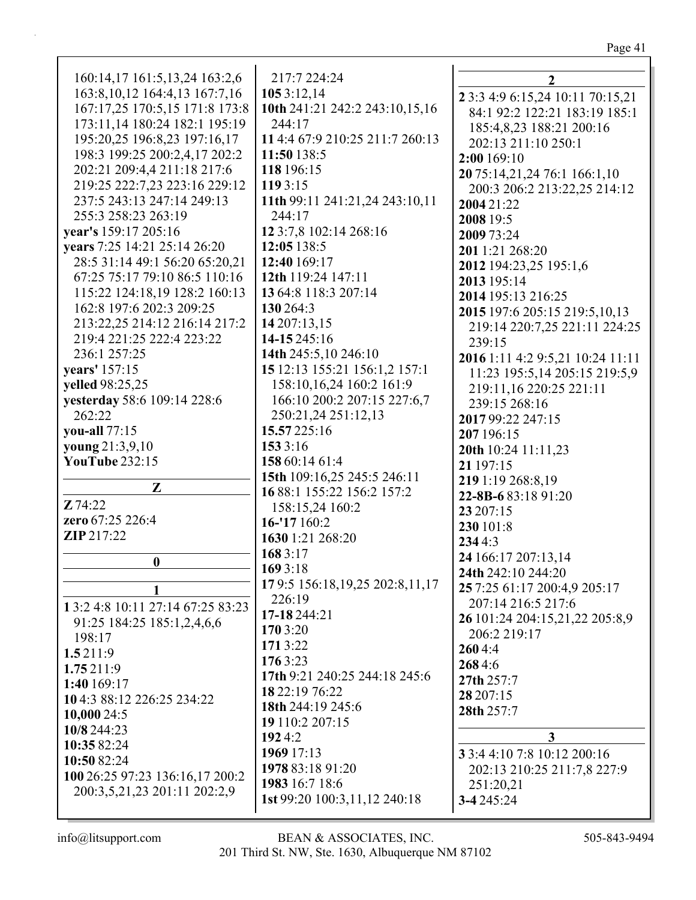160:14,17 161:5,13,24 163:2,6 163:8,10,12 164:4,13 167:7,16 167:17,25 170:5,15 171:8 173:8 173:11,14 180:24 182:1 195:19 195:20,25 196:8,23 197:16,17 198:3 199:25 200:2,4,17 202:2 202:21 209:4,4 211:18 217:6 219:25 222:7,23 223:16 229:12 237:5 243:13 247:14 249:13 255:3 258:23 263:19

**year's** 159:17 205:16

**years** 7:25 14:21 25:14 26:20 28:5 31:14 49:1 56:20 65:20,21 67:25 75:17 79:10 86:5 110:16 115:22 124:18,19 128:2 160:13 162:8 197:6 202:3 209:25 213:22,25 214:12 216:14 217:2 219:4 221:25 222:4 223:22 236:1 257:25

**years'** 157:15

**yelled** 98:25,25

**yesterday** 58:6 109:14 228:6 262:22

**you-all** 77:15

**young** 21:3,9,10

**YouTube** 232:15

## Z

**Z** 74:22

**zero** 67:25 226:4

**ZIP** 217:22

## 0

## 1

**1** 3:2 4:8 10:11 27:14 67:25 83:23 91:25 184:25 185:1,2,4,6,6 198:17

**1.5** 211:9

**1.75** 211:9

**1:40** 169:17

**10** 4:3 88:12 226:25 234:22

**10,000** 24:5

**10/8** 244:23

**10:35** 82:24

**10:50** 82:24

**100** 26:25 97:23 136:16,17 200:2 200:3,5,21,23 201:11 202:2,9 217:7 224:24

**105** 3:12,14

**10th** 241:21 242:2 243:10,15,16 244:17

**11** 4:4 67:9 210:25 211:7 260:13

**11:50** 138:5

**118** 196:15

**119** 3:15

**11th** 99:11 241:21,24 243:10,11 244:17

**12** 3:7,8 102:14 268:16

**12:05** 138:5

**12:40** 169:17

**12th** 119:24 147:11

**13** 64:8 118:3 207:14

**130** 264:3

**14** 207:13,15

**14-15** 245:16

**14th** 245:5,10 246:10

**15** 12:13 155:21 156:1,2 157:1 158:10,16,24 160:2 161:9 166:10 200:2 207:15 227:6,7 250:21,24 251:12,13

**15.57** 225:16

**153** 3:16

**158** 60:14 61:4

**15th** 109:16,25 245:5 246:11

**16** 88:1 155:22 156:2 157:2 158:15,24 160:2

**16-'17** 160:2

**1630** 1:21 268:20

**168** 3:17

**169** 3:18

**17** 9:5 156:18,19,25 202:8,11,17 226:19

**17-18** 244:21

**170** 3:20

**171** 3:22

**176** 3:23

**17th** 9:21 240:25 244:18 245:6

**18** 22:19 76:22

**18th** 244:19 245:6

**19** 110:2 207:15

**192** 4:2

**1969** 17:13

**1978** 83:18 91:20

**1983** 16:7 18:6

**1st** 99:20 100:3,11,12 240:18

## 2

**2** 3:3 4:9 6:15,24 10:11 70:15,21 84:1 92:2 122:21 183:19 185:1 185:4,8,23 188:21 200:16 202:13 211:10 250:1

**2:00** 169:10

**20** 75:14,21,24 76:1 166:1,10 200:3 206:2 213:22,25 214:12

**2004** 21:22

**2008** 19:5

**2009** 73:24

**201** 1:21 268:20

**2012** 194:23,25 195:1,6

**2013** 195:14

**2014** 195:13 216:25

**2015** 197:6 205:15 219:5,10,13 219:14 220:7,25 221:11 224:25 239:15

**2016** 1:11 4:2 9:5,21 10:24 11:11 11:23 195:5,14 205:15 219:5,9 219:11,16 220:25 221:11 239:15 268:16

**2017** 99:22 247:15

**207** 196:15

**20th** 10:24 11:11,23

**21** 197:15

**219** 1:19 268:8,19

**22-8B-6** 83:18 91:20

**23** 207:15

**230** 101:8

**234** 4:3

**24** 166:17 207:13,14

**24th** 242:10 244:20

**25** 7:25 61:17 200:4,9 205:17 207:14 216:5 217:6

**26** 101:24 204:15,21,22 205:8,9 206:2 219:17

**260** 4:4

**268** 4:6

**27th** 257:7

**28** 207:15

**28th** 257:7

## 3

**3** 3:4 4:10 7:8 10:12 200:16 202:13 210:25 211:7,8 227:9 251:20,21

**3-4** 245:24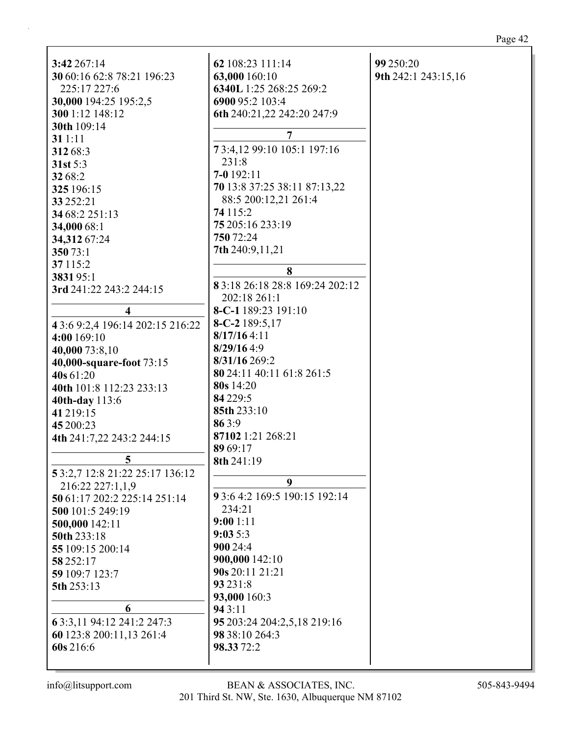**3:42** 267:14
**30** 60:16 62:8 78:21 196:23 225:17 227:6
**30,000** 194:25 195:2,5
**300** 1:12 148:12
**30th** 109:14
**31** 1:11
**312** 68:3
**31st** 5:3
**32** 68:2
**325** 196:15
**33** 252:21
**34** 68:2 251:13
**34,000** 68:1
**34,312** 67:24
**350** 73:1
**37** 115:2
**3831** 95:1
**3rd** 241:22 243:2 244:15

**4**

**4** 3:6 9:2,4 196:14 202:15 216:22
**4:00** 169:10
**40,000** 73:8,10
**40,000-square-foot** 73:15
**40s** 61:20
**40th** 101:8 112:23 233:13
**40th-day** 113:6
**41** 219:15
**45** 200:23
**4th** 241:7,22 243:2 244:15

**5**

**5** 3:2,7 12:8 21:22 25:17 136:12 216:22 227:1,1,9
**50** 61:17 202:2 225:14 251:14
**500** 101:5 249:19
**500,000** 142:11
**50th** 233:18
**55** 109:15 200:14
**58** 252:17
**59** 109:7 123:7
**5th** 253:13

**6**

**6** 3:3,11 94:12 241:2 247:3
**60** 123:8 200:11,13 261:4
**60s** 216:6
**62** 108:23 111:14
**63,000** 160:10
**6340L** 1:25 268:25 269:2
**6900** 95:2 103:4
**6th** 240:21,22 242:20 247:9

**7**

**7** 3:4,12 99:10 105:1 197:16 231:8
**7-0** 192:11
**70** 13:8 37:25 38:11 87:13,22 88:5 200:12,21 261:4
**74** 115:2
**75** 205:16 233:19
**750** 72:24
**7th** 240:9,11,21

**8**

**8** 3:18 26:18 28:8 169:24 202:12 202:18 261:1
**8-C-1** 189:23 191:10
**8-C-2** 189:5,17
**8/17/16** 4:11
**8/29/16** 4:9
**8/31/16** 269:2
**80** 24:11 40:11 61:8 261:5
**80s** 14:20
**84** 229:5
**85th** 233:10
**86** 3:9
**87102** 1:21 268:21
**89** 69:17
**8th** 241:19

**9**

**9** 3:6 4:2 169:5 190:15 192:14 234:21
**9:00** 1:11
**9:03** 5:3
**900** 24:4
**900,000** 142:10
**90s** 20:11 21:21
**93** 231:8
**93,000** 160:3
**94** 3:11
**95** 203:24 204:2,5,18 219:16
**98** 38:10 264:3
**98.33** 72:2
**99** 250:20
**9th** 242:1 243:15,16